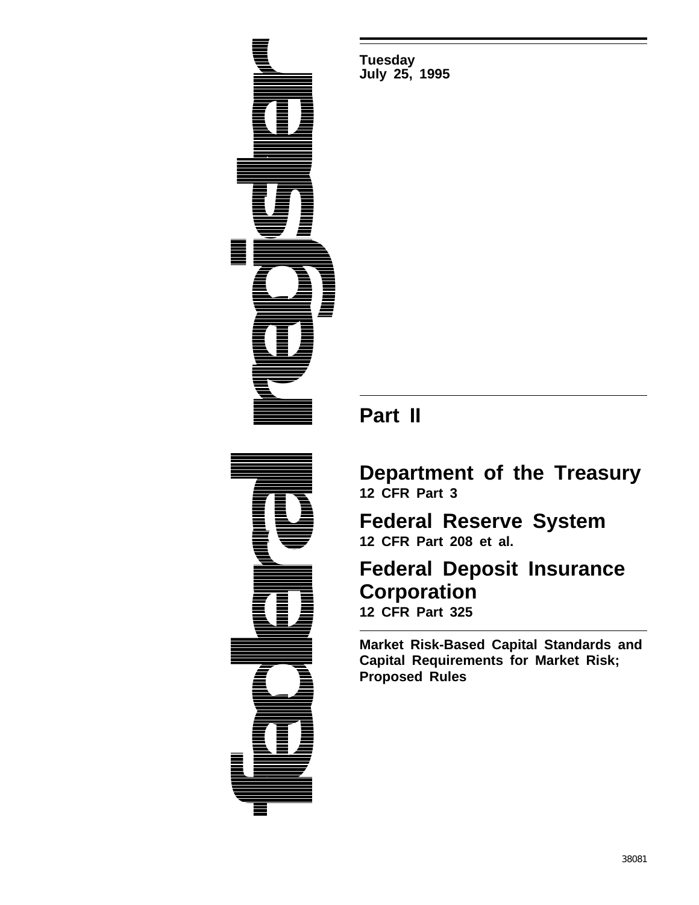Tuesday
July 25, 1995

## Part II

# Department of the Treasury

**12 CFR Part 3**

# Federal Reserve System

**12 CFR Part 208 et al.**

# Federal Deposit Insurance Corporation

**12 CFR Part 325**

**Market Risk-Based Capital Standards and Capital Requirements for Market Risk; Proposed Rules**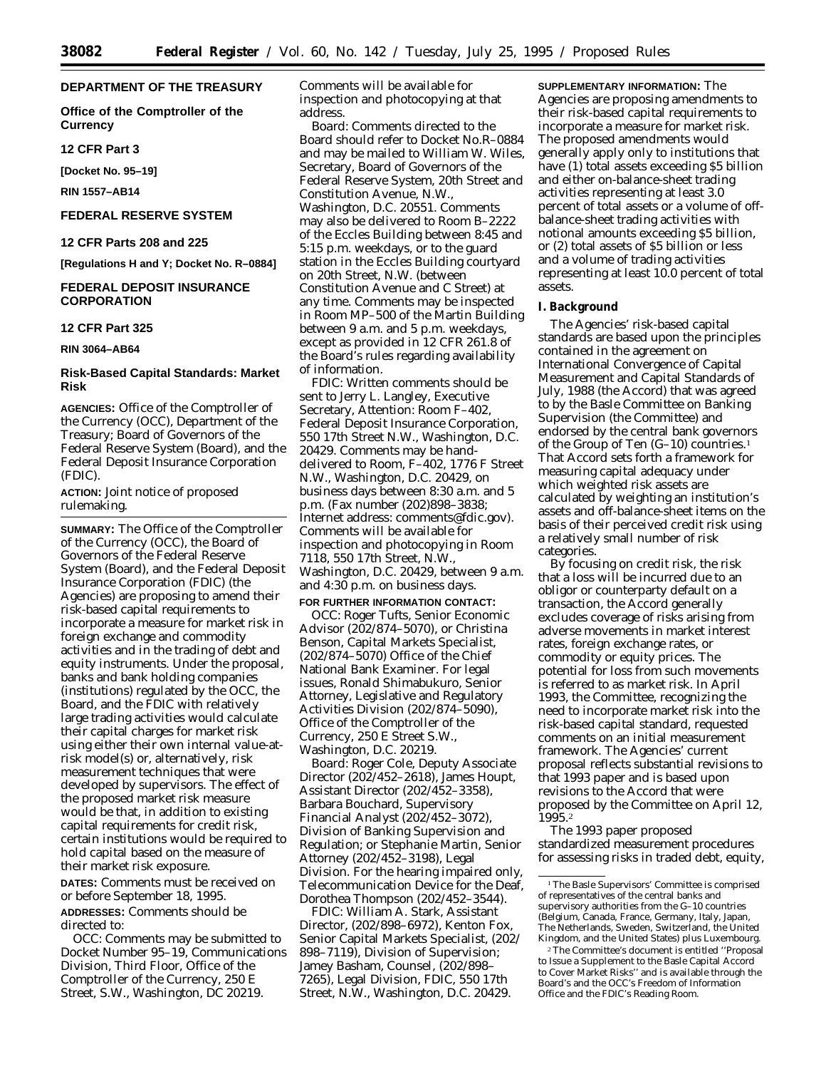**DEPARTMENT OF THE TREASURY**

**Office of the Comptroller of the Currency**

**12 CFR Part 3**

**[Docket No. 95–19]**

**RIN 1557–AB14**

**FEDERAL RESERVE SYSTEM**

**12 CFR Parts 208 and 225**

**[Regulations H and Y; Docket No. R–0884]**

**FEDERAL DEPOSIT INSURANCE CORPORATION**

**12 CFR Part 325**

**RIN 3064–AB64**

## Risk-Based Capital Standards: Market Risk

**AGENCIES:** Office of the Comptroller of the Currency (OCC), Department of the Treasury; Board of Governors of the Federal Reserve System (Board), and the Federal Deposit Insurance Corporation (FDIC).

**ACTION:** Joint notice of proposed rulemaking.

**SUMMARY:** The Office of the Comptroller of the Currency (OCC), the Board of Governors of the Federal Reserve System (Board), and the Federal Deposit Insurance Corporation (FDIC) (the Agencies) are proposing to amend their risk-based capital requirements to incorporate a measure for market risk in foreign exchange and commodity activities and in the trading of debt and equity instruments. Under the proposal, banks and bank holding companies (institutions) regulated by the OCC, the Board, and the FDIC with relatively large trading activities would calculate their capital charges for market risk using either their own internal value-at-risk model(s) or, alternatively, risk measurement techniques that were developed by supervisors. The effect of the proposed market risk measure would be that, in addition to existing capital requirements for credit risk, certain institutions would be required to hold capital based on the measure of their market risk exposure.

**DATES:** Comments must be received on or before September 18, 1995.

**ADDRESSES:** Comments should be directed to:

OCC: Comments may be submitted to Docket Number 95–19, Communications Division, Third Floor, Office of the Comptroller of the Currency, 250 E Street, S.W., Washington, DC 20219. Comments will be available for inspection and photocopying at that address.

Board: Comments directed to the Board should refer to Docket No.R–0884 and may be mailed to William W. Wiles, Secretary, Board of Governors of the Federal Reserve System, 20th Street and Constitution Avenue, N.W., Washington, D.C. 20551. Comments may also be delivered to Room B–2222 of the Eccles Building between 8:45 and 5:15 p.m. weekdays, or to the guard station in the Eccles Building courtyard on 20th Street, N.W. (between Constitution Avenue and C Street) at any time. Comments may be inspected in Room MP–500 of the Martin Building between 9 a.m. and 5 p.m. weekdays, except as provided in 12 CFR 261.8 of the Board's rules regarding availability of information.

FDIC: Written comments should be sent to Jerry L. Langley, Executive Secretary, Attention: Room F–402, Federal Deposit Insurance Corporation, 550 17th Street N.W., Washington, D.C. 20429. Comments may be hand-delivered to Room, F–402, 1776 F Street N.W., Washington, D.C. 20429, on business days between 8:30 a.m. and 5 p.m. (Fax number (202)898–3838; Internet address: comments@fdic.gov). Comments will be available for inspection and photocopying in Room 7118, 550 17th Street, N.W., Washington, D.C. 20429, between 9 a.m. and 4:30 p.m. on business days.

**FOR FURTHER INFORMATION CONTACT:**

OCC: Roger Tufts, Senior Economic Advisor (202/874–5070), or Christina Benson, Capital Markets Specialist, (202/874–5070) Office of the Chief National Bank Examiner. For legal issues, Ronald Shimabukuro, Senior Attorney, Legislative and Regulatory Activities Division (202/874–5090), Office of the Comptroller of the Currency, 250 E Street S.W., Washington, D.C. 20219.

Board: Roger Cole, Deputy Associate Director (202/452–2618), James Houpt, Assistant Director (202/452–3358), Barbara Bouchard, Supervisory Financial Analyst (202/452–3072), Division of Banking Supervision and Regulation; or Stephanie Martin, Senior Attorney (202/452–3198), Legal Division. For the hearing impaired only, Telecommunication Device for the Deaf, Dorothea Thompson (202/452–3544).

FDIC: William A. Stark, Assistant Director, (202/898–6972), Kenton Fox, Senior Capital Markets Specialist, (202/898–7119), Division of Supervision; Jamey Basham, Counsel, (202/898–7265), Legal Division, FDIC, 550 17th Street, N.W., Washington, D.C. 20429.

**SUPPLEMENTARY INFORMATION:** The Agencies are proposing amendments to their risk-based capital requirements to incorporate a measure for market risk. The proposed amendments would generally apply only to institutions that have (1) total assets exceeding $5 billion and either on-balance-sheet trading activities representing at least 3.0 percent of total assets or a volume of off-balance-sheet trading activities with notional amounts exceeding $5 billion, or (2) total assets of $5 billion or less and a volume of trading activities representing at least 10.0 percent of total assets.

### I. Background

The Agencies' risk-based capital standards are based upon the principles contained in the agreement on International Convergence of Capital Measurement and Capital Standards of July, 1988 (the Accord) that was agreed to by the Basle Committee on Banking Supervision (the Committee) and endorsed by the central bank governors of the Group of Ten (G–10) countries.[1] That Accord sets forth a framework for measuring capital adequacy under which weighted risk assets are calculated by weighting an institution's assets and off-balance-sheet items on the basis of their perceived credit risk using a relatively small number of risk categories.

By focusing on credit risk, the risk that a loss will be incurred due to an obligor or counterparty default on a transaction, the Accord generally excludes coverage of risks arising from adverse movements in market interest rates, foreign exchange rates, or commodity or equity prices. The potential for loss from such movements is referred to as market risk. In April 1993, the Committee, recognizing the need to incorporate market risk into the risk-based capital standard, requested comments on an initial measurement framework. The Agencies' current proposal reflects substantial revisions to that 1993 paper and is based upon revisions to the Accord that were proposed by the Committee on April 12, 1995.[2]

The 1993 paper proposed standardized measurement procedures for assessing risks in traded debt, equity,

[1] The Basle Supervisors' Committee is comprised of representatives of the central banks and supervisory authorities from the G–10 countries (Belgium, Canada, France, Germany, Italy, Japan, The Netherlands, Sweden, Switzerland, the United Kingdom, and the United States) plus Luxembourg.

[2] The Committee's document is entitled ''Proposal to Issue a Supplement to the Basle Capital Accord to Cover Market Risks'' and is available through the Board's and the OCC's Freedom of Information Office and the FDIC's Reading Room.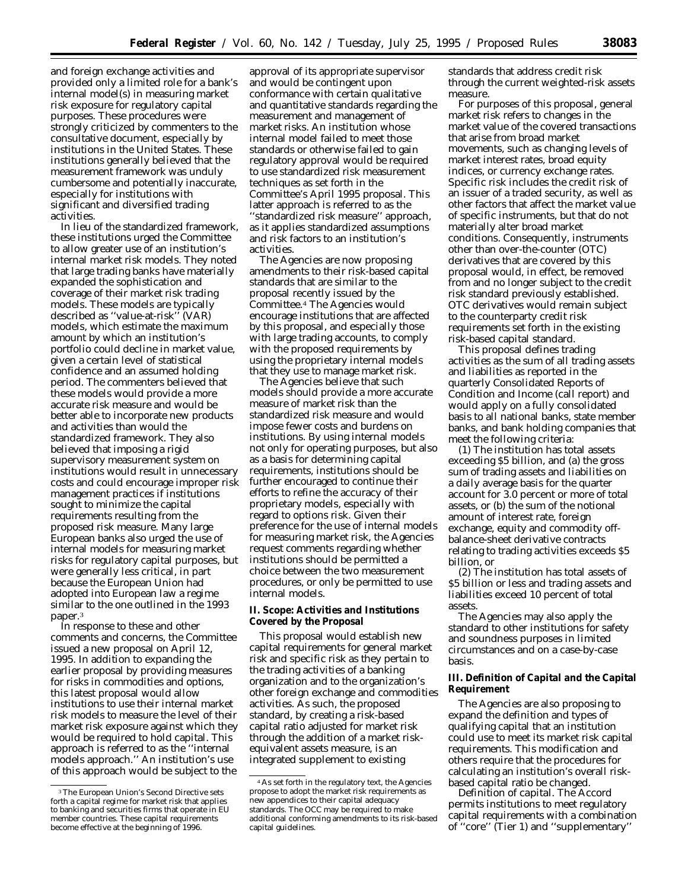and foreign exchange activities and provided only a limited role for a bank's internal model(s) in measuring market risk exposure for regulatory capital purposes. These procedures were strongly criticized by commenters to the consultative document, especially by institutions in the United States. These institutions generally believed that the measurement framework was unduly cumbersome and potentially inaccurate, especially for institutions with significant and diversified trading activities.

In lieu of the standardized framework, these institutions urged the Committee to allow greater use of an institution's internal market risk models. They noted that large trading banks have materially expanded the sophistication and coverage of their market risk trading models. These models are typically described as ''value-at-risk'' (VAR) models, which estimate the maximum amount by which an institution's portfolio could decline in market value, given a certain level of statistical confidence and an assumed holding period. The commenters believed that these models would provide a more accurate risk measure and would be better able to incorporate new products and activities than would the standardized framework. They also believed that imposing a rigid supervisory measurement system on institutions would result in unnecessary costs and could encourage improper risk management practices if institutions sought to minimize the capital requirements resulting from the proposed risk measure. Many large European banks also urged the use of internal models for measuring market risks for regulatory capital purposes, but were generally less critical, in part because the European Union had adopted into European law a regime similar to the one outlined in the 1993 paper.[3]

In response to these and other comments and concerns, the Committee issued a new proposal on April 12, 1995. In addition to expanding the earlier proposal by providing measures for risks in commodities and options, this latest proposal would allow institutions to use their internal market risk models to measure the level of their market risk exposure against which they would be required to hold capital. This approach is referred to as the ''internal models approach.'' An institution's use of this approach would be subject to the approval of its appropriate supervisor and would be contingent upon conformance with certain qualitative and quantitative standards regarding the measurement and management of market risks. An institution whose internal model failed to meet those standards or otherwise failed to gain regulatory approval would be required to use standardized risk measurement techniques as set forth in the Committee's April 1995 proposal. This latter approach is referred to as the ''standardized risk measure'' approach, as it applies standardized assumptions and risk factors to an institution's activities.

The Agencies are now proposing amendments to their risk-based capital standards that are similar to the proposal recently issued by the Committee.[4] The Agencies would encourage institutions that are affected by this proposal, and especially those with large trading accounts, to comply with the proposed requirements by using the proprietary internal models that they use to manage market risk.

The Agencies believe that such models should provide a more accurate measure of market risk than the standardized risk measure and would impose fewer costs and burdens on institutions. By using internal models not only for operating purposes, but also as a basis for determining capital requirements, institutions should be further encouraged to continue their efforts to refine the accuracy of their proprietary models, especially with regard to options risk. Given their preference for the use of internal models for measuring market risk, the Agencies request comments regarding whether institutions should be permitted a choice between the two measurement procedures, or only be permitted to use internal models.

## II. Scope: Activities and Institutions Covered by the Proposal

This proposal would establish new capital requirements for general market risk and specific risk as they pertain to the trading activities of a banking organization and to the organization's other foreign exchange and commodities activities. As such, the proposed standard, by creating a risk-based capital ratio adjusted for market risk through the addition of a market risk-equivalent assets measure, is an integrated supplement to existing standards that address credit risk through the current weighted-risk assets measure.

For purposes of this proposal, general market risk refers to changes in the market value of the covered transactions that arise from broad market movements, such as changing levels of market interest rates, broad equity indices, or currency exchange rates. Specific risk includes the credit risk of an issuer of a traded security, as well as other factors that affect the market value of specific instruments, but that do not materially alter broad market conditions. Consequently, instruments other than over-the-counter (OTC) derivatives that are covered by this proposal would, in effect, be removed from and no longer subject to the credit risk standard previously established. OTC derivatives would remain subject to the counterparty credit risk requirements set forth in the existing risk-based capital standard.

This proposal defines trading activities as the sum of all trading assets and liabilities as reported in the quarterly Consolidated Reports of Condition and Income (call report) and would apply on a fully consolidated basis to all national banks, state member banks, and bank holding companies that meet the following criteria:

(1) The institution has total assets exceeding $5 billion, and (a) the gross sum of trading assets and liabilities on a daily average basis for the quarter account for 3.0 percent or more of total assets, or (b) the sum of the notional amount of interest rate, foreign exchange, equity and commodity off-balance-sheet derivative contracts relating to trading activities exceeds $5 billion, or

(2) The institution has total assets of $5 billion or less and trading assets and liabilities exceed 10 percent of total assets.

The Agencies may also apply the standard to other institutions for safety and soundness purposes in limited circumstances and on a case-by-case basis.

## III. Definition of Capital and the Capital Requirement

The Agencies are also proposing to expand the definition and types of qualifying capital that an institution could use to meet its market risk capital requirements. This modification and others require that the procedures for calculating an institution's overall risk-based capital ratio be changed.

*Definition of capital.* The Accord permits institutions to meet regulatory capital requirements with a combination of ''core'' (Tier 1) and ''supplementary''

[3] The European Union's Second Directive sets forth a capital regime for market risk that applies to banking and securities firms that operate in EU member countries. These capital requirements become effective at the beginning of 1996.

[4] As set forth in the regulatory text, the Agencies propose to adopt the market risk requirements as new appendices to their capital adequacy standards. The OCC may be required to make additional conforming amendments to its risk-based capital guidelines.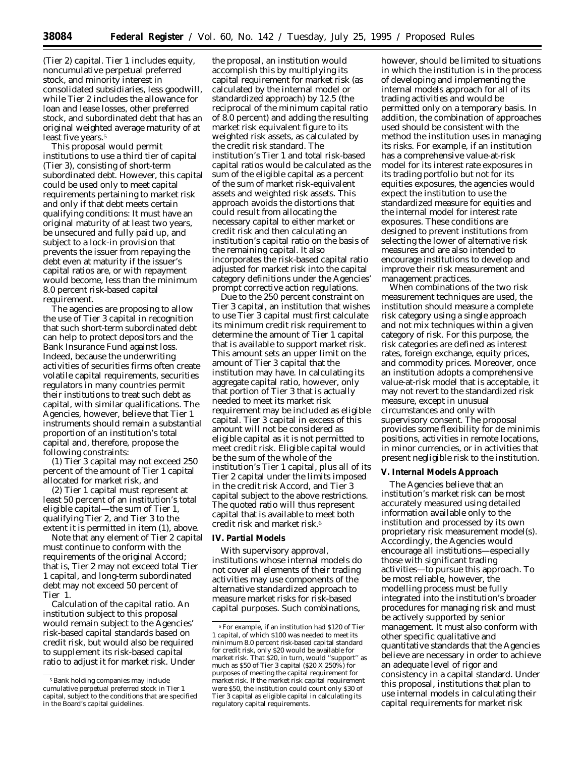(Tier 2) capital. Tier 1 includes equity, noncumulative perpetual preferred stock, and minority interest in consolidated subsidiaries, less goodwill, while Tier 2 includes the allowance for loan and lease losses, other preferred stock, and subordinated debt that has an original weighted average maturity of at least five years.[5]

This proposal would permit institutions to use a third tier of capital (Tier 3), consisting of short-term subordinated debt. However, this capital could be used only to meet capital requirements pertaining to market risk and only if that debt meets certain qualifying conditions: It must have an original maturity of at least two years, be unsecured and fully paid up, and subject to a lock-in provision that prevents the issuer from repaying the debt even at maturity if the issuer's capital ratios are, or with repayment would become, less than the minimum 8.0 percent risk-based capital requirement.

The agencies are proposing to allow the use of Tier 3 capital in recognition that such short-term subordinated debt can help to protect depositors and the Bank Insurance Fund against loss. Indeed, because the underwriting activities of securities firms often create volatile capital requirements, securities regulators in many countries permit their institutions to treat such debt as capital, with similar qualifications. The Agencies, however, believe that Tier 1 instruments should remain a substantial proportion of an institution's total capital and, therefore, propose the following constraints:

(1) Tier 3 capital may not exceed 250 percent of the amount of Tier 1 capital allocated for market risk, and

(2) Tier 1 capital must represent at least 50 percent of an institution's total eligible capital—the sum of Tier 1, qualifying Tier 2, and Tier 3 to the extent it is permitted in item (1), above.

Note that any element of Tier 2 capital must continue to conform with the requirements of the original Accord; that is, Tier 2 may not exceed total Tier 1 capital, and long-term subordinated debt may not exceed 50 percent of Tier 1.

*Calculation of the capital ratio.* An institution subject to this proposal would remain subject to the Agencies' risk-based capital standards based on credit risk, but would also be required to supplement its risk-based capital ratio to adjust it for market risk. Under the proposal, an institution would accomplish this by multiplying its capital requirement for market risk (as calculated by the internal model or standardized approach) by 12.5 (the reciprocal of the minimum capital ratio of 8.0 percent) and adding the resulting market risk equivalent figure to its weighted risk assets, as calculated by the credit risk standard. The institution's Tier 1 and total risk-based capital ratios would be calculated as the sum of the eligible capital as a percent of the sum of market risk-equivalent assets and weighted risk assets. This approach avoids the distortions that could result from allocating the necessary capital to either market or credit risk and then calculating an institution's capital ratio on the basis of the remaining capital. It also incorporates the risk-based capital ratio adjusted for market risk into the capital category definitions under the Agencies' prompt corrective action regulations.

Due to the 250 percent constraint on Tier 3 capital, an institution that wishes to use Tier 3 capital must first calculate its minimum credit risk requirement to determine the amount of Tier 1 capital that is available to support market risk. This amount sets an upper limit on the amount of Tier 3 capital that the institution may have. In calculating its aggregate capital ratio, however, only that portion of Tier 3 that is actually needed to meet its market risk requirement may be included as eligible capital. Tier 3 capital in excess of this amount will not be considered as eligible capital as it is not permitted to meet credit risk. Eligible capital would be the sum of the whole of the institution's Tier 1 capital, plus all of its Tier 2 capital under the limits imposed in the credit risk Accord, and Tier 3 capital subject to the above restrictions. The quoted ratio will thus represent capital that is available to meet both credit risk and market risk.[6]

## IV. Partial Models

With supervisory approval, institutions whose internal models do not cover all elements of their trading activities may use components of the alternative standardized approach to measure market risks for risk-based capital purposes. Such combinations, however, should be limited to situations in which the institution is in the process of developing and implementing the internal models approach for all of its trading activities and would be permitted only on a temporary basis. In addition, the combination of approaches used should be consistent with the method the institution uses in managing its risks. For example, if an institution has a comprehensive value-at-risk model for its interest rate exposures in its trading portfolio but not for its equities exposures, the agencies would expect the institution to use the standardized measure for equities and the internal model for interest rate exposures. These conditions are designed to prevent institutions from selecting the lower of alternative risk measures and are also intended to encourage institutions to develop and improve their risk measurement and management practices.

When combinations of the two risk measurement techniques are used, the institution should measure a complete risk category using a single approach and not mix techniques within a given category of risk. For this purpose, the risk categories are defined as interest rates, foreign exchange, equity prices, and commodity prices. Moreover, once an institution adopts a comprehensive value-at-risk model that is acceptable, it may not revert to the standardized risk measure, except in unusual circumstances and only with supervisory consent. The proposal provides some flexibility for de minimis positions, activities in remote locations, in minor currencies, or in activities that present negligible risk to the institution.

## V. Internal Models Approach

The Agencies believe that an institution's market risk can be most accurately measured using detailed information available only to the institution and processed by its own proprietary risk measurement model(s). Accordingly, the Agencies would encourage all institutions—especially those with significant trading activities—to pursue this approach. To be most reliable, however, the modelling process must be fully integrated into the institution's broader procedures for managing risk and must be actively supported by senior management. It must also conform with other specific qualitative and quantitative standards that the Agencies believe are necessary in order to achieve an adequate level of rigor and consistency in a capital standard. Under this proposal, institutions that plan to use internal models in calculating their capital requirements for market risk

---

[5] Bank holding companies may include cumulative perpetual preferred stock in Tier 1 capital, subject to the conditions that are specified in the Board's capital guidelines.

[6] For example, if an institution had $120 of Tier 1 capital, of which $100 was needed to meet its minimum 8.0 percent risk-based capital standard for credit risk, only $20 would be available for market risk. That $20, in turn, would "support" as much as $50 of Tier 3 capital ($20 X 250%) for purposes of meeting the capital requirement for market risk. If the market risk capital requirement were $50, the institution could count only $30 of Tier 3 capital as eligible capital in calculating its regulatory capital requirements.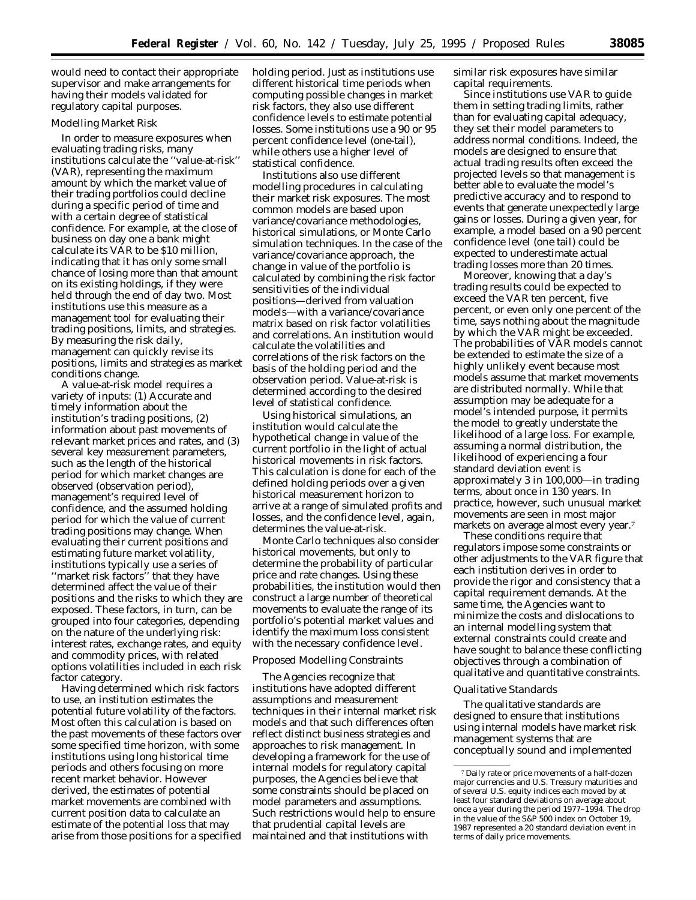would need to contact their appropriate supervisor and make arrangements for having their models validated for regulatory capital purposes.

*Modelling Market Risk*

In order to measure exposures when evaluating trading risks, many institutions calculate the ''value-at-risk'' (VAR), representing the maximum amount by which the market value of their trading portfolios could decline during a specific period of time and with a certain degree of statistical confidence. For example, at the close of business on day one a bank might calculate its VAR to be $10 million, indicating that it has only some small chance of losing more than that amount on its existing holdings, if they were held through the end of day two. Most institutions use this measure as a management tool for evaluating their trading positions, limits, and strategies. By measuring the risk daily, management can quickly revise its positions, limits and strategies as market conditions change.

A value-at-risk model requires a variety of inputs: (1) Accurate and timely information about the institution's trading positions, (2) information about past movements of relevant market prices and rates, and (3) several key measurement parameters, such as the length of the historical period for which market changes are observed (observation period), management's required level of confidence, and the assumed holding period for which the value of current trading positions may change. When evaluating their current positions and estimating future market volatility, institutions typically use a series of ''market risk factors'' that they have determined affect the value of their positions and the risks to which they are exposed. These factors, in turn, can be grouped into four categories, depending on the nature of the underlying risk: interest rates, exchange rates, and equity and commodity prices, with related options volatilities included in each risk factor category.

Having determined which risk factors to use, an institution estimates the potential future volatility of the factors. Most often this calculation is based on the past movements of these factors over some specified time horizon, with some institutions using long historical time periods and others focusing on more recent market behavior. However derived, the estimates of potential market movements are combined with current position data to calculate an estimate of the potential loss that may arise from those positions for a specified holding period. Just as institutions use different historical time periods when computing possible changes in market risk factors, they also use different confidence levels to estimate potential losses. Some institutions use a 90 or 95 percent confidence level (one-tail), while others use a higher level of statistical confidence.

Institutions also use different modelling procedures in calculating their market risk exposures. The most common models are based upon variance/covariance methodologies, historical simulations, or Monte Carlo simulation techniques. In the case of the variance/covariance approach, the change in value of the portfolio is calculated by combining the risk factor sensitivities of the individual positions—derived from valuation models—with a variance/covariance matrix based on risk factor volatilities and correlations. An institution would calculate the volatilities and correlations of the risk factors on the basis of the holding period and the observation period. Value-at-risk is determined according to the desired level of statistical confidence.

Using historical simulations, an institution would calculate the hypothetical change in value of the current portfolio in the light of actual historical movements in risk factors. This calculation is done for each of the defined holding periods over a given historical measurement horizon to arrive at a range of simulated profits and losses, and the confidence level, again, determines the value-at-risk.

Monte Carlo techniques also consider historical movements, but only to determine the probability of particular price and rate changes. Using these probabilities, the institution would then construct a large number of theoretical movements to evaluate the range of its portfolio's potential market values and identify the maximum loss consistent with the necessary confidence level.

*Proposed Modelling Constraints*

The Agencies recognize that institutions have adopted different assumptions and measurement techniques in their internal market risk models and that such differences often reflect distinct business strategies and approaches to risk management. In developing a framework for the use of internal models for regulatory capital purposes, the Agencies believe that some constraints should be placed on model parameters and assumptions. Such restrictions would help to ensure that prudential capital levels are maintained and that institutions with similar risk exposures have similar capital requirements.

Since institutions use VAR to guide them in setting trading limits, rather than for evaluating capital adequacy, they set their model parameters to address normal conditions. Indeed, the models are designed to ensure that actual trading results often exceed the projected levels so that management is better able to evaluate the model's predictive accuracy and to respond to events that generate unexpectedly large gains or losses. During a given year, for example, a model based on a 90 percent confidence level (one tail) could be expected to underestimate actual trading losses more than 20 times.

Moreover, knowing that a day's trading results could be expected to exceed the VAR ten percent, five percent, or even only one percent of the time, says nothing about the magnitude by which the VAR might be exceeded. The probabilities of VAR models cannot be extended to estimate the size of a highly unlikely event because most models assume that market movements are distributed normally. While that assumption may be adequate for a model's intended purpose, it permits the model to greatly understate the likelihood of a large loss. For example, assuming a normal distribution, the likelihood of experiencing a four standard deviation event is approximately 3 in 100,000—in trading terms, about once in 130 years. In practice, however, such unusual market movements are seen in most major markets on average almost every year.[7]

These conditions require that regulators impose some constraints or other adjustments to the VAR figure that each institution derives in order to provide the rigor and consistency that a capital requirement demands. At the same time, the Agencies want to minimize the costs and dislocations to an internal modelling system that external constraints could create and have sought to balance these conflicting objectives through a combination of qualitative and quantitative constraints.

*Qualitative Standards*

The qualitative standards are designed to ensure that institutions using internal models have market risk management systems that are conceptually sound and implemented

---

[7] Daily rate or price movements of a half-dozen major currencies and U.S. Treasury maturities and of several U.S. equity indices each moved by at least four standard deviations on average about once a year during the period 1977–1994. The drop in the value of the S&P 500 index on October 19, 1987 represented a 20 standard deviation event in terms of daily price movements.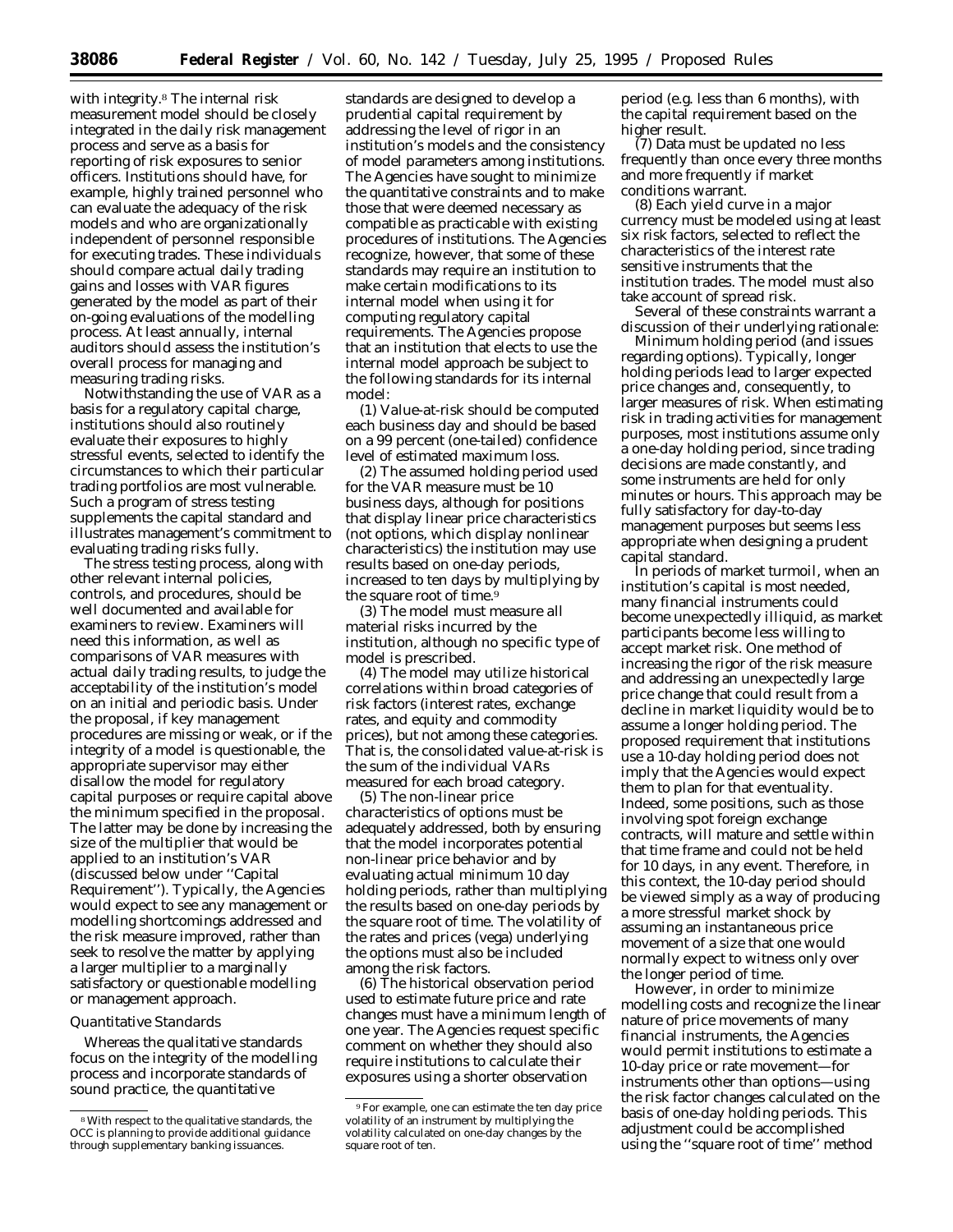with integrity.[8] The internal risk measurement model should be closely integrated in the daily risk management process and serve as a basis for reporting of risk exposures to senior officers. Institutions should have, for example, highly trained personnel who can evaluate the adequacy of the risk models and who are organizationally independent of personnel responsible for executing trades. These individuals should compare actual daily trading gains and losses with VAR figures generated by the model as part of their on-going evaluations of the modelling process. At least annually, internal auditors should assess the institution's overall process for managing and measuring trading risks.

Notwithstanding the use of VAR as a basis for a regulatory capital charge, institutions should also routinely evaluate their exposures to highly stressful events, selected to identify the circumstances to which their particular trading portfolios are most vulnerable. Such a program of stress testing supplements the capital standard and illustrates management's commitment to evaluating trading risks fully.

The stress testing process, along with other relevant internal policies, controls, and procedures, should be well documented and available for examiners to review. Examiners will need this information, as well as comparisons of VAR measures with actual daily trading results, to judge the acceptability of the institution's model on an initial and periodic basis. Under the proposal, if key management procedures are missing or weak, or if the integrity of a model is questionable, the appropriate supervisor may either disallow the model for regulatory capital purposes or require capital above the minimum specified in the proposal. The latter may be done by increasing the size of the multiplier that would be applied to an institution's VAR (discussed below under "Capital Requirement"). Typically, the Agencies would expect to see any management or modelling shortcomings addressed and the risk measure improved, rather than seek to resolve the matter by applying a larger multiplier to a marginally satisfactory or questionable modelling or management approach.

*Quantitative Standards*

Whereas the qualitative standards focus on the integrity of the modelling process and incorporate standards of sound practice, the quantitative standards are designed to develop a prudential capital requirement by addressing the level of rigor in an institution's models and the consistency of model parameters among institutions. The Agencies have sought to minimize the quantitative constraints and to make those that were deemed necessary as compatible as practicable with existing procedures of institutions. The Agencies recognize, however, that some of these standards may require an institution to make certain modifications to its internal model when using it for computing regulatory capital requirements. The Agencies propose that an institution that elects to use the internal model approach be subject to the following standards for its internal model:

(1) Value-at-risk should be computed each business day and should be based on a 99 percent (one-tailed) confidence level of estimated maximum loss.

(2) The assumed holding period used for the VAR measure must be 10 business days, although for positions that display linear price characteristics (not options, which display nonlinear characteristics) the institution may use results based on one-day periods, increased to ten days by multiplying by the square root of time.[9]

(3) The model must measure all material risks incurred by the institution, although no specific type of model is prescribed.

(4) The model may utilize historical correlations within broad categories of risk factors (interest rates, exchange rates, and equity and commodity prices), but not among these categories. That is, the consolidated value-at-risk is the sum of the individual VARs measured for each broad category.

(5) The non-linear price characteristics of options must be adequately addressed, both by ensuring that the model incorporates potential non-linear price behavior and by evaluating actual minimum 10 day holding periods, rather than multiplying the results based on one-day periods by the square root of time. The volatility of the rates and prices (vega) underlying the options must also be included among the risk factors.

(6) The historical observation period used to estimate future price and rate changes must have a minimum length of one year. The Agencies request specific comment on whether they should also require institutions to calculate their exposures using a shorter observation period (e.g. less than 6 months), with the capital requirement based on the higher result.

(7) Data must be updated no less frequently than once every three months and more frequently if market conditions warrant.

(8) Each yield curve in a major currency must be modeled using at least six risk factors, selected to reflect the characteristics of the interest rate sensitive instruments that the institution trades. The model must also take account of spread risk.

Several of these constraints warrant a discussion of their underlying rationale:

*Minimum holding period (and issues regarding options).* Typically, longer holding periods lead to larger expected price changes and, consequently, to larger measures of risk. When estimating risk in trading activities for management purposes, most institutions assume only a one-day holding period, since trading decisions are made constantly, and some instruments are held for only minutes or hours. This approach may be fully satisfactory for day-to-day management purposes but seems less appropriate when designing a prudent capital standard.

In periods of market turmoil, when an institution's capital is most needed, many financial instruments could become unexpectedly illiquid, as market participants become less willing to accept market risk. One method of increasing the rigor of the risk measure and addressing an unexpectedly large price change that could result from a decline in market liquidity would be to assume a longer holding period. The proposed requirement that institutions use a 10-day holding period does not imply that the Agencies would expect them to plan for that eventuality. Indeed, some positions, such as those involving spot foreign exchange contracts, will mature and settle within that time frame and could not be held for 10 days, in any event. Therefore, in this context, the 10-day period should be viewed simply as a way of producing a more stressful market shock by assuming an instantaneous price movement of a size that one would normally expect to witness only over the longer period of time.

However, in order to minimize modelling costs and recognize the linear nature of price movements of many financial instruments, the Agencies would permit institutions to estimate a 10-day price or rate movement—for instruments other than options—using the risk factor changes calculated on the basis of one-day holding periods. This adjustment could be accomplished using the "square root of time" method

---

[8] With respect to the qualitative standards, the OCC is planning to provide additional guidance through supplementary banking issuances.

[9] For example, one can estimate the ten day price volatility of an instrument by multiplying the volatility calculated on one-day changes by the square root of ten.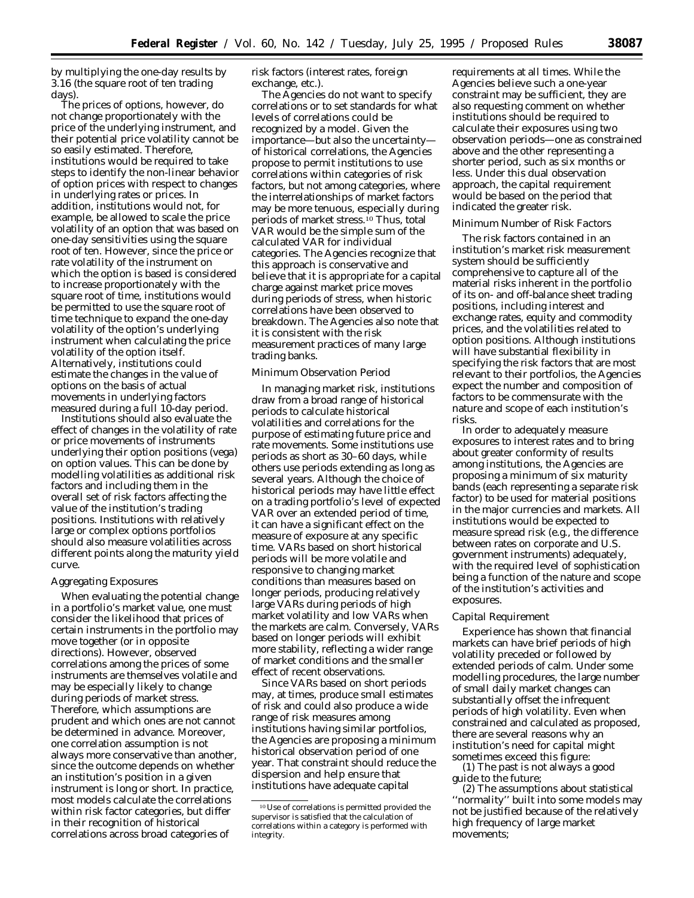by multiplying the one-day results by 3.16 (the square root of ten trading days).

The prices of options, however, do not change proportionately with the price of the underlying instrument, and their potential price volatility cannot be so easily estimated. Therefore, institutions would be required to take steps to identify the non-linear behavior of option prices with respect to changes in underlying rates or prices. In addition, institutions would not, for example, be allowed to scale the price volatility of an option that was based on one-day sensitivities using the square root of ten. However, since the price or rate volatility of the instrument on which the option is based is considered to increase proportionately with the square root of time, institutions would be permitted to use the square root of time technique to expand the one-day volatility of the option's underlying instrument when calculating the price volatility of the option itself. Alternatively, institutions could estimate the changes in the value of options on the basis of actual movements in underlying factors measured during a full 10-day period.

Institutions should also evaluate the effect of changes in the volatility of rate or price movements of instruments underlying their option positions (vega) on option values. This can be done by modelling volatilities as additional risk factors and including them in the overall set of risk factors affecting the value of the institution's trading positions. Institutions with relatively large or complex options portfolios should also measure volatilities across different points along the maturity yield curve.

*Aggregating Exposures*

When evaluating the potential change in a portfolio's market value, one must consider the likelihood that prices of certain instruments in the portfolio may move together (or in opposite directions). However, observed correlations among the prices of some instruments are themselves volatile and may be especially likely to change during periods of market stress. Therefore, which assumptions are prudent and which ones are not cannot be determined in advance. Moreover, one correlation assumption is not always more conservative than another, since the outcome depends on whether an institution's position in a given instrument is long or short. In practice, most models calculate the correlations within risk factor categories, but differ in their recognition of historical correlations across broad categories of risk factors (interest rates, foreign exchange, etc.).

The Agencies do not want to specify correlations or to set standards for what levels of correlations could be recognized by a model. Given the importance—but also the uncertainty—of historical correlations, the Agencies propose to permit institutions to use correlations within categories of risk factors, but not among categories, where the interrelationships of market factors may be more tenuous, especially during periods of market stress.[10] Thus, total VAR would be the simple sum of the calculated VAR for individual categories. The Agencies recognize that this approach is conservative and believe that it is appropriate for a capital charge against market price moves during periods of stress, when historic correlations have been observed to breakdown. The Agencies also note that it is consistent with the risk measurement practices of many large trading banks.

*Minimum Observation Period*

In managing market risk, institutions draw from a broad range of historical periods to calculate historical volatilities and correlations for the purpose of estimating future price and rate movements. Some institutions use periods as short as 30–60 days, while others use periods extending as long as several years. Although the choice of historical periods may have little effect on a trading portfolio's level of expected VAR over an extended period of time, it can have a significant effect on the measure of exposure at any specific time. VARs based on short historical periods will be more volatile and responsive to changing market conditions than measures based on longer periods, producing relatively large VARs during periods of high market volatility and low VARs when the markets are calm. Conversely, VARs based on longer periods will exhibit more stability, reflecting a wider range of market conditions and the smaller effect of recent observations.

Since VARs based on short periods may, at times, produce small estimates of risk and could also produce a wide range of risk measures among institutions having similar portfolios, the Agencies are proposing a minimum historical observation period of one year. That constraint should reduce the dispersion and help ensure that institutions have adequate capital requirements at all times. While the Agencies believe such a one-year constraint may be sufficient, they are also requesting comment on whether institutions should be required to calculate their exposures using two observation periods—one as constrained above and the other representing a shorter period, such as six months or less. Under this dual observation approach, the capital requirement would be based on the period that indicated the greater risk.

*Minimum Number of Risk Factors*

The risk factors contained in an institution's market risk measurement system should be sufficiently comprehensive to capture all of the material risks inherent in the portfolio of its on- and off-balance sheet trading positions, including interest and exchange rates, equity and commodity prices, and the volatilities related to option positions. Although institutions will have substantial flexibility in specifying the risk factors that are most relevant to their portfolios, the Agencies expect the number and composition of factors to be commensurate with the nature and scope of each institution's risks.

In order to adequately measure exposures to interest rates and to bring about greater conformity of results among institutions, the Agencies are proposing a minimum of six maturity bands (each representing a separate risk factor) to be used for material positions in the major currencies and markets. All institutions would be expected to measure spread risk (e.g., the difference between rates on corporate and U.S. government instruments) adequately, with the required level of sophistication being a function of the nature and scope of the institution's activities and exposures.

*Capital Requirement*

Experience has shown that financial markets can have brief periods of high volatility preceded or followed by extended periods of calm. Under some modelling procedures, the large number of small daily market changes can substantially offset the infrequent periods of high volatility. Even when constrained and calculated as proposed, there are several reasons why an institution's need for capital might sometimes exceed this figure:

(1) The past is not always a good guide to the future;

(2) The assumptions about statistical "normality" built into some models may not be justified because of the relatively high frequency of large market movements;

[10] Use of correlations is permitted provided the supervisor is satisfied that the calculation of correlations within a category is performed with integrity.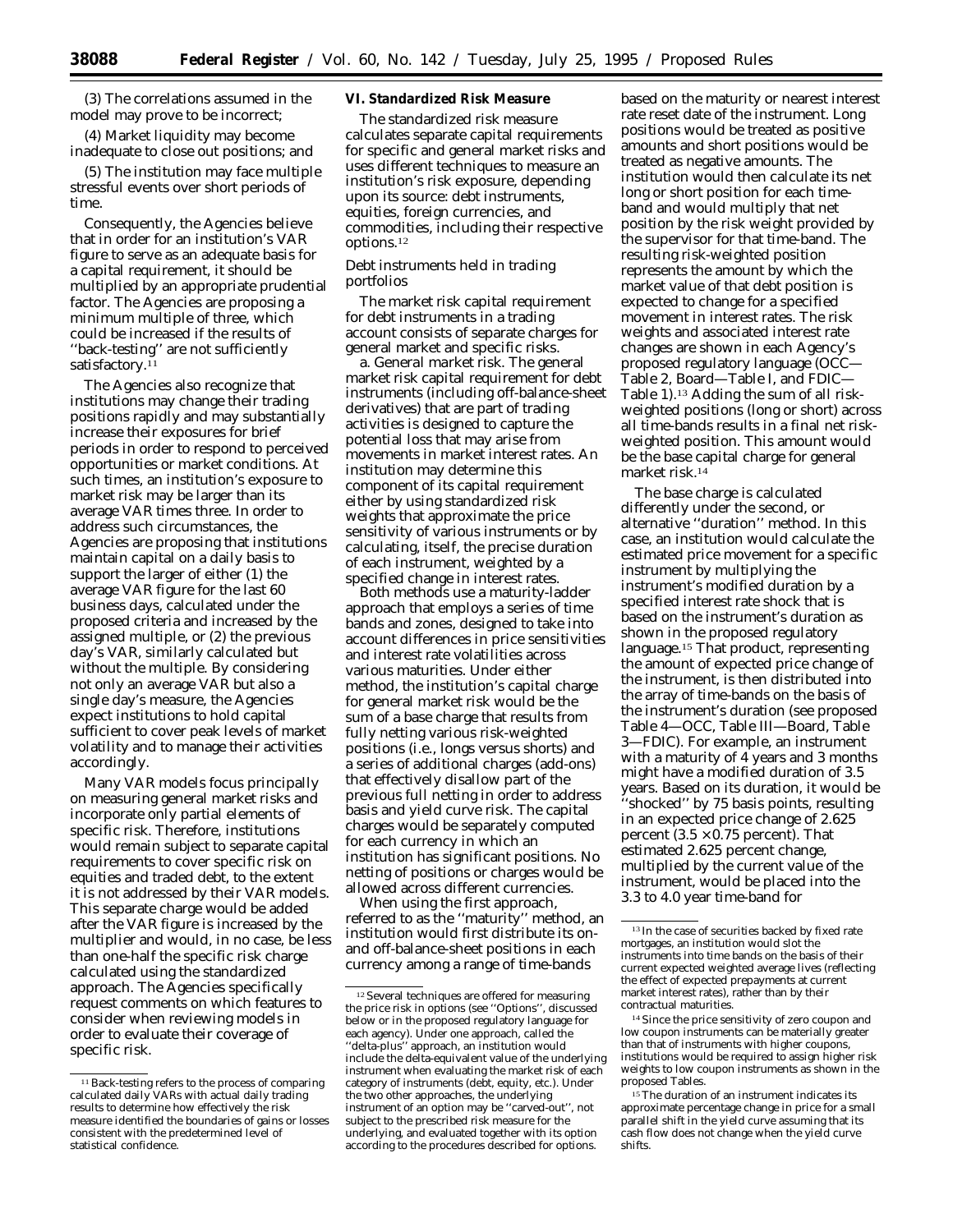(3) The correlations assumed in the model may prove to be incorrect;

(4) Market liquidity may become inadequate to close out positions; and

(5) The institution may face multiple stressful events over short periods of time.

Consequently, the Agencies believe that in order for an institution's VAR figure to serve as an adequate basis for a capital requirement, it should be multiplied by an appropriate prudential factor. The Agencies are proposing a minimum multiple of three, which could be increased if the results of "back-testing" are not sufficiently satisfactory.[11]

The Agencies also recognize that institutions may change their trading positions rapidly and may substantially increase their exposures for brief periods in order to respond to perceived opportunities or market conditions. At such times, an institution's exposure to market risk may be larger than its average VAR times three. In order to address such circumstances, the Agencies are proposing that institutions maintain capital on a daily basis to support the larger of either (1) the average VAR figure for the last 60 business days, calculated under the proposed criteria and increased by the assigned multiple, or (2) the previous day's VAR, similarly calculated but without the multiple. By considering not only an average VAR but also a single day's measure, the Agencies expect institutions to hold capital sufficient to cover peak levels of market volatility and to manage their activities accordingly.

Many VAR models focus principally on measuring general market risks and incorporate only partial elements of specific risk. Therefore, institutions would remain subject to separate capital requirements to cover specific risk on equities and traded debt, to the extent it is not addressed by their VAR models. This separate charge would be added after the VAR figure is increased by the multiplier and would, in no case, be less than one-half the specific risk charge calculated using the standardized approach. The Agencies specifically request comments on which features to consider when reviewing models in order to evaluate their coverage of specific risk.

## VI. Standardized Risk Measure

The standardized risk measure calculates separate capital requirements for specific and general market risks and uses different techniques to measure an institution's risk exposure, depending upon its source: debt instruments, equities, foreign currencies, and commodities, including their respective options.[12]

*Debt instruments held in trading portfolios*

The market risk capital requirement for debt instruments in a trading account consists of separate charges for general market and specific risks.

a. *General market risk.* The general market risk capital requirement for debt instruments (including off-balance-sheet derivatives) that are part of trading activities is designed to capture the potential loss that may arise from movements in market interest rates. An institution may determine this component of its capital requirement either by using standardized risk weights that approximate the price sensitivity of various instruments or by calculating, itself, the precise duration of each instrument, weighted by a specified change in interest rates.

Both methods use a maturity-ladder approach that employs a series of time bands and zones, designed to take into account differences in price sensitivities and interest rate volatilities across various maturities. Under either method, the institution's capital charge for general market risk would be the sum of a base charge that results from fully netting various risk-weighted positions (i.e., longs versus shorts) and a series of additional charges (add-ons) that effectively disallow part of the previous full netting in order to address basis and yield curve risk. The capital charges would be separately computed for each currency in which an institution has significant positions. No netting of positions or charges would be allowed across different currencies.

When using the first approach, referred to as the "maturity" method, an institution would first distribute its on- and off-balance-sheet positions in each currency among a range of time-bands based on the maturity or nearest interest rate reset date of the instrument. Long positions would be treated as positive amounts and short positions would be treated as negative amounts. The institution would then calculate its net long or short position for each time-band and would multiply that net position by the risk weight provided by the supervisor for that time-band. The resulting risk-weighted position represents the amount by which the market value of that debt position is expected to change for a specified movement in interest rates. The risk weights and associated interest rate changes are shown in each Agency's proposed regulatory language (OCC—Table 2, Board—Table I, and FDIC—Table 1).[13] Adding the sum of all risk-weighted positions (long or short) across all time-bands results in a final net risk-weighted position. This amount would be the base capital charge for general market risk.[14]

The base charge is calculated differently under the second, or alternative "duration" method. In this case, an institution would calculate the estimated price movement for a specific instrument by multiplying the instrument's modified duration by a specified interest rate shock that is based on the instrument's duration as shown in the proposed regulatory language.[15] That product, representing the amount of expected price change of the instrument, is then distributed into the array of time-bands on the basis of the instrument's duration (see proposed Table 4—OCC, Table III—Board, Table 3—FDIC). For example, an instrument with a maturity of 4 years and 3 months might have a modified duration of 3.5 years. Based on its duration, it would be "shocked" by 75 basis points, resulting in an expected price change of 2.625 percent ($3.5 \times 0.75$ percent). That estimated 2.625 percent change, multiplied by the current value of the instrument, would be placed into the 3.3 to 4.0 year time-band for

---

[11] Back-testing refers to the process of comparing calculated daily VARs with actual daily trading results to determine how effectively the risk measure identified the boundaries of gains or losses consistent with the predetermined level of statistical confidence.

[12] Several techniques are offered for measuring the price risk in options (see "Options", discussed below or in the proposed regulatory language for each agency). Under one approach, called the "delta-plus" approach, an institution would include the delta-equivalent value of the underlying instrument when evaluating the market risk of each category of instruments (debt, equity, etc.). Under the two other approaches, the underlying instrument of an option may be "carved-out", not subject to the prescribed risk measure for the underlying, and evaluated together with its option according to the procedures described for options.

[13] In the case of securities backed by fixed rate mortgages, an institution would slot the instruments into time bands on the basis of their current expected weighted average lives (reflecting the effect of expected prepayments at current market interest rates), rather than by their contractual maturities.

[14] Since the price sensitivity of zero coupon and low coupon instruments can be materially greater than that of instruments with higher coupons, institutions would be required to assign higher risk weights to low coupon instruments as shown in the proposed Tables.

[15] The duration of an instrument indicates its approximate percentage change in price for a small parallel shift in the yield curve assuming that its cash flow does not change when the yield curve shifts.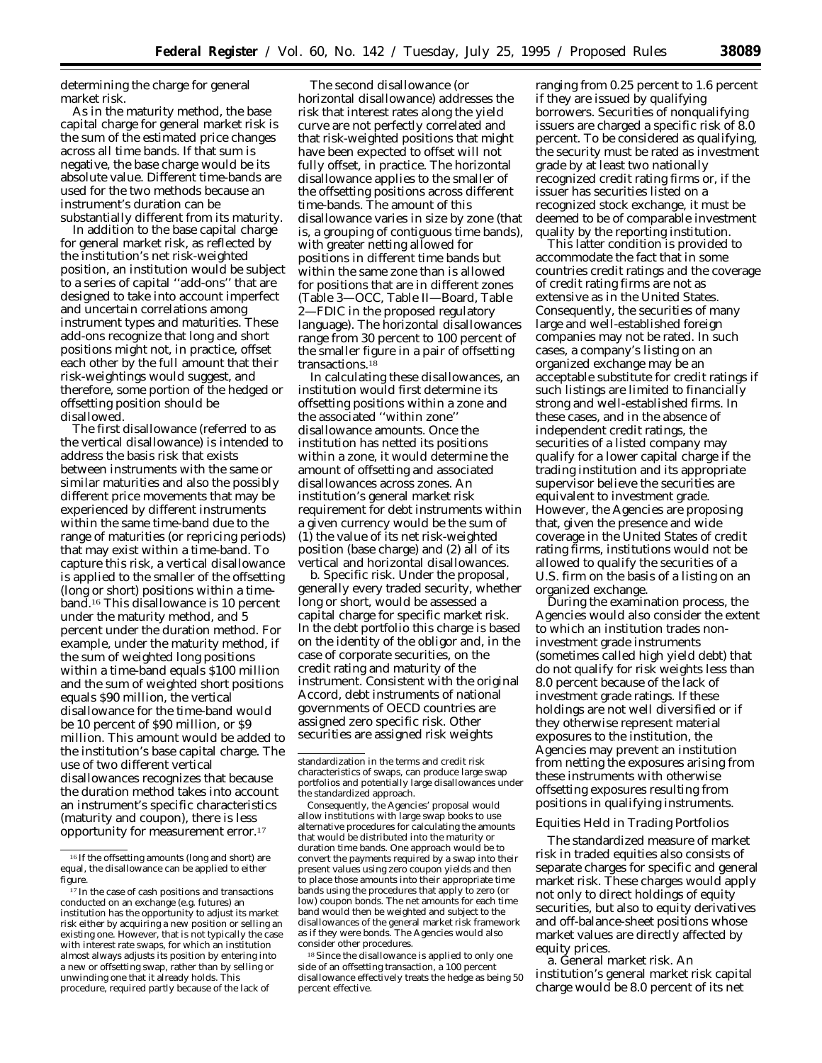determining the charge for general market risk.

As in the maturity method, the base capital charge for general market risk is the sum of the estimated price changes across all time bands. If that sum is negative, the base charge would be its absolute value. Different time-bands are used for the two methods because an instrument's duration can be substantially different from its maturity.

In addition to the base capital charge for general market risk, as reflected by the institution's net risk-weighted position, an institution would be subject to a series of capital ''add-ons'' that are designed to take into account imperfect and uncertain correlations among instrument types and maturities. These add-ons recognize that long and short positions might not, in practice, offset each other by the full amount that their risk-weightings would suggest, and therefore, some portion of the hedged or offsetting position should be disallowed.

The first disallowance (referred to as the vertical disallowance) is intended to address the basis risk that exists between instruments with the same or similar maturities and also the possibly different price movements that may be experienced by different instruments within the same time-band due to the range of maturities (or repricing periods) that may exist within a time-band. To capture this risk, a vertical disallowance is applied to the smaller of the offsetting (long or short) positions within a time-band.[16] This disallowance is 10 percent under the maturity method, and 5 percent under the duration method. For example, under the maturity method, if the sum of weighted long positions within a time-band equals $100 million and the sum of weighted short positions equals $90 million, the vertical disallowance for the time-band would be 10 percent of $90 million, or $9 million. This amount would be added to the institution's base capital charge. The use of two different vertical disallowances recognizes that because the duration method takes into account an instrument's specific characteristics (maturity and coupon), there is less opportunity for measurement error.[17]

The second disallowance (or horizontal disallowance) addresses the risk that interest rates along the yield curve are not perfectly correlated and that risk-weighted positions that might have been expected to offset will not fully offset, in practice. The horizontal disallowance applies to the smaller of the offsetting positions across different time-bands. The amount of this disallowance varies in size by zone (that is, a grouping of contiguous time bands), with greater netting allowed for positions in different time bands but within the same zone than is allowed for positions that are in different zones (Table 3—OCC, Table II—Board, Table 2—FDIC in the proposed regulatory language). The horizontal disallowances range from 30 percent to 100 percent of the smaller figure in a pair of offsetting transactions.[18]

In calculating these disallowances, an institution would first determine its offsetting positions within a zone and the associated ''within zone'' disallowance amounts. Once the institution has netted its positions within a zone, it would determine the amount of offsetting and associated disallowances across zones. An institution's general market risk requirement for debt instruments within a given currency would be the sum of (1) the value of its net risk-weighted position (base charge) and (2) all of its vertical and horizontal disallowances.

b. *Specific risk.* Under the proposal, generally every traded security, whether long or short, would be assessed a capital charge for specific market risk. In the debt portfolio this charge is based on the identity of the obligor and, in the case of corporate securities, on the credit rating and maturity of the instrument. Consistent with the original Accord, debt instruments of national governments of OECD countries are assigned zero specific risk. Other securities are assigned risk weights ranging from 0.25 percent to 1.6 percent if they are issued by qualifying borrowers. Securities of nonqualifying issuers are charged a specific risk of 8.0 percent. To be considered as qualifying, the security must be rated as investment grade by at least two nationally recognized credit rating firms or, if the issuer has securities listed on a recognized stock exchange, it must be deemed to be of comparable investment quality by the reporting institution.

This latter condition is provided to accommodate the fact that in some countries credit ratings and the coverage of credit rating firms are not as extensive as in the United States. Consequently, the securities of many large and well-established foreign companies may not be rated. In such cases, a company's listing on an organized exchange may be an acceptable substitute for credit ratings if such listings are limited to financially strong and well-established firms. In these cases, and in the absence of independent credit ratings, the securities of a listed company may qualify for a lower capital charge if the trading institution and its appropriate supervisor believe the securities are equivalent to investment grade. However, the Agencies are proposing that, given the presence and wide coverage in the United States of credit rating firms, institutions would not be allowed to qualify the securities of a U.S. firm on the basis of a listing on an organized exchange.

During the examination process, the Agencies would also consider the extent to which an institution trades non-investment grade instruments (sometimes called high yield debt) that do not qualify for risk weights less than 8.0 percent because of the lack of investment grade ratings. If these holdings are not well diversified or if they otherwise represent material exposures to the institution, the Agencies may prevent an institution from netting the exposures arising from these instruments with otherwise offsetting exposures resulting from positions in qualifying instruments.

### *Equities Held in Trading Portfolios*

The standardized measure of market risk in traded equities also consists of separate charges for specific and general market risk. These charges would apply not only to direct holdings of equity securities, but also to equity derivatives and off-balance-sheet positions whose market values are directly affected by equity prices.

a. *General market risk.* An institution's general market risk capital charge would be 8.0 percent of its net

---

[16] If the offsetting amounts (long and short) are equal, the disallowance can be applied to either figure.

[17] In the case of cash positions and transactions conducted on an exchange (e.g. futures) an institution has the opportunity to adjust its market risk either by acquiring a new position or selling an existing one. However, that is not typically the case with interest rate swaps, for which an institution almost always adjusts its position by entering into a new or offsetting swap, rather than by selling or unwinding one that it already holds. This procedure, required partly because of the lack of standardization in the terms and credit risk characteristics of swaps, can produce large swap portfolios and potentially large disallowances under the standardized approach.

Consequently, the Agencies' proposal would allow institutions with large swap books to use alternative procedures for calculating the amounts that would be distributed into the maturity or duration time bands. One approach would be to convert the payments required by a swap into their present values using zero coupon yields and then to place those amounts into their appropriate time bands using the procedures that apply to zero (or low) coupon bonds. The net amounts for each time band would then be weighted and subject to the disallowances of the general market risk framework as if they were bonds. The Agencies would also consider other procedures.

[18] Since the disallowance is applied to only one side of an offsetting transaction, a 100 percent disallowance effectively treats the hedge as being 50 percent effective.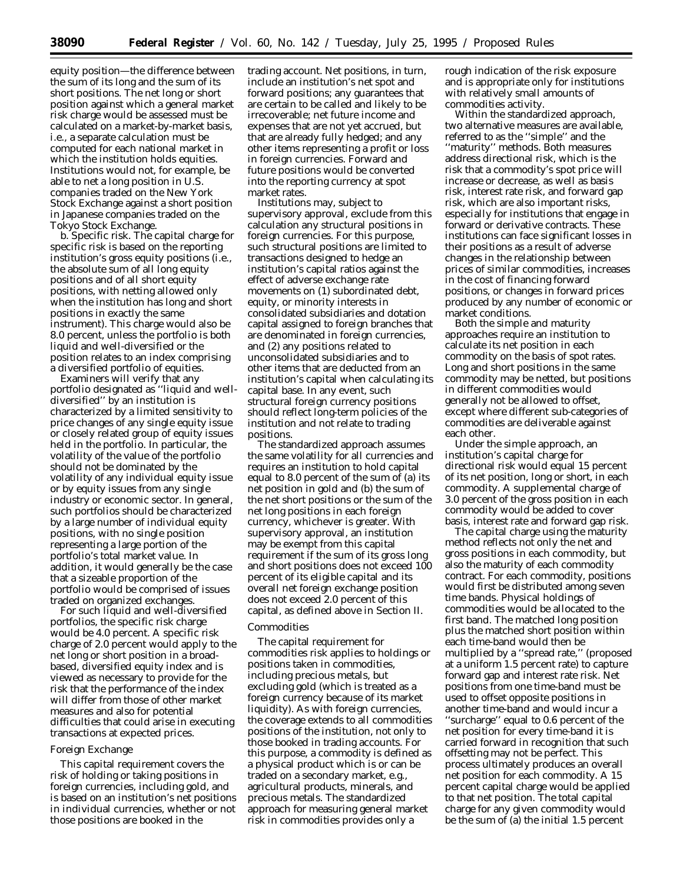equity position—the difference between the sum of its long and the sum of its short positions. The net long or short position against which a general market risk charge would be assessed must be calculated on a market-by-market basis, i.e., a separate calculation must be computed for each national market in which the institution holds equities. Institutions would not, for example, be able to net a long position in U.S. companies traded on the New York Stock Exchange against a short position in Japanese companies traded on the Tokyo Stock Exchange.

b. *Specific risk.* The capital charge for specific risk is based on the reporting institution's gross equity positions (i.e., the absolute sum of all long equity positions and of all short equity positions, with netting allowed only when the institution has long and short positions in exactly the same instrument). This charge would also be 8.0 percent, unless the portfolio is both liquid and well-diversified or the position relates to an index comprising a diversified portfolio of equities.

Examiners will verify that any portfolio designated as ''liquid and well-diversified'' by an institution is characterized by a limited sensitivity to price changes of any single equity issue or closely related group of equity issues held in the portfolio. In particular, the volatility of the value of the portfolio should not be dominated by the volatility of any individual equity issue or by equity issues from any single industry or economic sector. In general, such portfolios should be characterized by a large number of individual equity positions, with no single position representing a large portion of the portfolio's total market value. In addition, it would generally be the case that a sizeable proportion of the portfolio would be comprised of issues traded on organized exchanges.

For such liquid and well-diversified portfolios, the specific risk charge would be 4.0 percent. A specific risk charge of 2.0 percent would apply to the net long or short position in a broad-based, diversified equity index and is viewed as necessary to provide for the risk that the performance of the index will differ from those of other market measures and also for potential difficulties that could arise in executing transactions at expected prices.

*Foreign Exchange*

This capital requirement covers the risk of holding or taking positions in foreign currencies, including gold, and is based on an institution's net positions in individual currencies, whether or not those positions are booked in the trading account. Net positions, in turn, include an institution's net spot and forward positions; any guarantees that are certain to be called and likely to be irrecoverable; net future income and expenses that are not yet accrued, but that are already fully hedged; and any other items representing a profit or loss in foreign currencies. Forward and future positions would be converted into the reporting currency at spot market rates.

Institutions may, subject to supervisory approval, exclude from this calculation any structural positions in foreign currencies. For this purpose, such structural positions are limited to transactions designed to hedge an institution's capital ratios against the effect of adverse exchange rate movements on (1) subordinated debt, equity, or minority interests in consolidated subsidiaries and dotation capital assigned to foreign branches that are denominated in foreign currencies, and (2) any positions related to unconsolidated subsidiaries and to other items that are deducted from an institution's capital when calculating its capital base. In any event, such structural foreign currency positions should reflect long-term policies of the institution and not relate to trading positions.

The standardized approach assumes the same volatility for all currencies and requires an institution to hold capital equal to 8.0 percent of the sum of (a) its net position in gold and (b) the sum of the net short positions or the sum of the net long positions in each foreign currency, whichever is greater. With supervisory approval, an institution may be exempt from this capital requirement if the sum of its gross long and short positions does not exceed 100 percent of its eligible capital and its overall net foreign exchange position does not exceed 2.0 percent of this capital, as defined above in Section II.

*Commodities*

The capital requirement for commodities risk applies to holdings or positions taken in commodities, including precious metals, but excluding gold (which is treated as a foreign currency because of its market liquidity). As with foreign currencies, the coverage extends to all commodities positions of the institution, not only to those booked in trading accounts. For this purpose, a commodity is defined as a physical product which is or can be traded on a secondary market, e.g., agricultural products, minerals, and precious metals. The standardized approach for measuring general market risk in commodities provides only a rough indication of the risk exposure and is appropriate only for institutions with relatively small amounts of commodities activity.

Within the standardized approach, two alternative measures are available, referred to as the ''simple'' and the ''maturity'' methods. Both measures address directional risk, which is the risk that a commodity's spot price will increase or decrease, as well as basis risk, interest rate risk, and forward gap risk, which are also important risks, especially for institutions that engage in forward or derivative contracts. These institutions can face significant losses in their positions as a result of adverse changes in the relationship between prices of similar commodities, increases in the cost of financing forward positions, or changes in forward prices produced by any number of economic or market conditions.

Both the simple and maturity approaches require an institution to calculate its net position in each commodity on the basis of spot rates. Long and short positions in the same commodity may be netted, but positions in different commodities would generally not be allowed to offset, except where different sub-categories of commodities are deliverable against each other.

Under the simple approach, an institution's capital charge for directional risk would equal 15 percent of its net position, long or short, in each commodity. A supplemental charge of 3.0 percent of the gross position in each commodity would be added to cover basis, interest rate and forward gap risk.

The capital charge using the maturity method reflects not only the net and gross positions in each commodity, but also the maturity of each commodity contract. For each commodity, positions would first be distributed among seven time bands. Physical holdings of commodities would be allocated to the first band. The matched long position plus the matched short position within each time-band would then be multiplied by a ''spread rate,'' (proposed at a uniform 1.5 percent rate) to capture forward gap and interest rate risk. Net positions from one time-band must be used to offset opposite positions in another time-band and would incur a ''surcharge'' equal to 0.6 percent of the net position for every time-band it is carried forward in recognition that such offsetting may not be perfect. This process ultimately produces an overall net position for each commodity. A 15 percent capital charge would be applied to that net position. The total capital charge for any given commodity would be the sum of (a) the initial 1.5 percent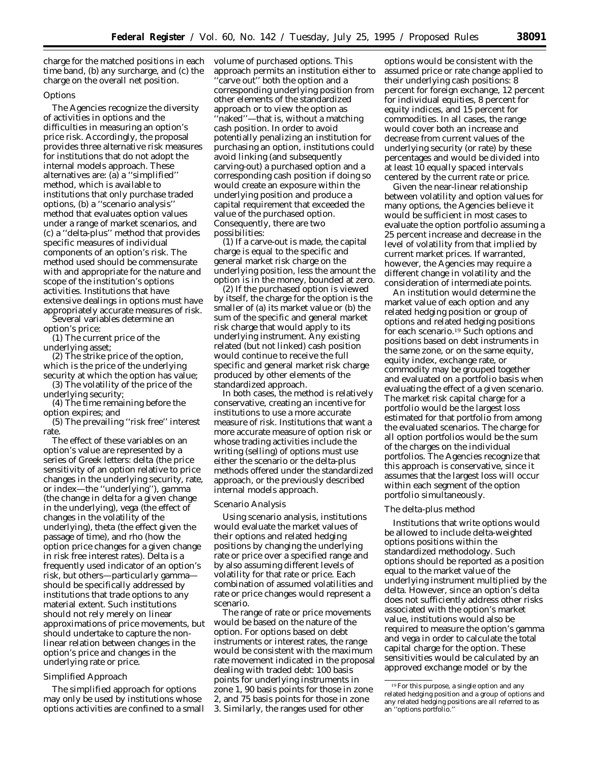charge for the matched positions in each time band, (b) any surcharge, and (c) the charge on the overall net position.

*Options*

The Agencies recognize the diversity of activities in options and the difficulties in measuring an option's price risk. Accordingly, the proposal provides three alternative risk measures for institutions that do not adopt the internal models approach. These alternatives are: (a) a ''simplified'' method, which is available to institutions that only purchase traded options, (b) a ''scenario analysis'' method that evaluates option values under a range of market scenarios, and (c) a ''delta-plus'' method that provides specific measures of individual components of an option's risk. The method used should be commensurate with and appropriate for the nature and scope of the institution's options activities. Institutions that have extensive dealings in options must have appropriately accurate measures of risk.

Several variables determine an option's price:

(1) The current price of the underlying asset;

(2) The strike price of the option, which is the price of the underlying security at which the option has value;

(3) The volatility of the price of the underlying security;

(4) The time remaining before the option expires; and

(5) The prevailing ''risk free'' interest rate.

The effect of these variables on an option's value are represented by a series of Greek letters: delta (the price sensitivity of an option relative to price changes in the underlying security, rate, or index—the ''underlying''), gamma (the change in delta for a given change in the underlying), vega (the effect of changes in the volatility of the underlying), theta (the effect given the passage of time), and rho (how the option price changes for a given change in risk free interest rates). Delta is a frequently used indicator of an option's risk, but others—particularly gamma—should be specifically addressed by institutions that trade options to any material extent. Such institutions should not rely merely on linear approximations of price movements, but should undertake to capture the non-linear relation between changes in the option's price and changes in the underlying rate or price.

*Simplified Approach*

The simplified approach for options may only be used by institutions whose options activities are confined to a small volume of purchased options. This approach permits an institution either to ''carve out'' both the option and a corresponding underlying position from other elements of the standardized approach or to view the option as ''naked''—that is, without a matching cash position. In order to avoid potentially penalizing an institution for purchasing an option, institutions could avoid linking (and subsequently carving-out) a purchased option and a corresponding cash position if doing so would create an exposure within the underlying position and produce a capital requirement that exceeded the value of the purchased option. Consequently, there are two possibilities:

(1) If a carve-out is made, the capital charge is equal to the specific and general market risk charge on the underlying position, less the amount the option is in the money, bounded at zero.

(2) If the purchased option is viewed by itself, the charge for the option is the smaller of (a) its market value or (b) the sum of the specific and general market risk charge that would apply to its underlying instrument. Any existing related (but not linked) cash position would continue to receive the full specific and general market risk charge produced by other elements of the standardized approach.

In both cases, the method is relatively conservative, creating an incentive for institutions to use a more accurate measure of risk. Institutions that want a more accurate measure of option risk or whose trading activities include the writing (selling) of options must use either the scenario or the delta-plus methods offered under the standardized approach, or the previously described internal models approach.

*Scenario Analysis*

Using scenario analysis, institutions would evaluate the market values of their options and related hedging positions by changing the underlying rate or price over a specified range and by also assuming different levels of volatility for that rate or price. Each combination of assumed volatilities and rate or price changes would represent a scenario.

The range of rate or price movements would be based on the nature of the option. For options based on debt instruments or interest rates, the range would be consistent with the maximum rate movement indicated in the proposal dealing with traded debt: 100 basis points for underlying instruments in zone 1, 90 basis points for those in zone 2, and 75 basis points for those in zone 3. Similarly, the ranges used for other options would be consistent with the assumed price or rate change applied to their underlying cash positions: 8 percent for foreign exchange, 12 percent for individual equities, 8 percent for equity indices, and 15 percent for commodities. In all cases, the range would cover both an increase and decrease from current values of the underlying security (or rate) by these percentages and would be divided into at least 10 equally spaced intervals centered by the current rate or price.

Given the near-linear relationship between volatility and option values for many options, the Agencies believe it would be sufficient in most cases to evaluate the option portfolio assuming a 25 percent increase and decrease in the level of volatility from that implied by current market prices. If warranted, however, the Agencies may require a different change in volatility and the consideration of intermediate points.

An institution would determine the market value of each option and any related hedging position or group of options and related hedging positions for each scenario.[19] Such options and positions based on debt instruments in the same zone, or on the same equity, equity index, exchange rate, or commodity may be grouped together and evaluated on a portfolio basis when evaluating the effect of a given scenario. The market risk capital charge for a portfolio would be the largest loss estimated for that portfolio from among the evaluated scenarios. The charge for all option portfolios would be the sum of the charges on the individual portfolios. The Agencies recognize that this approach is conservative, since it assumes that the largest loss will occur within each segment of the option portfolio simultaneously.

*The delta-plus method*

Institutions that write options would be allowed to include delta-weighted options positions within the standardized methodology. Such options should be reported as a position equal to the market value of the underlying instrument multiplied by the delta. However, since an option's delta does not sufficiently address other risks associated with the option's market value, institutions would also be required to measure the option's gamma and vega in order to calculate the total capital charge for the option. These sensitivities would be calculated by an approved exchange model or by the

[19] For this purpose, a single option and any related hedging position and a group of options and any related hedging positions are all referred to as an ''options portfolio.''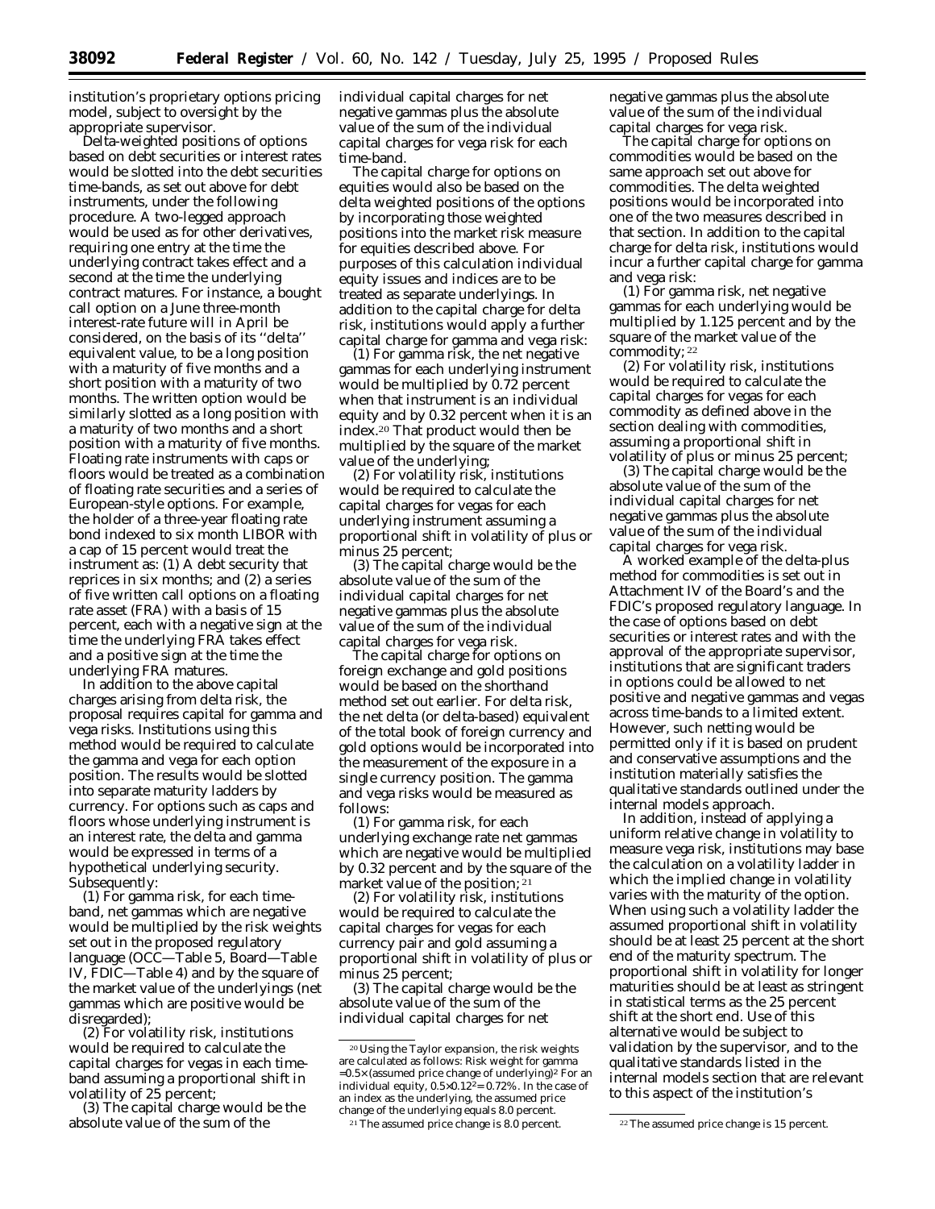institution's proprietary options pricing model, subject to oversight by the appropriate supervisor.

Delta-weighted positions of options based on debt securities or interest rates would be slotted into the debt securities time-bands, as set out above for debt instruments, under the following procedure. A two-legged approach would be used as for other derivatives, requiring one entry at the time the underlying contract takes effect and a second at the time the underlying contract matures. For instance, a bought call option on a June three-month interest-rate future will in April be considered, on the basis of its "delta" equivalent value, to be a long position with a maturity of five months and a short position with a maturity of two months. The written option would be similarly slotted as a long position with a maturity of two months and a short position with a maturity of five months. Floating rate instruments with caps or floors would be treated as a combination of floating rate securities and a series of European-style options. For example, the holder of a three-year floating rate bond indexed to six month LIBOR with a cap of 15 percent would treat the instrument as: (1) A debt security that reprices in six months; and (2) a series of five written call options on a floating rate asset (FRA) with a basis of 15 percent, each with a negative sign at the time the underlying FRA takes effect and a positive sign at the time the underlying FRA matures.

In addition to the above capital charges arising from delta risk, the proposal requires capital for gamma and vega risks. Institutions using this method would be required to calculate the gamma and vega for each option position. The results would be slotted into separate maturity ladders by currency. For options such as caps and floors whose underlying instrument is an interest rate, the delta and gamma would be expressed in terms of a hypothetical underlying security. Subsequently:

(1) For gamma risk, for each time-band, net gammas which are negative would be multiplied by the risk weights set out in the proposed regulatory language (OCC—Table 5, Board—Table IV, FDIC—Table 4) and by the square of the market value of the underlyings (net gammas which are positive would be disregarded);

(2) For volatility risk, institutions would be required to calculate the capital charges for vegas in each time-band assuming a proportional shift in volatility of 25 percent;

(3) The capital charge would be the absolute value of the sum of the individual capital charges for net negative gammas plus the absolute value of the sum of the individual capital charges for vega risk for each time-band.

The capital charge for options on equities would also be based on the delta weighted positions of the options by incorporating those weighted positions into the market risk measure for equities described above. For purposes of this calculation individual equity issues and indices are to be treated as separate underlyings. In addition to the capital charge for delta risk, institutions would apply a further capital charge for gamma and vega risk:

(1) For gamma risk, the net negative gammas for each underlying instrument would be multiplied by 0.72 percent when that instrument is an individual equity and by 0.32 percent when it is an index.[20] That product would then be multiplied by the square of the market value of the underlying;

(2) For volatility risk, institutions would be required to calculate the capital charges for vegas for each underlying instrument assuming a proportional shift in volatility of plus or minus 25 percent;

(3) The capital charge would be the absolute value of the sum of the individual capital charges for net negative gammas plus the absolute value of the sum of the individual capital charges for vega risk.

The capital charge for options on foreign exchange and gold positions would be based on the shorthand method set out earlier. For delta risk, the net delta (or delta-based) equivalent of the total book of foreign currency and gold options would be incorporated into the measurement of the exposure in a single currency position. The gamma and vega risks would be measured as follows:

(1) For gamma risk, for each underlying exchange rate net gammas which are negative would be multiplied by 0.32 percent and by the square of the market value of the position;[21]

(2) For volatility risk, institutions would be required to calculate the capital charges for vegas for each currency pair and gold assuming a proportional shift in volatility of plus or minus 25 percent;

(3) The capital charge would be the absolute value of the sum of the individual capital charges for net negative gammas plus the absolute value of the sum of the individual capital charges for vega risk.

The capital charge for options on commodities would be based on the same approach set out above for commodities. The delta weighted positions would be incorporated into one of the two measures described in that section. In addition to the capital charge for delta risk, institutions would incur a further capital charge for gamma and vega risk:

(1) For gamma risk, net negative gammas for each underlying would be multiplied by 1.125 percent and by the square of the market value of the commodity;[22]

(2) For volatility risk, institutions would be required to calculate the capital charges for vegas for each commodity as defined above in the section dealing with commodities, assuming a proportional shift in volatility of plus or minus 25 percent;

(3) The capital charge would be the absolute value of the sum of the individual capital charges for net negative gammas plus the absolute value of the sum of the individual capital charges for vega risk.

A worked example of the delta-plus method for commodities is set out in Attachment IV of the Board's and the FDIC's proposed regulatory language. In the case of options based on debt securities or interest rates and with the approval of the appropriate supervisor, institutions that are significant traders in options could be allowed to net positive and negative gammas and vegas across time-bands to a limited extent. However, such netting would be permitted only if it is based on prudent and conservative assumptions and the institution materially satisfies the qualitative standards outlined under the internal models approach.

In addition, instead of applying a uniform relative change in volatility to measure vega risk, institutions may base the calculation on a volatility ladder in which the implied change in volatility varies with the maturity of the option. When using such a volatility ladder the assumed proportional shift in volatility should be at least 25 percent at the short end of the maturity spectrum. The proportional shift in volatility for longer maturities should be at least as stringent in statistical terms as the 25 percent shift at the short end. Use of this alternative would be subject to validation by the supervisor, and to the qualitative standards listed in the internal models section that are relevant to this aspect of the institution's

---

[20] Using the Taylor expansion, the risk weights are calculated as follows: Risk weight for gamma $=0.5\times(\text{assumed price change of underlying})^2$ For an individual equity, $0.5\times0.12^2=0.72\%$. In the case of an index as the underlying, the assumed price change of the underlying equals 8.0 percent.

[21] The assumed price change is 8.0 percent.

[22] The assumed price change is 15 percent.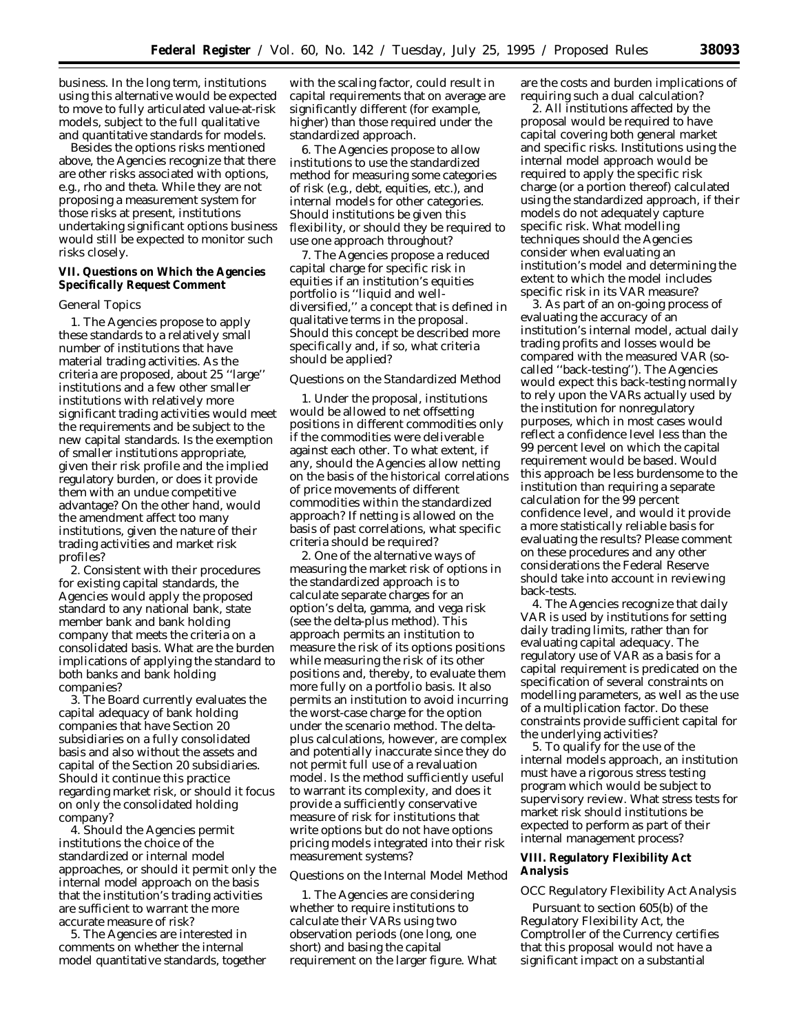business. In the long term, institutions using this alternative would be expected to move to fully articulated value-at-risk models, subject to the full qualitative and quantitative standards for models.

Besides the options risks mentioned above, the Agencies recognize that there are other risks associated with options, e.g., rho and theta. While they are not proposing a measurement system for those risks at present, institutions undertaking significant options business would still be expected to monitor such risks closely.

## VII. Questions on Which the Agencies Specifically Request Comment

### *General Topics*

1. The Agencies propose to apply these standards to a relatively small number of institutions that have material trading activities. As the criteria are proposed, about 25 ''large'' institutions and a few other smaller institutions with relatively more significant trading activities would meet the requirements and be subject to the new capital standards. Is the exemption of smaller institutions appropriate, given their risk profile and the implied regulatory burden, or does it provide them with an undue competitive advantage? On the other hand, would the amendment affect too many institutions, given the nature of their trading activities and market risk profiles?

2. Consistent with their procedures for existing capital standards, the Agencies would apply the proposed standard to any national bank, state member bank and bank holding company that meets the criteria on a consolidated basis. What are the burden implications of applying the standard to both banks and bank holding companies?

3. The Board currently evaluates the capital adequacy of bank holding companies that have Section 20 subsidiaries on a fully consolidated basis and also without the assets and capital of the Section 20 subsidiaries. Should it continue this practice regarding market risk, or should it focus on only the consolidated holding company?

4. Should the Agencies permit institutions the choice of the standardized or internal model approaches, or should it permit only the internal model approach on the basis that the institution's trading activities are sufficient to warrant the more accurate measure of risk?

5. The Agencies are interested in comments on whether the internal model quantitative standards, together with the scaling factor, could result in capital requirements that on average are significantly different (for example, higher) than those required under the standardized approach.

6. The Agencies propose to allow institutions to use the standardized method for measuring some categories of risk (e.g., debt, equities, etc.), and internal models for other categories. Should institutions be given this flexibility, or should they be required to use one approach throughout?

7. The Agencies propose a reduced capital charge for specific risk in equities if an institution's equities portfolio is ''liquid and well-diversified,'' a concept that is defined in qualitative terms in the proposal. Should this concept be described more specifically and, if so, what criteria should be applied?

### *Questions on the Standardized Method*

1. Under the proposal, institutions would be allowed to net offsetting positions in different commodities only if the commodities were deliverable against each other. To what extent, if any, should the Agencies allow netting on the basis of the historical correlations of price movements of different commodities within the standardized approach? If netting is allowed on the basis of past correlations, what specific criteria should be required?

2. One of the alternative ways of measuring the market risk of options in the standardized approach is to calculate separate charges for an option's delta, gamma, and vega risk (see the delta-plus method). This approach permits an institution to measure the risk of its options positions while measuring the risk of its other positions and, thereby, to evaluate them more fully on a portfolio basis. It also permits an institution to avoid incurring the worst-case charge for the option under the scenario method. The delta-plus calculations, however, are complex and potentially inaccurate since they do not permit full use of a revaluation model. Is the method sufficiently useful to warrant its complexity, and does it provide a sufficiently conservative measure of risk for institutions that write options but do not have options pricing models integrated into their risk measurement systems?

### *Questions on the Internal Model Method*

1. The Agencies are considering whether to require institutions to calculate their VARs using two observation periods (one long, one short) and basing the capital requirement on the larger figure. What are the costs and burden implications of requiring such a dual calculation?

2. All institutions affected by the proposal would be required to have capital covering both general market and specific risks. Institutions using the internal model approach would be required to apply the specific risk charge (or a portion thereof) calculated using the standardized approach, if their models do not adequately capture specific risk. What modelling techniques should the Agencies consider when evaluating an institution's model and determining the extent to which the model includes specific risk in its VAR measure?

3. As part of an on-going process of evaluating the accuracy of an institution's internal model, actual daily trading profits and losses would be compared with the measured VAR (so-called ''back-testing''). The Agencies would expect this back-testing normally to rely upon the VARs actually used by the institution for nonregulatory purposes, which in most cases would reflect a confidence level less than the 99 percent level on which the capital requirement would be based. Would this approach be less burdensome to the institution than requiring a separate calculation for the 99 percent confidence level, and would it provide a more statistically reliable basis for evaluating the results? Please comment on these procedures and any other considerations the Federal Reserve should take into account in reviewing back-tests.

4. The Agencies recognize that daily VAR is used by institutions for setting daily trading limits, rather than for evaluating capital adequacy. The regulatory use of VAR as a basis for a capital requirement is predicated on the specification of several constraints on modelling parameters, as well as the use of a multiplication factor. Do these constraints provide sufficient capital for the underlying activities?

5. To qualify for the use of the internal models approach, an institution must have a rigorous stress testing program which would be subject to supervisory review. What stress tests for market risk should institutions be expected to perform as part of their internal management process?

## VIII. Regulatory Flexibility Act Analysis

### *OCC Regulatory Flexibility Act Analysis*

Pursuant to section 605(b) of the Regulatory Flexibility Act, the Comptroller of the Currency certifies that this proposal would not have a significant impact on a substantial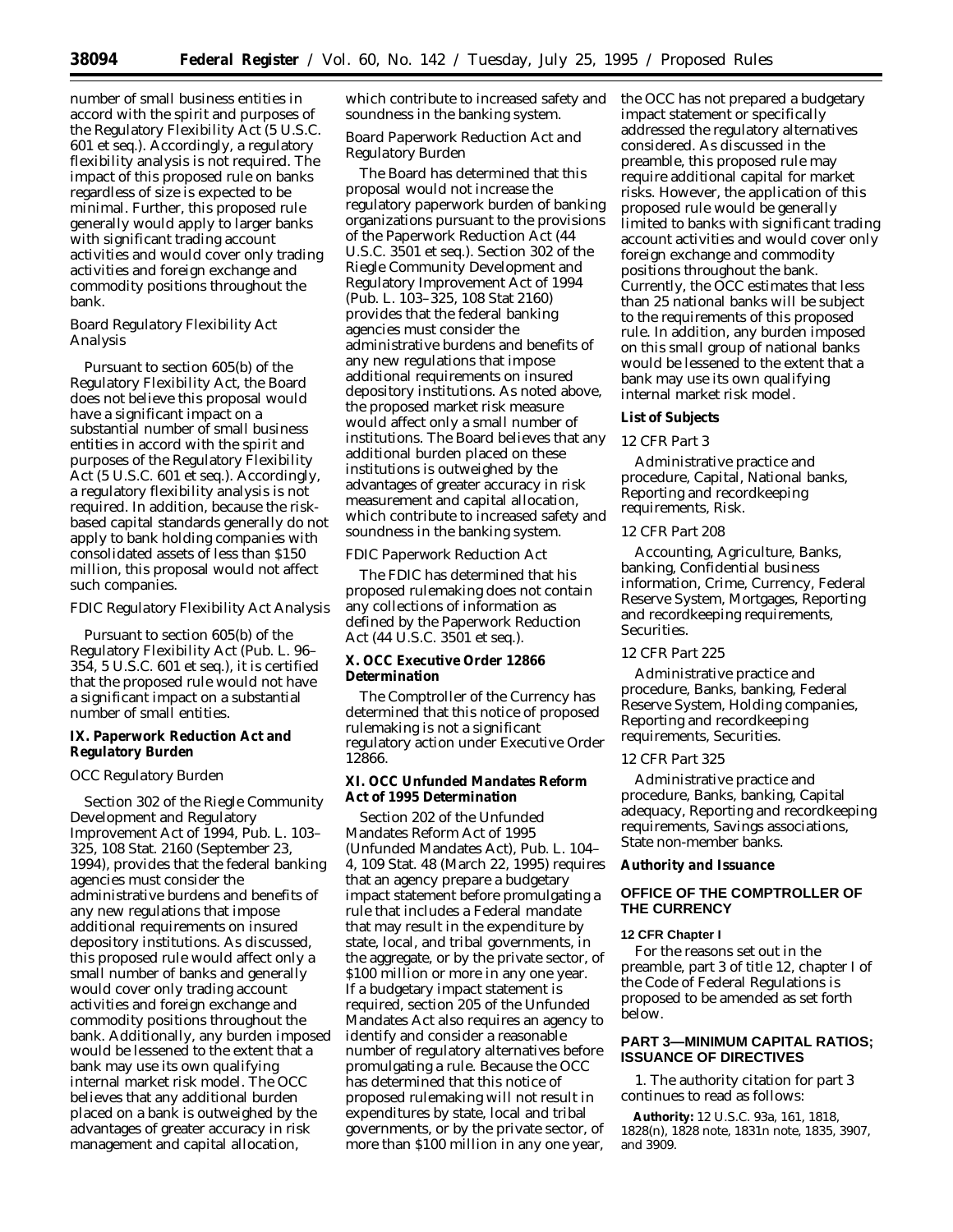number of small business entities in accord with the spirit and purposes of the Regulatory Flexibility Act (5 U.S.C. 601 *et seq.*). Accordingly, a regulatory flexibility analysis is not required. The impact of this proposed rule on banks regardless of size is expected to be minimal. Further, this proposed rule generally would apply to larger banks with significant trading account activities and would cover only trading activities and foreign exchange and commodity positions throughout the bank.

*Board Regulatory Flexibility Act Analysis*

Pursuant to section 605(b) of the Regulatory Flexibility Act, the Board does not believe this proposal would have a significant impact on a substantial number of small business entities in accord with the spirit and purposes of the Regulatory Flexibility Act (5 U.S.C. 601 *et seq.*). Accordingly, a regulatory flexibility analysis is not required. In addition, because the risk-based capital standards generally do not apply to bank holding companies with consolidated assets of less than $150 million, this proposal would not affect such companies.

*FDIC Regulatory Flexibility Act Analysis*

Pursuant to section 605(b) of the Regulatory Flexibility Act (Pub. L. 96–354, 5 U.S.C. 601 *et seq.*), it is certified that the proposed rule would not have a significant impact on a substantial number of small entities.

## IX. Paperwork Reduction Act and Regulatory Burden

*OCC Regulatory Burden*

Section 302 of the Riegle Community Development and Regulatory Improvement Act of 1994, Pub. L. 103–325, 108 Stat. 2160 (September 23, 1994), provides that the federal banking agencies must consider the administrative burdens and benefits of any new regulations that impose additional requirements on insured depository institutions. As discussed, this proposed rule would affect only a small number of banks and generally would cover only trading account activities and foreign exchange and commodity positions throughout the bank. Additionally, any burden imposed would be lessened to the extent that a bank may use its own qualifying internal market risk model. The OCC believes that any additional burden placed on a bank is outweighed by the advantages of greater accuracy in risk management and capital allocation, which contribute to increased safety and soundness in the banking system.

*Board Paperwork Reduction Act and Regulatory Burden*

The Board has determined that this proposal would not increase the regulatory paperwork burden of banking organizations pursuant to the provisions of the Paperwork Reduction Act (44 U.S.C. 3501 *et seq.*). Section 302 of the Riegle Community Development and Regulatory Improvement Act of 1994 (Pub. L. 103–325, 108 Stat 2160) provides that the federal banking agencies must consider the administrative burdens and benefits of any new regulations that impose additional requirements on insured depository institutions. As noted above, the proposed market risk measure would affect only a small number of institutions. The Board believes that any additional burden placed on these institutions is outweighed by the advantages of greater accuracy in risk measurement and capital allocation, which contribute to increased safety and soundness in the banking system.

*FDIC Paperwork Reduction Act*

The FDIC has determined that his proposed rulemaking does not contain any collections of information as defined by the Paperwork Reduction Act (44 U.S.C. 3501 *et seq.*).

## X. OCC Executive Order 12866 Determination

The Comptroller of the Currency has determined that this notice of proposed rulemaking is not a significant regulatory action under Executive Order 12866.

## XI. OCC Unfunded Mandates Reform Act of 1995 Determination

Section 202 of the Unfunded Mandates Reform Act of 1995 (Unfunded Mandates Act), Pub. L. 104–4, 109 Stat. 48 (March 22, 1995) requires that an agency prepare a budgetary impact statement before promulgating a rule that includes a Federal mandate that may result in the expenditure by state, local, and tribal governments, in the aggregate, or by the private sector, of $100 million or more in any one year. If a budgetary impact statement is required, section 205 of the Unfunded Mandates Act also requires an agency to identify and consider a reasonable number of regulatory alternatives before promulgating a rule. Because the OCC has determined that this notice of proposed rulemaking will not result in expenditures by state, local and tribal governments, or by the private sector, of more than $100 million in any one year, the OCC has not prepared a budgetary impact statement or specifically addressed the regulatory alternatives considered. As discussed in the preamble, this proposed rule may require additional capital for market risks. However, the application of this proposed rule would be generally limited to banks with significant trading account activities and would cover only foreign exchange and commodity positions throughout the bank. Currently, the OCC estimates that less than 25 national banks will be subject to the requirements of this proposed rule. In addition, any burden imposed on this small group of national banks would be lessened to the extent that a bank may use its own qualifying internal market risk model.

## List of Subjects

*12 CFR Part 3*

Administrative practice and procedure, Capital, National banks, Reporting and recordkeeping requirements, Risk.

*12 CFR Part 208*

Accounting, Agriculture, Banks, banking, Confidential business information, Crime, Currency, Federal Reserve System, Mortgages, Reporting and recordkeeping requirements, Securities.

*12 CFR Part 225*

Administrative practice and procedure, Banks, banking, Federal Reserve System, Holding companies, Reporting and recordkeeping requirements, Securities.

*12 CFR Part 325*

Administrative practice and procedure, Banks, banking, Capital adequacy, Reporting and recordkeeping requirements, Savings associations, State non-member banks.

## Authority and Issuance

## OFFICE OF THE COMPTROLLER OF THE CURRENCY

### 12 CFR Chapter I

For the reasons set out in the preamble, part 3 of title 12, chapter I of the Code of Federal Regulations is proposed to be amended as set forth below.

## PART 3—MINIMUM CAPITAL RATIOS; ISSUANCE OF DIRECTIVES

1. The authority citation for part 3 continues to read as follows:

**Authority:** 12 U.S.C. 93a, 161, 1818, 1828(n), 1828 note, 1831n note, 1835, 3907, and 3909.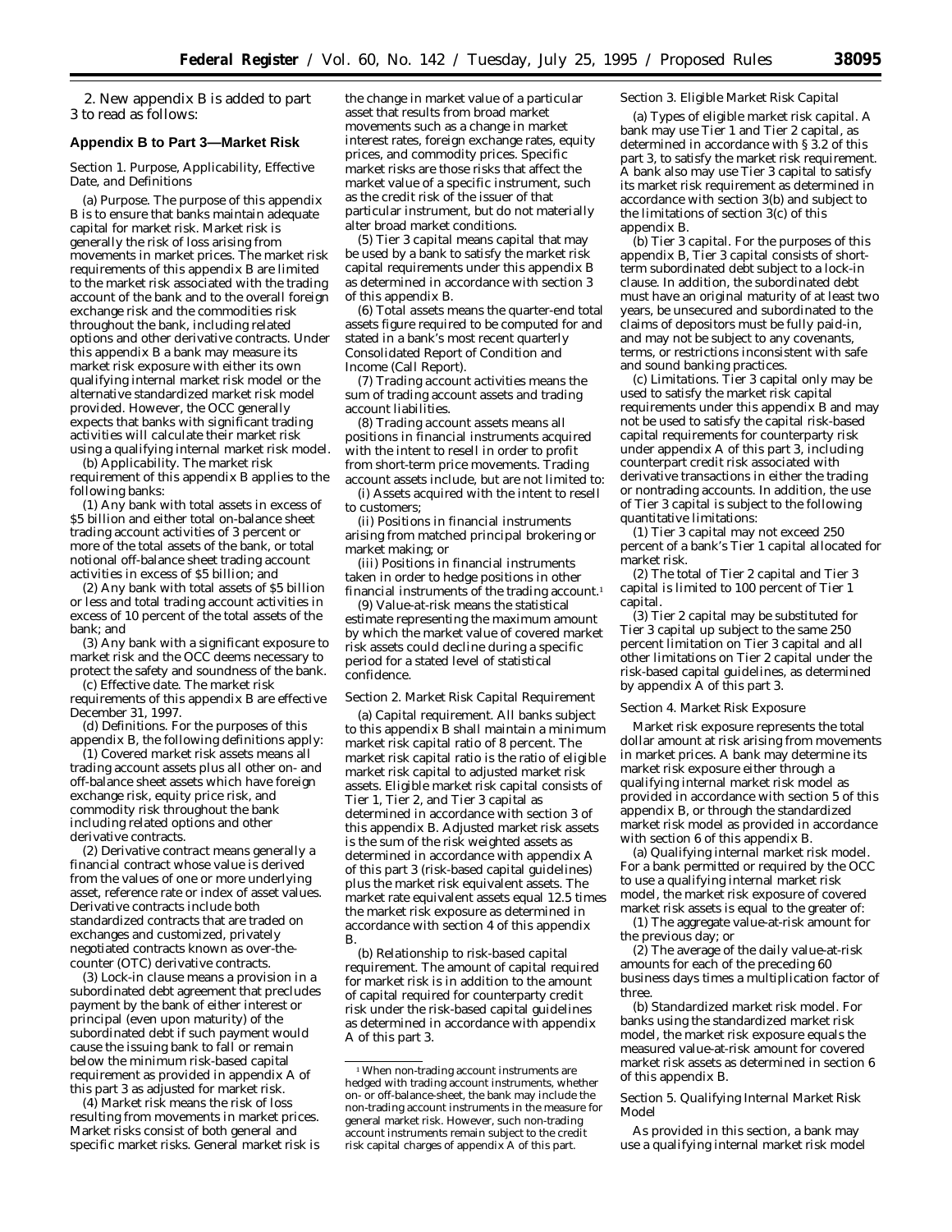2. New appendix B is added to part 3 to read as follows:

## Appendix B to Part 3—Market Risk

Section 1. Purpose, Applicability, Effective Date, and Definitions

(a) *Purpose.* The purpose of this appendix B is to ensure that banks maintain adequate capital for market risk. Market risk is generally the risk of loss arising from movements in market prices. The market risk requirements of this appendix B are limited to the market risk associated with the trading account of the bank and to the overall foreign exchange risk and the commodities risk throughout the bank, including related options and other derivative contracts. Under this appendix B a bank may measure its market risk exposure with either its own qualifying internal market risk model or the alternative standardized market risk model provided. However, the OCC generally expects that banks with significant trading activities will calculate their market risk using a qualifying internal market risk model.

(b) *Applicability.* The market risk requirement of this appendix B applies to the following banks:

(1) Any bank with total assets in excess of $5 billion and either total on-balance sheet trading account activities of 3 percent or more of the total assets of the bank, or total notional off-balance sheet trading account activities in excess of $5 billion; and

(2) Any bank with total assets of $5 billion or less and total trading account activities in excess of 10 percent of the total assets of the bank; and

(3) Any bank with a significant exposure to market risk and the OCC deems necessary to protect the safety and soundness of the bank.

(c) *Effective date.* The market risk requirements of this appendix B are effective December 31, 1997.

(d) *Definitions.* For the purposes of this appendix B, the following definitions apply:

(1) *Covered market risk assets* means all trading account assets plus all other on- and off-balance sheet assets which have foreign exchange risk, equity price risk, and commodity risk throughout the bank including related options and other derivative contracts.

(2) *Derivative contract* means generally a financial contract whose value is derived from the values of one or more underlying asset, reference rate or index of asset values. Derivative contracts include both standardized contracts that are traded on exchanges and customized, privately negotiated contracts known as over-the-counter (OTC) derivative contracts.

(3) *Lock-in clause* means a provision in a subordinated debt agreement that precludes payment by the bank of either interest or principal (even upon maturity) of the subordinated debt if such payment would cause the issuing bank to fall or remain below the minimum risk-based capital requirement as provided in appendix A of this part 3 as adjusted for market risk.

(4) *Market risk* means the risk of loss resulting from movements in market prices. Market risks consist of both general and specific market risks. General market risk is the change in market value of a particular asset that results from broad market movements such as a change in market interest rates, foreign exchange rates, equity prices, and commodity prices. Specific market risks are those risks that affect the market value of a specific instrument, such as the credit risk of the issuer of that particular instrument, but do not materially alter broad market conditions.

(5) *Tier 3 capital* means capital that may be used by a bank to satisfy the market risk capital requirements under this appendix B as determined in accordance with section 3 of this appendix B.

(6) *Total assets* means the quarter-end total assets figure required to be computed for and stated in a bank's most recent quarterly Consolidated Report of Condition and Income (Call Report).

(7) *Trading account activities* means the sum of trading account assets and trading account liabilities.

(8) *Trading account assets* means all positions in financial instruments acquired with the intent to resell in order to profit from short-term price movements. Trading account assets include, but are not limited to:

(i) Assets acquired with the intent to resell to customers;

(ii) Positions in financial instruments arising from matched principal brokering or market making; or

(iii) Positions in financial instruments taken in order to hedge positions in other financial instruments of the trading account.[1]

(9) *Value-at-risk* means the statistical estimate representing the maximum amount by which the market value of covered market risk assets could decline during a specific period for a stated level of statistical confidence.

Section 2. Market Risk Capital Requirement

(a) *Capital requirement.* All banks subject to this appendix B shall maintain a minimum market risk capital ratio of 8 percent. The market risk capital ratio is the ratio of eligible market risk capital to adjusted market risk assets. Eligible market risk capital consists of Tier 1, Tier 2, and Tier 3 capital as determined in accordance with section 3 of this appendix B. Adjusted market risk assets is the sum of the risk weighted assets as determined in accordance with appendix A of this part 3 (risk-based capital guidelines) plus the market risk equivalent assets. The market rate equivalent assets equal 12.5 times the market risk exposure as determined in accordance with section 4 of this appendix B.

(b) *Relationship to risk-based capital requirement.* The amount of capital required for market risk is in addition to the amount of capital required for counterparty credit risk under the risk-based capital guidelines as determined in accordance with appendix A of this part 3.

[1] When non-trading account instruments are hedged with trading account instruments, whether on- or off-balance-sheet, the bank may include the non-trading account instruments in the measure for general market risk. However, such non-trading account instruments remain subject to the credit risk capital charges of appendix A of this part.

Section 3. Eligible Market Risk Capital

(a) *Types of eligible market risk capital.* A bank may use Tier 1 and Tier 2 capital, as determined in accordance with § 3.2 of this part 3, to satisfy the market risk requirement. A bank also may use Tier 3 capital to satisfy its market risk requirement as determined in accordance with section 3(b) and subject to the limitations of section 3(c) of this appendix B.

(b) *Tier 3 capital.* For the purposes of this appendix B, Tier 3 capital consists of short-term subordinated debt subject to a lock-in clause. In addition, the subordinated debt must have an original maturity of at least two years, be unsecured and subordinated to the claims of depositors must be fully paid-in, and may not be subject to any covenants, terms, or restrictions inconsistent with safe and sound banking practices.

(c) *Limitations.* Tier 3 capital only may be used to satisfy the market risk capital requirements under this appendix B and may not be used to satisfy the capital risk-based capital requirements for counterparty risk under appendix A of this part 3, including counterpart credit risk associated with derivative transactions in either the trading or nontrading accounts. In addition, the use of Tier 3 capital is subject to the following quantitative limitations:

(1) Tier 3 capital may not exceed 250 percent of a bank's Tier 1 capital allocated for market risk.

(2) The total of Tier 2 capital and Tier 3 capital is limited to 100 percent of Tier 1 capital.

(3) Tier 2 capital may be substituted for Tier 3 capital up subject to the same 250 percent limitation on Tier 3 capital and all other limitations on Tier 2 capital under the risk-based capital guidelines, as determined by appendix A of this part 3.

Section 4. Market Risk Exposure

Market risk exposure represents the total dollar amount at risk arising from movements in market prices. A bank may determine its market risk exposure either through a qualifying internal market risk model as provided in accordance with section 5 of this appendix B, or through the standardized market risk model as provided in accordance with section 6 of this appendix B.

(a) *Qualifying internal market risk model.* For a bank permitted or required by the OCC to use a qualifying internal market risk model, the market risk exposure of covered market risk assets is equal to the greater of:

(1) The aggregate value-at-risk amount for the previous day; or

(2) The average of the daily value-at-risk amounts for each of the preceding 60 business days times a multiplication factor of three.

(b) *Standardized market risk model.* For banks using the standardized market risk model, the market risk exposure equals the measured value-at-risk amount for covered market risk assets as determined in section 6 of this appendix B.

Section 5. Qualifying Internal Market Risk Model

As provided in this section, a bank may use a qualifying internal market risk model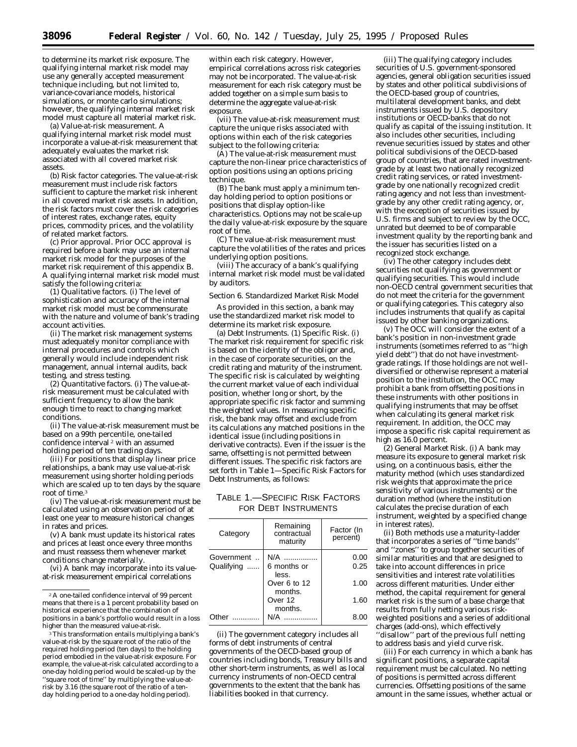to determine its market risk exposure. The qualifying internal market risk model may use any generally accepted measurement technique including, but not limited to, variance-covariance models, historical simulations, or monte carlo simulations; however, the qualifying internal market risk model must capture all material market risk.

(a) *Value-at-risk measurement.* A qualifying internal market risk model must incorporate a value-at-risk measurement that adequately evaluates the market risk associated with all covered market risk assets.

(b) *Risk factor categories.* The value-at-risk measurement must include risk factors sufficient to capture the market risk inherent in all covered market risk assets. In addition, the risk factors must cover the risk categories of interest rates, exchange rates, equity prices, commodity prices, and the volatility of related market factors.

(c) *Prior approval.* Prior OCC approval is required before a bank may use an internal market risk model for the purposes of the market risk requirement of this appendix B. A qualifying internal market risk model must satisfy the following criteria:

(1) *Qualitative factors.* (i) The level of sophistication and accuracy of the internal market risk model must be commensurate with the nature and volume of bank's trading account activities.

(ii) The market risk management systems must adequately monitor compliance with internal procedures and controls which generally would include independent risk management, annual internal audits, back testing, and stress testing.

(2) *Quantitative factors.* (i) The value-at-risk measurement must be calculated with sufficient frequency to allow the bank enough time to react to changing market conditions.

(ii) The value-at-risk measurement must be based on a 99th percentile, one-tailed confidence interval [2] with an assumed holding period of ten trading days.

(iii) For positions that display linear price relationships, a bank may use value-at-risk measurement using shorter holding periods which are scaled up to ten days by the square root of time.[3]

(iv) The value-at-risk measurement must be calculated using an observation period of at least one year to measure historical changes in rates and prices.

(v) A bank must update its historical rates and prices at least once every three months and must reassess them whenever market conditions change materially.

(vi) A bank may incorporate into its value-at-risk measurement empirical correlations within each risk category. However, empirical correlations across risk categories may not be incorporated. The value-at-risk measurement for each risk category must be added together on a simple sum basis to determine the aggregate value-at-risk exposure.

(vii) The value-at-risk measurement must capture the unique risks associated with options within each of the risk categories subject to the following criteria:

(A) The value-at-risk measurement must capture the non-linear price characteristics of option positions using an options pricing technique.

(B) The bank must apply a minimum ten-day holding period to option positions or positions that display option-like characteristics. Options may not be scale-up the daily value-at-risk exposure by the square root of time.

(C) The value-at-risk measurement must capture the volatilities of the rates and prices underlying option positions.

(viii) The accuracy of a bank's qualifying internal market risk model must be validated by auditors.

Section 6. Standardized Market Risk Model

As provided in this section, a bank may use the standardized market risk model to determine its market risk exposure.

(a) *Debt Instruments.* (1) *Specific Risk.* (i) The market risk requirement for specific risk is based on the identity of the obligor and, in the case of corporate securities, on the credit rating and maturity of the instrument. The specific risk is calculated by weighting the current market value of each individual position, whether long or short, by the appropriate specific risk factor and summing the weighted values. In measuring specific risk, the bank may offset and exclude from its calculations any matched positions in the identical issue (including positions in derivative contracts). Even if the issuer is the same, offsetting is not permitted between different issues. The specific risk factors are set forth in Table 1—Specific Risk Factors for Debt Instruments, as follows:

TABLE 1.—SPECIFIC RISK FACTORS FOR DEBT INSTRUMENTS

| Category | Remaining contractual maturity | Factor (In percent) |
|---|---|---|
| Government | N/A | 0.00 |
| Qualifying | 6 months or less. | 0.25 |
| | Over 6 to 12 months. | 1.00 |
| | Over 12 months. | 1.60 |
| Other | N/A | 8.00 |

(ii) The government category includes all forms of debt instruments of central governments of the OECD-based group of countries including bonds, Treasury bills and other short-term instruments, as well as local currency instruments of non-OECD central governments to the extent that the bank has liabilities booked in that currency.

(iii) The qualifying category includes securities of U.S. government-sponsored agencies, general obligation securities issued by states and other political subdivisions of the OECD-based group of countries, multilateral development banks, and debt instruments issued by U.S. depository institutions or OECD-banks that do not qualify as capital of the issuing institution. It also includes other securities, including revenue securities issued by states and other political subdivisions of the OECD-based group of countries, that are rated investment-grade by at least two nationally recognized credit rating services, or rated investment-grade by one nationally recognized credit rating agency and not less than investment-grade by any other credit rating agency, or, with the exception of securities issued by U.S. firms and subject to review by the OCC, unrated but deemed to be of comparable investment quality by the reporting bank and the issuer has securities listed on a recognized stock exchange.

(iv) The other category includes debt securities not qualifying as government or qualifying securities. This would include non-OECD central government securities that do not meet the criteria for the government or qualifying categories. This category also includes instruments that qualify as capital issued by other banking organizations.

(v) The OCC will consider the extent of a bank's position in non-investment grade instruments (sometimes referred to as "high yield debt") that do not have investment-grade ratings. If those holdings are not well-diversified or otherwise represent a material position to the institution, the OCC may prohibit a bank from offsetting positions in these instruments with other positions in qualifying instruments that may be offset when calculating its general market risk requirement. In addition, the OCC may impose a specific risk capital requirement as high as 16.0 percent.

(2) *General Market Risk.* (i) A bank may measure its exposure to general market risk using, on a continuous basis, either the maturity method (which uses standardized risk weights that approximate the price sensitivity of various instruments) or the duration method (where the institution calculates the precise duration of each instrument, weighted by a specified change in interest rates).

(ii) Both methods use a maturity-ladder that incorporates a series of "time bands" and "zones" to group together securities of similar maturities and that are designed to take into account differences in price sensitivities and interest rate volatilities across different maturities. Under either method, the capital requirement for general market risk is the sum of a base charge that results from fully netting various risk-weighted positions and a series of additional charges (add-ons), which effectively "disallow" part of the previous full netting to address basis and yield curve risk.

(iii) For each currency in which a bank has significant positions, a separate capital requirement must be calculated. No netting of positions is permitted across different currencies. Offsetting positions of the same amount in the same issues, whether actual or

[2] A one-tailed confidence interval of 99 percent means that there is a 1 percent probability based on historical experience that the combination of positions in a bank's portfolio would result in a loss higher than the measured value-at-risk.

[3] This transformation entails multiplying a bank's value-at-risk by the square root of the ratio of the required holding period (ten days) to the holding period embodied in the value-at-risk exposure. For example, the value-at-risk calculated according to a one-day holding period would be scaled-up by the "square root of time" by multiplying the value-at-risk by 3.16 (the square root of the ratio of a ten-day holding period to a one-day holding period).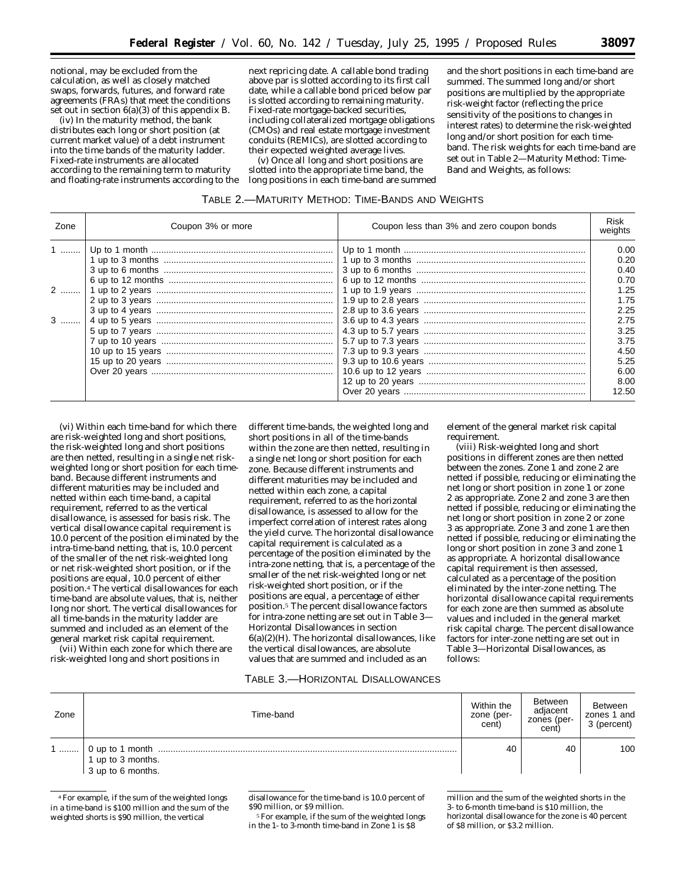notional, may be excluded from the calculation, as well as closely matched swaps, forwards, futures, and forward rate agreements (FRAs) that meet the conditions set out in section 6(a)(3) of this appendix B.

(iv) In the maturity method, the bank distributes each long or short position (at current market value) of a debt instrument into the time bands of the maturity ladder. Fixed-rate instruments are allocated according to the remaining term to maturity and floating-rate instruments according to the next repricing date. A callable bond trading above par is slotted according to its first call date, while a callable bond priced below par is slotted according to remaining maturity. Fixed-rate mortgage-backed securities, including collateralized mortgage obligations (CMOs) and real estate mortgage investment conduits (REMICs), are slotted according to their expected weighted average lives.

(v) Once all long and short positions are slotted into the appropriate time band, the long positions in each time-band are summed and the short positions in each time-band are summed. The summed long and/or short positions are multiplied by the appropriate risk-weight factor (reflecting the price sensitivity of the positions to changes in interest rates) to determine the risk-weighted long and/or short position for each time-band. The risk weights for each time-band are set out in Table 2—Maturity Method: Time-Band and Weights, as follows:

TABLE 2.—MATURITY METHOD: TIME-BANDS AND WEIGHTS

| Zone | Coupon 3% or more | Coupon less than 3% and zero coupon bonds | Risk weights |
|---|---|---|---|
| 1 | Up to 1 month | Up to 1 month | 0.00 |
| | 1 up to 3 months | 1 up to 3 months | 0.20 |
| | 3 up to 6 months | 3 up to 6 months | 0.40 |
| | 6 up to 12 months | 6 up to 12 months | 0.70 |
| 2 | 1 up to 2 years | 1 up to 1.9 years | 1.25 |
| | 2 up to 3 years | 1.9 up to 2.8 years | 1.75 |
| | 3 up to 4 years | 2.8 up to 3.6 years | 2.25 |
| 3 | 4 up to 5 years | 3.6 up to 4.3 years | 2.75 |
| | 5 up to 7 years | 4.3 up to 5.7 years | 3.25 |
| | 7 up to 10 years | 5.7 up to 7.3 years | 3.75 |
| | 10 up to 15 years | 7.3 up to 9.3 years | 4.50 |
| | 15 up to 20 years | 9.3 up to 10.6 years | 5.25 |
| | Over 20 years | 10.6 up to 12 years | 6.00 |
| | | 12 up to 20 years | 8.00 |
| | | Over 20 years | 12.50 |

(vi) Within each time-band for which there are risk-weighted long and short positions, the risk-weighted long and short positions are then netted, resulting in a single net risk-weighted long or short position for each time-band. Because different instruments and different maturities may be included and netted within each time-band, a capital requirement, referred to as the vertical disallowance, is assessed for basis risk. The vertical disallowance capital requirement is 10.0 percent of the position eliminated by the intra-time-band netting, that is, 10.0 percent of the smaller of the net risk-weighted long or net risk-weighted short position, or if the positions are equal, 10.0 percent of either position.[4] The vertical disallowances for each time-band are absolute values, that is, neither long nor short. The vertical disallowances for all time-bands in the maturity ladder are summed and included as an element of the general market risk capital requirement.

(vii) Within each zone for which there are risk-weighted long and short positions in different time-bands, the weighted long and short positions in all of the time-bands within the zone are then netted, resulting in a single net long or short position for each zone. Because different instruments and different maturities may be included and netted within each zone, a capital requirement, referred to as the horizontal disallowance, is assessed to allow for the imperfect correlation of interest rates along the yield curve. The horizontal disallowance capital requirement is calculated as a percentage of the position eliminated by the intra-zone netting, that is, a percentage of the smaller of the net risk-weighted long or net risk-weighted short position, or if the positions are equal, a percentage of either position.[5] The percent disallowance factors for intra-zone netting are set out in Table 3—Horizontal Disallowances in section 6(a)(2)(H). The horizontal disallowances, like the vertical disallowances, are absolute values that are summed and included as an element of the general market risk capital requirement.

(viii) Risk-weighted long and short positions in different zones are then netted between the zones. Zone 1 and zone 2 are netted if possible, reducing or eliminating the net long or short position in zone 1 or zone 2 as appropriate. Zone 2 and zone 3 are then netted if possible, reducing or eliminating the net long or short position in zone 2 or zone 3 as appropriate. Zone 3 and zone 1 are then netted if possible, reducing or eliminating the long or short position in zone 3 and zone 1 as appropriate. A horizontal disallowance capital requirement is then assessed, calculated as a percentage of the position eliminated by the inter-zone netting. The horizontal disallowance capital requirements for each zone are then summed as absolute values and included in the general market risk capital charge. The percent disallowance factors for inter-zone netting are set out in Table 3—Horizontal Disallowances, as follows:

TABLE 3.—HORIZONTAL DISALLOWANCES

| Zone | Time-band | Within the zone (percent) | Between adjacent zones (percent) | Between zones 1 and 3 (percent) |
|---|---|---|---|---|
| 1 | 0 up to 1 month<br>1 up to 3 months.<br>3 up to 6 months. | 40 | 40 | 100 |

[4] For example, if the sum of the weighted longs in a time-band is $100 million and the sum of the weighted shorts is $90 million, the vertical disallowance for the time-band is 10.0 percent of $90 million, or $9 million.

[5] For example, if the sum of the weighted longs in the 1- to 3-month time-band in Zone 1 is $8 million and the sum of the weighted shorts in the 3- to 6-month time-band is $10 million, the horizontal disallowance for the zone is 40 percent of $8 million, or $3.2 million.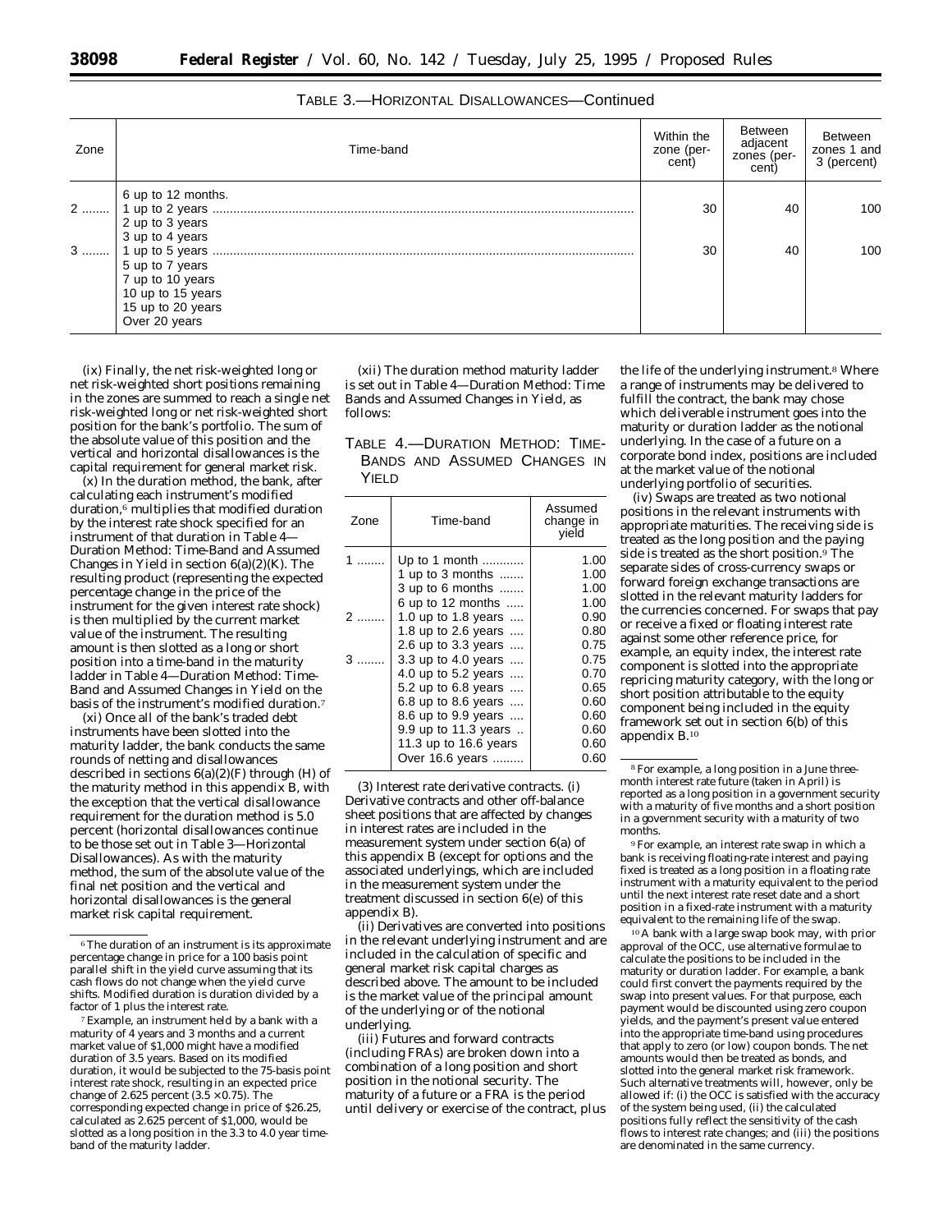TABLE 3.—HORIZONTAL DISALLOWANCES—Continued

| Zone | Time-band | Within the zone (percent) | Between adjacent zones (percent) | Between zones 1 and 3 (percent) |
|---|---|---|---|---|
| | 6 up to 12 months. | | | |
| 2 | 1 up to 2 years | 30 | 40 | 100 |
| | 2 up to 3 years | | | |
| | 3 up to 4 years | | | |
| 3 | 1 up to 5 years | 30 | 40 | 100 |
| | 5 up to 7 years | | | |
| | 7 up to 10 years | | | |
| | 10 up to 15 years | | | |
| | 15 up to 20 years | | | |
| | Over 20 years | | | |

(ix) Finally, the net risk-weighted long or net risk-weighted short positions remaining in the zones are summed to reach a single net risk-weighted long or net risk-weighted short position for the bank's portfolio. The sum of the absolute value of this position and the vertical and horizontal disallowances is the capital requirement for general market risk.

(x) In the duration method, the bank, after calculating each instrument's modified duration,[6] multiplies that modified duration by the interest rate shock specified for an instrument of that duration in Table 4—Duration Method: Time-Band and Assumed Changes in Yield in section 6(a)(2)(K). The resulting product (representing the expected percentage change in the price of the instrument for the given interest rate shock) is then multiplied by the current market value of the instrument. The resulting amount is then slotted as a long or short position into a time-band in the maturity ladder in Table 4—Duration Method: Time-Band and Assumed Changes in Yield on the basis of the instrument's modified duration.[7]

(xi) Once all of the bank's traded debt instruments have been slotted into the maturity ladder, the bank conducts the same rounds of netting and disallowances described in sections 6(a)(2)(F) through (H) of the maturity method in this appendix B, with the exception that the vertical disallowance requirement for the duration method is 5.0 percent (horizontal disallowances continue to be those set out in Table 3—Horizontal Disallowances). As with the maturity method, the sum of the absolute value of the final net position and the vertical and horizontal disallowances is the general market risk capital requirement.

(xii) The duration method maturity ladder is set out in Table 4—Duration Method: Time Bands and Assumed Changes in Yield, as follows:

TABLE 4.—DURATION METHOD: TIME-BANDS AND ASSUMED CHANGES IN YIELD

| Zone | Time-band | Assumed change in yield |
|---|---|---|
| 1 | Up to 1 month | 1.00 |
| | 1 up to 3 months | 1.00 |
| | 3 up to 6 months | 1.00 |
| | 6 up to 12 months | 1.00 |
| 2 | 1.0 up to 1.8 years | 0.90 |
| | 1.8 up to 2.6 years | 0.80 |
| | 2.6 up to 3.3 years | 0.75 |
| 3 | 3.3 up to 4.0 years | 0.75 |
| | 4.0 up to 5.2 years | 0.70 |
| | 5.2 up to 6.8 years | 0.65 |
| | 6.8 up to 8.6 years | 0.60 |
| | 8.6 up to 9.9 years | 0.60 |
| | 9.9 up to 11.3 years | 0.60 |
| | 11.3 up to 16.6 years | 0.60 |
| | Over 16.6 years | 0.60 |

(3) *Interest rate derivative contracts.* (i) Derivative contracts and other off-balance sheet positions that are affected by changes in interest rates are included in the measurement system under section 6(a) of this appendix B (except for options and the associated underlyings, which are included in the measurement system under the treatment discussed in section 6(e) of this appendix B).

(ii) Derivatives are converted into positions in the relevant underlying instrument and are included in the calculation of specific and general market risk capital charges as described above. The amount to be included is the market value of the principal amount of the underlying or of the notional underlying.

(iii) Futures and forward contracts (including FRAs) are broken down into a combination of a long position and short position in the notional security. The maturity of a future or a FRA is the period until delivery or exercise of the contract, plus the life of the underlying instrument.[8] Where a range of instruments may be delivered to fulfill the contract, the bank may chose which deliverable instrument goes into the maturity or duration ladder as the notional underlying. In the case of a future on a corporate bond index, positions are included at the market value of the notional underlying portfolio of securities.

(iv) Swaps are treated as two notional positions in the relevant instruments with appropriate maturities. The receiving side is treated as the long position and the paying side is treated as the short position.[9] The separate sides of cross-currency swaps or forward foreign exchange transactions are slotted in the relevant maturity ladders for the currencies concerned. For swaps that pay or receive a fixed or floating interest rate against some other reference price, for example, an equity index, the interest rate component is slotted into the appropriate repricing maturity category, with the long or short position attributable to the equity component being included in the equity framework set out in section 6(b) of this appendix B.[10]

---

[6] The duration of an instrument is its approximate percentage change in price for a 100 basis point parallel shift in the yield curve assuming that its cash flows do not change when the yield curve shifts. Modified duration is duration divided by a factor of 1 plus the interest rate.

[7] Example, an instrument held by a bank with a maturity of 4 years and 3 months and a current market value of $1,000 might have a modified duration of 3.5 years. Based on its modified duration, it would be subjected to the 75-basis point interest rate shock, resulting in an expected price change of 2.625 percent ($3.5 \times 0.75$). The corresponding expected change in price of $26.25, calculated as 2.625 percent of $1,000, would be slotted as a long position in the 3.3 to 4.0 year time-band of the maturity ladder.

[8] For example, a long position in a June three-month interest rate future (taken in April) is reported as a long position in a government security with a maturity of five months and a short position in a government security with a maturity of two months.

[9] For example, an interest rate swap in which a bank is receiving floating-rate interest and paying fixed is treated as a long position in a floating rate instrument with a maturity equivalent to the period until the next interest rate reset date and a short position in a fixed-rate instrument with a maturity equivalent to the remaining life of the swap.

[10] A bank with a large swap book may, with prior approval of the OCC, use alternative formulae to calculate the positions to be included in the maturity or duration ladder. For example, a bank could first convert the payments required by the swap into present values. For that purpose, each payment would be discounted using zero coupon yields, and the payment's present value entered into the appropriate time-band using procedures that apply to zero (or low) coupon bonds. The net amounts would then be treated as bonds, and slotted into the general market risk framework. Such alternative treatments will, however, only be allowed if: (i) the OCC is satisfied with the accuracy of the system being used, (ii) the calculated positions fully reflect the sensitivity of the cash flows to interest rate changes; and (iii) the positions are denominated in the same currency.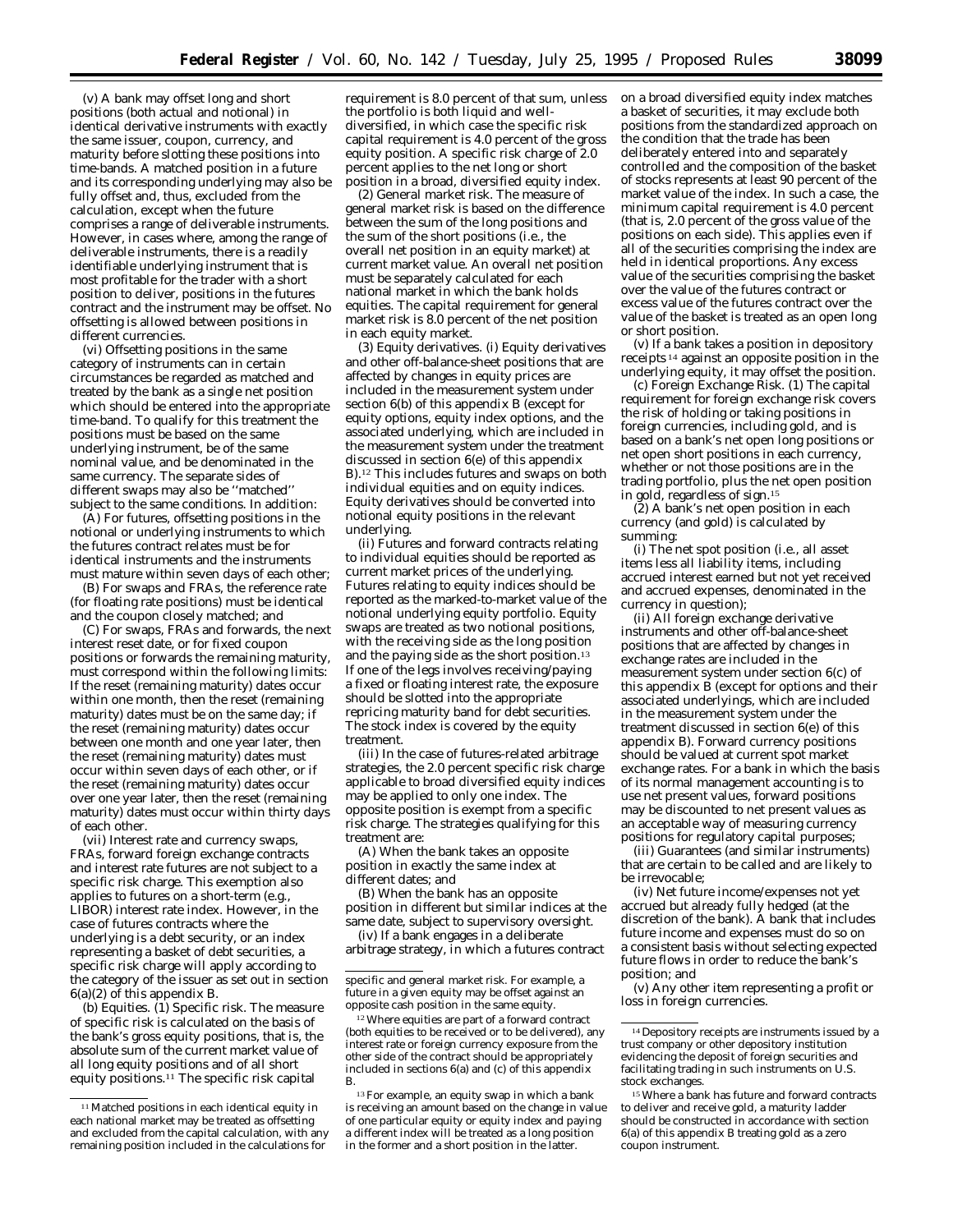(v) A bank may offset long and short positions (both actual and notional) in identical derivative instruments with exactly the same issuer, coupon, currency, and maturity before slotting these positions into time-bands. A matched position in a future and its corresponding underlying may also be fully offset and, thus, excluded from the calculation, except when the future comprises a range of deliverable instruments. However, in cases where, among the range of deliverable instruments, there is a readily identifiable underlying instrument that is most profitable for the trader with a short position to deliver, positions in the futures contract and the instrument may be offset. No offsetting is allowed between positions in different currencies.

(vi) Offsetting positions in the same category of instruments can in certain circumstances be regarded as matched and treated by the bank as a single net position which should be entered into the appropriate time-band. To qualify for this treatment the positions must be based on the same underlying instrument, be of the same nominal value, and be denominated in the same currency. The separate sides of different swaps may also be "matched" subject to the same conditions. In addition:

(A) For futures, offsetting positions in the notional or underlying instruments to which the futures contract relates must be for identical instruments and the instruments must mature within seven days of each other;

(B) For swaps and FRAs, the reference rate (for floating rate positions) must be identical and the coupon closely matched; and

(C) For swaps, FRAs and forwards, the next interest reset date, or for fixed coupon positions or forwards the remaining maturity, must correspond within the following limits: If the reset (remaining maturity) dates occur within one month, then the reset (remaining maturity) dates must be on the same day; if the reset (remaining maturity) dates occur between one month and one year later, then the reset (remaining maturity) dates must occur within seven days of each other, or if the reset (remaining maturity) dates occur over one year later, then the reset (remaining maturity) dates must occur within thirty days of each other.

(vii) Interest rate and currency swaps, FRAs, forward foreign exchange contracts and interest rate futures are not subject to a specific risk charge. This exemption also applies to futures on a short-term (e.g., LIBOR) interest rate index. However, in the case of futures contracts where the underlying is a debt security, or an index representing a basket of debt securities, a specific risk charge will apply according to the category of the issuer as set out in section 6(a)(2) of this appendix B.

(b) *Equities.* (1) *Specific risk.* The measure of specific risk is calculated on the basis of the bank's gross equity positions, that is, the absolute sum of the current market value of all long equity positions and of all short equity positions.[11] The specific risk capital requirement is 8.0 percent of that sum, unless the portfolio is both liquid and well-diversified, in which case the specific risk capital requirement is 4.0 percent of the gross equity position. A specific risk charge of 2.0 percent applies to the net long or short position in a broad, diversified equity index.

(2) *General market risk.* The measure of general market risk is based on the difference between the sum of the long positions and the sum of the short positions (i.e., the overall net position in an equity market) at current market value. An overall net position must be separately calculated for each national market in which the bank holds equities. The capital requirement for general market risk is 8.0 percent of the net position in each equity market.

(3) *Equity derivatives.* (i) Equity derivatives and other off-balance-sheet positions that are affected by changes in equity prices are included in the measurement system under section 6(b) of this appendix B (except for equity options, equity index options, and the associated underlying, which are included in the measurement system under the treatment discussed in section 6(e) of this appendix B).[12] This includes futures and swaps on both individual equities and on equity indices. Equity derivatives should be converted into notional equity positions in the relevant underlying.

(ii) Futures and forward contracts relating to individual equities should be reported as current market prices of the underlying. Futures relating to equity indices should be reported as the marked-to-market value of the notional underlying equity portfolio. Equity swaps are treated as two notional positions, with the receiving side as the long position and the paying side as the short position.[13] If one of the legs involves receiving/paying a fixed or floating interest rate, the exposure should be slotted into the appropriate repricing maturity band for debt securities. The stock index is covered by the equity treatment.

(iii) In the case of futures-related arbitrage strategies, the 2.0 percent specific risk charge applicable to broad diversified equity indices may be applied to only one index. The opposite position is exempt from a specific risk charge. The strategies qualifying for this treatment are:

(A) When the bank takes an opposite position in exactly the same index at different dates; and

(B) When the bank has an opposite position in different but similar indices at the same date, subject to supervisory oversight.

(iv) If a bank engages in a deliberate arbitrage strategy, in which a futures contract on a broad diversified equity index matches a basket of securities, it may exclude both positions from the standardized approach on the condition that the trade has been deliberately entered into and separately controlled and the composition of the basket of stocks represents at least 90 percent of the market value of the index. In such a case, the minimum capital requirement is 4.0 percent (that is, 2.0 percent of the gross value of the positions on each side). This applies even if all of the securities comprising the index are held in identical proportions. Any excess value of the securities comprising the basket over the value of the futures contract or excess value of the futures contract over the value of the basket is treated as an open long or short position.

(v) If a bank takes a position in depository receipts[14] against an opposite position in the underlying equity, it may offset the position.

(c) *Foreign Exchange Risk.* (1) The capital requirement for foreign exchange risk covers the risk of holding or taking positions in foreign currencies, including gold, and is based on a bank's net open long positions or net open short positions in each currency, whether or not those positions are in the trading portfolio, plus the net open position in gold, regardless of sign.[15]

(2) A bank's net open position in each currency (and gold) is calculated by summing:

(i) The net spot position (i.e., all asset items less all liability items, including accrued interest earned but not yet received and accrued expenses, denominated in the currency in question);

(ii) All foreign exchange derivative instruments and other off-balance-sheet positions that are affected by changes in exchange rates are included in the measurement system under section 6(c) of this appendix B (except for options and their associated underlyings, which are included in the measurement system under the treatment discussed in section 6(e) of this appendix B). Forward currency positions should be valued at current spot market exchange rates. For a bank in which the basis of its normal management accounting is to use net present values, forward positions may be discounted to net present values as an acceptable way of measuring currency positions for regulatory capital purposes;

(iii) Guarantees (and similar instruments) that are certain to be called and are likely to be irrevocable;

(iv) Net future income/expenses not yet accrued but already fully hedged (at the discretion of the bank). A bank that includes future income and expenses must do so on a consistent basis without selecting expected future flows in order to reduce the bank's position; and

(v) Any other item representing a profit or loss in foreign currencies.

---

[11] Matched positions in each identical equity in each national market may be treated as offsetting and excluded from the capital calculation, with any remaining position included in the calculations for specific and general market risk. For example, a future in a given equity may be offset against an opposite cash position in the same equity.

[12] Where equities are part of a forward contract (both equities to be received or to be delivered), any interest rate or foreign currency exposure from the other side of the contract should be appropriately included in sections 6(a) and (c) of this appendix B.

[13] For example, an equity swap in which a bank is receiving an amount based on the change in value of one particular equity or equity index and paying a different index will be treated as a long position in the former and a short position in the latter.

[14] Depository receipts are instruments issued by a trust company or other depository institution evidencing the deposit of foreign securities and facilitating trading in such instruments on U.S. stock exchanges.

[15] Where a bank has future and forward contracts to deliver and receive gold, a maturity ladder should be constructed in accordance with section 6(a) of this appendix B treating gold as a zero coupon instrument.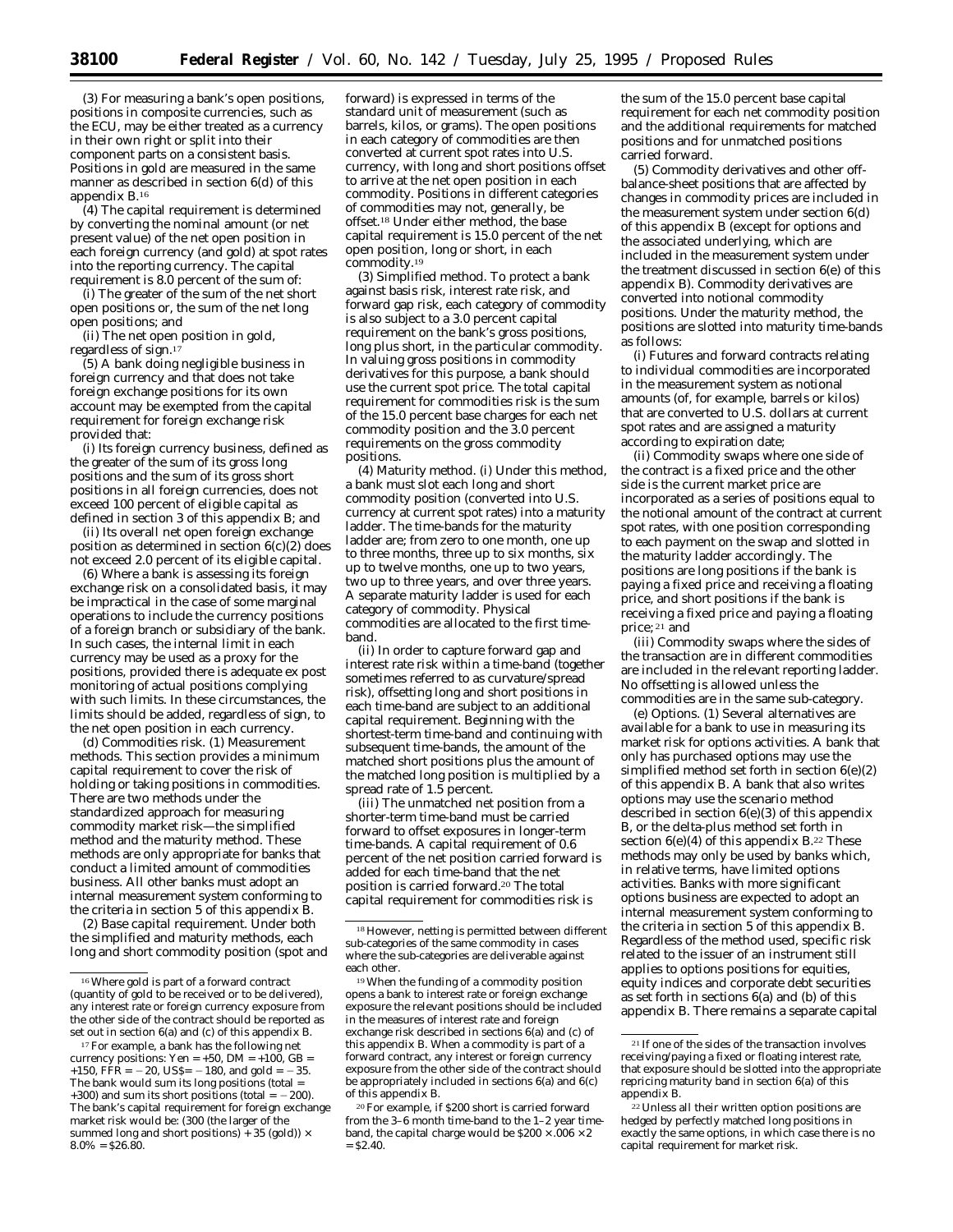(3) For measuring a bank's open positions, positions in composite currencies, such as the ECU, may be either treated as a currency in their own right or split into their component parts on a consistent basis. Positions in gold are measured in the same manner as described in section 6(d) of this appendix B.[16]

(4) The capital requirement is determined by converting the nominal amount (or net present value) of the net open position in each foreign currency (and gold) at spot rates into the reporting currency. The capital requirement is 8.0 percent of the sum of:

(i) The greater of the sum of the net short open positions or, the sum of the net long open positions; and

(ii) The net open position in gold, regardless of sign.[17]

(5) A bank doing negligible business in foreign currency and that does not take foreign exchange positions for its own account may be exempted from the capital requirement for foreign exchange risk provided that:

(i) Its foreign currency business, defined as the greater of the sum of its gross long positions and the sum of its gross short positions in all foreign currencies, does not exceed 100 percent of eligible capital as defined in section 3 of this appendix B; and

(ii) Its overall net open foreign exchange position as determined in section 6(c)(2) does not exceed 2.0 percent of its eligible capital.

(6) Where a bank is assessing its foreign exchange risk on a consolidated basis, it may be impractical in the case of some marginal operations to include the currency positions of a foreign branch or subsidiary of the bank. In such cases, the internal limit in each currency may be used as a proxy for the positions, provided there is adequate ex post monitoring of actual positions complying with such limits. In these circumstances, the limits should be added, regardless of sign, to the net open position in each currency.

(d) *Commodities risk.* (1) *Measurement methods.* This section provides a minimum capital requirement to cover the risk of holding or taking positions in commodities. There are two methods under the standardized approach for measuring commodity market risk—the simplified method and the maturity method. These methods are only appropriate for banks that conduct a limited amount of commodities business. All other banks must adopt an internal measurement system conforming to the criteria in section 5 of this appendix B.

(2) *Base capital requirement.* Under both the simplified and maturity methods, each long and short commodity position (spot and forward) is expressed in terms of the standard unit of measurement (such as barrels, kilos, or grams). The open positions in each category of commodities are then converted at current spot rates into U.S. currency, with long and short positions offset to arrive at the net open position in each commodity. Positions in different categories of commodities may not, generally, be offset.[18] Under either method, the base capital requirement is 15.0 percent of the net open position, long or short, in each commodity.[19]

(3) *Simplified method.* To protect a bank against basis risk, interest rate risk, and forward gap risk, each category of commodity is also subject to a 3.0 percent capital requirement on the bank's gross positions, long plus short, in the particular commodity. In valuing gross positions in commodity derivatives for this purpose, a bank should use the current spot price. The total capital requirement for commodities risk is the sum of the 15.0 percent base charges for each net commodity position and the 3.0 percent requirements on the gross commodity positions.

(4) *Maturity method.* (i) Under this method, a bank must slot each long and short commodity position (converted into U.S. currency at current spot rates) into a maturity ladder. The time-bands for the maturity ladder are; from zero to one month, one up to three months, three up to six months, six up to twelve months, one up to two years, two up to three years, and over three years. A separate maturity ladder is used for each category of commodity. Physical commodities are allocated to the first time-band.

(ii) In order to capture forward gap and interest rate risk within a time-band (together sometimes referred to as curvature/spread risk), offsetting long and short positions in each time-band are subject to an additional capital requirement. Beginning with the shortest-term time-band and continuing with subsequent time-bands, the amount of the matched short positions plus the amount of the matched long position is multiplied by a spread rate of 1.5 percent.

(iii) The unmatched net position from a shorter-term time-band must be carried forward to offset exposures in longer-term time-bands. A capital requirement of 0.6 percent of the net position carried forward is added for each time-band that the net position is carried forward.[20] The total capital requirement for commodities risk is the sum of the 15.0 percent base capital requirement for each net commodity position and the additional requirements for matched positions and for unmatched positions carried forward.

(5) Commodity derivatives and other off-balance-sheet positions that are affected by changes in commodity prices are included in the measurement system under section 6(d) of this appendix B (except for options and the associated underlying, which are included in the measurement system under the treatment discussed in section 6(e) of this appendix B). Commodity derivatives are converted into notional commodity positions. Under the maturity method, the positions are slotted into maturity time-bands as follows:

(i) Futures and forward contracts relating to individual commodities are incorporated in the measurement system as notional amounts (of, for example, barrels or kilos) that are converted to U.S. dollars at current spot rates and are assigned a maturity according to expiration date;

(ii) Commodity swaps where one side of the contract is a fixed price and the other side is the current market price are incorporated as a series of positions equal to the notional amount of the contract at current spot rates, with one position corresponding to each payment on the swap and slotted in the maturity ladder accordingly. The positions are long positions if the bank is paying a fixed price and receiving a floating price, and short positions if the bank is receiving a fixed price and paying a floating price;[21] and

(iii) Commodity swaps where the sides of the transaction are in different commodities are included in the relevant reporting ladder. No offsetting is allowed unless the commodities are in the same sub-category.

(e) *Options.* (1) Several alternatives are available for a bank to use in measuring its market risk for options activities. A bank that only has purchased options may use the simplified method set forth in section 6(e)(2) of this appendix B. A bank that also writes options may use the scenario method described in section 6(e)(3) of this appendix B, or the delta-plus method set forth in section 6(e)(4) of this appendix B.[22] These methods may only be used by banks which, in relative terms, have limited options activities. Banks with more significant options business are expected to adopt an internal measurement system conforming to the criteria in section 5 of this appendix B. Regardless of the method used, specific risk related to the issuer of an instrument still applies to options positions for equities, equity indices and corporate debt securities as set forth in sections 6(a) and (b) of this appendix B. There remains a separate capital

---

[16] Where gold is part of a forward contract (quantity of gold to be received or to be delivered), any interest rate or foreign currency exposure from the other side of the contract should be reported as set out in section 6(a) and (c) of this appendix B.

[17] For example, a bank has the following net currency positions: Yen = +50, DM = +100, GB = +150, FFR = −20, US$= −180, and gold = −35. The bank would sum its long positions (total = +300) and sum its short positions (total = −200). The bank's capital requirement for foreign exchange market risk would be: (300 (the larger of the summed long and short positions) + 35 (gold)) × 8.0% = $26.80.

[18] However, netting is permitted between different sub-categories of the same commodity in cases where the sub-categories are deliverable against each other.

[19] When the funding of a commodity position opens a bank to interest rate or foreign exchange exposure the relevant positions should be included in the measures of interest rate and foreign exchange risk described in sections 6(a) and (c) of this appendix B. When a commodity is part of a forward contract, any interest or foreign currency exposure from the other side of the contract should be appropriately included in sections 6(a) and 6(c) of this appendix B.

[20] For example, if $200 short is carried forward from the 3–6 month time-band to the 1–2 year time-band, the capital charge would be $200 × .006 × 2 = $2.40.

[21] If one of the sides of the transaction involves receiving/paying a fixed or floating interest rate, that exposure should be slotted into the appropriate repricing maturity band in section 6(a) of this appendix B.

[22] Unless all their written option positions are hedged by perfectly matched long positions in exactly the same options, in which case there is no capital requirement for market risk.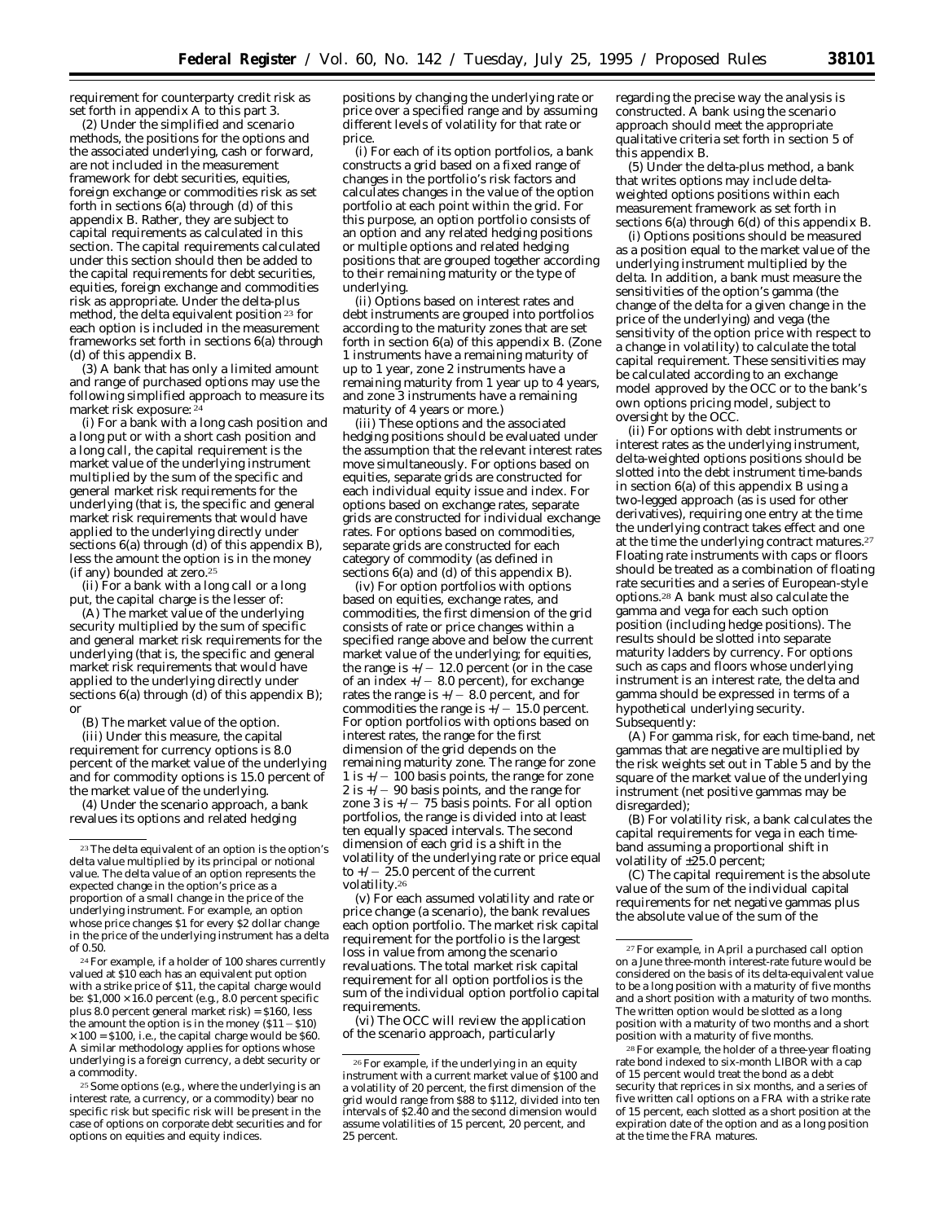requirement for counterparty credit risk as set forth in appendix A to this part 3.

(2) Under the simplified and scenario methods, the positions for the options and the associated underlying, cash or forward, are not included in the measurement framework for debt securities, equities, foreign exchange or commodities risk as set forth in sections 6(a) through (d) of this appendix B. Rather, they are subject to capital requirements as calculated in this section. The capital requirements calculated under this section should then be added to the capital requirements for debt securities, equities, foreign exchange and commodities risk as appropriate. Under the delta-plus method, the delta equivalent position [23] for each option is included in the measurement frameworks set forth in sections 6(a) through (d) of this appendix B.

(3) A bank that has only a limited amount and range of purchased options may use the following simplified approach to measure its market risk exposure: [24]

(i) For a bank with a long cash position and a long put or with a short cash position and a long call, the capital requirement is the market value of the underlying instrument multiplied by the sum of the specific and general market risk requirements for the underlying (that is, the specific and general market risk requirements that would have applied to the underlying directly under sections 6(a) through (d) of this appendix B), less the amount the option is in the money (if any) bounded at zero.[25]

(ii) For a bank with a long call or a long put, the capital charge is the lesser of:

(A) The market value of the underlying security multiplied by the sum of specific and general market risk requirements for the underlying (that is, the specific and general market risk requirements that would have applied to the underlying directly under sections 6(a) through (d) of this appendix B); or

(B) The market value of the option.

(iii) Under this measure, the capital requirement for currency options is 8.0 percent of the market value of the underlying and for commodity options is 15.0 percent of the market value of the underlying.

(4) Under the scenario approach, a bank revalues its options and related hedging positions by changing the underlying rate or price over a specified range and by assuming different levels of volatility for that rate or price.

(i) For each of its option portfolios, a bank constructs a grid based on a fixed range of changes in the portfolio's risk factors and calculates changes in the value of the option portfolio at each point within the grid. For this purpose, an option portfolio consists of an option and any related hedging positions or multiple options and related hedging positions that are grouped together according to their remaining maturity or the type of underlying.

(ii) Options based on interest rates and debt instruments are grouped into portfolios according to the maturity zones that are set forth in section 6(a) of this appendix B. (Zone 1 instruments have a remaining maturity of up to 1 year, zone 2 instruments have a remaining maturity from 1 year up to 4 years, and zone 3 instruments have a remaining maturity of 4 years or more.)

(iii) These options and the associated hedging positions should be evaluated under the assumption that the relevant interest rates move simultaneously. For options based on equities, separate grids are constructed for each individual equity issue and index. For options based on exchange rates, separate grids are constructed for individual exchange rates. For options based on commodities, separate grids are constructed for each category of commodity (as defined in sections 6(a) and (d) of this appendix B).

(iv) For option portfolios with options based on equities, exchange rates, and commodities, the first dimension of the grid consists of rate or price changes within a specified range above and below the current market value of the underlying; for equities, the range is +/− 12.0 percent (or in the case of an index +/− 8.0 percent), for exchange rates the range is +/− 8.0 percent, and for commodities the range is +/− 15.0 percent. For option portfolios with options based on interest rates, the range for the first dimension of the grid depends on the remaining maturity zone. The range for zone 1 is +/− 100 basis points, the range for zone 2 is +/− 90 basis points, and the range for zone 3 is +/− 75 basis points. For all option portfolios, the range is divided into at least ten equally spaced intervals. The second dimension of each grid is a shift in the volatility of the underlying rate or price equal to +/− 25.0 percent of the current volatility.[26]

(v) For each assumed volatility and rate or price change (a scenario), the bank revalues each option portfolio. The market risk capital requirement for the portfolio is the largest loss in value from among the scenario revaluations. The total market risk capital requirement for all option portfolios is the sum of the individual option portfolio capital requirements.

(vi) The OCC will review the application of the scenario approach, particularly regarding the precise way the analysis is constructed. A bank using the scenario approach should meet the appropriate qualitative criteria set forth in section 5 of this appendix B.

(5) Under the delta-plus method, a bank that writes options may include delta-weighted options positions within each measurement framework as set forth in sections 6(a) through 6(d) of this appendix B.

(i) Options positions should be measured as a position equal to the market value of the underlying instrument multiplied by the delta. In addition, a bank must measure the sensitivities of the option's gamma (the change of the delta for a given change in the price of the underlying) and vega (the sensitivity of the option price with respect to a change in volatility) to calculate the total capital requirement. These sensitivities may be calculated according to an exchange model approved by the OCC or to the bank's own options pricing model, subject to oversight by the OCC.

(ii) For options with debt instruments or interest rates as the underlying instrument, delta-weighted options positions should be slotted into the debt instrument time-bands in section 6(a) of this appendix B using a two-legged approach (as is used for other derivatives), requiring one entry at the time the underlying contract takes effect and one at the time the underlying contract matures.[27] Floating rate instruments with caps or floors should be treated as a combination of floating rate securities and a series of European-style options.[28] A bank must also calculate the gamma and vega for each such option position (including hedge positions). The results should be slotted into separate maturity ladders by currency. For options such as caps and floors whose underlying instrument is an interest rate, the delta and gamma should be expressed in terms of a hypothetical underlying security. Subsequently:

(A) For gamma risk, for each time-band, net gammas that are negative are multiplied by the risk weights set out in Table 5 and by the square of the market value of the underlying instrument (net positive gammas may be disregarded);

(B) For volatility risk, a bank calculates the capital requirements for vega in each time-band assuming a proportional shift in volatility of ±25.0 percent;

(C) The capital requirement is the absolute value of the sum of the individual capital requirements for net negative gammas plus the absolute value of the sum of the

---

[23] The delta equivalent of an option is the option's delta value multiplied by its principal or notional value. The delta value of an option represents the expected change in the option's price as a proportion of a small change in the price of the underlying instrument. For example, an option whose price changes $1 for every $2 dollar change in the price of the underlying instrument has a delta of 0.50.

[24] For example, if a holder of 100 shares currently valued at $10 each has an equivalent put option with a strike price of $11, the capital charge would be: $1,000 × 16.0 percent (e.g., 8.0 percent specific plus 8.0 percent general market risk) = $160, less the amount the option is in the money ($11 − $10) × 100 = $100, i.e., the capital charge would be $60. A similar methodology applies for options whose underlying is a foreign currency, a debt security or a commodity.

[25] Some options (e.g., where the underlying is an interest rate, a currency, or a commodity) bear no specific risk but specific risk will be present in the case of options on corporate debt securities and for options on equities and equity indices.

[26] For example, if the underlying in an equity instrument with a current market value of $100 and a volatility of 20 percent, the first dimension of the grid would range from $88 to $112, divided into ten intervals of $2.40 and the second dimension would assume volatilities of 15 percent, 20 percent, and 25 percent.

[27] For example, in April a purchased call option on a June three-month interest-rate future would be considered on the basis of its delta-equivalent value to be a long position with a maturity of five months and a short position with a maturity of two months. The written option would be slotted as a long position with a maturity of two months and a short position with a maturity of five months.

[28] For example, the holder of a three-year floating rate bond indexed to six-month LIBOR with a cap of 15 percent would treat the bond as a debt security that reprices in six months, and a series of five written call options on a FRA with a strike rate of 15 percent, each slotted as a short position at the expiration date of the option and as a long position at the time the FRA matures.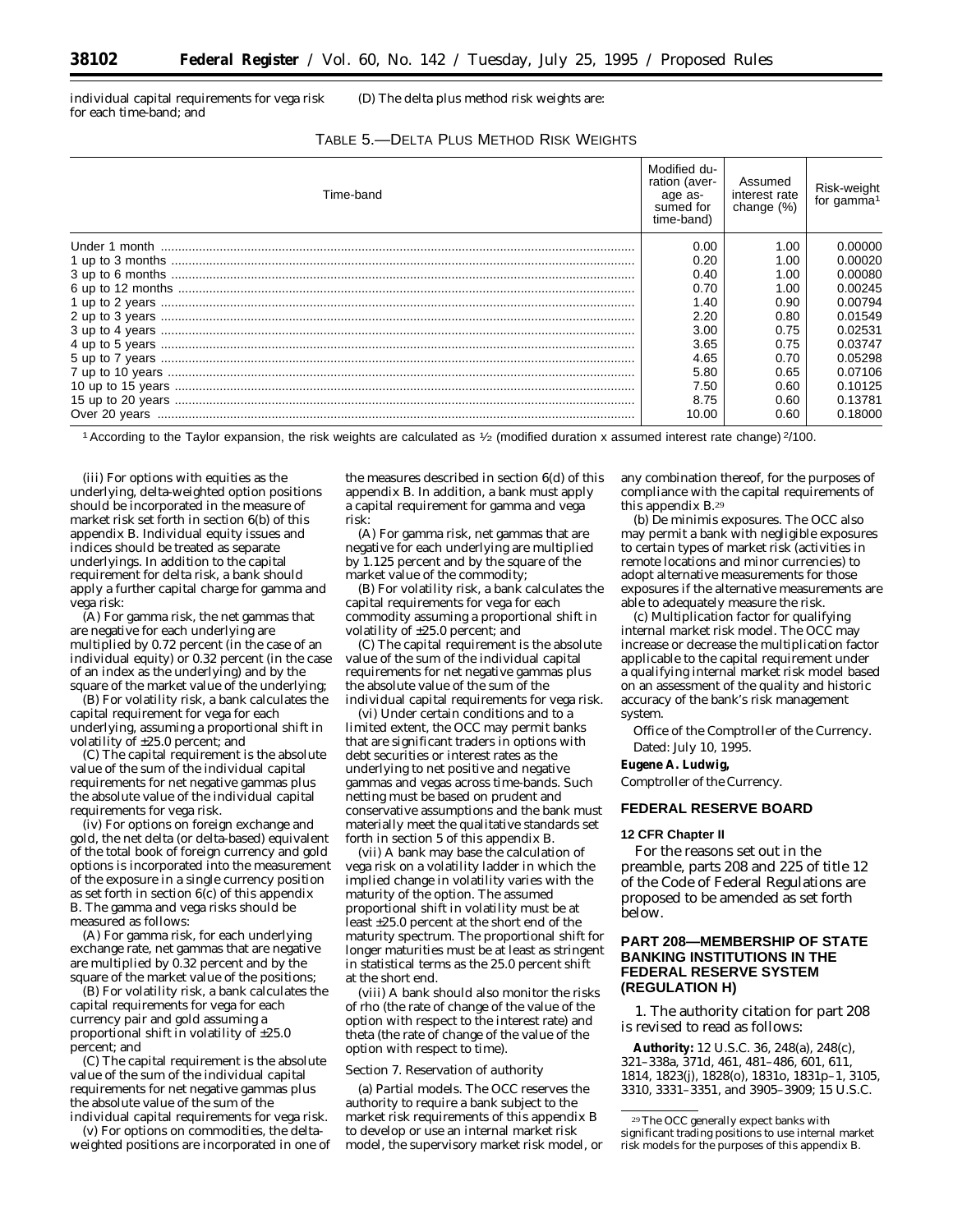individual capital requirements for vega risk for each time-band; and

(D) The delta plus method risk weights are:

TABLE 5.—DELTA PLUS METHOD RISK WEIGHTS

| Time-band | Modified duration (average assumed for time-band) | Assumed interest rate change (%) | Risk-weight for gamma[1] |
|---|---|---|---|
| Under 1 month | 0.00 | 1.00 | 0.00000 |
| 1 up to 3 months | 0.20 | 1.00 | 0.00020 |
| 3 up to 6 months | 0.40 | 1.00 | 0.00080 |
| 6 up to 12 months | 0.70 | 1.00 | 0.00245 |
| 1 up to 2 years | 1.40 | 0.90 | 0.00794 |
| 2 up to 3 years | 2.20 | 0.80 | 0.01549 |
| 3 up to 4 years | 3.00 | 0.75 | 0.02531 |
| 4 up to 5 years | 3.65 | 0.75 | 0.03747 |
| 5 up to 7 years | 4.65 | 0.70 | 0.05298 |
| 7 up to 10 years | 5.80 | 0.65 | 0.07106 |
| 10 up to 15 years | 7.50 | 0.60 | 0.10125 |
| 15 up to 20 years | 8.75 | 0.60 | 0.13781 |
| Over 20 years | 10.00 | 0.60 | 0.18000 |

[1] According to the Taylor expansion, the risk weights are calculated as ½ (modified duration x assumed interest rate change) $^2$/100.

(iii) For options with equities as the underlying, delta-weighted option positions should be incorporated in the measure of market risk set forth in section 6(b) of this appendix B. Individual equity issues and indices should be treated as separate underlyings. In addition to the capital requirement for delta risk, a bank should apply a further capital charge for gamma and vega risk:

(A) For gamma risk, the net gammas that are negative for each underlying are multiplied by 0.72 percent (in the case of an individual equity) or 0.32 percent (in the case of an index as the underlying) and by the square of the market value of the underlying;

(B) For volatility risk, a bank calculates the capital requirement for vega for each underlying, assuming a proportional shift in volatility of ±25.0 percent; and

(C) The capital requirement is the absolute value of the sum of the individual capital requirements for net negative gammas plus the absolute value of the individual capital requirements for vega risk.

(iv) For options on foreign exchange and gold, the net delta (or delta-based) equivalent of the total book of foreign currency and gold options is incorporated into the measurement of the exposure in a single currency position as set forth in section 6(c) of this appendix B. The gamma and vega risks should be measured as follows:

(A) For gamma risk, for each underlying exchange rate, net gammas that are negative are multiplied by 0.32 percent and by the square of the market value of the positions;

(B) For volatility risk, a bank calculates the capital requirements for vega for each currency pair and gold assuming a proportional shift in volatility of ±25.0 percent; and

(C) The capital requirement is the absolute value of the sum of the individual capital requirements for net negative gammas plus the absolute value of the sum of the individual capital requirements for vega risk.

(v) For options on commodities, the delta-weighted positions are incorporated in one of the measures described in section 6(d) of this appendix B. In addition, a bank must apply a capital requirement for gamma and vega risk:

(A) For gamma risk, net gammas that are negative for each underlying are multiplied by 1.125 percent and by the square of the market value of the commodity;

(B) For volatility risk, a bank calculates the capital requirements for vega for each commodity assuming a proportional shift in volatility of ±25.0 percent; and

(C) The capital requirement is the absolute value of the sum of the individual capital requirements for net negative gammas plus the absolute value of the sum of the individual capital requirements for vega risk.

(vi) Under certain conditions and to a limited extent, the OCC may permit banks that are significant traders in options with debt securities or interest rates as the underlying to net positive and negative gammas and vegas across time-bands. Such netting must be based on prudent and conservative assumptions and the bank must materially meet the qualitative standards set forth in section 5 of this appendix B.

(vii) A bank may base the calculation of vega risk on a volatility ladder in which the implied change in volatility varies with the maturity of the option. The assumed proportional shift in volatility must be at least ±25.0 percent at the short end of the maturity spectrum. The proportional shift for longer maturities must be at least as stringent in statistical terms as the 25.0 percent shift at the short end.

(viii) A bank should also monitor the risks of rho (the rate of change of the value of the option with respect to the interest rate) and theta (the rate of change of the value of the option with respect to time).

Section 7. Reservation of authority

(a) *Partial models.* The OCC reserves the authority to require a bank subject to the market risk requirements of this appendix B to develop or use an internal market risk model, the supervisory market risk model, or any combination thereof, for the purposes of compliance with the capital requirements of this appendix B.[29]

(b) *De minimis exposures.* The OCC also may permit a bank with negligible exposures to certain types of market risk (activities in remote locations and minor currencies) to adopt alternative measurements for those exposures if the alternative measurements are able to adequately measure the risk.

(c) *Multiplication factor for qualifying internal market risk model.* The OCC may increase or decrease the multiplication factor applicable to the capital requirement under a qualifying internal market risk model based on an assessment of the quality and historic accuracy of the bank's risk management system.

Office of the Comptroller of the Currency.

Dated: July 10, 1995.

**Eugene A. Ludwig,**

*Comptroller of the Currency.*

## FEDERAL RESERVE BOARD

### 12 CFR Chapter II

For the reasons set out in the preamble, parts 208 and 225 of title 12 of the Code of Federal Regulations are proposed to be amended as set forth below.

## PART 208—MEMBERSHIP OF STATE BANKING INSTITUTIONS IN THE FEDERAL RESERVE SYSTEM (REGULATION H)

1. The authority citation for part 208 is revised to read as follows:

**Authority:** 12 U.S.C. 36, 248(a), 248(c), 321–338a, 371d, 461, 481–486, 601, 611, 1814, 1823(j), 1828(o), 1831o, 1831p–1, 3105, 3310, 3331–3351, and 3905–3909; 15 U.S.C.

[29] The OCC generally expect banks with significant trading positions to use internal market risk models for the purposes of this appendix B.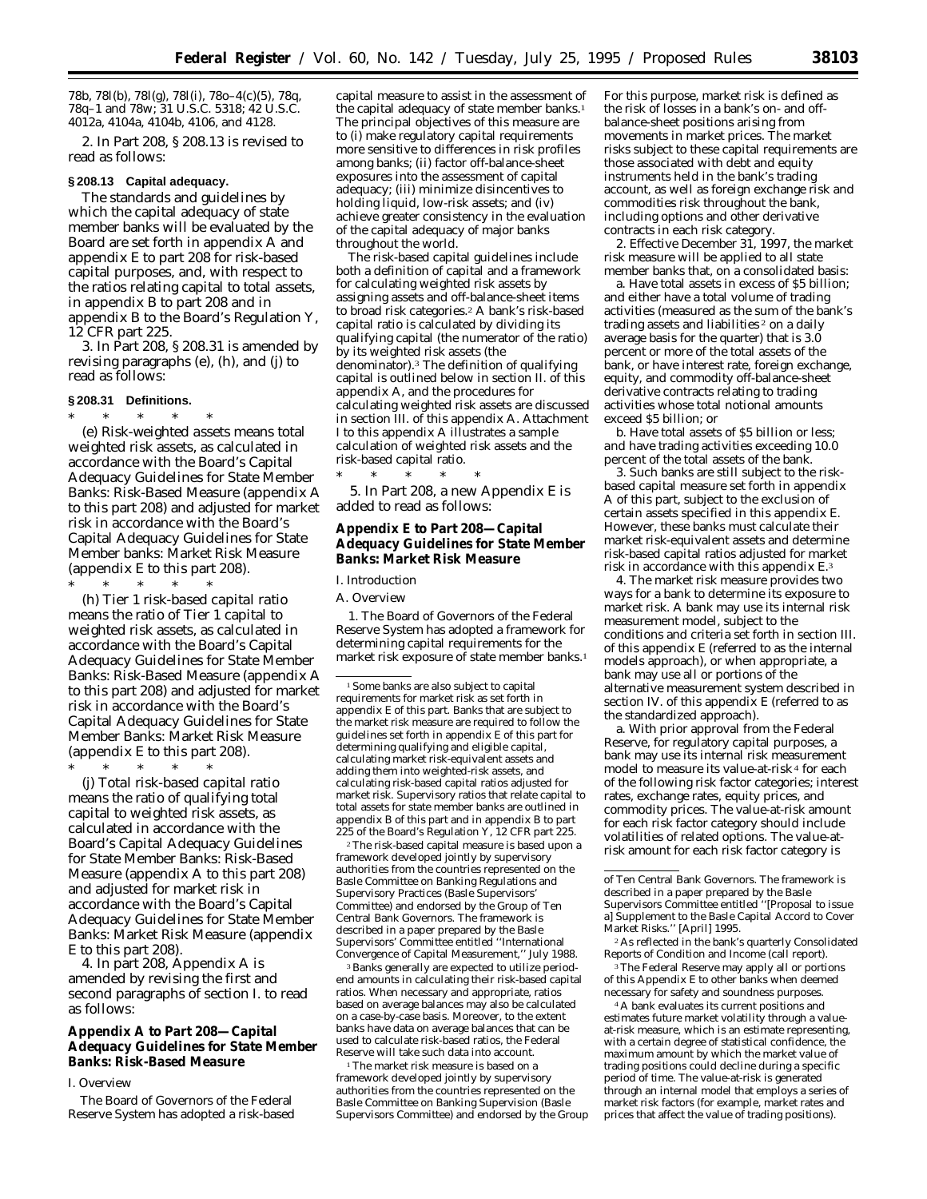78b, 78l(b), 78l(g), 78l(i), 78o–4(c)(5), 78q, 78q–1 and 78w; 31 U.S.C. 5318; 42 U.S.C. 4012a, 4104a, 4104b, 4106, and 4128.

2. In Part 208, § 208.13 is revised to read as follows:

**§ 208.13 Capital adequacy.**

The standards and guidelines by which the capital adequacy of state member banks will be evaluated by the Board are set forth in appendix A and appendix E to part 208 for risk-based capital purposes, and, with respect to the ratios relating capital to total assets, in appendix B to part 208 and in appendix B to the Board's Regulation Y, 12 CFR part 225.

3. In Part 208, § 208.31 is amended by revising paragraphs (e), (h), and (j) to read as follows:

**§ 208.31 Definitions.**

\* \* \* \* \*

(e) *Risk-weighted assets* means total weighted risk assets, as calculated in accordance with the Board's Capital Adequacy Guidelines for State Member Banks: Risk-Based Measure (appendix A to this part 208) and adjusted for market risk in accordance with the Board's Capital Adequacy Guidelines for State Member banks: Market Risk Measure (appendix E to this part 208).

\* \* \* \* \*

(h) *Tier 1 risk-based capital ratio* means the ratio of Tier 1 capital to weighted risk assets, as calculated in accordance with the Board's Capital Adequacy Guidelines for State Member Banks: Risk-Based Measure (appendix A to this part 208) and adjusted for market risk in accordance with the Board's Capital Adequacy Guidelines for State Member Banks: Market Risk Measure (appendix E to this part 208).

\* \* \* \* \*

(j) *Total risk-based capital ratio* means the ratio of qualifying total capital to weighted risk assets, as calculated in accordance with the Board's Capital Adequacy Guidelines for State Member Banks: Risk-Based Measure (appendix A to this part 208) and adjusted for market risk in accordance with the Board's Capital Adequacy Guidelines for State Member Banks: Market Risk Measure (appendix E to this part 208).

4. In part 208, Appendix A is amended by revising the first and second paragraphs of section I. to read as follows:

## Appendix A to Part 208—Capital Adequacy Guidelines for State Member Banks: Risk-Based Measure

I. Overview

The Board of Governors of the Federal Reserve System has adopted a risk-based capital measure to assist in the assessment of the capital adequacy of state member banks.[1] The principal objectives of this measure are to (i) make regulatory capital requirements more sensitive to differences in risk profiles among banks; (ii) factor off-balance-sheet exposures into the assessment of capital adequacy; (iii) minimize disincentives to holding liquid, low-risk assets; and (iv) achieve greater consistency in the evaluation of the capital adequacy of major banks throughout the world.

The risk-based capital guidelines include both a definition of capital and a framework for calculating weighted risk assets by assigning assets and off-balance-sheet items to broad risk categories.[2] A bank's risk-based capital ratio is calculated by dividing its qualifying capital (the numerator of the ratio) by its weighted risk assets (the denominator).[3] The definition of qualifying capital is outlined below in section II. of this appendix A, and the procedures for calculating weighted risk assets are discussed in section III. of this appendix A. Attachment I to this appendix A illustrates a sample calculation of weighted risk assets and the risk-based capital ratio.

\* \* \* \* \*

[1] Some banks are also subject to capital requirements for market risk as set forth in appendix E of this part. Banks that are subject to the market risk measure are required to follow the guidelines set forth in appendix E of this part for determining qualifying and eligible capital, calculating market risk-equivalent assets and adding them into weighted-risk assets, and calculating risk-based capital ratios adjusted for market risk. Supervisory ratios that relate capital to total assets for state member banks are outlined in appendix B of this part and in appendix B to part 225 of the Board's Regulation Y, 12 CFR part 225.

[2] The risk-based capital measure is based upon a framework developed jointly by supervisory authorities from the countries represented on the Basle Committee on Banking Regulations and Supervisory Practices (Basle Supervisors' Committee) and endorsed by the Group of Ten Central Bank Governors. The framework is described in a paper prepared by the Basle Supervisors' Committee entitled "International Convergence of Capital Measurement," July 1988.

[3] Banks generally are expected to utilize period-end amounts in calculating their risk-based capital ratios. When necessary and appropriate, ratios based on average balances may also be calculated on a case-by-case basis. Moreover, to the extent banks have data on average balances that can be used to calculate risk-based ratios, the Federal Reserve will take such data into account.

5. In Part 208, a new Appendix E is added to read as follows:

## Appendix E to Part 208—Capital Adequacy Guidelines for State Member Banks: Market Risk Measure

I. Introduction

A. Overview

1. The Board of Governors of the Federal Reserve System has adopted a framework for determining capital requirements for the market risk exposure of state member banks.[1] For this purpose, market risk is defined as the risk of losses in a bank's on- and off-balance-sheet positions arising from movements in market prices. The market risks subject to these capital requirements are those associated with debt and equity instruments held in the bank's trading account, as well as foreign exchange risk and commodities risk throughout the bank, including options and other derivative contracts in each risk category.

2. Effective December 31, 1997, the market risk measure will be applied to all state member banks that, on a consolidated basis:

a. Have total assets in excess of $5 billion; and either have a total volume of trading activities (measured as the sum of the bank's trading assets and liabilities[2] on a daily average basis for the quarter) that is 3.0 percent or more of the total assets of the bank, or have interest rate, foreign exchange, equity, and commodity off-balance-sheet derivative contracts relating to trading activities whose total notional amounts exceed $5 billion; or

b. Have total assets of $5 billion or less; and have trading activities exceeding 10.0 percent of the total assets of the bank.

3. Such banks are still subject to the risk-based capital measure set forth in appendix A of this part, subject to the exclusion of certain assets specified in this appendix E. However, these banks must calculate their market risk-equivalent assets and determine risk-based capital ratios adjusted for market risk in accordance with this appendix E.[3]

4. The market risk measure provides two ways for a bank to determine its exposure to market risk. A bank may use its internal risk measurement model, subject to the conditions and criteria set forth in section III. of this appendix E (referred to as the internal models approach), or when appropriate, a bank may use all or portions of the alternative measurement system described in section IV. of this appendix E (referred to as the standardized approach).

a. With prior approval from the Federal Reserve, for regulatory capital purposes, a bank may use its internal risk measurement model to measure its value-at-risk[4] for each of the following risk factor categories; interest rates, exchange rates, equity prices, and commodity prices. The value-at-risk amount for each risk factor category should include volatilities of related options. The value-at-risk amount for each risk factor category is

[1] The market risk measure is based on a framework developed jointly by supervisory authorities from the countries represented on the Basle Committee on Banking Supervision (Basle Supervisors Committee) and endorsed by the Group of Ten Central Bank Governors. The framework is described in a paper prepared by the Basle Supervisors Committee entitled "[Proposal to issue a] Supplement to the Basle Capital Accord to Cover Market Risks." [April] 1995.

[2] As reflected in the bank's quarterly Consolidated Reports of Condition and Income (call report).

[3] The Federal Reserve may apply all or portions of this Appendix E to other banks when deemed necessary for safety and soundness purposes.

[4] A bank evaluates its current positions and estimates future market volatility through a value-at-risk measure, which is an estimate representing, with a certain degree of statistical confidence, the maximum amount by which the market value of trading positions could decline during a specific period of time. The value-at-risk is generated through an internal model that employs a series of market risk factors (for example, market rates and prices that affect the value of trading positions).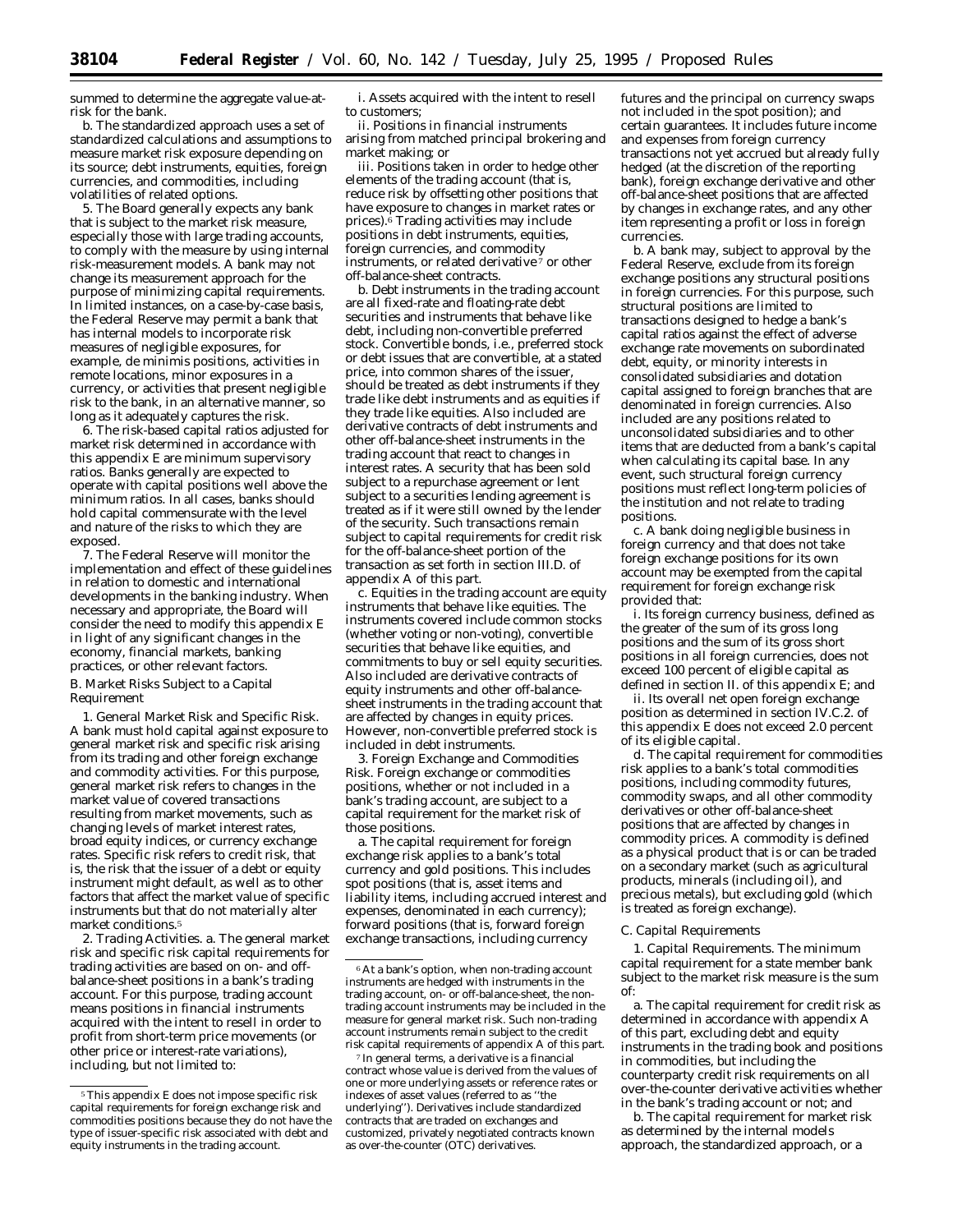summed to determine the aggregate value-at-risk for the bank.

b. The standardized approach uses a set of standardized calculations and assumptions to measure market risk exposure depending on its source; debt instruments, equities, foreign currencies, and commodities, including volatilities of related options.

5. The Board generally expects any bank that is subject to the market risk measure, especially those with large trading accounts, to comply with the measure by using internal risk-measurement models. A bank may not change its measurement approach for the purpose of minimizing capital requirements. In limited instances, on a case-by-case basis, the Federal Reserve may permit a bank that has internal models to incorporate risk measures of negligible exposures, for example, de minimis positions, activities in remote locations, minor exposures in a currency, or activities that present negligible risk to the bank, in an alternative manner, so long as it adequately captures the risk.

6. The risk-based capital ratios adjusted for market risk determined in accordance with this appendix E are minimum supervisory ratios. Banks generally are expected to operate with capital positions well above the minimum ratios. In all cases, banks should hold capital commensurate with the level and nature of the risks to which they are exposed.

7. The Federal Reserve will monitor the implementation and effect of these guidelines in relation to domestic and international developments in the banking industry. When necessary and appropriate, the Board will consider the need to modify this appendix E in light of any significant changes in the economy, financial markets, banking practices, or other relevant factors.

*B. Market Risks Subject to a Capital Requirement*

1. *General Market Risk and Specific Risk.* A bank must hold capital against exposure to general market risk and specific risk arising from its trading and other foreign exchange and commodity activities. For this purpose, general market risk refers to changes in the market value of covered transactions resulting from market movements, such as changing levels of market interest rates, broad equity indices, or currency exchange rates. Specific risk refers to credit risk, that is, the risk that the issuer of a debt or equity instrument might default, as well as to other factors that affect the market value of specific instruments but that do not materially alter market conditions.[5]

2. *Trading Activities.* a. The general market risk and specific risk capital requirements for trading activities are based on on- and off-balance-sheet positions in a bank's trading account. For this purpose, trading account means positions in financial instruments acquired with the intent to resell in order to profit from short-term price movements (or other price or interest-rate variations), including, but not limited to:

i. Assets acquired with the intent to resell to customers;

ii. Positions in financial instruments arising from matched principal brokering and market making; or

iii. Positions taken in order to hedge other elements of the trading account (that is, reduce risk by offsetting other positions that have exposure to changes in market rates or prices).[6] Trading activities may include positions in debt instruments, equities, foreign currencies, and commodity instruments, or related derivative[7] or other off-balance-sheet contracts.

b. Debt instruments in the trading account are all fixed-rate and floating-rate debt securities and instruments that behave like debt, including non-convertible preferred stock. Convertible bonds, i.e., preferred stock or debt issues that are convertible, at a stated price, into common shares of the issuer, should be treated as debt instruments if they trade like debt instruments and as equities if they trade like equities. Also included are derivative contracts of debt instruments and other off-balance-sheet instruments in the trading account that react to changes in interest rates. A security that has been sold subject to a repurchase agreement or lent subject to a securities lending agreement is treated as if it were still owned by the lender of the security. Such transactions remain subject to capital requirements for credit risk for the off-balance-sheet portion of the transaction as set forth in section III.D. of appendix A of this part.

c. Equities in the trading account are equity instruments that behave like equities. The instruments covered include common stocks (whether voting or non-voting), convertible securities that behave like equities, and commitments to buy or sell equity securities. Also included are derivative contracts of equity instruments and other off-balance-sheet instruments in the trading account that are affected by changes in equity prices. However, non-convertible preferred stock is included in debt instruments.

3. *Foreign Exchange and Commodities Risk.* Foreign exchange or commodities positions, whether or not included in a bank's trading account, are subject to a capital requirement for the market risk of those positions.

a. The capital requirement for foreign exchange risk applies to a bank's total currency and gold positions. This includes spot positions (that is, asset items and liability items, including accrued interest and expenses, denominated in each currency); forward positions (that is, forward foreign exchange transactions, including currency futures and the principal on currency swaps not included in the spot position); and certain guarantees. It includes future income and expenses from foreign currency transactions not yet accrued but already fully hedged (at the discretion of the reporting bank), foreign exchange derivative and other off-balance-sheet positions that are affected by changes in exchange rates, and any other item representing a profit or loss in foreign currencies.

b. A bank may, subject to approval by the Federal Reserve, exclude from its foreign exchange positions any structural positions in foreign currencies. For this purpose, such structural positions are limited to transactions designed to hedge a bank's capital ratios against the effect of adverse exchange rate movements on subordinated debt, equity, or minority interests in consolidated subsidiaries and dotation capital assigned to foreign branches that are denominated in foreign currencies. Also included are any positions related to unconsolidated subsidiaries and to other items that are deducted from a bank's capital when calculating its capital base. In any event, such structural foreign currency positions must reflect long-term policies of the institution and not relate to trading positions.

c. A bank doing negligible business in foreign currency and that does not take foreign exchange positions for its own account may be exempted from the capital requirement for foreign exchange risk provided that:

i. Its foreign currency business, defined as the greater of the sum of its gross long positions and the sum of its gross short positions in all foreign currencies, does not exceed 100 percent of eligible capital as defined in section II. of this appendix E; and

ii. Its overall net open foreign exchange position as determined in section IV.C.2. of this appendix E does not exceed 2.0 percent of its eligible capital.

d. The capital requirement for commodities risk applies to a bank's total commodities positions, including commodity futures, commodity swaps, and all other commodity derivatives or other off-balance-sheet positions that are affected by changes in commodity prices. A commodity is defined as a physical product that is or can be traded on a secondary market (such as agricultural products, minerals (including oil), and precious metals), but excluding gold (which is treated as foreign exchange).

*C. Capital Requirements*

1. *Capital Requirements.* The minimum capital requirement for a state member bank subject to the market risk measure is the sum of:

a. The capital requirement for credit risk as determined in accordance with appendix A of this part, excluding debt and equity instruments in the trading book and positions in commodities, but including the counterparty credit risk requirements on all over-the-counter derivative activities whether in the bank's trading account or not; and

b. The capital requirement for market risk as determined by the internal models approach, the standardized approach, or a

---

[5] This appendix E does not impose specific risk capital requirements for foreign exchange risk and commodities positions because they do not have the type of issuer-specific risk associated with debt and equity instruments in the trading account.

[6] At a bank's option, when non-trading account instruments are hedged with instruments in the trading account, on- or off-balance-sheet, the non-trading account instruments may be included in the measure for general market risk. Such non-trading account instruments remain subject to the credit risk capital requirements of appendix A of this part.

[7] In general terms, a derivative is a financial contract whose value is derived from the values of one or more underlying assets or reference rates or indexes of asset values (referred to as "the underlying"). Derivatives include standardized contracts that are traded on exchanges and customized, privately negotiated contracts known as over-the-counter (OTC) derivatives.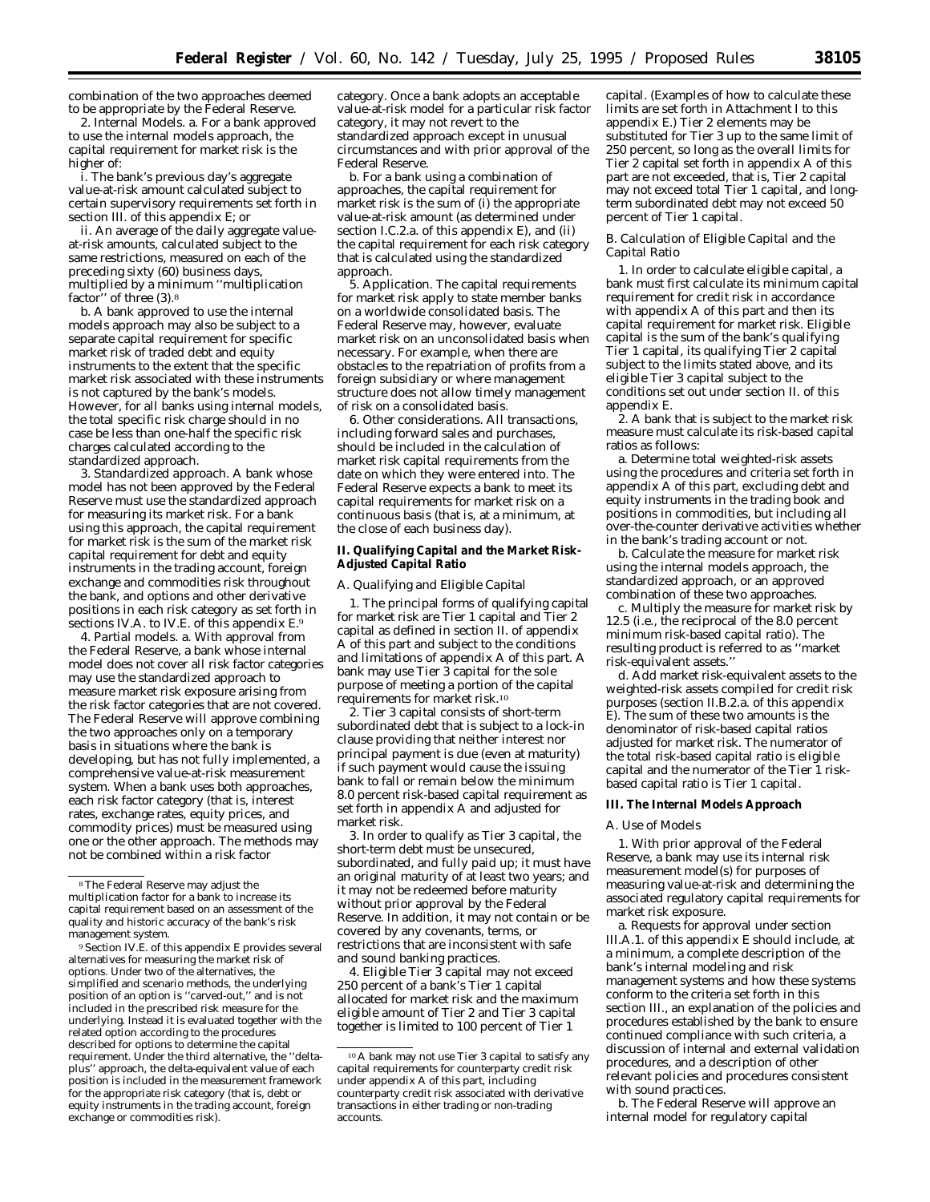combination of the two approaches deemed to be appropriate by the Federal Reserve.

2. *Internal Models.* a. For a bank approved to use the internal models approach, the capital requirement for market risk is the higher of:

i. The bank's previous day's aggregate value-at-risk amount calculated subject to certain supervisory requirements set forth in section III. of this appendix E; or

ii. An average of the daily aggregate value-at-risk amounts, calculated subject to the same restrictions, measured on each of the preceding sixty (60) business days, multiplied by a minimum ''multiplication factor'' of three (3).[8]

b. A bank approved to use the internal models approach may also be subject to a separate capital requirement for specific market risk of traded debt and equity instruments to the extent that the specific market risk associated with these instruments is not captured by the bank's models. However, for all banks using internal models, the total specific risk charge should in no case be less than one-half the specific risk charges calculated according to the standardized approach.

3. *Standardized approach.* A bank whose model has not been approved by the Federal Reserve must use the standardized approach for measuring its market risk. For a bank using this approach, the capital requirement for market risk is the sum of the market risk capital requirement for debt and equity instruments in the trading account, foreign exchange and commodities risk throughout the bank, and options and other derivative positions in each risk category as set forth in sections IV.A. to IV.E. of this appendix E.[9]

4. *Partial models.* a. With approval from the Federal Reserve, a bank whose internal model does not cover all risk factor categories may use the standardized approach to measure market risk exposure arising from the risk factor categories that are not covered. The Federal Reserve will approve combining the two approaches only on a temporary basis in situations where the bank is developing, but has not fully implemented, a comprehensive value-at-risk measurement system. When a bank uses both approaches, each risk factor category (that is, interest rates, exchange rates, equity prices, and commodity prices) must be measured using one or the other approach. The methods may not be combined within a risk factor category. Once a bank adopts an acceptable value-at-risk model for a particular risk factor category, it may not revert to the standardized approach except in unusual circumstances and with prior approval of the Federal Reserve.

b. For a bank using a combination of approaches, the capital requirement for market risk is the sum of (i) the appropriate value-at-risk amount (as determined under section I.C.2.a. of this appendix E), and (ii) the capital requirement for each risk category that is calculated using the standardized approach.

5. *Application.* The capital requirements for market risk apply to state member banks on a worldwide consolidated basis. The Federal Reserve may, however, evaluate market risk on an unconsolidated basis when necessary. For example, when there are obstacles to the repatriation of profits from a foreign subsidiary or where management structure does not allow timely management of risk on a consolidated basis.

6. *Other considerations.* All transactions, including forward sales and purchases, should be included in the calculation of market risk capital requirements from the date on which they were entered into. The Federal Reserve expects a bank to meet its capital requirements for market risk on a continuous basis (that is, at a minimum, at the close of each business day).

**II. Qualifying Capital and the Market Risk-Adjusted Capital Ratio**

*A. Qualifying and Eligible Capital*

1. The principal forms of qualifying capital for market risk are Tier 1 capital and Tier 2 capital as defined in section II. of appendix A of this part and subject to the conditions and limitations of appendix A of this part. A bank may use Tier 3 capital for the sole purpose of meeting a portion of the capital requirements for market risk.[10]

2. Tier 3 capital consists of short-term subordinated debt that is subject to a lock-in clause providing that neither interest nor principal payment is due (even at maturity) if such payment would cause the issuing bank to fall or remain below the minimum 8.0 percent risk-based capital requirement as set forth in appendix A and adjusted for market risk.

3. In order to qualify as Tier 3 capital, the short-term debt must be unsecured, subordinated, and fully paid up; it must have an original maturity of at least two years; and it may not be redeemed before maturity without prior approval by the Federal Reserve. In addition, it may not contain or be covered by any covenants, terms, or restrictions that are inconsistent with safe and sound banking practices.

4. Eligible Tier 3 capital may not exceed 250 percent of a bank's Tier 1 capital allocated for market risk and the maximum eligible amount of Tier 2 and Tier 3 capital together is limited to 100 percent of Tier 1 capital. (Examples of how to calculate these limits are set forth in Attachment I to this appendix E.) Tier 2 elements may be substituted for Tier 3 up to the same limit of 250 percent, so long as the overall limits for Tier 2 capital set forth in appendix A of this part are not exceeded, that is, Tier 2 capital may not exceed total Tier 1 capital, and long-term subordinated debt may not exceed 50 percent of Tier 1 capital.

*B. Calculation of Eligible Capital and the Capital Ratio*

1. In order to calculate eligible capital, a bank must first calculate its minimum capital requirement for credit risk in accordance with appendix A of this part and then its capital requirement for market risk. Eligible capital is the sum of the bank's qualifying Tier 1 capital, its qualifying Tier 2 capital subject to the limits stated above, and its eligible Tier 3 capital subject to the conditions set out under section II. of this appendix E.

2. A bank that is subject to the market risk measure must calculate its risk-based capital ratios as follows:

a. Determine total weighted-risk assets using the procedures and criteria set forth in appendix A of this part, excluding debt and equity instruments in the trading book and positions in commodities, but including all over-the-counter derivative activities whether in the bank's trading account or not.

b. Calculate the measure for market risk using the internal models approach, the standardized approach, or an approved combination of these two approaches.

c. Multiply the measure for market risk by 12.5 (i.e., the reciprocal of the 8.0 percent minimum risk-based capital ratio). The resulting product is referred to as ''market risk-equivalent assets.''

d. Add market risk-equivalent assets to the weighted-risk assets compiled for credit risk purposes (section II.B.2.a. of this appendix E). The sum of these two amounts is the denominator of risk-based capital ratios adjusted for market risk. The numerator of the total risk-based capital ratio is eligible capital and the numerator of the Tier 1 risk-based capital ratio is Tier 1 capital.

**III. The Internal Models Approach**

*A. Use of Models*

1. With prior approval of the Federal Reserve, a bank may use its internal risk measurement model(s) for purposes of measuring value-at-risk and determining the associated regulatory capital requirements for market risk exposure.

a. Requests for approval under section III.A.1. of this appendix E should include, at a minimum, a complete description of the bank's internal modeling and risk management systems and how these systems conform to the criteria set forth in this section III., an explanation of the policies and procedures established by the bank to ensure continued compliance with such criteria, a discussion of internal and external validation procedures, and a description of other relevant policies and procedures consistent with sound practices.

b. The Federal Reserve will approve an internal model for regulatory capital

---

[8] The Federal Reserve may adjust the multiplication factor for a bank to increase its capital requirement based on an assessment of the quality and historic accuracy of the bank's risk management system.

[9] Section IV.E. of this appendix E provides several alternatives for measuring the market risk of options. Under two of the alternatives, the simplified and scenario methods, the underlying position of an option is ''carved-out,'' and is not included in the prescribed risk measure for the underlying. Instead it is evaluated together with the related option according to the procedures described for options to determine the capital requirement. Under the third alternative, the ''delta-plus'' approach, the delta-equivalent value of each position is included in the measurement framework for the appropriate risk category (that is, debt or equity instruments in the trading account, foreign exchange or commodities risk).

[10] A bank may not use Tier 3 capital to satisfy any capital requirements for counterparty credit risk under appendix A of this part, including counterparty credit risk associated with derivative transactions in either trading or non-trading accounts.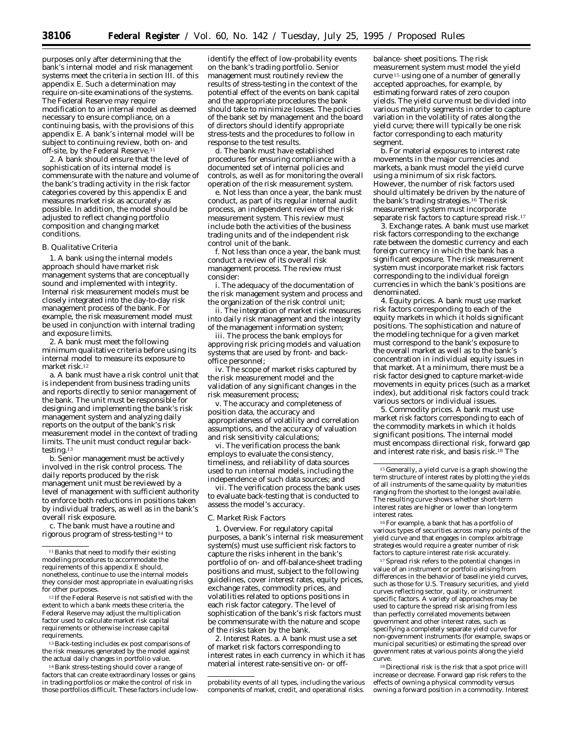purposes only after determining that the bank's internal model and risk management systems meet the criteria in section III. of this appendix E. Such a determination may require on-site examinations of the systems. The Federal Reserve may require modification to an internal model as deemed necessary to ensure compliance, on a continuing basis, with the provisions of this appendix E. A bank's internal model will be subject to continuing review, both on- and off-site, by the Federal Reserve.[11]

2. A bank should ensure that the level of sophistication of its internal model is commensurate with the nature and volume of the bank's trading activity in the risk factor categories covered by this appendix E and measures market risk as accurately as possible. In addition, the model should be adjusted to reflect changing portfolio composition and changing market conditions.

*B. Qualitative Criteria*

1. A bank using the internal models approach should have market risk management systems that are conceptually sound and implemented with integrity. Internal risk measurement models must be closely integrated into the day-to-day risk management process of the bank. For example, the risk measurement model must be used in conjunction with internal trading and exposure limits.

2. A bank must meet the following minimum qualitative criteria before using its internal model to measure its exposure to market risk.[12]

a. A bank must have a risk control unit that is independent from business trading units and reports directly to senior management of the bank. The unit must be responsible for designing and implementing the bank's risk management system and analyzing daily reports on the output of the bank's risk measurement model in the context of trading limits. The unit must conduct regular back-testing.[13]

b. Senior management must be actively involved in the risk control process. The daily reports produced by the risk management unit must be reviewed by a level of management with sufficient authority to enforce both reductions in positions taken by individual traders, as well as in the bank's overall risk exposure.

c. The bank must have a routine and rigorous program of stress-testing[14] to identify the effect of low-probability events on the bank's trading portfolio. Senior management must routinely review the results of stress-testing in the context of the potential effect of the events on bank capital and the appropriate procedures the bank should take to minimize losses. The policies of the bank set by management and the board of directors should identify appropriate stress-tests and the procedures to follow in response to the test results.

d. The bank must have established procedures for ensuring compliance with a documented set of internal policies and controls, as well as for monitoring the overall operation of the risk measurement system.

e. Not less than once a year, the bank must conduct, as part of its regular internal audit process, an independent review of the risk measurement system. This review must include both the activities of the business trading units and of the independent risk control unit of the bank.

f. Not less than once a year, the bank must conduct a review of its overall risk management process. The review must consider:

i. The adequacy of the documentation of the risk management system and process and the organization of the risk control unit;

ii. The integration of market risk measures into daily risk management and the integrity of the management information system;

iii. The process the bank employs for approving risk pricing models and valuation systems that are used by front- and back-office personnel;

iv. The scope of market risks captured by the risk measurement model and the validation of any significant changes in the risk measurement process;

v. The accuracy and completeness of position data, the accuracy and appropriateness of volatility and correlation assumptions, and the accuracy of valuation and risk sensitivity calculations;

vi. The verification process the bank employs to evaluate the consistency, timeliness, and reliability of data sources used to run internal models, including the independence of such data sources; and

vii. The verification process the bank uses to evaluate back-testing that is conducted to assess the model's accuracy.

*C. Market Risk Factors*

1. *Overview.* For regulatory capital purposes, a bank's internal risk measurement system(s) must use sufficient risk factors to capture the risks inherent in the bank's portfolio of on- and off-balance-sheet trading positions and must, subject to the following guidelines, cover interest rates, equity prices, exchange rates, commodity prices, and volatilities related to options positions in each risk factor category. The level of sophistication of the bank's risk factors must be commensurate with the nature and scope of the risks taken by the bank.

2. *Interest Rates.* a. A bank must use a set of market risk factors corresponding to interest rates in each currency in which it has material interest rate-sensitive on- or off-balance- sheet positions. The risk measurement system must model the yield curve[15] using one of a number of generally accepted approaches, for example, by estimating forward rates of zero coupon yields. The yield curve must be divided into various maturity segments in order to capture variation in the volatility of rates along the yield curve; there will typically be one risk factor corresponding to each maturity segment.

b. For material exposures to interest rate movements in the major currencies and markets, a bank must model the yield curve using a minimum of six risk factors. However, the number of risk factors used should ultimately be driven by the nature of the bank's trading strategies.[16] The risk measurement system must incorporate separate risk factors to capture spread risk.[17]

3. *Exchange rates.* A bank must use market risk factors corresponding to the exchange rate between the domestic currency and each foreign currency in which the bank has a significant exposure. The risk measurement system must incorporate market risk factors corresponding to the individual foreign currencies in which the bank's positions are denominated.

4. *Equity prices.* A bank must use market risk factors corresponding to each of the equity markets in which it holds significant positions. The sophistication and nature of the modeling technique for a given market must correspond to the bank's exposure to the overall market as well as to the bank's concentration in individual equity issues in that market. At a minimum, there must be a risk factor designed to capture market-wide movements in equity prices (such as a market index), but additional risk factors could track various sectors or individual issues.

5. *Commodity prices.* A bank must use market risk factors corresponding to each of the commodity markets in which it holds significant positions. The internal model must encompass directional risk, forward gap and interest rate risk, and basis risk.[18] The

---

[11] Banks that need to modify their existing modeling procedures to accommodate the requirements of this appendix E should, nonetheless, continue to use the internal models they consider most appropriate in evaluating risks for other purposes.

[12] If the Federal Reserve is not satisfied with the extent to which a bank meets these criteria, the Federal Reserve may adjust the multiplication factor used to calculate market risk capital requirements or otherwise increase capital requirements.

[13] Back-testing includes ex post comparisons of the risk measures generated by the model against the actual daily changes in portfolio value.

[14] Bank stress-testing should cover a range of factors that can create extraordinary losses or gains in trading portfolios or make the control of risk in those portfolios difficult. These factors include low-probability events of all types, including the various components of market, credit, and operational risks.

[15] Generally, a yield curve is a graph showing the term structure of interest rates by plotting the yields of all instruments of the same quality by maturities ranging from the shortest to the longest available. The resulting curve shows whether short-term interest rates are higher or lower than long-term interest rates.

[16] For example, a bank that has a portfolio of various types of securities across many points of the yield curve and that engages in complex arbitrage strategies would require a greater number of risk factors to capture interest rate risk accurately.

[17] Spread risk refers to the potential changes in value of an instrument or portfolio arising from differences in the behavior of baseline yield curves, such as those for U.S. Treasury securities, and yield curves reflecting sector, quality, or instrument specific factors. A variety of approaches may be used to capture the spread risk arising from less than perfectly correlated movements between government and other interest rates, such as specifying a completely separate yield curve for non-government instruments (for example, swaps or municipal securities) or estimating the spread over government rates at various points along the yield curve.

[18] Directional risk is the risk that a spot price will increase or decrease. Forward gap risk refers to the effects of owning a physical commodity versus owning a forward position in a commodity. Interest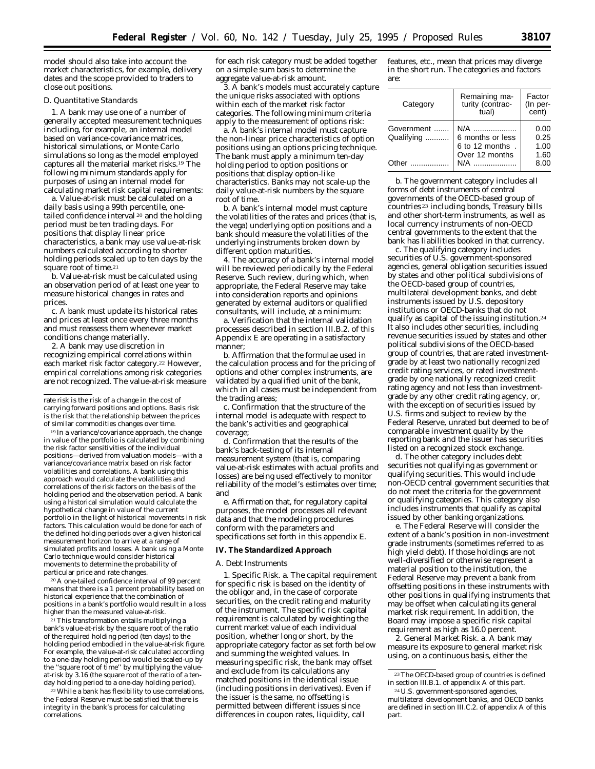model should also take into account the market characteristics, for example, delivery dates and the scope provided to traders to close out positions.

*D. Quantitative Standards*

1. A bank may use one of a number of generally accepted measurement techniques including, for example, an internal model based on variance-covariance matrices, historical simulations, or Monte Carlo simulations so long as the model employed captures all the material market risks.[19] The following minimum standards apply for purposes of using an internal model for calculating market risk capital requirements:

a. Value-at-risk must be calculated on a daily basis using a 99th percentile, one-tailed confidence interval [20] and the holding period must be ten trading days. For positions that display linear price characteristics, a bank may use value-at-risk numbers calculated according to shorter holding periods scaled up to ten days by the square root of time.[21]

b. Value-at-risk must be calculated using an observation period of at least one year to measure historical changes in rates and prices.

c. A bank must update its historical rates and prices at least once every three months and must reassess them whenever market conditions change materially.

2. A bank may use discretion in recognizing empirical correlations within each market risk factor category.[22] However, empirical correlations among risk categories are not recognized. The value-at-risk measure for each risk category must be added together on a simple sum basis to determine the aggregate value-at-risk amount.

3. A bank's models must accurately capture the unique risks associated with options within each of the market risk factor categories. The following minimum criteria apply to the measurement of options risk:

a. A bank's internal model must capture the non-linear price characteristics of option positions using an options pricing technique. The bank must apply a minimum ten-day holding period to option positions or positions that display option-like characteristics. Banks may not scale-up the daily value-at-risk numbers by the square root of time.

b. A bank's internal model must capture the volatilities of the rates and prices (that is, the vega) underlying option positions and a bank should measure the volatilities of the underlying instruments broken down by different option maturities.

4. The accuracy of a bank's internal model will be reviewed periodically by the Federal Reserve. Such review, during which, when appropriate, the Federal Reserve may take into consideration reports and opinions generated by external auditors or qualified consultants, will include, at a minimum:

a. Verification that the internal validation processes described in section III.B.2. of this Appendix E are operating in a satisfactory manner;

b. Affirmation that the formulae used in the calculation process and for the pricing of options and other complex instruments, are validated by a qualified unit of the bank, which in all cases must be independent from the trading areas;

c. Confirmation that the structure of the internal model is adequate with respect to the bank's activities and geographical coverage;

d. Confirmation that the results of the bank's back-testing of its internal measurement system (that is, comparing value-at-risk estimates with actual profits and losses) are being used effectively to monitor reliability of the model's estimates over time; and

e. Affirmation that, for regulatory capital purposes, the model processes all relevant data and that the modeling procedures conform with the parameters and specifications set forth in this appendix E.

**IV. The Standardized Approach**

*A. Debt Instruments*

1. *Specific Risk.* a. The capital requirement for specific risk is based on the identity of the obligor and, in the case of corporate securities, on the credit rating and maturity of the instrument. The specific risk capital requirement is calculated by weighting the current market value of each individual position, whether long or short, by the appropriate category factor as set forth below and summing the weighted values. In measuring specific risk, the bank may offset and exclude from its calculations any matched positions in the identical issue (including positions in derivatives). Even if the issuer is the same, no offsetting is permitted between different issues since differences in coupon rates, liquidity, call features, etc., mean that prices may diverge in the short run. The categories and factors are:

| Category | Remaining maturity (contractual) | Factor (In percent) |
|---|---|---|
| Government | N/A | 0.00 |
| Qualifying | 6 months or less | 0.25 |
| | 6 to 12 months | 1.00 |
| | Over 12 months | 1.60 |
| Other | N/A | 8.00 |

b. The government category includes all forms of debt instruments of central governments of the OECD-based group of countries [23] including bonds, Treasury bills and other short-term instruments, as well as local currency instruments of non-OECD central governments to the extent that the bank has liabilities booked in that currency.

c. The qualifying category includes securities of U.S. government-sponsored agencies, general obligation securities issued by states and other political subdivisions of the OECD-based group of countries, multilateral development banks, and debt instruments issued by U.S. depository institutions or OECD-banks that do not qualify as capital of the issuing institution.[24] It also includes other securities, including revenue securities issued by states and other political subdivisions of the OECD-based group of countries, that are rated investment-grade by at least two nationally recognized credit rating services, or rated investment-grade by one nationally recognized credit rating agency and not less than investment-grade by any other credit rating agency, or, with the exception of securities issued by U.S. firms and subject to review by the Federal Reserve, unrated but deemed to be of comparable investment quality by the reporting bank and the issuer has securities listed on a recognized stock exchange.

d. The other category includes debt securities not qualifying as government or qualifying securities. This would include non-OECD central government securities that do not meet the criteria for the government or qualifying categories. This category also includes instruments that qualify as capital issued by other banking organizations.

e. The Federal Reserve will consider the extent of a bank's position in non-investment grade instruments (sometimes referred to as high yield debt). If those holdings are not well-diversified or otherwise represent a material position to the institution, the Federal Reserve may prevent a bank from offsetting positions in these instruments with other positions in qualifying instruments that may be offset when calculating its general market risk requirement. In addition, the Board may impose a specific risk capital requirement as high as 16.0 percent.

2. *General Market Risk.* a. A bank may measure its exposure to general market risk using, on a continuous basis, either the

---

rate risk is the risk of a change in the cost of carrying forward positions and options. Basis risk is the risk that the relationship between the prices of similar commodities changes over time.

[19] In a variance/covariance approach, the change in value of the portfolio is calculated by combining the risk factor sensitivities of the individual positions—derived from valuation models—with a variance/covariance matrix based on risk factor volatilities and correlations. A bank using this approach would calculate the volatilities and correlations of the risk factors on the basis of the holding period and the observation period. A bank using a historical simulation would calculate the hypothetical change in value of the current portfolio in the light of historical movements in risk factors. This calculation would be done for each of the defined holding periods over a given historical measurement horizon to arrive at a range of simulated profits and losses. A bank using a Monte Carlo technique would consider historical movements to determine the probability of particular price and rate changes.

[20] A one-tailed confidence interval of 99 percent means that there is a 1 percent probability based on historical experience that the combination of positions in a bank's portfolio would result in a loss higher than the measured value-at-risk.

[21] This transformation entails multiplying a bank's value-at-risk by the square root of the ratio of the required holding period (ten days) to the holding period embodied in the value-at-risk figure. For example, the value-at-risk calculated according to a one-day holding period would be scaled-up by the ''square root of time'' by multiplying the value-at-risk by 3.16 (the square root of the ratio of a ten-day holding period to a one-day holding period).

[22] While a bank has flexibility to use correlations, the Federal Reserve must be satisfied that there is integrity in the bank's process for calculating correlations.

[23] The OECD-based group of countries is defined in section III.B.1. of appendix A of this part.

[24] U.S. government-sponsored agencies, multilateral development banks, and OECD banks are defined in section III.C.2. of appendix A of this part.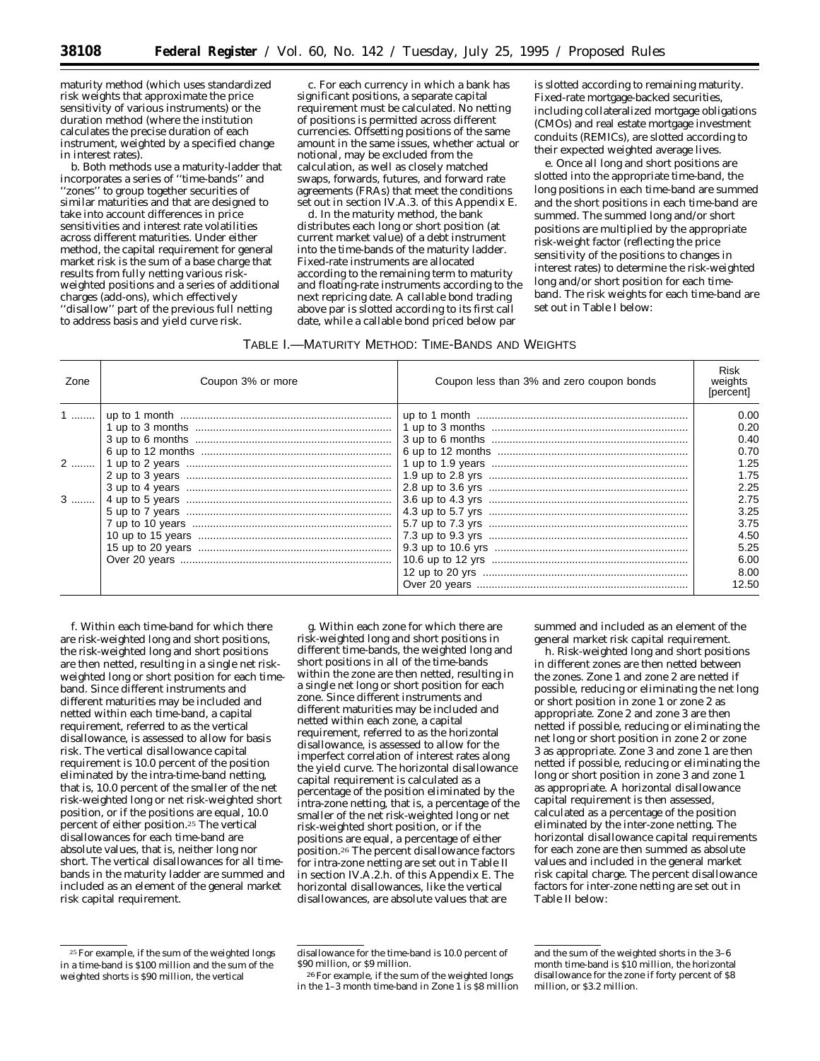maturity method (which uses standardized risk weights that approximate the price sensitivity of various instruments) or the duration method (where the institution calculates the precise duration of each instrument, weighted by a specified change in interest rates).

b. Both methods use a maturity-ladder that incorporates a series of ''time-bands'' and ''zones'' to group together securities of similar maturities and that are designed to take into account differences in price sensitivities and interest rate volatilities across different maturities. Under either method, the capital requirement for general market risk is the sum of a base charge that results from fully netting various risk-weighted positions and a series of additional charges (add-ons), which effectively ''disallow'' part of the previous full netting to address basis and yield curve risk.

c. For each currency in which a bank has significant positions, a separate capital requirement must be calculated. No netting of positions is permitted across different currencies. Offsetting positions of the same amount in the same issues, whether actual or notional, may be excluded from the calculation, as well as closely matched swaps, forwards, futures, and forward rate agreements (FRAs) that meet the conditions set out in section IV.A.3. of this Appendix E.

d. In the maturity method, the bank distributes each long or short position (at current market value) of a debt instrument into the time-bands of the maturity ladder. Fixed-rate instruments are allocated according to the remaining term to maturity and floating-rate instruments according to the next repricing date. A callable bond trading above par is slotted according to its first call date, while a callable bond priced below par is slotted according to remaining maturity. Fixed-rate mortgage-backed securities, including collateralized mortgage obligations (CMOs) and real estate mortgage investment conduits (REMICs), are slotted according to their expected weighted average lives.

e. Once all long and short positions are slotted into the appropriate time-band, the long positions in each time-band are summed and the short positions in each time-band are summed. The summed long and/or short positions are multiplied by the appropriate risk-weight factor (reflecting the price sensitivity of the positions to changes in interest rates) to determine the risk-weighted long and/or short position for each time-band. The risk weights for each time-band are set out in Table I below:

TABLE I.—MATURITY METHOD: TIME-BANDS AND WEIGHTS

| Zone | Coupon 3% or more | Coupon less than 3% and zero coupon bonds | Risk weights [percent] |
|---|---|---|---|
| 1 | up to 1 month | up to 1 month | 0.00 |
| | 1 up to 3 months | 1 up to 3 months | 0.20 |
| | 3 up to 6 months | 3 up to 6 months | 0.40 |
| | 6 up to 12 months | 6 up to 12 months | 0.70 |
| 2 | 1 up to 2 years | 1 up to 1.9 years | 1.25 |
| | 2 up to 3 years | 1.9 up to 2.8 yrs | 1.75 |
| | 3 up to 4 years | 2.8 up to 3.6 yrs | 2.25 |
| 3 | 4 up to 5 years | 3.6 up to 4.3 yrs | 2.75 |
| | 5 up to 7 years | 4.3 up to 5.7 yrs | 3.25 |
| | 7 up to 10 years | 5.7 up to 7.3 yrs | 3.75 |
| | 10 up to 15 years | 7.3 up to 9.3 yrs | 4.50 |
| | 15 up to 20 years | 9.3 up to 10.6 yrs | 5.25 |
| | Over 20 years | 10.6 up to 12 yrs | 6.00 |
| | | 12 up to 20 yrs | 8.00 |
| | | Over 20 years | 12.50 |

f. Within each time-band for which there are risk-weighted long and short positions, the risk-weighted long and short positions are then netted, resulting in a single net risk-weighted long or short position for each time-band. Since different instruments and different maturities may be included and netted within each time-band, a capital requirement, referred to as the vertical disallowance, is assessed to allow for basis risk. The vertical disallowance capital requirement is 10.0 percent of the position eliminated by the intra-time-band netting, that is, 10.0 percent of the smaller of the net risk-weighted long or net risk-weighted short position, or if the positions are equal, 10.0 percent of either position.[25] The vertical disallowances for each time-band are absolute values, that is, neither long nor short. The vertical disallowances for all time-bands in the maturity ladder are summed and included as an element of the general market risk capital requirement.

g. Within each zone for which there are risk-weighted long and short positions in different time-bands, the weighted long and short positions in all of the time-bands within the zone are then netted, resulting in a single net long or short position for each zone. Since different instruments and different maturities may be included and netted within each zone, a capital requirement, referred to as the horizontal disallowance, is assessed to allow for the imperfect correlation of interest rates along the yield curve. The horizontal disallowance capital requirement is calculated as a percentage of the position eliminated by the intra-zone netting, that is, a percentage of the smaller of the net risk-weighted long or net risk-weighted short position, or if the positions are equal, a percentage of either position.[26] The percent disallowance factors for intra-zone netting are set out in Table II in section IV.A.2.h. of this Appendix E. The horizontal disallowances, like the vertical disallowances, are absolute values that are summed and included as an element of the general market risk capital requirement.

h. Risk-weighted long and short positions in different zones are then netted between the zones. Zone 1 and zone 2 are netted if possible, reducing or eliminating the net long or short position in zone 1 or zone 2 as appropriate. Zone 2 and zone 3 are then netted if possible, reducing or eliminating the net long or short position in zone 2 or zone 3 as appropriate. Zone 3 and zone 1 are then netted if possible, reducing or eliminating the long or short position in zone 3 and zone 1 as appropriate. A horizontal disallowance capital requirement is then assessed, calculated as a percentage of the position eliminated by the inter-zone netting. The horizontal disallowance capital requirements for each zone are then summed as absolute values and included in the general market risk capital charge. The percent disallowance factors for inter-zone netting are set out in Table II below:

[25] For example, if the sum of the weighted longs in a time-band is $100 million and the sum of the weighted shorts is $90 million, the vertical disallowance for the time-band is 10.0 percent of $90 million, or $9 million.

[26] For example, if the sum of the weighted longs in the 1–3 month time-band in Zone 1 is $8 million and the sum of the weighted shorts in the 3–6 month time-band is $10 million, the horizontal disallowance for the zone if forty percent of $8 million, or $3.2 million.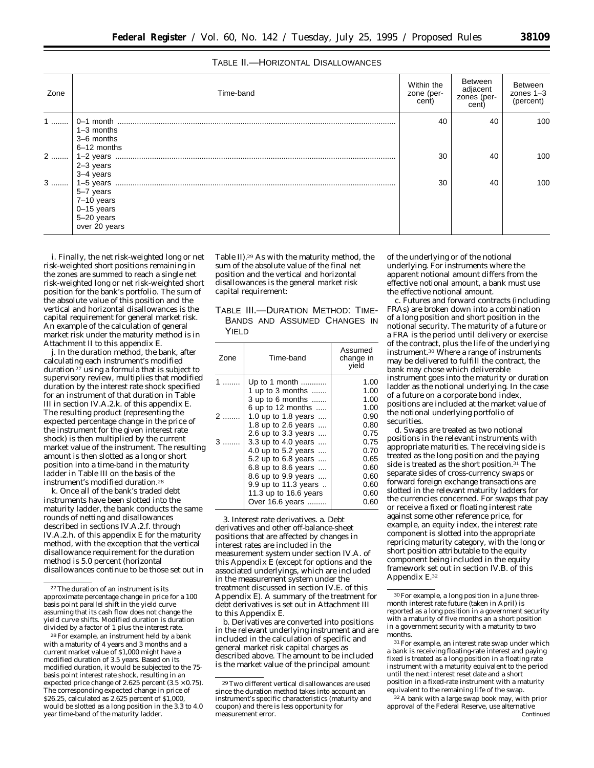TABLE II.—HORIZONTAL DISALLOWANCES

| Zone | Time-band | Within the zone (percent) | Between adjacent zones (percent) | Between zones 1–3 (percent) |
|---|---|---|---|---|
| 1 | 0–1 month | 40 | 40 | 100 |
| | 1–3 months | | | |
| | 3–6 months | | | |
| | 6–12 months | | | |
| 2 | 1–2 years | 30 | 40 | 100 |
| | 2–3 years | | | |
| | 3–4 years | | | |
| 3 | 1–5 years | 30 | 40 | 100 |
| | 5–7 years | | | |
| | 7–10 years | | | |
| | 0–15 years | | | |
| | 5–20 years | | | |
| | over 20 years | | | |

i. Finally, the net risk-weighted long or net risk-weighted short positions remaining in the zones are summed to reach a single net risk-weighted long or net risk-weighted short position for the bank's portfolio. The sum of the absolute value of this position and the vertical and horizontal disallowances is the capital requirement for general market risk. An example of the calculation of general market risk under the maturity method is in Attachment II to this appendix E.

j. In the duration method, the bank, after calculating each instrument's modified duration [27] using a formula that is subject to supervisory review, multiplies that modified duration by the interest rate shock specified for an instrument of that duration in Table III in section IV.A.2.k. of this appendix E. The resulting product (representing the expected percentage change in the price of the instrument for the given interest rate shock) is then multiplied by the current market value of the instrument. The resulting amount is then slotted as a long or short position into a time-band in the maturity ladder in Table III on the basis of the instrument's modified duration.[28]

k. Once all of the bank's traded debt instruments have been slotted into the maturity ladder, the bank conducts the same rounds of netting and disallowances described in sections IV.A.2.f. through IV.A.2.h. of this appendix E for the maturity method, with the exception that the vertical disallowance requirement for the duration method is 5.0 percent (horizontal disallowances continue to be those set out in Table II).[29] As with the maturity method, the sum of the absolute value of the final net position and the vertical and horizontal disallowances is the general market risk capital requirement:

TABLE III.—DURATION METHOD: TIME-BANDS AND ASSUMED CHANGES IN YIELD

| Zone | Time-band | Assumed change in yield |
|---|---|---|
| 1 | Up to 1 month | 1.00 |
| | 1 up to 3 months | 1.00 |
| | 3 up to 6 months | 1.00 |
| | 6 up to 12 months | 1.00 |
| 2 | 1.0 up to 1.8 years | 0.90 |
| | 1.8 up to 2.6 years | 0.80 |
| | 2.6 up to 3.3 years | 0.75 |
| 3 | 3.3 up to 4.0 years | 0.75 |
| | 4.0 up to 5.2 years | 0.70 |
| | 5.2 up to 6.8 years | 0.65 |
| | 6.8 up to 8.6 years | 0.60 |
| | 8.6 up to 9.9 years | 0.60 |
| | 9.9 up to 11.3 years | 0.60 |
| | 11.3 up to 16.6 years | 0.60 |
| | Over 16.6 years | 0.60 |

3. *Interest rate derivatives.* a. Debt derivatives and other off-balance-sheet positions that are affected by changes in interest rates are included in the measurement system under section IV.A. of this Appendix E (except for options and the associated underlyings, which are included in the measurement system under the treatment discussed in section IV.E. of this Appendix E). A summary of the treatment for debt derivatives is set out in Attachment III to this Appendix E.

b. Derivatives are converted into positions in the relevant underlying instrument and are included in the calculation of specific and general market risk capital charges as described above. The amount to be included is the market value of the principal amount of the underlying or of the notional underlying. For instruments where the apparent notional amount differs from the effective notional amount, a bank must use the effective notional amount.

c. Futures and forward contracts (including FRAs) are broken down into a combination of a long position and short position in the notional security. The maturity of a future or a FRA is the period until delivery or exercise of the contract, plus the life of the underlying instrument.[30] Where a range of instruments may be delivered to fulfill the contract, the bank may chose which deliverable instrument goes into the maturity or duration ladder as the notional underlying. In the case of a future on a corporate bond index, positions are included at the market value of the notional underlying portfolio of securities.

d. Swaps are treated as two notional positions in the relevant instruments with appropriate maturities. The receiving side is treated as the long position and the paying side is treated as the short position.[31] The separate sides of cross-currency swaps or forward foreign exchange transactions are slotted in the relevant maturity ladders for the currencies concerned. For swaps that pay or receive a fixed or floating interest rate against some other reference price, for example, an equity index, the interest rate component is slotted into the appropriate repricing maturity category, with the long or short position attributable to the equity component being included in the equity framework set out in section IV.B. of this Appendix E.[32]

---

[27] The duration of an instrument is its approximate percentage change in price for a 100 basis point parallel shift in the yield curve assuming that its cash flow does not change the yield curve shifts. Modified duration is duration divided by a factor of 1 plus the interest rate.

[28] For example, an instrument held by a bank with a maturity of 4 years and 3 months and a current market value of $1,000 might have a modified duration of 3.5 years. Based on its modified duration, it would be subjected to the 75-basis point interest rate shock, resulting in an expected price change of 2.625 percent ($3.5 \times 0.75$). The corresponding expected change in price of $26.25, calculated as 2.625 percent of $1,000, would be slotted as a long position in the 3.3 to 4.0 year time-band of the maturity ladder.

[29] Two different vertical disallowances are used since the duration method takes into account an instrument's specific characteristics (maturity and coupon) and there is less opportunity for measurement error.

[30] For example, a long position in a June three-month interest rate future (taken in April) is reported as a long position in a government security with a maturity of five months an a short position in a government security with a maturity to two months.

[31] For example, an interest rate swap under which a bank is receiving floating-rate interest and paying fixed is treated as a long position in a floating rate instrument with a maturity equivalent to the period until the next interest reset date and a short position in a fixed-rate instrument with a maturity equivalent to the remaining life of the swap.

[32] A bank with a large swap book may, with prior approval of the Federal Reserve, use alternative

Continued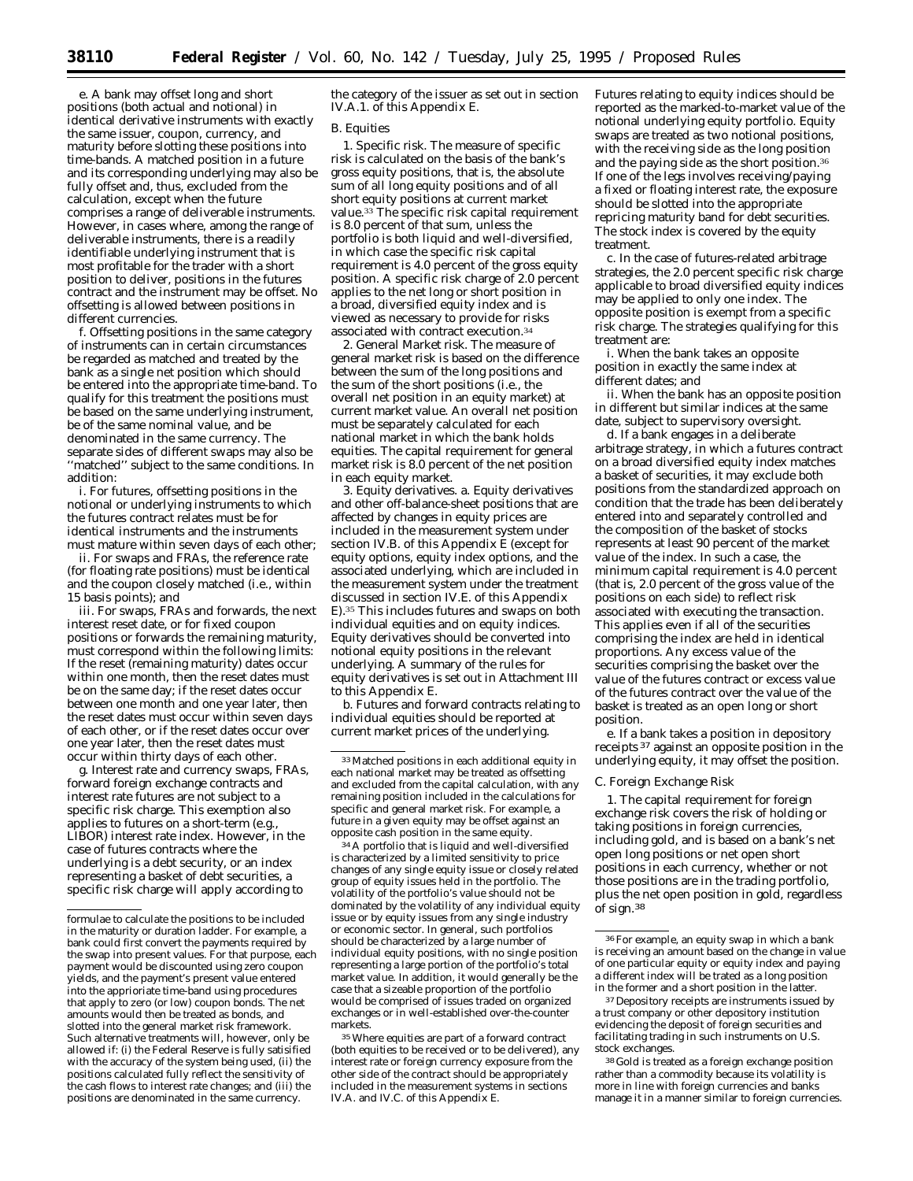e. A bank may offset long and short positions (both actual and notional) in identical derivative instruments with exactly the same issuer, coupon, currency, and maturity before slotting these positions into time-bands. A matched position in a future and its corresponding underlying may also be fully offset and, thus, excluded from the calculation, except when the future comprises a range of deliverable instruments. However, in cases where, among the range of deliverable instruments, there is a readily identifiable underlying instrument that is most profitable for the trader with a short position to deliver, positions in the futures contract and the instrument may be offset. No offsetting is allowed between positions in different currencies.

f. Offsetting positions in the same category of instruments can in certain circumstances be regarded as matched and treated by the bank as a single net position which should be entered into the appropriate time-band. To qualify for this treatment the positions must be based on the same underlying instrument, be of the same nominal value, and be denominated in the same currency. The separate sides of different swaps may also be ''matched'' subject to the same conditions. In addition:

i. For futures, offsetting positions in the notional or underlying instruments to which the futures contract relates must be for identical instruments and the instruments must mature within seven days of each other;

ii. For swaps and FRAs, the reference rate (for floating rate positions) must be identical and the coupon closely matched (i.e., within 15 basis points); and

iii. For swaps, FRAs and forwards, the next interest reset date, or for fixed coupon positions or forwards the remaining maturity, must correspond within the following limits: If the reset (remaining maturity) dates occur within one month, then the reset dates must be on the same day; if the reset dates occur between one month and one year later, then the reset dates must occur within seven days of each other, or if the reset dates occur over one year later, then the reset dates must occur within thirty days of each other.

g. Interest rate and currency swaps, FRAs, forward foreign exchange contracts and interest rate futures are not subject to a specific risk charge. This exemption also applies to futures on a short-term (e.g., LIBOR) interest rate index. However, in the case of futures contracts where the underlying is a debt security, or an index representing a basket of debt securities, a specific risk charge will apply according to the category of the issuer as set out in section IV.A.1. of this Appendix E.

*B. Equities*

1. Specific risk. The measure of specific risk is calculated on the basis of the bank's gross equity positions, that is, the absolute sum of all long equity positions and of all short equity positions at current market value.[33] The specific risk capital requirement is 8.0 percent of that sum, unless the portfolio is both liquid and well-diversified, in which case the specific risk capital requirement is 4.0 percent of the gross equity position. A specific risk charge of 2.0 percent applies to the net long or short position in a broad, diversified equity index and is viewed as necessary to provide for risks associated with contract execution.[34]

2. General Market risk. The measure of general market risk is based on the difference between the sum of the long positions and the sum of the short positions (i.e., the overall net position in an equity market) at current market value. An overall net position must be separately calculated for each national market in which the bank holds equities. The capital requirement for general market risk is 8.0 percent of the net position in each equity market.

3. Equity derivatives. a. Equity derivatives and other off-balance-sheet positions that are affected by changes in equity prices are included in the measurement system under section IV.B. of this Appendix E (except for equity options, equity index options, and the associated underlying, which are included in the measurement system under the treatment discussed in section IV.E. of this Appendix E).[35] This includes futures and swaps on both individual equities and on equity indices. Equity derivatives should be converted into notional equity positions in the relevant underlying. A summary of the rules for equity derivatives is set out in Attachment III to this Appendix E.

b. Futures and forward contracts relating to individual equities should be reported at current market prices of the underlying. Futures relating to equity indices should be reported as the marked-to-market value of the notional underlying equity portfolio. Equity swaps are treated as two notional positions, with the receiving side as the long position and the paying side as the short position.[36] If one of the legs involves receiving/paying a fixed or floating interest rate, the exposure should be slotted into the appropriate repricing maturity band for debt securities. The stock index is covered by the equity treatment.

c. In the case of futures-related arbitrage strategies, the 2.0 percent specific risk charge applicable to broad diversified equity indices may be applied to only one index. The opposite position is exempt from a specific risk charge. The strategies qualifying for this treatment are:

i. When the bank takes an opposite position in exactly the same index at different dates; and

ii. When the bank has an opposite position in different but similar indices at the same date, subject to supervisory oversight.

d. If a bank engages in a deliberate arbitrage strategy, in which a futures contract on a broad diversified equity index matches a basket of securities, it may exclude both positions from the standardized approach on condition that the trade has been deliberately entered into and separately controlled and the composition of the basket of stocks represents at least 90 percent of the market value of the index. In such a case, the minimum capital requirement is 4.0 percent (that is, 2.0 percent of the gross value of the positions on each side) to reflect risk associated with executing the transaction. This applies even if all of the securities comprising the index are held in identical proportions. Any excess value of the securities comprising the basket over the value of the futures contract or excess value of the futures contract over the value of the basket is treated as an open long or short position.

e. If a bank takes a position in depository receipts[37] against an opposite position in the underlying equity, it may offset the position.

*C. Foreign Exchange Risk*

1. The capital requirement for foreign exchange risk covers the risk of holding or taking positions in foreign currencies, including gold, and is based on a bank's net open long positions or net open short positions in each currency, whether or not those positions are in the trading portfolio, plus the net open position in gold, regardless of sign.[38]

---

formulae to calculate the positions to be included in the maturity or duration ladder. For example, a bank could first convert the payments required by the swap into present values. For that purpose, each payment would be discounted using zero coupon yields, and the payment's present value entered into the appriopriate time-band using procedures that apply to zero (or low) coupon bonds. The net amounts would then be treated as bonds, and slotted into the general market risk framework. Such alternative treatments will, however, only be allowed if: (i) the Federal Reserve is fully satisified with the accuracy of the system being used, (ii) the positions calculated fully reflect the sensitivity of the cash flows to interest rate changes; and (iii) the positions are denominated in the same currency.

[33] Matched positions in each additional equity in each national market may be treated as offsetting and excluded from the capital calculation, with any remaining position included in the calculations for specific and general market risk. For example, a future in a given equity may be offset against an opposite cash position in the same equity.

[34] A portfolio that is liquid and well-diversified is characterized by a limited sensitivity to price changes of any single equity issue or closely related group of equity issues held in the portfolio. The volatility of the portfolio's value should not be dominated by the volatility of any individual equity issue or by equity issues from any single industry or economic sector. In general, such portfolios should be characterized by a large number of individual equity positions, with no single position representing a large portion of the portfolio's total market value. In addition, it would generally be the case that a sizeable proportion of the portfolio would be comprised of issues traded on organized exchanges or in well-established over-the-counter markets.

[35] Where equities are part of a forward contract (both equities to be received or to be delivered), any interest rate or foreign currency exposure from the other side of the contract should be appropriately included in the measurement systems in sections IV.A. and IV.C. of this Appendix E.

[36] For example, an equity swap in which a bank is receiving an amount based on the change in value of one particular equity or equity index and paying a different index will be treated as a long position in the former and a short position in the latter.

[37] Depository receipts are instruments issued by a trust company or other depository institution evidencing the deposit of foreign securities and facilitating trading in such instruments on U.S. stock exchanges.

[38] Gold is treated as a foreign exchange position rather than a commodity because its volatility is more in line with foreign currencies and banks manage it in a manner similar to foreign currencies.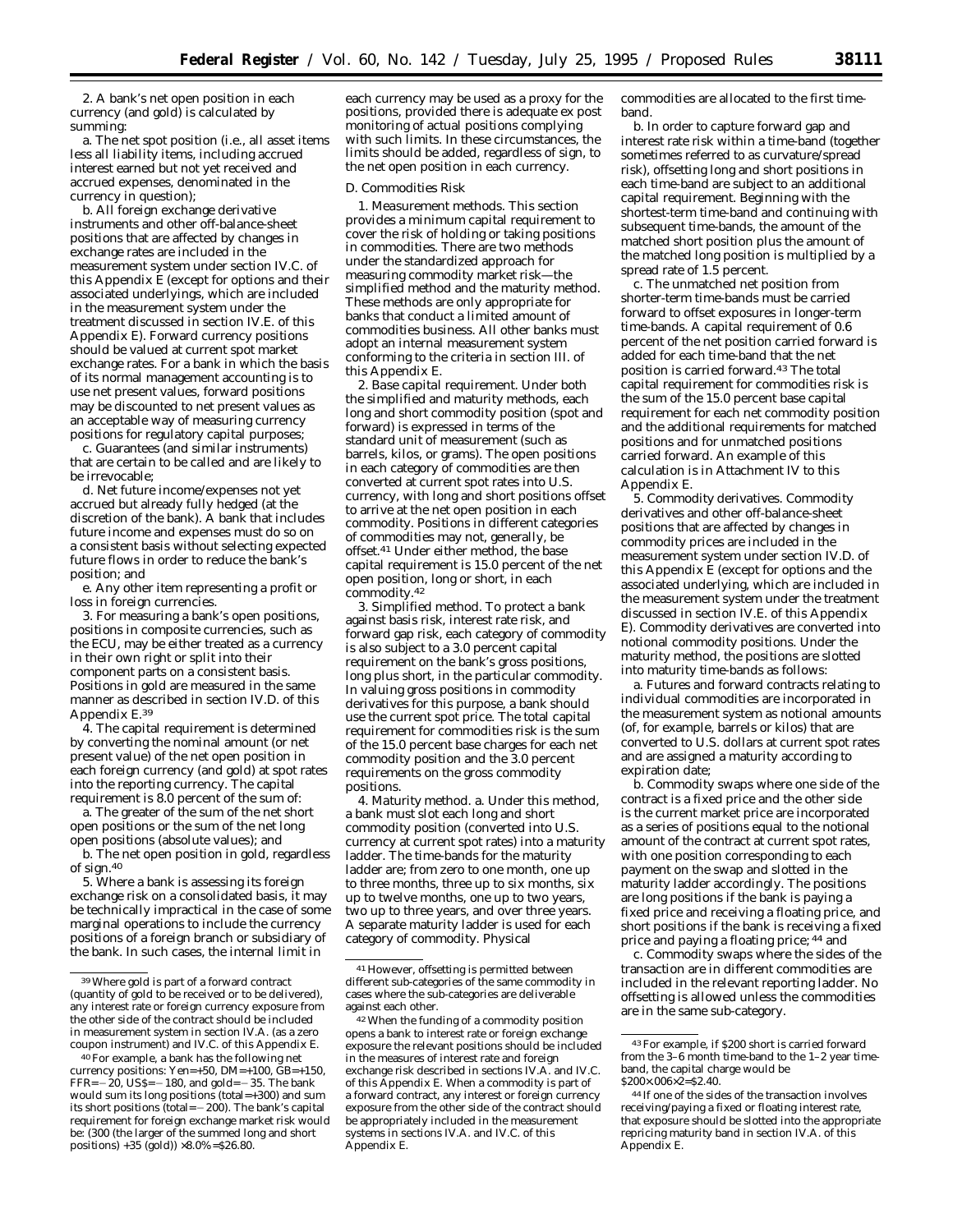2. A bank's net open position in each currency (and gold) is calculated by summing:

a. The net spot position (i.e., all asset items less all liability items, including accrued interest earned but not yet received and accrued expenses, denominated in the currency in question);

b. All foreign exchange derivative instruments and other off-balance-sheet positions that are affected by changes in exchange rates are included in the measurement system under section IV.C. of this Appendix E (except for options and their associated underlyings, which are included in the measurement system under the treatment discussed in section IV.E. of this Appendix E). Forward currency positions should be valued at current spot market exchange rates. For a bank in which the basis of its normal management accounting is to use net present values, forward positions may be discounted to net present values as an acceptable way of measuring currency positions for regulatory capital purposes;

c. Guarantees (and similar instruments) that are certain to be called and are likely to be irrevocable;

d. Net future income/expenses not yet accrued but already fully hedged (at the discretion of the bank). A bank that includes future income and expenses must do so on a consistent basis without selecting expected future flows in order to reduce the bank's position; and

e. Any other item representing a profit or loss in foreign currencies.

3. For measuring a bank's open positions, positions in composite currencies, such as the ECU, may be either treated as a currency in their own right or split into their component parts on a consistent basis. Positions in gold are measured in the same manner as described in section IV.D. of this Appendix E.[39]

4. The capital requirement is determined by converting the nominal amount (or net present value) of the net open position in each foreign currency (and gold) at spot rates into the reporting currency. The capital requirement is 8.0 percent of the sum of:

a. The greater of the sum of the net short open positions or the sum of the net long open positions (absolute values); and

b. The net open position in gold, regardless of sign.[40]

5. Where a bank is assessing its foreign exchange risk on a consolidated basis, it may be technically impractical in the case of some marginal operations to include the currency positions of a foreign branch or subsidiary of the bank. In such cases, the internal limit in each currency may be used as a proxy for the positions, provided there is adequate ex post monitoring of actual positions complying with such limits. In these circumstances, the limits should be added, regardless of sign, to the net open position in each currency.

*D. Commodities Risk*

1. *Measurement methods.* This section provides a minimum capital requirement to cover the risk of holding or taking positions in commodities. There are two methods under the standardized approach for measuring commodity market risk—the simplified method and the maturity method. These methods are only appropriate for banks that conduct a limited amount of commodities business. All other banks must adopt an internal measurement system conforming to the criteria in section III. of this Appendix E.

2. *Base capital requirement.* Under both the simplified and maturity methods, each long and short commodity position (spot and forward) is expressed in terms of the standard unit of measurement (such as barrels, kilos, or grams). The open positions in each category of commodities are then converted at current spot rates into U.S. currency, with long and short positions offset to arrive at the net open position in each commodity. Positions in different categories of commodities may not, generally, be offset.[41] Under either method, the base capital requirement is 15.0 percent of the net open position, long or short, in each commodity.[42]

3. *Simplified method.* To protect a bank against basis risk, interest rate risk, and forward gap risk, each category of commodity is also subject to a 3.0 percent capital requirement on the bank's gross positions, long plus short, in the particular commodity. In valuing gross positions in commodity derivatives for this purpose, a bank should use the current spot price. The total capital requirement for commodities risk is the sum of the 15.0 percent base charges for each net commodity position and the 3.0 percent requirements on the gross commodity positions.

4. *Maturity method.* a. Under this method, a bank must slot each long and short commodity position (converted into U.S. currency at current spot rates) into a maturity ladder. The time-bands for the maturity ladder are; from zero to one month, one up to three months, three up to six months, six up to twelve months, one up to two years, two up to three years, and over three years. A separate maturity ladder is used for each category of commodity. Physical commodities are allocated to the first time-band.

b. In order to capture forward gap and interest rate risk within a time-band (together sometimes referred to as curvature/spread risk), offsetting long and short positions in each time-band are subject to an additional capital requirement. Beginning with the shortest-term time-band and continuing with subsequent time-bands, the amount of the matched short position plus the amount of the matched long position is multiplied by a spread rate of 1.5 percent.

c. The unmatched net position from shorter-term time-bands must be carried forward to offset exposures in longer-term time-bands. A capital requirement of 0.6 percent of the net position carried forward is added for each time-band that the net position is carried forward.[43] The total capital requirement for commodities risk is the sum of the 15.0 percent base capital requirement for each net commodity position and the additional requirements for matched positions and for unmatched positions carried forward. An example of this calculation is in Attachment IV to this Appendix E.

5. *Commodity derivatives.* Commodity derivatives and other off-balance-sheet positions that are affected by changes in commodity prices are included in the measurement system under section IV.D. of this Appendix E (except for options and the associated underlying, which are included in the measurement system under the treatment discussed in section IV.E. of this Appendix E). Commodity derivatives are converted into notional commodity positions. Under the maturity method, the positions are slotted into maturity time-bands as follows:

a. Futures and forward contracts relating to individual commodities are incorporated in the measurement system as notional amounts (of, for example, barrels or kilos) that are converted to U.S. dollars at current spot rates and are assigned a maturity according to expiration date;

b. Commodity swaps where one side of the contract is a fixed price and the other side is the current market price are incorporated as a series of positions equal to the notional amount of the contract at current spot rates, with one position corresponding to each payment on the swap and slotted in the maturity ladder accordingly. The positions are long positions if the bank is paying a fixed price and receiving a floating price, and short positions if the bank is receiving a fixed price and paying a floating price;[44] and

c. Commodity swaps where the sides of the transaction are in different commodities are included in the relevant reporting ladder. No offsetting is allowed unless the commodities are in the same sub-category.

---

[39] Where gold is part of a forward contract (quantity of gold to be received or to be delivered), any interest rate or foreign currency exposure from the other side of the contract should be included in measurement system in section IV.A. (as a zero coupon instrument) and IV.C. of this Appendix E.

[40] For example, a bank has the following net currency positions: Yen=+50, DM=+100, GB=+150, FFR=−20, US\$=−180, and gold=−35. The bank would sum its long positions (total=+300) and sum its short positions (total=−200). The bank's capital requirement for foreign exchange market risk would be: (300 (the larger of the summed long and short positions) +35 (gold)) ×8.0%=\$26.80.

[41] However, offsetting is permitted between different sub-categories of the same commodity in cases where the sub-categories are deliverable against each other.

[42] When the funding of a commodity position opens a bank to interest rate or foreign exchange exposure the relevant positions should be included in the measures of interest rate and foreign exchange risk described in sections IV.A. and IV.C. of this Appendix E. When a commodity is part of a forward contract, any interest or foreign currency exposure from the other side of the contract should be appropriately included in the measurement systems in sections IV.A. and IV.C. of this Appendix E.

[43] For example, if \$200 short is carried forward from the 3–6 month time-band to the 1–2 year time-band, the capital charge would be \$200×006×2=\$2.40.

[44] If one of the sides of the transaction involves receiving/paying a fixed or floating interest rate, that exposure should be slotted into the appropriate repricing maturity band in section IV.A. of this Appendix E.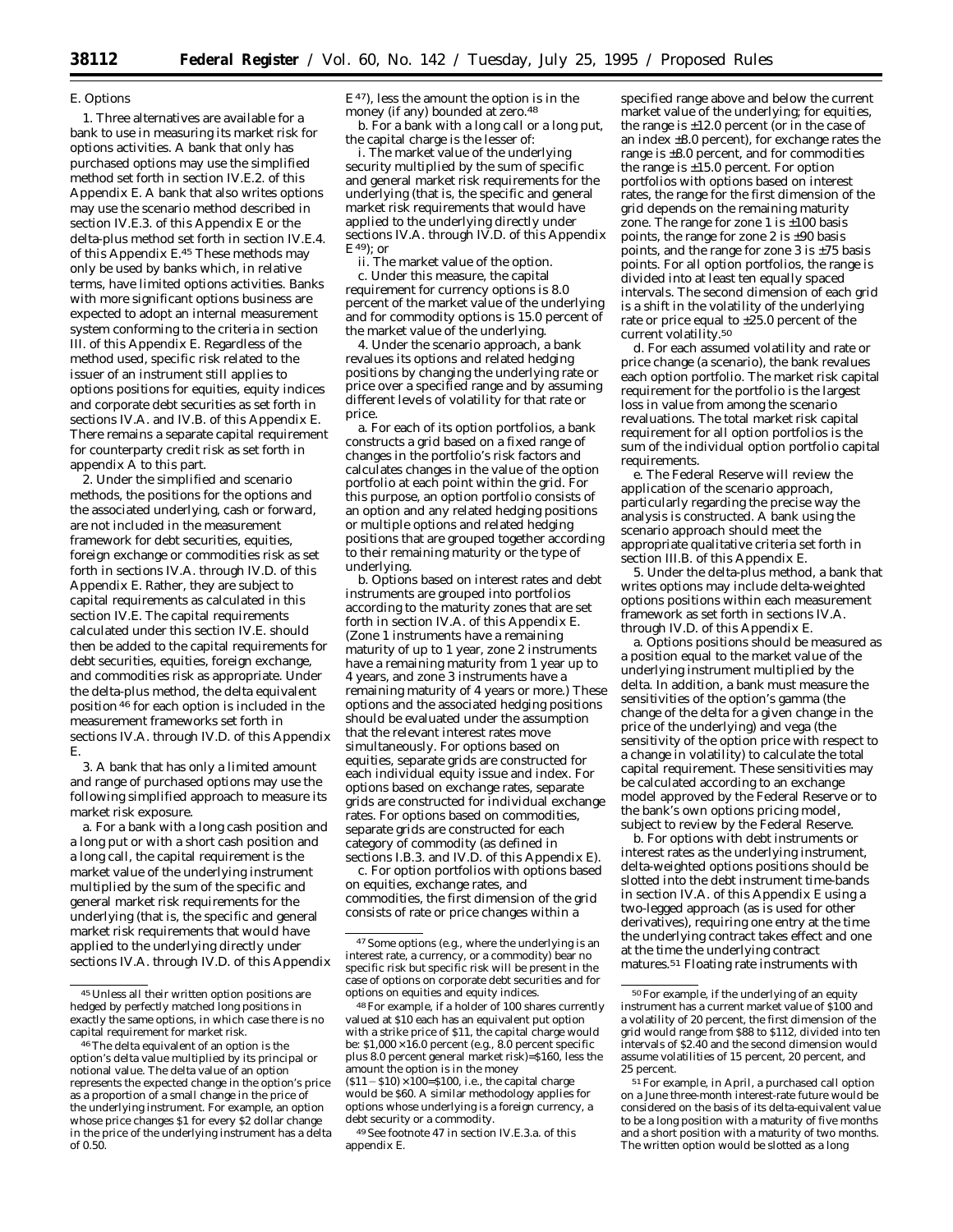## E. Options

1. Three alternatives are available for a bank to use in measuring its market risk for options activities. A bank that only has purchased options may use the simplified method set forth in section IV.E.2. of this Appendix E. A bank that also writes options may use the scenario method described in section IV.E.3. of this Appendix E or the delta-plus method set forth in section IV.E.4. of this Appendix E.[45] These methods may only be used by banks which, in relative terms, have limited options activities. Banks with more significant options business are expected to adopt an internal measurement system conforming to the criteria in section III. of this Appendix E. Regardless of the method used, specific risk related to the issuer of an instrument still applies to options positions for equities, equity indices and corporate debt securities as set forth in sections IV.A. and IV.B. of this Appendix E. There remains a separate capital requirement for counterparty credit risk as set forth in appendix A to this part.

2. Under the simplified and scenario methods, the positions for the options and the associated underlying, cash or forward, are not included in the measurement framework for debt securities, equities, foreign exchange or commodities risk as set forth in sections IV.A. through IV.D. of this Appendix E. Rather, they are subject to capital requirements as calculated in this section IV.E. The capital requirements calculated under this section IV.E. should then be added to the capital requirements for debt securities, equities, foreign exchange, and commodities risk as appropriate. Under the delta-plus method, the delta equivalent position[46] for each option is included in the measurement frameworks set forth in sections IV.A. through IV.D. of this Appendix E.

3. A bank that has only a limited amount and range of purchased options may use the following simplified approach to measure its market risk exposure.

a. For a bank with a long cash position and a long put or with a short cash position and a long call, the capital requirement is the market value of the underlying instrument multiplied by the sum of the specific and general market risk requirements for the underlying (that is, the specific and general market risk requirements that would have applied to the underlying directly under sections IV.A. through IV.D. of this Appendix E[47]), less the amount the option is in the money (if any) bounded at zero.[48]

b. For a bank with a long call or a long put, the capital charge is the lesser of:

i. The market value of the underlying security multiplied by the sum of specific and general market risk requirements for the underlying (that is, the specific and general market risk requirements that would have applied to the underlying directly under sections IV.A. through IV.D. of this Appendix E[49]); or

ii. The market value of the option.

c. Under this measure, the capital requirement for currency options is 8.0 percent of the market value of the underlying and for commodity options is 15.0 percent of the market value of the underlying.

4. Under the scenario approach, a bank revalues its options and related hedging positions by changing the underlying rate or price over a specified range and by assuming different levels of volatility for that rate or price.

a. For each of its option portfolios, a bank constructs a grid based on a fixed range of changes in the portfolio's risk factors and calculates changes in the value of the option portfolio at each point within the grid. For this purpose, an option portfolio consists of an option and any related hedging positions or multiple options and related hedging positions that are grouped together according to their remaining maturity or the type of underlying.

b. Options based on interest rates and debt instruments are grouped into portfolios according to the maturity zones that are set forth in section IV.A. of this Appendix E. (Zone 1 instruments have a remaining maturity of up to 1 year, zone 2 instruments have a remaining maturity from 1 year up to 4 years, and zone 3 instruments have a remaining maturity of 4 years or more.) These options and the associated hedging positions should be evaluated under the assumption that the relevant interest rates move simultaneously. For options based on equities, separate grids are constructed for each individual equity issue and index. For options based on exchange rates, separate grids are constructed for individual exchange rates. For options based on commodities, separate grids are constructed for each category of commodity (as defined in sections I.B.3. and IV.D. of this Appendix E).

c. For option portfolios with options based on equities, exchange rates, and commodities, the first dimension of the grid consists of rate or price changes within a specified range above and below the current market value of the underlying; for equities, the range is ±12.0 percent (or in the case of an index ±8.0 percent), for exchange rates the range is ±8.0 percent, and for commodities the range is ±15.0 percent. For option portfolios with options based on interest rates, the range for the first dimension of the grid depends on the remaining maturity zone. The range for zone 1 is ±100 basis points, the range for zone 2 is ±90 basis points, and the range for zone 3 is ±75 basis points. For all option portfolios, the range is divided into at least ten equally spaced intervals. The second dimension of each grid is a shift in the volatility of the underlying rate or price equal to ±25.0 percent of the current volatility.[50]

d. For each assumed volatility and rate or price change (a scenario), the bank revalues each option portfolio. The market risk capital requirement for the portfolio is the largest loss in value from among the scenario revaluations. The total market risk capital requirement for all option portfolios is the sum of the individual option portfolio capital requirements.

e. The Federal Reserve will review the application of the scenario approach, particularly regarding the precise way the analysis is constructed. A bank using the scenario approach should meet the appropriate qualitative criteria set forth in section III.B. of this Appendix E.

5. Under the delta-plus method, a bank that writes options may include delta-weighted options positions within each measurement framework as set forth in sections IV.A. through IV.D. of this Appendix E.

a. Options positions should be measured as a position equal to the market value of the underlying instrument multiplied by the delta. In addition, a bank must measure the sensitivities of the option's gamma (the change of the delta for a given change in the price of the underlying) and vega (the sensitivity of the option price with respect to a change in volatility) to calculate the total capital requirement. These sensitivities may be calculated according to an exchange model approved by the Federal Reserve or to the bank's own options pricing model, subject to review by the Federal Reserve.

b. For options with debt instruments or interest rates as the underlying instrument, delta-weighted options positions should be slotted into the debt instrument time-bands in section IV.A. of this Appendix E using a two-legged approach (as is used for other derivatives), requiring one entry at the time the underlying contract takes effect and one at the time the underlying contract matures.[51] Floating rate instruments with

---

[45] Unless all their written option positions are hedged by perfectly matched long positions in exactly the same options, in which case there is no capital requirement for market risk.

[46] The delta equivalent of an option is the option's delta value multiplied by its principal or notional value. The delta value of an option represents the expected change in the option's price as a proportion of a small change in the price of the underlying instrument. For example, an option whose price changes $1 for every $2 dollar change in the price of the underlying instrument has a delta of 0.50.

[47] Some options (e.g., where the underlying is an interest rate, a currency, or a commodity) bear no specific risk but specific risk will be present in the case of options on corporate debt securities and for options on equities and equity indices.

[48] For example, if a holder of 100 shares currently valued at $10 each has an equivalent put option with a strike price of $11, the capital charge would be: $1,000 × 16.0 percent (e.g., 8.0 percent specific plus 8.0 percent general market risk)=$160, less the amount the option is in the money ($11 − $10) × 100=$100, i.e., the capital charge would be $60. A similar methodology applies for options whose underlying is a foreign currency, a debt security or a commodity.

[49] See footnote 47 in section IV.E.3.a. of this appendix E.

[50] For example, if the underlying of an equity instrument has a current market value of $100 and a volatility of 20 percent, the first dimension of the grid would range from $88 to $112, divided into ten intervals of $2.40 and the second dimension would assume volatilities of 15 percent, 20 percent, and 25 percent.

[51] For example, in April, a purchased call option on a June three-month interest-rate future would be considered on the basis of its delta-equivalent value to be a long position with a maturity of five months and a short position with a maturity of two months. The written option would be slotted as a long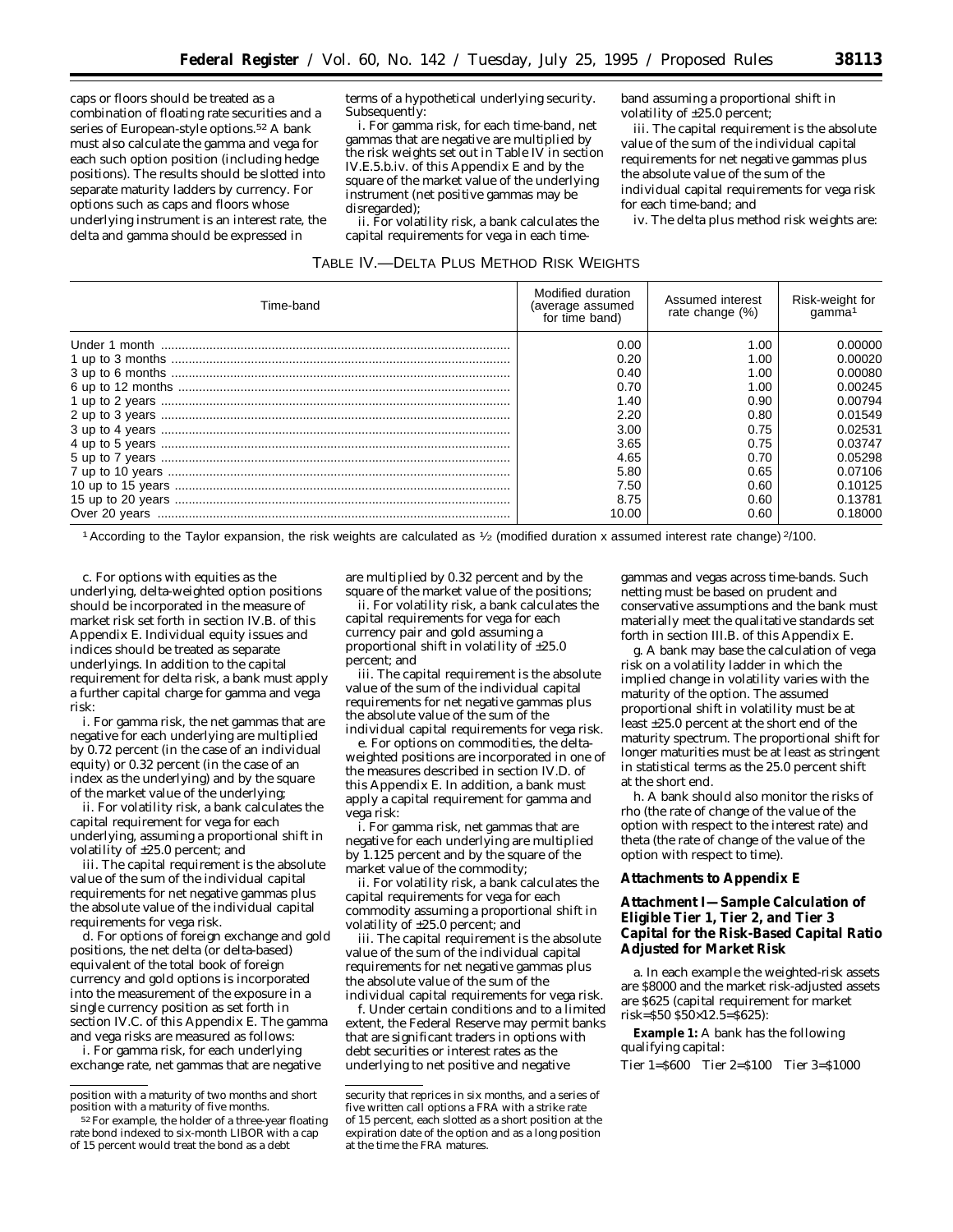caps or floors should be treated as a combination of floating rate securities and a series of European-style options.[52] A bank must also calculate the gamma and vega for each such option position (including hedge positions). The results should be slotted into separate maturity ladders by currency. For options such as caps and floors whose underlying instrument is an interest rate, the delta and gamma should be expressed in terms of a hypothetical underlying security. Subsequently:

i. For gamma risk, for each time-band, net gammas that are negative are multiplied by the risk weights set out in Table IV in section IV.E.5.b.iv. of this Appendix E and by the square of the market value of the underlying instrument (net positive gammas may be disregarded);

ii. For volatility risk, a bank calculates the capital requirements for vega in each time-band assuming a proportional shift in volatility of ±25.0 percent;

iii. The capital requirement is the absolute value of the sum of the individual capital requirements for net negative gammas plus the absolute value of the sum of the individual capital requirements for vega risk for each time-band; and

iv. The delta plus method risk weights are:

TABLE IV.—DELTA PLUS METHOD RISK WEIGHTS

| Time-band | Modified duration (average assumed for time band) | Assumed interest rate change (%) | Risk-weight for gamma[1] |
|---|---|---|---|
| Under 1 month | 0.00 | 1.00 | 0.00000 |
| 1 up to 3 months | 0.20 | 1.00 | 0.00020 |
| 3 up to 6 months | 0.40 | 1.00 | 0.00080 |
| 6 up to 12 months | 0.70 | 1.00 | 0.00245 |
| 1 up to 2 years | 1.40 | 0.90 | 0.00794 |
| 2 up to 3 years | 2.20 | 0.80 | 0.01549 |
| 3 up to 4 years | 3.00 | 0.75 | 0.02531 |
| 4 up to 5 years | 3.65 | 0.75 | 0.03747 |
| 5 up to 7 years | 4.65 | 0.70 | 0.05298 |
| 7 up to 10 years | 5.80 | 0.65 | 0.07106 |
| 10 up to 15 years | 7.50 | 0.60 | 0.10125 |
| 15 up to 20 years | 8.75 | 0.60 | 0.13781 |
| Over 20 years | 10.00 | 0.60 | 0.18000 |

[1] According to the Taylor expansion, the risk weights are calculated as ½ (modified duration x assumed interest rate change) $^2$/100.

c. For options with equities as the underlying, delta-weighted option positions should be incorporated in the measure of market risk set forth in section IV.B. of this Appendix E. Individual equity issues and indices should be treated as separate underlyings. In addition to the capital requirement for delta risk, a bank must apply a further capital charge for gamma and vega risk:

i. For gamma risk, the net gammas that are negative for each underlying are multiplied by 0.72 percent (in the case of an individual equity) or 0.32 percent (in the case of an index as the underlying) and by the square of the market value of the underlying;

ii. For volatility risk, a bank calculates the capital requirement for vega for each underlying, assuming a proportional shift in volatility of ±25.0 percent; and

iii. The capital requirement is the absolute value of the sum of the individual capital requirements for net negative gammas plus the absolute value of the individual capital requirements for vega risk.

d. For options of foreign exchange and gold positions, the net delta (or delta-based) equivalent of the total book of foreign currency and gold options is incorporated into the measurement of the exposure in a single currency position as set forth in section IV.C. of this Appendix E. The gamma and vega risks are measured as follows:

i. For gamma risk, for each underlying exchange rate, net gammas that are negative are multiplied by 0.32 percent and by the square of the market value of the positions;

ii. For volatility risk, a bank calculates the capital requirements for vega for each currency pair and gold assuming a proportional shift in volatility of ±25.0 percent; and

iii. The capital requirement is the absolute value of the sum of the individual capital requirements for net negative gammas plus the absolute value of the sum of the individual capital requirements for vega risk.

e. For options on commodities, the delta-weighted positions are incorporated in one of the measures described in section IV.D. of this Appendix E. In addition, a bank must apply a capital requirement for gamma and vega risk:

i. For gamma risk, net gammas that are negative for each underlying are multiplied by 1.125 percent and by the square of the market value of the commodity;

ii. For volatility risk, a bank calculates the capital requirements for vega for each commodity assuming a proportional shift in volatility of ±25.0 percent; and

iii. The capital requirement is the absolute value of the sum of the individual capital requirements for net negative gammas plus the absolute value of the sum of the individual capital requirements for vega risk.

f. Under certain conditions and to a limited extent, the Federal Reserve may permit banks that are significant traders in options with debt securities or interest rates as the underlying to net positive and negative gammas and vegas across time-bands. Such netting must be based on prudent and conservative assumptions and the bank must materially meet the qualitative standards set forth in section III.B. of this Appendix E.

g. A bank may base the calculation of vega risk on a volatility ladder in which the implied change in volatility varies with the maturity of the option. The assumed proportional shift in volatility must be at least ±25.0 percent at the short end of the maturity spectrum. The proportional shift for longer maturities must be at least as stringent in statistical terms as the 25.0 percent shift at the short end.

h. A bank should also monitor the risks of rho (the rate of change of the value of the option with respect to the interest rate) and theta (the rate of change of the value of the option with respect to time).

## Attachments to Appendix E

## Attachment I—Sample Calculation of Eligible Tier 1, Tier 2, and Tier 3 Capital for the Risk-Based Capital Ratio Adjusted for Market Risk

a. In each example the weighted-risk assets are $8000 and the market risk-adjusted assets are $625 (capital requirement for market risk=$50 $50×12.5=$625):

**Example 1:** A bank has the following qualifying capital:

Tier 1=$600 Tier 2=$100 Tier 3=$1000

---

position with a maturity of two months and short position with a maturity of five months.

[52] For example, the holder of a three-year floating rate bond indexed to six-month LIBOR with a cap of 15 percent would treat the bond as a debt security that reprices in six months, and a series of five written call options a FRA with a strike rate of 15 percent, each slotted as a short position at the expiration date of the option and as a long position at the time the FRA matures.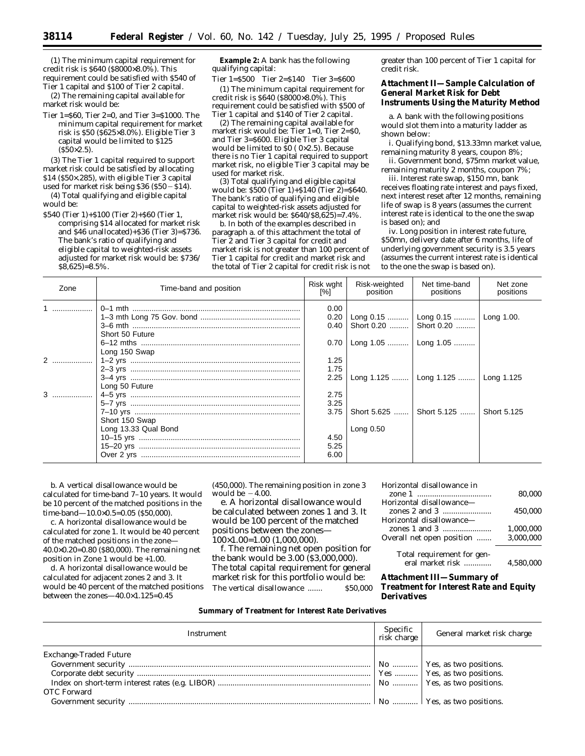(1) The minimum capital requirement for credit risk is \$640 (\$8000×8.0%). This requirement could be satisfied with \$540 of Tier 1 capital and \$100 of Tier 2 capital.

(2) The remaining capital available for market risk would be:

Tier 1=\$60, Tier 2=0, and Tier 3=\$1000. The minimum capital requirement for market risk is \$50 (\$625×8.0%). Eligible Tier 3 capital would be limited to \$125 (\$50×2.5).

(3) The Tier 1 capital required to support market risk could be satisfied by allocating \$14 (\$50×.285), with eligible Tier 3 capital used for market risk being \$36 (\$50 − \$14).

(4) Total qualifying and eligible capital would be:

\$540 (Tier 1)+\$100 (Tier 2)+\$60 (Tier 1, comprising \$14 allocated for market risk and \$46 unallocated)+\$36 (Tier 3)=\$736. The bank's ratio of qualifying and eligible capital to weighted-risk assets adjusted for market risk would be: \$736/\$8,625)=8.5%.

**Example 2:** A bank has the following qualifying capital:

Tier 1=\$500 Tier 2=\$140 Tier 3=\$600

(1) The minimum capital requirement for credit risk is \$640 (\$8000×8.0%). This requirement could be satisfied with \$500 of Tier 1 capital and \$140 of Tier 2 capital.

(2) The remaining capital available for market risk would be: Tier 1=0, Tier 2=\$0, and Tier 3=\$600. Eligible Tier 3 capital would be limited to \$0 ( 0×2.5). Because there is no Tier 1 capital required to support market risk, no eligible Tier 3 capital may be used for market risk.

(3) Total qualifying and eligible capital would be: \$500 (Tier 1)+\$140 (Tier 2)=\$640. The bank's ratio of qualifying and eligible capital to weighted-risk assets adjusted for market risk would be: \$640/\$8,625)=7.4%.

b. In both of the examples described in paragraph a. of this attachment the total of Tier 2 and Tier 3 capital for credit and market risk is not greater than 100 percent of Tier 1 capital for credit and market risk and the total of Tier 2 capital for credit risk is not greater than 100 percent of Tier 1 capital for credit risk.

## Attachment II—Sample Calculation of General Market Risk for Debt Instruments Using the Maturity Method

a. A bank with the following positions would slot them into a maturity ladder as shown below:

i. Qualifying bond, \$13.33mn market value, remaining maturity 8 years, coupon 8%;

ii. Government bond, \$75mn market value, remaining maturity 2 months, coupon 7%;

iii. Interest rate swap, \$150 mn, bank receives floating rate interest and pays fixed, next interest reset after 12 months, remaining life of swap is 8 years (assumes the current interest rate is identical to the one the swap is based on); and

iv. Long position in interest rate future, \$50mn, delivery date after 6 months, life of underlying government security is 3.5 years (assumes the current interest rate is identical to the one the swap is based on).

| Zone | Time-band and position | Risk wght [%] | Risk-weighted position | Net time-band positions | Net zone positions |
|---|---|---|---|---|---|
| 1 | 0–1 mth | 0.00 | | | |
| | 1–3 mth Long 75 Gov. bond | 0.20 | Long 0.15 | Long 0.15 | Long 1.00. |
| | 3–6 mth | 0.40 | Short 0.20 | Short 0.20 | |
| | Short 50 Future | | | | |
| | 6–12 mths | 0.70 | Long 1.05 | Long 1.05 | |
| | Long 150 Swap | | | | |
| 2 | 1–2 yrs | 1.25 | | | |
| | 2–3 yrs | 1.75 | | | |
| | 3–4 yrs | 2.25 | Long 1.125 | Long 1.125 | Long 1.125 |
| | Long 50 Future | | | | |
| 3 | 4–5 yrs | 2.75 | | | |
| | 5–7 yrs | 3.25 | | | |
| | 7–10 yrs | 3.75 | Short 5.625 | Short 5.125 | Short 5.125 |
| | Short 150 Swap | | | | |
| | Long 13.33 Qual Bond | | Long 0.50 | | |
| | 10–15 yrs | 4.50 | | | |
| | 15–20 yrs | 5.25 | | | |
| | Over 2 yrs | 6.00 | | | |

b. A vertical disallowance would be calculated for time-band 7–10 years. It would be 10 percent of the matched positions in the time-band—10.0×0.5=0.05 (\$50,000).

c. A horizontal disallowance would be calculated for zone 1. It would be 40 percent of the matched positions in the zone—40.0×0.20=0.80 (\$80,000). The remaining net position in Zone 1 would be +1.00.

d. A horizontal disallowance would be calculated for adjacent zones 2 and 3. It would be 40 percent of the matched positions between the zones—40.0×1.125=0.45 (450,000). The remaining position in zone 3 would be −4.00.

e. A horizontal disallowance would be calculated between zones 1 and 3. It would be 100 percent of the matched positions between the zones—100×1.00=1.00 (1,000,000).

f. The remaining net open position for the bank would be 3.00 (\$3,000,000). The total capital requirement for general market risk for this portfolio would be:

| | |
|---|---|
| The vertical disallowance | \$50,000 |
| Horizontal disallowance in zone 1 | 80,000 |
| Horizontal disallowance—zones 2 and 3 | 450,000 |
| Horizontal disallowance—zones 1 and 3 | 1,000,000 |
| Overall net open position | 3,000,000 |
| Total requirement for general market risk | 4,580,000 |

## Attachment III—Summary of Treatment for Interest Rate and Equity Derivatives

**Summary of Treatment for Interest Rate Derivatives**

| Instrument | Specific risk charge | General market risk charge |
|---|---|---|
| Exchange-Traded Future | | |
| Government security | No | Yes, as two positions. |
| Corporate debt security | Yes | Yes, as two positions. |
| Index on short-term interest rates (e.g. LIBOR) | No | Yes, as two positions. |
| OTC Forward | | |
| Government security | No | Yes, as two positions. |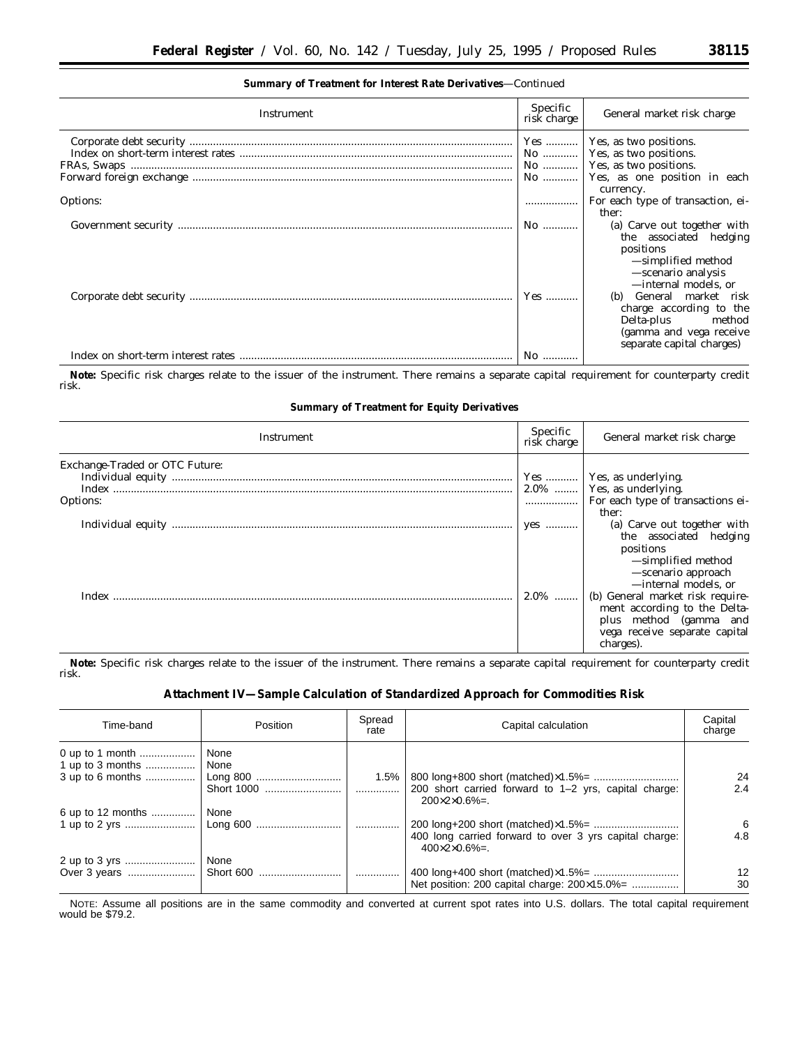**Summary of Treatment for Interest Rate Derivatives**—Continued

| Instrument | Specific risk charge | General market risk charge |
|---|---|---|
| Corporate debt security | Yes | Yes, as two positions. |
| Index on short-term interest rates | No | Yes, as two positions. |
| FRAs, Swaps | No | Yes, as two positions. |
| Forward foreign exchange | No | Yes, as one position in each currency. |
| Options: | | For each type of transaction, either: |
| Government security | No | (a) Carve out together with the associated hedging positions —simplified method —scenario analysis —internal models, or |
| Corporate debt security | Yes | (b) General market risk charge according to the Delta-plus method (gamma and vega receive separate capital charges) |
| Index on short-term interest rates | No | |

**Note:** Specific risk charges relate to the issuer of the instrument. There remains a separate capital requirement for counterparty credit risk.

**Summary of Treatment for Equity Derivatives**

| Instrument | Specific risk charge | General market risk charge |
|---|---|---|
| Exchange-Traded or OTC Future: | | |
| Individual equity | Yes | Yes, as underlying. |
| Index | 2.0% | Yes, as underlying. |
| Options: | | For each type of transactions either: |
| Individual equity | yes | (a) Carve out together with the associated hedging positions —simplified method —scenario approach —internal models, or |
| Index | 2.0% | (b) General market risk requirement according to the Delta-plus method (gamma and vega receive separate capital charges). |

**Note:** Specific risk charges relate to the issuer of the instrument. There remains a separate capital requirement for counterparty credit risk.

## Attachment IV—Sample Calculation of Standardized Approach for Commodities Risk

| Time-band | Position | Spread rate | Capital calculation | Capital charge |
|---|---|---|---|---|
| 0 up to 1 month | None | | | |
| 1 up to 3 months | None | | | |
| 3 up to 6 months | Long 800 | 1.5% | 800 long+800 short (matched)×1.5%= | 24 |
| | Short 1000 | | 200 short carried forward to 1–2 yrs, capital charge: 200×2×0.6%=. | 2.4 |
| 6 up to 12 months | None | | | |
| 1 up to 2 yrs | Long 600 | | 200 long+200 short (matched)×1.5%= | 6 |
| | | | 400 long carried forward to over 3 yrs capital charge: 400×2×0.6%=. | 4.8 |
| 2 up to 3 yrs | None | | | |
| Over 3 years | Short 600 | | 400 long+400 short (matched)×1.5%= | 12 |
| | | | Net position: 200 capital charge: 200×15.0%= | 30 |

NOTE: Assume all positions are in the same commodity and converted at current spot rates into U.S. dollars. The total capital requirement would be $79.2.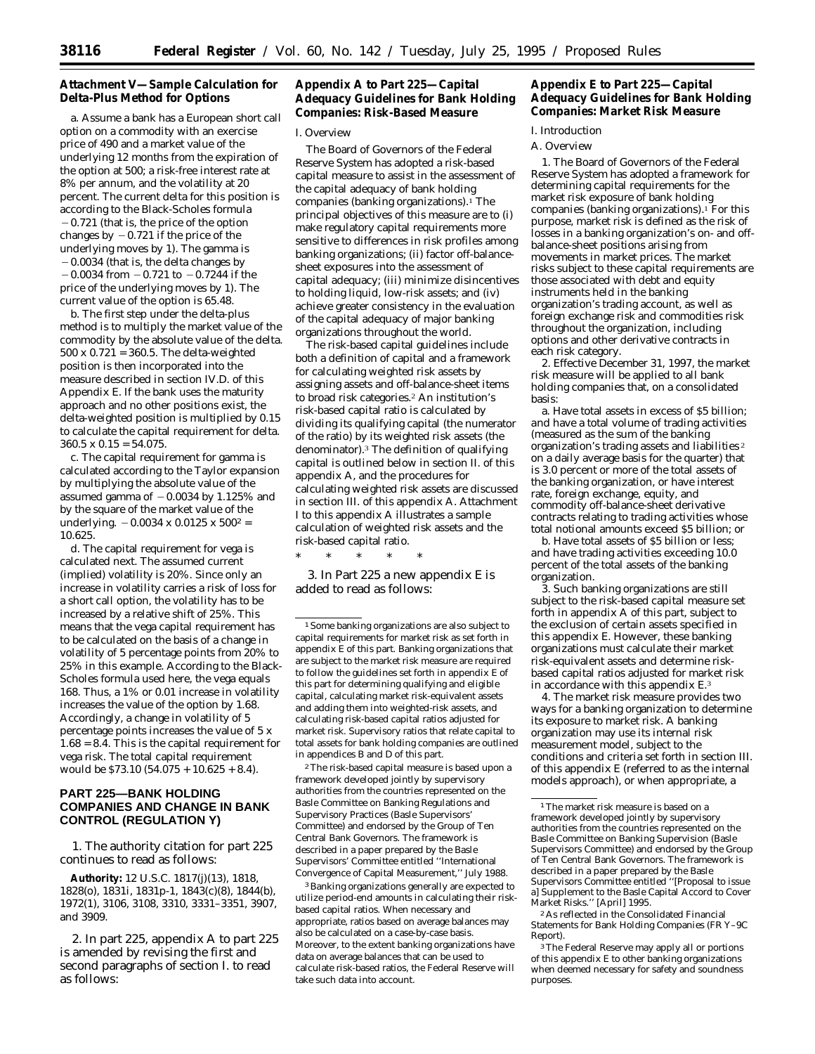### Attachment V—Sample Calculation for Delta-Plus Method for Options

a. Assume a bank has a European short call option on a commodity with an exercise price of 490 and a market value of the underlying 12 months from the expiration of the option at 500; a risk-free interest rate at 8% per annum, and the volatility at 20 percent. The current delta for this position is according to the Black-Scholes formula $-0.721$ (that is, the price of the option changes by $-0.721$ if the price of the underlying moves by 1). The gamma is $-0.0034$ (that is, the delta changes by $-0.0034$ from $-0.721$ to $-0.7244$ if the price of the underlying moves by 1). The current value of the option is 65.48.

b. The first step under the delta-plus method is to multiply the market value of the commodity by the absolute value of the delta. $500 \times 0.721 = 360.5$. The delta-weighted position is then incorporated into the measure described in section IV.D. of this Appendix E. If the bank uses the maturity approach and no other positions exist, the delta-weighted position is multiplied by 0.15 to calculate the capital requirement for delta. $360.5 \times 0.15 = 54.075$.

c. The capital requirement for gamma is calculated according to the Taylor expansion by multiplying the absolute value of the assumed gamma of $-0.0034$ by 1.125% and by the square of the market value of the underlying. $-0.0034 \times 0.0125 \times 500^2 = 10.625$.

d. The capital requirement for vega is calculated next. The assumed current (implied) volatility is 20%. Since only an increase in volatility carries a risk of loss for a short call option, the volatility has to be increased by a relative shift of 25%. This means that the vega capital requirement has to be calculated on the basis of a change in volatility of 5 percentage points from 20% to 25% in this example. According to the Black-Scholes formula used here, the vega equals 168. Thus, a 1% or 0.01 increase in volatility increases the value of the option by 1.68. Accordingly, a change in volatility of 5 percentage points increases the value of $5 \times 1.68 = 8.4$. This is the capital requirement for vega risk. The total capital requirement would be \$73.10 ($54.075 + 10.625 + 8.4$).

## PART 225—BANK HOLDING COMPANIES AND CHANGE IN BANK CONTROL (REGULATION Y)

1. The authority citation for part 225 continues to read as follows:

**Authority:** 12 U.S.C. 1817(j)(13), 1818, 1828(o), 1831i, 1831p-1, 1843(c)(8), 1844(b), 1972(1), 3106, 3108, 3310, 3331–3351, 3907, and 3909.

2. In part 225, appendix A to part 225 is amended by revising the first and second paragraphs of section I. to read as follows:

### Appendix A to Part 225—Capital Adequacy Guidelines for Bank Holding Companies: Risk-Based Measure

I. Overview

The Board of Governors of the Federal Reserve System has adopted a risk-based capital measure to assist in the assessment of the capital adequacy of bank holding companies (banking organizations).[1] The principal objectives of this measure are to (i) make regulatory capital requirements more sensitive to differences in risk profiles among banking organizations; (ii) factor off-balance-sheet exposures into the assessment of capital adequacy; (iii) minimize disincentives to holding liquid, low-risk assets; and (iv) achieve greater consistency in the evaluation of the capital adequacy of major banking organizations throughout the world.

The risk-based capital guidelines include both a definition of capital and a framework for calculating weighted risk assets by assigning assets and off-balance-sheet items to broad risk categories.[2] An institution's risk-based capital ratio is calculated by dividing its qualifying capital (the numerator of the ratio) by its weighted risk assets (the denominator).[3] The definition of qualifying capital is outlined below in section II. of this appendix A, and the procedures for calculating weighted risk assets are discussed in section III. of this appendix A. Attachment I to this appendix A illustrates a sample calculation of weighted risk assets and the risk-based capital ratio.

\* \* \* \* \*

3. In Part 225 a new appendix E is added to read as follows:

[1] Some banking organizations are also subject to capital requirements for market risk as set forth in appendix E of this part. Banking organizations that are subject to the market risk measure are required to follow the guidelines set forth in appendix E of this part for determining qualifying and eligible capital, calculating market risk-equivalent assets and adding them into weighted-risk assets, and calculating risk-based capital ratios adjusted for market risk. Supervisory ratios that relate capital to total assets for bank holding companies are outlined in appendices B and D of this part.

[2] The risk-based capital measure is based upon a framework developed jointly by supervisory authorities from the countries represented on the Basle Committee on Banking Regulations and Supervisory Practices (Basle Supervisors' Committee) and endorsed by the Group of Ten Central Bank Governors. The framework is described in a paper prepared by the Basle Supervisors' Committee entitled "International Convergence of Capital Measurement," July 1988.

[3] Banking organizations generally are expected to utilize period-end amounts in calculating their risk-based capital ratios. When necessary and appropriate, ratios based on average balances may also be calculated on a case-by-case basis. Moreover, to the extent banking organizations have data on average balances that can be used to calculate risk-based ratios, the Federal Reserve will take such data into account.

### Appendix E to Part 225—Capital Adequacy Guidelines for Bank Holding Companies: Market Risk Measure

I. Introduction

A. Overview

1. The Board of Governors of the Federal Reserve System has adopted a framework for determining capital requirements for the market risk exposure of bank holding companies (banking organizations).[1] For this purpose, market risk is defined as the risk of losses in a banking organization's on- and off-balance-sheet positions arising from movements in market prices. The market risks subject to these capital requirements are those associated with debt and equity instruments held in the banking organization's trading account, as well as foreign exchange risk and commodities risk throughout the organization, including options and other derivative contracts in each risk category.

2. Effective December 31, 1997, the market risk measure will be applied to all bank holding companies that, on a consolidated basis:

a. Have total assets in excess of \$5 billion; and have a total volume of trading activities (measured as the sum of the banking organization's trading assets and liabilities[2] on a daily average basis for the quarter) that is 3.0 percent or more of the total assets of the banking organization, or have interest rate, foreign exchange, equity, and commodity off-balance-sheet derivative contracts relating to trading activities whose total notional amounts exceed \$5 billion; or

b. Have total assets of \$5 billion or less; and have trading activities exceeding 10.0 percent of the total assets of the banking organization.

3. Such banking organizations are still subject to the risk-based capital measure set forth in appendix A of this part, subject to the exclusion of certain assets specified in this appendix E. However, these banking organizations must calculate their market risk-equivalent assets and determine risk-based capital ratios adjusted for market risk in accordance with this appendix E.[3]

4. The market risk measure provides two ways for a banking organization to determine its exposure to market risk. A banking organization may use its internal risk measurement model, subject to the conditions and criteria set forth in section III. of this appendix E (referred to as the internal models approach), or when appropriate, a

[1] The market risk measure is based on a framework developed jointly by supervisory authorities from the countries represented on the Basle Committee on Banking Supervision (Basle Supervisors Committee) and endorsed by the Group of Ten Central Bank Governors. The framework is described in a paper prepared by the Basle Supervisors Committee entitled "[Proposal to issue a] Supplement to the Basle Capital Accord to Cover Market Risks." [April] 1995.

[2] As reflected in the Consolidated Financial Statements for Bank Holding Companies (FR Y–9C Report).

[3] The Federal Reserve may apply all or portions of this appendix E to other banking organizations when deemed necessary for safety and soundness purposes.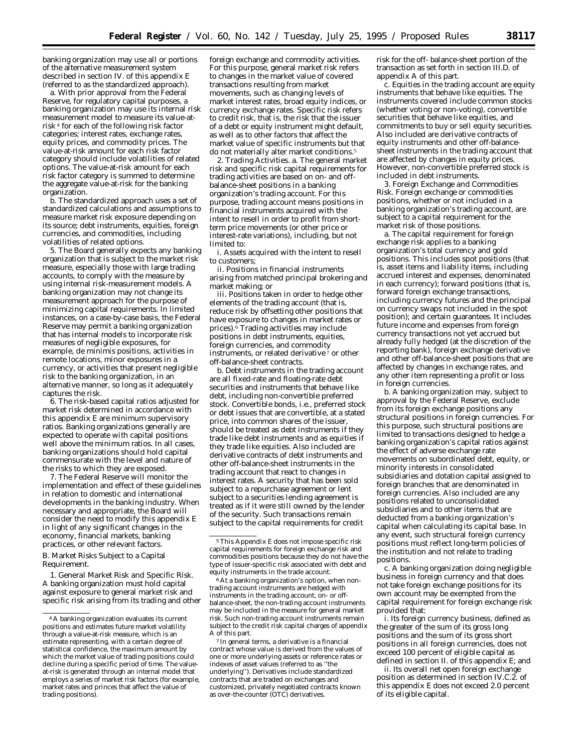banking organization may use all or portions of the alternative measurement system described in section IV. of this appendix E (referred to as the standardized approach).

a. With prior approval from the Federal Reserve, for regulatory capital purposes, a banking organization may use its internal risk measurement model to measure its value-at-risk [4] for each of the following risk factor categories; interest rates, exchange rates, equity prices, and commodity prices. The value-at-risk amount for each risk factor category should include volatilities of related options. The value-at-risk amount for each risk factor category is summed to determine the aggregate value-at-risk for the banking organization.

b. The standardized approach uses a set of standardized calculations and assumptions to measure market risk exposure depending on its source; debt instruments, equities, foreign currencies, and commodities, including volatilities of related options.

5. The Board generally expects any banking organization that is subject to the market risk measure, especially those with large trading accounts, to comply with the measure by using internal risk-measurement models. A banking organization may not change its measurement approach for the purpose of minimizing capital requirements. In limited instances, on a case-by-case basis, the Federal Reserve may permit a banking organization that has internal models to incorporate risk measures of negligible exposures, for example, de minimis positions, activities in remote locations, minor exposures in a currency, or activities that present negligible risk to the banking organization, in an alternative manner, so long as it adequately captures the risk.

6. The risk-based capital ratios adjusted for market risk determined in accordance with this appendix E are minimum supervisory ratios. Banking organizations generally are expected to operate with capital positions well above the minimum ratios. In all cases, banking organizations should hold capital commensurate with the level and nature of the risks to which they are exposed.

7. The Federal Reserve will monitor the implementation and effect of these guidelines in relation to domestic and international developments in the banking industry. When necessary and appropriate, the Board will consider the need to modify this appendix E in light of any significant changes in the economy, financial markets, banking practices, or other relevant factors.

*B. Market Risks Subject to a Capital Requirement.*

1. *General Market Risk and Specific Risk.* A banking organization must hold capital against exposure to general market risk and specific risk arising from its trading and other foreign exchange and commodity activities. For this purpose, general market risk refers to changes in the market value of covered transactions resulting from market movements, such as changing levels of market interest rates, broad equity indices, or currency exchange rates. Specific risk refers to credit risk, that is, the risk that the issuer of a debt or equity instrument might default, as well as to other factors that affect the market value of specific instruments but that do not materially alter market conditions.[5]

2. *Trading Activities.* a. The general market risk and specific risk capital requirements for trading activities are based on on- and off-balance-sheet positions in a banking organization's trading account. For this purpose, trading account means positions in financial instruments acquired with the intent to resell in order to profit from short-term price movements (or other price or interest-rate variations), including, but not limited to:

i. Assets acquired with the intent to resell to customers;

ii. Positions in financial instruments arising from matched principal brokering and market making; or

iii. Positions taken in order to hedge other elements of the trading account (that is, reduce risk by offsetting other positions that have exposure to changes in market rates or prices).[6] Trading activities may include positions in debt instruments, equities, foreign currencies, and commodity instruments, or related derivative [7] or other off-balance-sheet contracts.

b. Debt instruments in the trading account are all fixed-rate and floating-rate debt securities and instruments that behave like debt, including non-convertible preferred stock. Convertible bonds, i.e., preferred stock or debt issues that are convertible, at a stated price, into common shares of the issuer, should be treated as debt instruments if they trade like debt instruments and as equities if they trade like equities. Also included are derivative contracts of debt instruments and other off-balance-sheet instruments in the trading account that react to changes in interest rates. A security that has been sold subject to a repurchase agreement or lent subject to a securities lending agreement is treated as if it were still owned by the lender of the security. Such transactions remain subject to the capital requirements for credit risk for the off- balance-sheet portion of the transaction as set forth in section III.D. of appendix A of this part.

c. Equities in the trading account are equity instruments that behave like equities. The instruments covered include common stocks (whether voting or non-voting), convertible securities that behave like equities, and commitments to buy or sell equity securities. Also included are derivative contracts of equity instruments and other off-balance-sheet instruments in the trading account that are affected by changes in equity prices. However, non-convertible preferred stock is included in debt instruments.

3. *Foreign Exchange and Commodities Risk.* Foreign exchange or commodities positions, whether or not included in a banking organization's trading account, are subject to a capital requirement for the market risk of those positions.

a. The capital requirement for foreign exchange risk applies to a banking organization's total currency and gold positions. This includes spot positions (that is, asset items and liability items, including accrued interest and expenses, denominated in each currency); forward positions (that is, forward foreign exchange transactions, including currency futures and the principal on currency swaps not included in the spot position); and certain guarantees. It includes future income and expenses from foreign currency transactions not yet accrued but already fully hedged (at the discretion of the reporting bank), foreign exchange derivative and other off-balance-sheet positions that are affected by changes in exchange rates, and any other item representing a profit or loss in foreign currencies.

b. A banking organization may, subject to approval by the Federal Reserve, exclude from its foreign exchange positions any structural positions in foreign currencies. For this purpose, such structural positions are limited to transactions designed to hedge a banking organization's capital ratios against the effect of adverse exchange rate movements on subordinated debt, equity, or minority interests in consolidated subsidiaries and dotation capital assigned to foreign branches that are denominated in foreign currencies. Also included are any positions related to unconsolidated subsidiaries and to other items that are deducted from a banking organization's capital when calculating its capital base. In any event, such structural foreign currency positions must reflect long-term policies of the institution and not relate to trading positions.

c. A banking organization doing negligible business in foreign currency and that does not take foreign exchange positions for its own account may be exempted from the capital requirement for foreign exchange risk provided that:

i. Its foreign currency business, defined as the greater of the sum of its gross long positions and the sum of its gross short positions in all foreign currencies, does not exceed 100 percent of eligible capital as defined in section II. of this appendix E; and

ii. Its overall net open foreign exchange position as determined in section IV.C.2. of this appendix E does not exceed 2.0 percent of its eligible capital.

---

[4] A banking organization evaluates its current positions and estimates future market volatility through a value-at-risk measure, which is an estimate representing, with a certain degree of statistical confidence, the maximum amount by which the market value of trading positions could decline during a specific period of time. The value-at-risk is generated through an internal model that employs a series of market risk factors (for example, market rates and princes that affect the value of trading positions).

[5] This Appendix E does not impose specific risk capital requirements for foreign exchange risk and commodities positions because they do not have the type of issuer-specific risk associated with debt and equity instruments in the trade account.

[6] At a banking organization's option, when non-trading account instruments are hedged with instruments in the trading account, on- or off-balance-sheet, the non-trading account instruments may be included in the measure for general market risk. Such non-trading account instruments remain subject to the credit risk capital charges of appendix A of this part.

[7] In general terms, a derivative is a financial contract whose value is derived from the values of one or more underlying assets or reference rates or indexes of asset values (referred to as "the underlying"). Derivatives include standardized contracts that are traded on exchanges and customized, privately negotiated contracts known as over-the-counter (OTC) derivatives.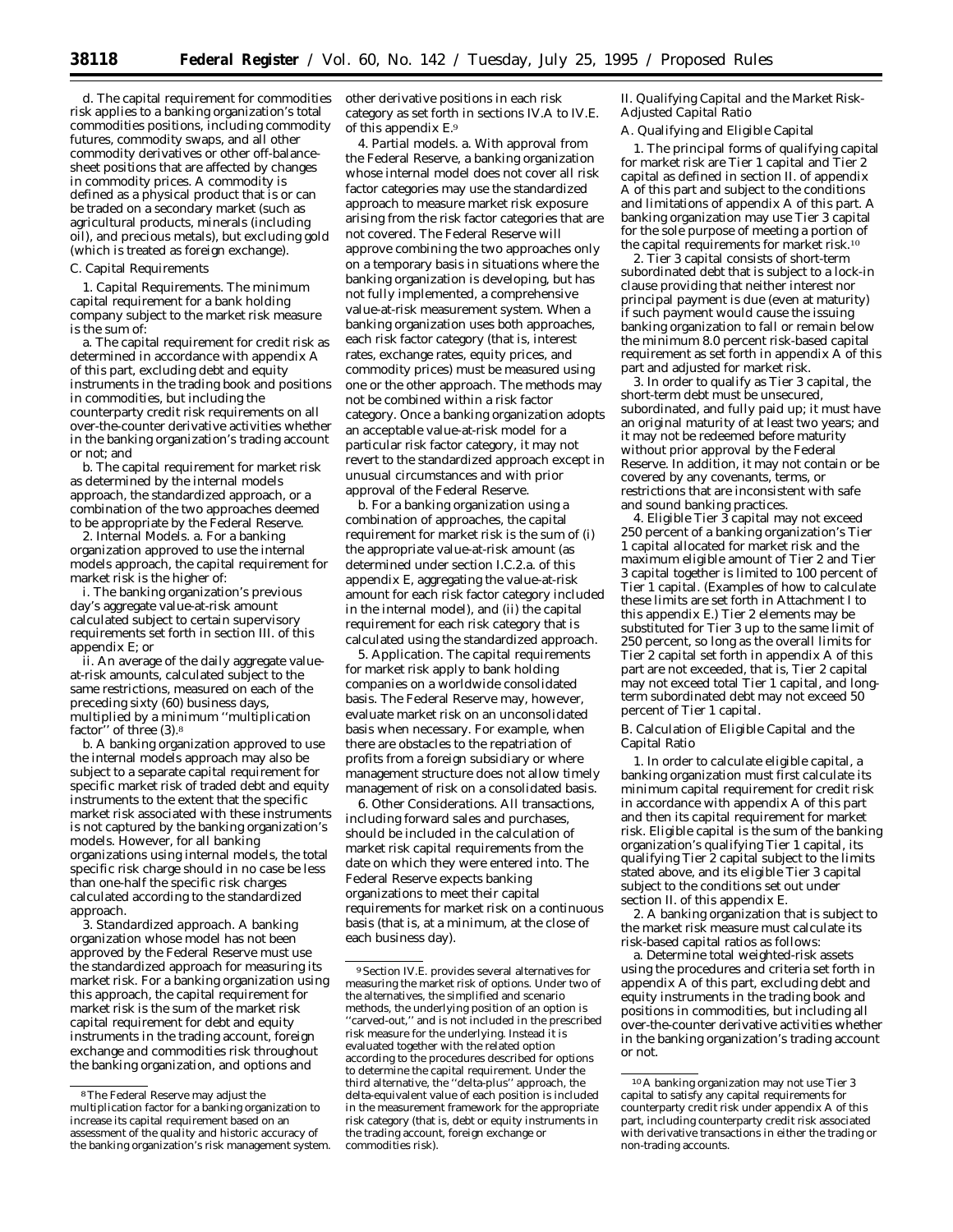d. The capital requirement for commodities risk applies to a banking organization's total commodities positions, including commodity futures, commodity swaps, and all other commodity derivatives or other off-balance-sheet positions that are affected by changes in commodity prices. A commodity is defined as a physical product that is or can be traded on a secondary market (such as agricultural products, minerals (including oil), and precious metals), but excluding gold (which is treated as foreign exchange).

C. Capital Requirements

1. *Capital Requirements.* The minimum capital requirement for a bank holding company subject to the market risk measure is the sum of:

a. The capital requirement for credit risk as determined in accordance with appendix A of this part, excluding debt and equity instruments in the trading book and positions in commodities, but including the counterparty credit risk requirements on all over-the-counter derivative activities whether in the banking organization's trading account or not; and

b. The capital requirement for market risk as determined by the internal models approach, the standardized approach, or a combination of the two approaches deemed to be appropriate by the Federal Reserve.

2. *Internal Models.* a. For a banking organization approved to use the internal models approach, the capital requirement for market risk is the higher of:

i. The banking organization's previous day's aggregate value-at-risk amount calculated subject to certain supervisory requirements set forth in section III. of this appendix E; or

ii. An average of the daily aggregate value-at-risk amounts, calculated subject to the same restrictions, measured on each of the preceding sixty (60) business days, multiplied by a minimum "multiplication factor" of three (3).[8]

b. A banking organization approved to use the internal models approach may also be subject to a separate capital requirement for specific market risk of traded debt and equity instruments to the extent that the specific market risk associated with these instruments is not captured by the banking organization's models. However, for all banking organizations using internal models, the total specific risk charge should in no case be less than one-half the specific risk charges calculated according to the standardized approach.

3. *Standardized approach.* A banking organization whose model has not been approved by the Federal Reserve must use the standardized approach for measuring its market risk. For a banking organization using this approach, the capital requirement for market risk is the sum of the market risk capital requirement for debt and equity instruments in the trading account, foreign exchange and commodities risk throughout the banking organization, and options and other derivative positions in each risk category as set forth in sections IV.A to IV.E. of this appendix E.[9]

4. *Partial models.* a. With approval from the Federal Reserve, a banking organization whose internal model does not cover all risk factor categories may use the standardized approach to measure market risk exposure arising from the risk factor categories that are not covered. The Federal Reserve will approve combining the two approaches only on a temporary basis in situations where the banking organization is developing, but has not fully implemented, a comprehensive value-at-risk measurement system. When a banking organization uses both approaches, each risk factor category (that is, interest rates, exchange rates, equity prices, and commodity prices) must be measured using one or the other approach. The methods may not be combined within a risk factor category. Once a banking organization adopts an acceptable value-at-risk model for a particular risk factor category, it may not revert to the standardized approach except in unusual circumstances and with prior approval of the Federal Reserve.

b. For a banking organization using a combination of approaches, the capital requirement for market risk is the sum of (i) the appropriate value-at-risk amount (as determined under section I.C.2.a. of this appendix E, aggregating the value-at-risk amount for each risk factor category included in the internal model), and (ii) the capital requirement for each risk category that is calculated using the standardized approach.

5. *Application.* The capital requirements for market risk apply to bank holding companies on a worldwide consolidated basis. The Federal Reserve may, however, evaluate market risk on an unconsolidated basis when necessary. For example, when there are obstacles to the repatriation of profits from a foreign subsidiary or where management structure does not allow timely management of risk on a consolidated basis.

6. *Other Considerations.* All transactions, including forward sales and purchases, should be included in the calculation of market risk capital requirements from the date on which they were entered into. The Federal Reserve expects banking organizations to meet their capital requirements for market risk on a continuous basis (that is, at a minimum, at the close of each business day).

II. Qualifying Capital and the Market Risk-Adjusted Capital Ratio

A. Qualifying and Eligible Capital

1. The principal forms of qualifying capital for market risk are Tier 1 capital and Tier 2 capital as defined in section II. of appendix A of this part and subject to the conditions and limitations of appendix A of this part. A banking organization may use Tier 3 capital for the sole purpose of meeting a portion of the capital requirements for market risk.[10]

2. Tier 3 capital consists of short-term subordinated debt that is subject to a lock-in clause providing that neither interest nor principal payment is due (even at maturity) if such payment would cause the issuing banking organization to fall or remain below the minimum 8.0 percent risk-based capital requirement as set forth in appendix A of this part and adjusted for market risk.

3. In order to qualify as Tier 3 capital, the short-term debt must be unsecured, subordinated, and fully paid up; it must have an original maturity of at least two years; and it may not be redeemed before maturity without prior approval by the Federal Reserve. In addition, it may not contain or be covered by any covenants, terms, or restrictions that are inconsistent with safe and sound banking practices.

4. Eligible Tier 3 capital may not exceed 250 percent of a banking organization's Tier 1 capital allocated for market risk and the maximum eligible amount of Tier 2 and Tier 3 capital together is limited to 100 percent of Tier 1 capital. (Examples of how to calculate these limits are set forth in Attachment I to this appendix E.) Tier 2 elements may be substituted for Tier 3 up to the same limit of 250 percent, so long as the overall limits for Tier 2 capital set forth in appendix A of this part are not exceeded, that is, Tier 2 capital may not exceed total Tier 1 capital, and long-term subordinated debt may not exceed 50 percent of Tier 1 capital.

B. Calculation of Eligible Capital and the Capital Ratio

1. In order to calculate eligible capital, a banking organization must first calculate its minimum capital requirement for credit risk in accordance with appendix A of this part and then its capital requirement for market risk. Eligible capital is the sum of the banking organization's qualifying Tier 1 capital, its qualifying Tier 2 capital subject to the limits stated above, and its eligible Tier 3 capital subject to the conditions set out under section II. of this appendix E.

2. A banking organization that is subject to the market risk measure must calculate its risk-based capital ratios as follows:

a. Determine total weighted-risk assets using the procedures and criteria set forth in appendix A of this part, excluding debt and equity instruments in the trading book and positions in commodities, but including all over-the-counter derivative activities whether in the banking organization's trading account or not.

---

[8] The Federal Reserve may adjust the multiplication factor for a banking organization to increase its capital requirement based on an assessment of the quality and historic accuracy of the banking organization's risk management system.

[9] Section IV.E. provides several alternatives for measuring the market risk of options. Under two of the alternatives, the simplified and scenario methods, the underlying position of an option is "carved-out," and is not included in the prescribed risk measure for the underlying. Instead it is evaluated together with the related option according to the procedures described for options to determine the capital requirement. Under the third alternative, the "delta-plus" approach, the delta-equivalent value of each position is included in the measurement framework for the appropriate risk category (that is, debt or equity instruments in the trading account, foreign exchange or commodities risk).

[10] A banking organization may not use Tier 3 capital to satisfy any capital requirements for counterparty credit risk under appendix A of this part, including counterparty credit risk associated with derivative transactions in either the trading or non-trading accounts.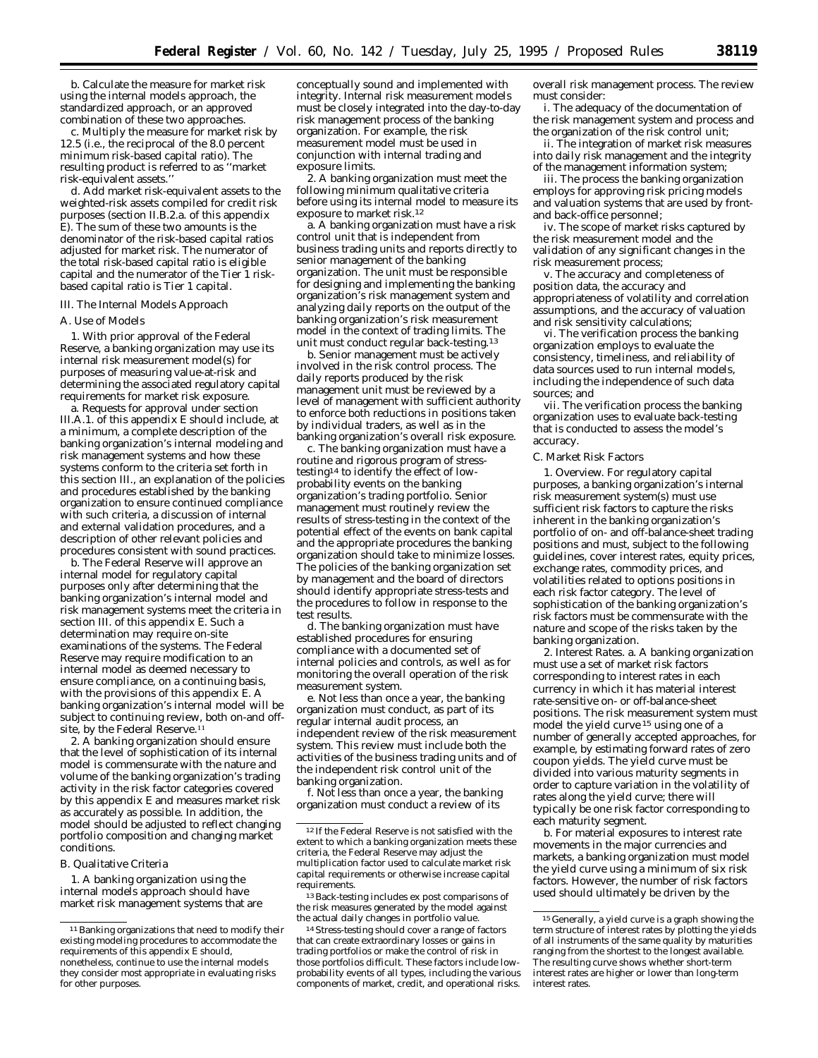b. Calculate the measure for market risk using the internal models approach, the standardized approach, or an approved combination of these two approaches.

c. Multiply the measure for market risk by 12.5 (i.e., the reciprocal of the 8.0 percent minimum risk-based capital ratio). The resulting product is referred to as ''market risk-equivalent assets.''

d. Add market risk-equivalent assets to the weighted-risk assets compiled for credit risk purposes (section II.B.2.a. of this appendix E). The sum of these two amounts is the denominator of the risk-based capital ratios adjusted for market risk. The numerator of the total risk-based capital ratio is eligible capital and the numerator of the Tier 1 risk-based capital ratio is Tier 1 capital.

III. The Internal Models Approach

A. Use of Models

1. With prior approval of the Federal Reserve, a banking organization may use its internal risk measurement model(s) for purposes of measuring value-at-risk and determining the associated regulatory capital requirements for market risk exposure.

a. Requests for approval under section III.A.1. of this appendix E should include, at a minimum, a complete description of the banking organization's internal modeling and risk management systems and how these systems conform to the criteria set forth in this section III., an explanation of the policies and procedures established by the banking organization to ensure continued compliance with such criteria, a discussion of internal and external validation procedures, and a description of other relevant policies and procedures consistent with sound practices.

b. The Federal Reserve will approve an internal model for regulatory capital purposes only after determining that the banking organization's internal model and risk management systems meet the criteria in section III. of this appendix E. Such a determination may require on-site examinations of the systems. The Federal Reserve may require modification to an internal model as deemed necessary to ensure compliance, on a continuing basis, with the provisions of this appendix E. A banking organization's internal model will be subject to continuing review, both on-and off-site, by the Federal Reserve.[11]

2. A banking organization should ensure that the level of sophistication of its internal model is commensurate with the nature and volume of the banking organization's trading activity in the risk factor categories covered by this appendix E and measures market risk as accurately as possible. In addition, the model should be adjusted to reflect changing portfolio composition and changing market conditions.

B. Qualitative Criteria

1. A banking organization using the internal models approach should have market risk management systems that are conceptually sound and implemented with integrity. Internal risk measurement models must be closely integrated into the day-to-day risk management process of the banking organization. For example, the risk measurement model must be used in conjunction with internal trading and exposure limits.

2. A banking organization must meet the following minimum qualitative criteria before using its internal model to measure its exposure to market risk.[12]

a. A banking organization must have a risk control unit that is independent from business trading units and reports directly to senior management of the banking organization. The unit must be responsible for designing and implementing the banking organization's risk management system and analyzing daily reports on the output of the banking organization's risk measurement model in the context of trading limits. The unit must conduct regular back-testing.[13]

b. Senior management must be actively involved in the risk control process. The daily reports produced by the risk management unit must be reviewed by a level of management with sufficient authority to enforce both reductions in positions taken by individual traders, as well as in the banking organization's overall risk exposure.

c. The banking organization must have a routine and rigorous program of stress-testing[14] to identify the effect of low-probability events on the banking organization's trading portfolio. Senior management must routinely review the results of stress-testing in the context of the potential effect of the events on bank capital and the appropriate procedures the banking organization should take to minimize losses. The policies of the banking organization set by management and the board of directors should identify appropriate stress-tests and the procedures to follow in response to the test results.

d. The banking organization must have established procedures for ensuring compliance with a documented set of internal policies and controls, as well as for monitoring the overall operation of the risk measurement system.

e. Not less than once a year, the banking organization must conduct, as part of its regular internal audit process, an independent review of the risk measurement system. This review must include both the activities of the business trading units and of the independent risk control unit of the banking organization.

f. Not less than once a year, the banking organization must conduct a review of its overall risk management process. The review must consider:

i. The adequacy of the documentation of the risk management system and process and the organization of the risk control unit;

ii. The integration of market risk measures into daily risk management and the integrity of the management information system;

iii. The process the banking organization employs for approving risk pricing models and valuation systems that are used by front- and back-office personnel;

iv. The scope of market risks captured by the risk measurement model and the validation of any significant changes in the risk measurement process;

v. The accuracy and completeness of position data, the accuracy and appropriateness of volatility and correlation assumptions, and the accuracy of valuation and risk sensitivity calculations;

vi. The verification process the banking organization employs to evaluate the consistency, timeliness, and reliability of data sources used to run internal models, including the independence of such data sources; and

vii. The verification process the banking organization uses to evaluate back-testing that is conducted to assess the model's accuracy.

C. Market Risk Factors

1. *Overview.* For regulatory capital purposes, a banking organization's internal risk measurement system(s) must use sufficient risk factors to capture the risks inherent in the banking organization's portfolio of on- and off-balance-sheet trading positions and must, subject to the following guidelines, cover interest rates, equity prices, exchange rates, commodity prices, and volatilities related to options positions in each risk factor category. The level of sophistication of the banking organization's risk factors must be commensurate with the nature and scope of the risks taken by the banking organization.

2. *Interest Rates.* a. A banking organization must use a set of market risk factors corresponding to interest rates in each currency in which it has material interest rate-sensitive on- or off-balance-sheet positions. The risk measurement system must model the yield curve[15] using one of a number of generally accepted approaches, for example, by estimating forward rates of zero coupon yields. The yield curve must be divided into various maturity segments in order to capture variation in the volatility of rates along the yield curve; there will typically be one risk factor corresponding to each maturity segment.

b. For material exposures to interest rate movements in the major currencies and markets, a banking organization must model the yield curve using a minimum of six risk factors. However, the number of risk factors used should ultimately be driven by the

---

[11] Banking organizations that need to modify their existing modeling procedures to accommodate the requirements of this appendix E should, nonetheless, continue to use the internal models they consider most appropriate in evaluating risks for other purposes.

[12] If the Federal Reserve is not satisfied with the extent to which a banking organization meets these criteria, the Federal Reserve may adjust the multiplication factor used to calculate market risk capital requirements or otherwise increase capital requirements.

[13] Back-testing includes ex post comparisons of the risk measures generated by the model against the actual daily changes in portfolio value.

[14] Stress-testing should cover a range of factors that can create extraordinary losses or gains in trading portfolios or make the control of risk in those portfolios difficult. These factors include low-probability events of all types, including the various components of market, credit, and operational risks.

[15] Generally, a yield curve is a graph showing the term structure of interest rates by plotting the yields of all instruments of the same quality by maturities ranging from the shortest to the longest available. The resulting curve shows whether short-term interest rates are higher or lower than long-term interest rates.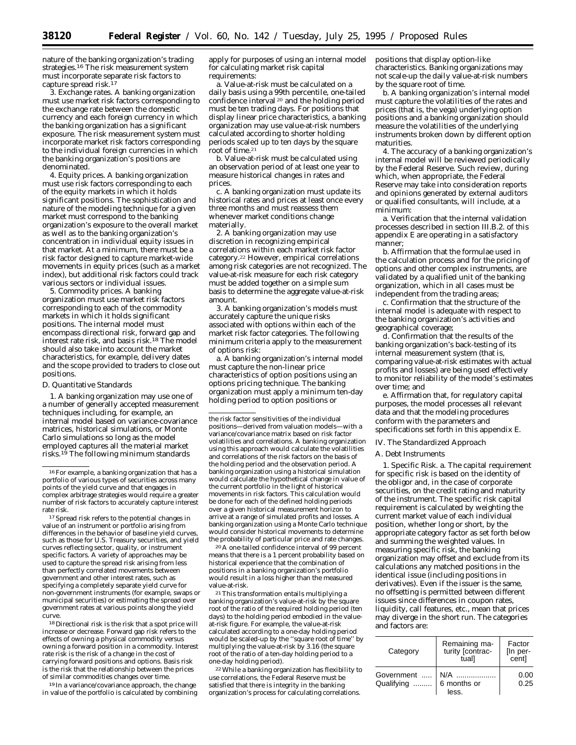nature of the banking organization's trading strategies.[16] The risk measurement system must incorporate separate risk factors to capture spread risk.[17]

3. *Exchange rates.* A banking organization must use market risk factors corresponding to the exchange rate between the domestic currency and each foreign currency in which the banking organization has a significant exposure. The risk measurement system must incorporate market risk factors corresponding to the individual foreign currencies in which the banking organization's positions are denominated.

4. *Equity prices.* A banking organization must use risk factors corresponding to each of the equity markets in which it holds significant positions. The sophistication and nature of the modeling technique for a given market must correspond to the banking organization's exposure to the overall market as well as to the banking organization's concentration in individual equity issues in that market. At a minimum, there must be a risk factor designed to capture market-wide movements in equity prices (such as a market index), but additional risk factors could track various sectors or individual issues.

5. *Commodity prices.* A banking organization must use market risk factors corresponding to each of the commodity markets in which it holds significant positions. The internal model must encompass directional risk, forward gap and interest rate risk, and basis risk.[18] The model should also take into account the market characteristics, for example, delivery dates and the scope provided to traders to close out positions.

*D. Quantitative Standards*

1. A banking organization may use one of a number of generally accepted measurement techniques including, for example, an internal model based on variance-covariance matrices, historical simulations, or Monte Carlo simulations so long as the model employed captures all the material market risks.[19] The following minimum standards apply for purposes of using an internal model for calculating market risk capital requirements:

a. Value-at-risk must be calculated on a daily basis using a 99th percentile, one-tailed confidence interval [20] and the holding period must be ten trading days. For positions that display linear price characteristics, a banking organization may use value-at-risk numbers calculated according to shorter holding periods scaled up to ten days by the square root of time.[21]

b. Value-at-risk must be calculated using an observation period of at least one year to measure historical changes in rates and prices.

c. A banking organization must update its historical rates and prices at least once every three months and must reassess them whenever market conditions change materially.

2. A banking organization may use discretion in recognizing empirical correlations within each market risk factor category.[22] However, empirical correlations among risk categories are not recognized. The value-at-risk measure for each risk category must be added together on a simple sum basis to determine the aggregate value-at-risk amount.

3. A banking organization's models must accurately capture the unique risks associated with options within each of the market risk factor categories. The following minimum criteria apply to the measurement of options risk:

a. A banking organization's internal model must capture the non-linear price characteristics of option positions using an options pricing technique. The banking organization must apply a minimum ten-day holding period to option positions or positions that display option-like characteristics. Banking organizations may not scale-up the daily value-at-risk numbers by the square root of time.

b. A banking organization's internal model must capture the volatilities of the rates and prices (that is, the vega) underlying option positions and a banking organization should measure the volatilities of the underlying instruments broken down by different option maturities.

4. The accuracy of a banking organization's internal model will be reviewed periodically by the Federal Reserve. Such review, during which, when appropriate, the Federal Reserve may take into consideration reports and opinions generated by external auditors or qualified consultants, will include, at a minimum:

a. Verification that the internal validation processes described in section III.B.2. of this appendix E are operating in a satisfactory manner;

b. Affirmation that the formulae used in the calculation process and for the pricing of options and other complex instruments, are validated by a qualified unit of the banking organization, which in all cases must be independent from the trading areas;

c. Confirmation that the structure of the internal model is adequate with respect to the banking organization's activities and geographical coverage;

d. Confirmation that the results of the banking organization's back-testing of its internal measurement system (that is, comparing value-at-risk estimates with actual profits and losses) are being used effectively to monitor reliability of the model's estimates over time; and

e. Affirmation that, for regulatory capital purposes, the model processes all relevant data and that the modeling procedures conform with the parameters and specifications set forth in this appendix E.

*IV. The Standardized Approach*

*A. Debt Instruments*

1. *Specific Risk.* a. The capital requirement for specific risk is based on the identity of the obligor and, in the case of corporate securities, on the credit rating and maturity of the instrument. The specific risk capital requirement is calculated by weighting the current market value of each individual position, whether long or short, by the appropriate category factor as set forth below and summing the weighted values. In measuring specific risk, the banking organization may offset and exclude from its calculations any matched positions in the identical issue (including positions in derivatives). Even if the issuer is the same, no offsetting is permitted between different issues since differences in coupon rates, liquidity, call features, etc., mean that prices may diverge in the short run. The categories and factors are:

| Category | Remaining maturity [contractual] | Factor [In percent] |
|---|---|---|
| Government | N/A | 0.00 |
| Qualifying | 6 months or less. | 0.25 |

---

[16] For example, a banking organization that has a portfolio of various types of securities across many points of the yield curve and that engages in complex arbitrage strategies would require a greater number of risk factors to accurately capture interest rate risk.

[17] Spread risk refers to the potential changes in value of an instrument or portfolio arising from differences in the behavior of baseline yield curves, such as those for U.S. Treasury securities, and yield curves reflecting sector, quality, or instrument specific factors. A variety of approaches may be used to capture the spread risk arising from less than perfectly correlated movements between government and other interest rates, such as specifying a completely separate yield curve for non-government instruments (for example, swaps or municipal securities) or estimating the spread over government rates at various points along the yield curve.

[18] Directional risk is the risk that a spot price will increase or decrease. Forward gap risk refers to the effects of owning a physical commodity versus owning a forward position in a commodity. Interest rate risk is the risk of a change in the cost of carrying forward positions and options. Basis risk is the risk that the relationship between the prices of similar commodities changes over time.

[19] In a variance/covariance approach, the change in value of the portfolio is calculated by combining the risk factor sensitivities of the individual positions—derived from valuation models—with a variance/covariance matrix based on risk factor volatilities and correlations. A banking organization using this approach would calculate the volatilities and correlations of the risk factors on the basis of the holding period and the observation period. A banking organization using a historical simulation would calculate the hypothetical change in value of the current portfolio in the light of historical movements in risk factors. This calculation would be done for each of the defined holding periods over a given historical measurement horizon to arrive at a range of simulated profits and losses. A banking organization using a Monte Carlo technique would consider historical movements to determine the probability of particular price and rate changes.

[20] A one-tailed confidence interval of 99 percent means that there is a 1 percent probability based on historical experience that the combination of positions in a banking organization's portfolio would result in a loss higher than the measured value-at-risk.

[21] This transformation entails multiplying a banking organization's value-at-risk by the square root of the ratio of the required holding period (ten days) to the holding period embodied in the value-at-risk figure. For example, the value-at-risk calculated according to a one-day holding period would be scaled-up by the "square root of time" by multiplying the value-at-risk by 3.16 (the square root of the ratio of a ten-day holding period to a one-day holding period).

[22] While a banking organization has flexibility to use correlations, the Federal Reserve must be satisfied that there is integrity in the banking organization's process for calculating correlations.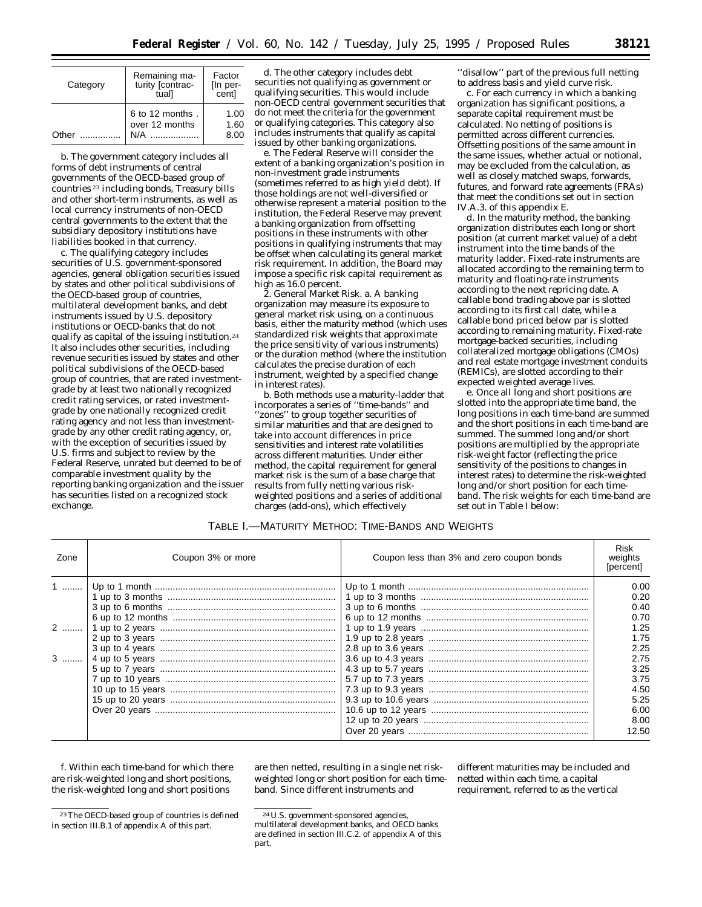| Category | Remaining maturity [contractual] | Factor [In percent] |
|---|---|---|
| | 6 to 12 months | 1.00 |
| | over 12 months | 1.60 |
| Other | N/A | 8.00 |

b. The government category includes all forms of debt instruments of central governments of the OECD-based group of countries [23] including bonds, Treasury bills and other short-term instruments, as well as local currency instruments of non-OECD central governments to the extent that the subsidiary depository institutions have liabilities booked in that currency.

c. The qualifying category includes securities of U.S. government-sponsored agencies, general obligation securities issued by states and other political subdivisions of the OECD-based group of countries, multilateral development banks, and debt instruments issued by U.S. depository institutions or OECD-banks that do not qualify as capital of the issuing institution.[24] It also includes other securities, including revenue securities issued by states and other political subdivisions of the OECD-based group of countries, that are rated investment-grade by at least two nationally recognized credit rating services, or rated investment-grade by one nationally recognized credit rating agency and not less than investment-grade by any other credit rating agency, or, with the exception of securities issued by U.S. firms and subject to review by the Federal Reserve, unrated but deemed to be of comparable investment quality by the reporting banking organization and the issuer has securities listed on a recognized stock exchange.

d. The other category includes debt securities not qualifying as government or qualifying securities. This would include non-OECD central government securities that do not meet the criteria for the government or qualifying categories. This category also includes instruments that qualify as capital issued by other banking organizations.

e. The Federal Reserve will consider the extent of a banking organization's position in non-investment grade instruments (sometimes referred to as high yield debt). If those holdings are not well-diversified or otherwise represent a material position to the institution, the Federal Reserve may prevent a banking organization from offsetting positions in these instruments with other positions in qualifying instruments that may be offset when calculating its general market risk requirement. In addition, the Board may impose a specific risk capital requirement as high as 16.0 percent.

2. *General Market Risk.* a. A banking organization may measure its exposure to general market risk using, on a continuous basis, either the maturity method (which uses standardized risk weights that approximate the price sensitivity of various instruments) or the duration method (where the institution calculates the precise duration of each instrument, weighted by a specified change in interest rates).

b. Both methods use a maturity-ladder that incorporates a series of ''time-bands'' and ''zones'' to group together securities of similar maturities and that are designed to take into account differences in price sensitivities and interest rate volatilities across different maturities. Under either method, the capital requirement for general market risk is the sum of a base charge that results from fully netting various risk-weighted positions and a series of additional charges (add-ons), which effectively ''disallow'' part of the previous full netting to address basis and yield curve risk.

c. For each currency in which a banking organization has significant positions, a separate capital requirement must be calculated. No netting of positions is permitted across different currencies. Offsetting positions of the same amount in the same issues, whether actual or notional, may be excluded from the calculation, as well as closely matched swaps, forwards, futures, and forward rate agreements (FRAs) that meet the conditions set out in section IV.A.3. of this appendix E.

d. In the maturity method, the banking organization distributes each long or short position (at current market value) of a debt instrument into the time bands of the maturity ladder. Fixed-rate instruments are allocated according to the remaining term to maturity and floating-rate instruments according to the next repricing date. A callable bond trading above par is slotted according to its first call date, while a callable bond priced below par is slotted according to remaining maturity. Fixed-rate mortgage-backed securities, including collateralized mortgage obligations (CMOs) and real estate mortgage investment conduits (REMICs), are slotted according to their expected weighted average lives.

e. Once all long and short positions are slotted into the appropriate time band, the long positions in each time-band are summed and the short positions in each time-band are summed. The summed long and/or short positions are multiplied by the appropriate risk-weight factor (reflecting the price sensitivity of the positions to changes in interest rates) to determine the risk-weighted long and/or short position for each time-band. The risk weights for each time-band are set out in Table I below:

TABLE I.—MATURITY METHOD: TIME-BANDS AND WEIGHTS

| Zone | Coupon 3% or more | Coupon less than 3% and zero coupon bonds | Risk weights [percent] |
|---|---|---|---|
| 1 | Up to 1 month | Up to 1 month | 0.00 |
| | 1 up to 3 months | 1 up to 3 months | 0.20 |
| | 3 up to 6 months | 3 up to 6 months | 0.40 |
| | 6 up to 12 months | 6 up to 12 months | 0.70 |
| 2 | 1 up to 2 years | 1 up to 1.9 years | 1.25 |
| | 2 up to 3 years | 1.9 up to 2.8 years | 1.75 |
| | 3 up to 4 years | 2.8 up to 3.6 years | 2.25 |
| 3 | 4 up to 5 years | 3.6 up to 4.3 years | 2.75 |
| | 5 up to 7 years | 4.3 up to 5.7 years | 3.25 |
| | 7 up to 10 years | 5.7 up to 7.3 years | 3.75 |
| | 10 up to 15 years | 7.3 up to 9.3 years | 4.50 |
| | 15 up to 20 years | 9.3 up to 10.6 years | 5.25 |
| | Over 20 years | 10.6 up to 12 years | 6.00 |
| | | 12 up to 20 years | 8.00 |
| | | Over 20 years | 12.50 |

f. Within each time-band for which there are risk-weighted long and short positions, the risk-weighted long and short positions are then netted, resulting in a single net risk-weighted long or short position for each time-band. Since different instruments and different maturities may be included and netted within each time, a capital requirement, referred to as the vertical

[23] The OECD-based group of countries is defined in section III.B.1 of appendix A of this part.

[24] U.S. government-sponsored agencies, multilateral development banks, and OECD banks are defined in section III.C.2. of appendix A of this part.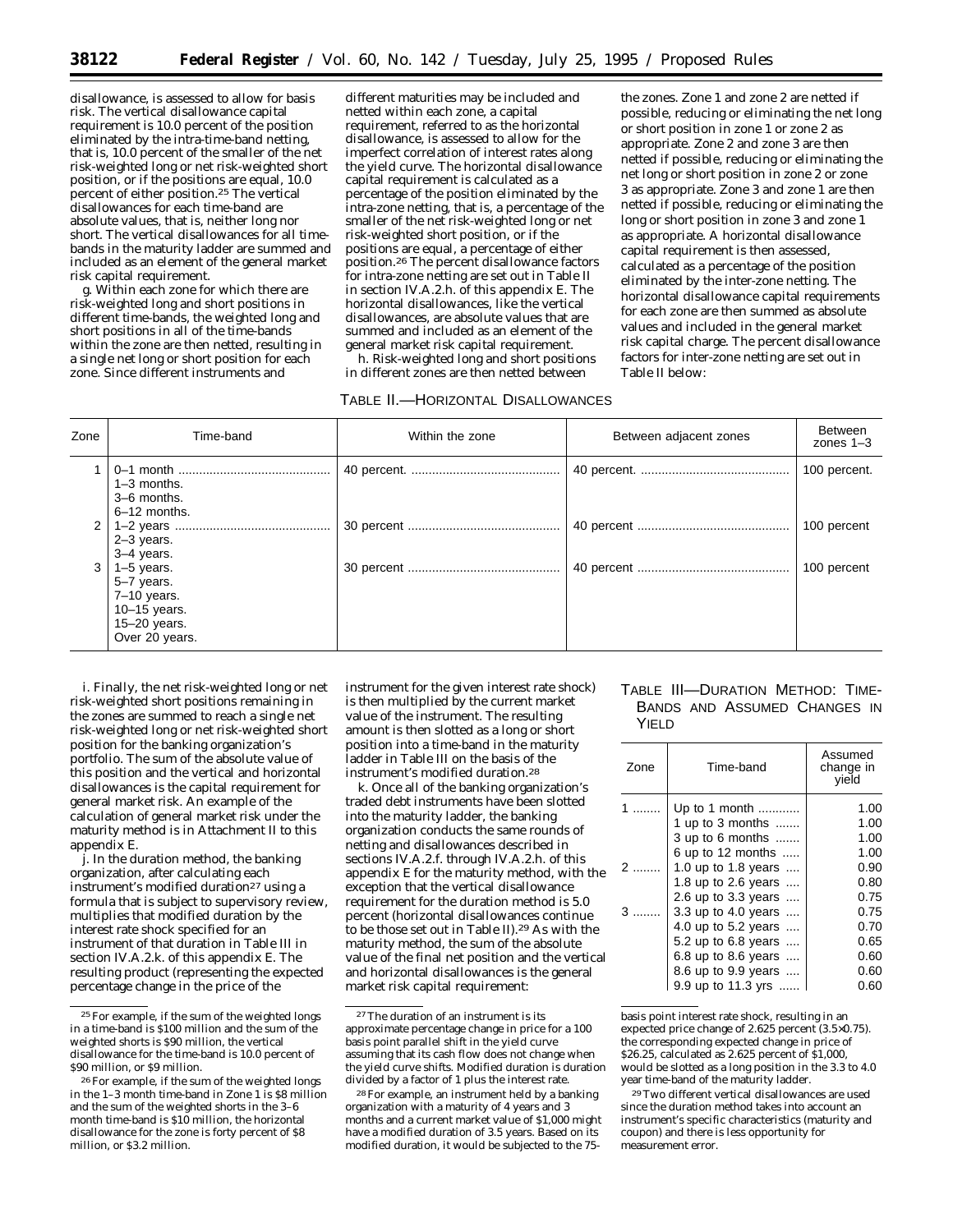disallowance, is assessed to allow for basis risk. The vertical disallowance capital requirement is 10.0 percent of the position eliminated by the intra-time-band netting, that is, 10.0 percent of the smaller of the net risk-weighted long or net risk-weighted short position, or if the positions are equal, 10.0 percent of either position.[25] The vertical disallowances for each time-band are absolute values, that is, neither long nor short. The vertical disallowances for all time-bands in the maturity ladder are summed and included as an element of the general market risk capital requirement.

g. Within each zone for which there are risk-weighted long and short positions in different time-bands, the weighted long and short positions in all of the time-bands within the zone are then netted, resulting in a single net long or short position for each zone. Since different instruments and different maturities may be included and netted within each zone, a capital requirement, referred to as the horizontal disallowance, is assessed to allow for the imperfect correlation of interest rates along the yield curve. The horizontal disallowance capital requirement is calculated as a percentage of the position eliminated by the intra-zone netting, that is, a percentage of the smaller of the net risk-weighted long or net risk-weighted short position, or if the positions are equal, a percentage of either position.[26] The percent disallowance factors for intra-zone netting are set out in Table II in section IV.A.2.h. of this appendix E. The horizontal disallowances, like the vertical disallowances, are absolute values that are summed and included as an element of the general market risk capital requirement.

h. Risk-weighted long and short positions in different zones are then netted between the zones. Zone 1 and zone 2 are netted if possible, reducing or eliminating the net long or short position in zone 1 or zone 2 as appropriate. Zone 2 and zone 3 are then netted if possible, reducing or eliminating the net long or short position in zone 2 or zone 3 as appropriate. Zone 3 and zone 1 are then netted if possible, reducing or eliminating the long or short position in zone 3 and zone 1 as appropriate. A horizontal disallowance capital requirement is then assessed, calculated as a percentage of the position eliminated by the inter-zone netting. The horizontal disallowance capital requirements for each zone are then summed as absolute values and included in the general market risk capital charge. The percent disallowance factors for inter-zone netting are set out in Table II below:

TABLE II.—HORIZONTAL DISALLOWANCES

| Zone | Time-band | Within the zone | Between adjacent zones | Between zones 1–3 |
|---|---|---|---|---|
| 1 | 0–1 month<br>1–3 months.<br>3–6 months.<br>6–12 months. | 40 percent. | 40 percent. | 100 percent. |
| 2 | 1–2 years<br>2–3 years.<br>3–4 years. | 30 percent | 40 percent | 100 percent |
| 3 | 1–5 years.<br>5–7 years.<br>7–10 years.<br>10–15 years.<br>15–20 years.<br>Over 20 years. | 30 percent | 40 percent | 100 percent |

i. Finally, the net risk-weighted long or net risk-weighted short positions remaining in the zones are summed to reach a single net risk-weighted long or net risk-weighted short position for the banking organization's portfolio. The sum of the absolute value of this position and the vertical and horizontal disallowances is the capital requirement for general market risk. An example of the calculation of general market risk under the maturity method is in Attachment II to this appendix E.

j. In the duration method, the banking organization, after calculating each instrument's modified duration[27] using a formula that is subject to supervisory review, multiplies that modified duration by the interest rate shock specified for an instrument of that duration in Table III in section IV.A.2.k. of this appendix E. The resulting product (representing the expected percentage change in the price of the instrument for the given interest rate shock) is then multiplied by the current market value of the instrument. The resulting amount is then slotted as a long or short position into a time-band in the maturity ladder in Table III on the basis of the instrument's modified duration.[28]

k. Once all of the banking organization's traded debt instruments have been slotted into the maturity ladder, the banking organization conducts the same rounds of netting and disallowances described in sections IV.A.2.f. through IV.A.2.h. of this appendix E for the maturity method, with the exception that the vertical disallowance requirement for the duration method is 5.0 percent (horizontal disallowances continue to be those set out in Table II).[29] As with the maturity method, the sum of the absolute value of the final net position and the vertical and horizontal disallowances is the general market risk capital requirement:

TABLE III—DURATION METHOD: TIME-BANDS AND ASSUMED CHANGES IN YIELD

| Zone | Time-band | Assumed change in yield |
|---|---|---|
| 1 | Up to 1 month | 1.00 |
| | 1 up to 3 months | 1.00 |
| | 3 up to 6 months | 1.00 |
| | 6 up to 12 months | 1.00 |
| 2 | 1.0 up to 1.8 years | 0.90 |
| | 1.8 up to 2.6 years | 0.80 |
| | 2.6 up to 3.3 years | 0.75 |
| 3 | 3.3 up to 4.0 years | 0.75 |
| | 4.0 up to 5.2 years | 0.70 |
| | 5.2 up to 6.8 years | 0.65 |
| | 6.8 up to 8.6 years | 0.60 |
| | 8.6 up to 9.9 years | 0.60 |
| | 9.9 up to 11.3 yrs | 0.60 |

---

[25] For example, if the sum of the weighted longs in a time-band is $100 million and the sum of the weighted shorts is $90 million, the vertical disallowance for the time-band is 10.0 percent of $90 million, or $9 million.

[26] For example, if the sum of the weighted longs in the 1–3 month time-band in Zone 1 is $8 million and the sum of the weighted shorts in the 3–6 month time-band is $10 million, the horizontal disallowance for the zone is forty percent of $8 million, or $3.2 million.

[27] The duration of an instrument is its approximate percentage change in price for a 100 basis point parallel shift in the yield curve assuming that its cash flow does not change when the yield curve shifts. Modified duration is duration divided by a factor of 1 plus the interest rate.

[28] For example, an instrument held by a banking organization with a maturity of 4 years and 3 months and a current market value of $1,000 might have a modified duration of 3.5 years. Based on its modified duration, it would be subjected to the 75-basis point interest rate shock, resulting in an expected price change of 2.625 percent (3.5×0.75). the corresponding expected change in price of $26.25, calculated as 2.625 percent of $1,000, would be slotted as a long position in the 3.3 to 4.0 year time-band of the maturity ladder.

[29] Two different vertical disallowances are used since the duration method takes into account an instrument's specific characteristics (maturity and coupon) and there is less opportunity for measurement error.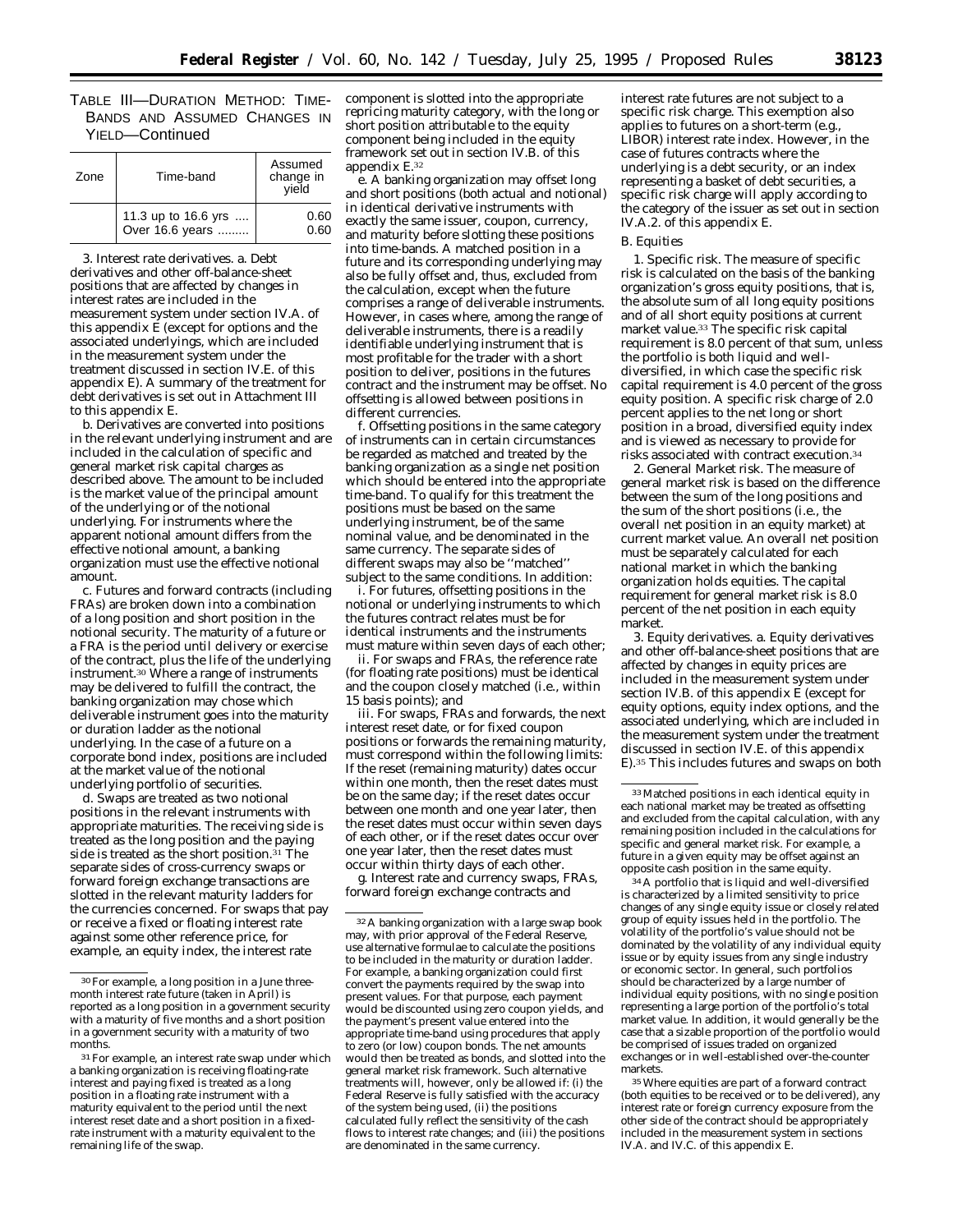TABLE III—DURATION METHOD: TIME-BANDS AND ASSUMED CHANGES IN YIELD—Continued

| Zone | Time-band | Assumed change in yield |
|---|---|---|
| | 11.3 up to 16.6 yrs .... | 0.60 |
| | Over 16.6 years ......... | 0.60 |

3. *Interest rate derivatives.* a. Debt derivatives and other off-balance-sheet positions that are affected by changes in interest rates are included in the measurement system under section IV.A. of this appendix E (except for options and the associated underlyings, which are included in the measurement system under the treatment discussed in section IV.E. of this appendix E). A summary of the treatment for debt derivatives is set out in Attachment III to this appendix E.

b. Derivatives are converted into positions in the relevant underlying instrument and are included in the calculation of specific and general market risk capital charges as described above. The amount to be included is the market value of the principal amount of the underlying or of the notional underlying. For instruments where the apparent notional amount differs from the effective notional amount, a banking organization must use the effective notional amount.

c. Futures and forward contracts (including FRAs) are broken down into a combination of a long position and short position in the notional security. The maturity of a future or a FRA is the period until delivery or exercise of the contract, plus the life of the underlying instrument.[30] Where a range of instruments may be delivered to fulfill the contract, the banking organization may chose which deliverable instrument goes into the maturity or duration ladder as the notional underlying. In the case of a future on a corporate bond index, positions are included at the market value of the notional underlying portfolio of securities.

d. Swaps are treated as two notional positions in the relevant instruments with appropriate maturities. The receiving side is treated as the long position and the paying side is treated as the short position.[31] The separate sides of cross-currency swaps or forward foreign exchange transactions are slotted in the relevant maturity ladders for the currencies concerned. For swaps that pay or receive a fixed or floating interest rate against some other reference price, for example, an equity index, the interest rate component is slotted into the appropriate repricing maturity category, with the long or short position attributable to the equity component being included in the equity framework set out in section IV.B. of this appendix E.[32]

e. A banking organization may offset long and short positions (both actual and notional) in identical derivative instruments with exactly the same issuer, coupon, currency, and maturity before slotting these positions into time-bands. A matched position in a future and its corresponding underlying may also be fully offset and, thus, excluded from the calculation, except when the future comprises a range of deliverable instruments. However, in cases where, among the range of deliverable instruments, there is a readily identifiable underlying instrument that is most profitable for the trader with a short position to deliver, positions in the futures contract and the instrument may be offset. No offsetting is allowed between positions in different currencies.

f. Offsetting positions in the same category of instruments can in certain circumstances be regarded as matched and treated by the banking organization as a single net position which should be entered into the appropriate time-band. To qualify for this treatment the positions must be based on the same underlying instrument, be of the same nominal value, and be denominated in the same currency. The separate sides of different swaps may also be ''matched'' subject to the same conditions. In addition:

i. For futures, offsetting positions in the notional or underlying instruments to which the futures contract relates must be for identical instruments and the instruments must mature within seven days of each other;

ii. For swaps and FRAs, the reference rate (for floating rate positions) must be identical and the coupon closely matched (i.e., within 15 basis points); and

iii. For swaps, FRAs and forwards, the next interest reset date, or for fixed coupon positions or forwards the remaining maturity, must correspond within the following limits: If the reset (remaining maturity) dates occur within one month, then the reset dates must be on the same day; if the reset dates occur between one month and one year later, then the reset dates must occur within seven days of each other, or if the reset dates occur over one year later, then the reset dates must occur within thirty days of each other.

g. Interest rate and currency swaps, FRAs, forward foreign exchange contracts and interest rate futures are not subject to a specific risk charge. This exemption also applies to futures on a short-term (e.g., LIBOR) interest rate index. However, in the case of futures contracts where the underlying is a debt security, or an index representing a basket of debt securities, a specific risk charge will apply according to the category of the issuer as set out in section IV.A.2. of this appendix E.

*B. Equities*

1. *Specific risk.* The measure of specific risk is calculated on the basis of the banking organization's gross equity positions, that is, the absolute sum of all long equity positions and of all short equity positions at current market value.[33] The specific risk capital requirement is 8.0 percent of that sum, unless the portfolio is both liquid and well-diversified, in which case the specific risk capital requirement is 4.0 percent of the gross equity position. A specific risk charge of 2.0 percent applies to the net long or short position in a broad, diversified equity index and is viewed as necessary to provide for risks associated with contract execution.[34]

2. *General Market risk.* The measure of general market risk is based on the difference between the sum of the long positions and the sum of the short positions (i.e., the overall net position in an equity market) at current market value. An overall net position must be separately calculated for each national market in which the banking organization holds equities. The capital requirement for general market risk is 8.0 percent of the net position in each equity market.

3. *Equity derivatives.* a. Equity derivatives and other off-balance-sheet positions that are affected by changes in equity prices are included in the measurement system under section IV.B. of this appendix E (except for equity options, equity index options, and the associated underlying, which are included in the measurement system under the treatment discussed in section IV.E. of this appendix E).[35] This includes futures and swaps on both

---

[30] For example, a long position in a June three-month interest rate future (taken in April) is reported as a long position in a government security with a maturity of five months and a short position in a government security with a maturity of two months.

[31] For example, an interest rate swap under which a banking organization is receiving floating-rate interest and paying fixed is treated as a long position in a floating rate instrument with a maturity equivalent to the period until the next interest reset date and a short position in a fixed-rate instrument with a maturity equivalent to the remaining life of the swap.

[32] A banking organization with a large swap book may, with prior approval of the Federal Reserve, use alternative formulae to calculate the positions to be included in the maturity or duration ladder. For example, a banking organization could first convert the payments required by the swap into present values. For that purpose, each payment would be discounted using zero coupon yields, and the payment's present value entered into the appropriate time-band using procedures that apply to zero (or low) coupon bonds. The net amounts would then be treated as bonds, and slotted into the general market risk framework. Such alternative treatments will, however, only be allowed if: (i) the Federal Reserve is fully satisfied with the accuracy of the system being used, (ii) the positions calculated fully reflect the sensitivity of the cash flows to interest rate changes; and (iii) the positions are denominated in the same currency.

[33] Matched positions in each identical equity in each national market may be treated as offsetting and excluded from the capital calculation, with any remaining position included in the calculations for specific and general market risk. For example, a future in a given equity may be offset against an opposite cash position in the same equity.

[34] A portfolio that is liquid and well-diversified is characterized by a limited sensitivity to price changes of any single equity issue or closely related group of equity issues held in the portfolio. The volatility of the portfolio's value should not be dominated by the volatility of any individual equity issue or by equity issues from any single industry or economic sector. In general, such portfolios should be characterized by a large number of individual equity positions, with no single position representing a large portion of the portfolio's total market value. In addition, it would generally be the case that a sizable proportion of the portfolio would be comprised of issues traded on organized exchanges or in well-established over-the-counter markets.

[35] Where equities are part of a forward contract (both equities to be received or to be delivered), any interest rate or foreign currency exposure from the other side of the contract should be appropriately included in the measurement system in sections IV.A. and IV.C. of this appendix E.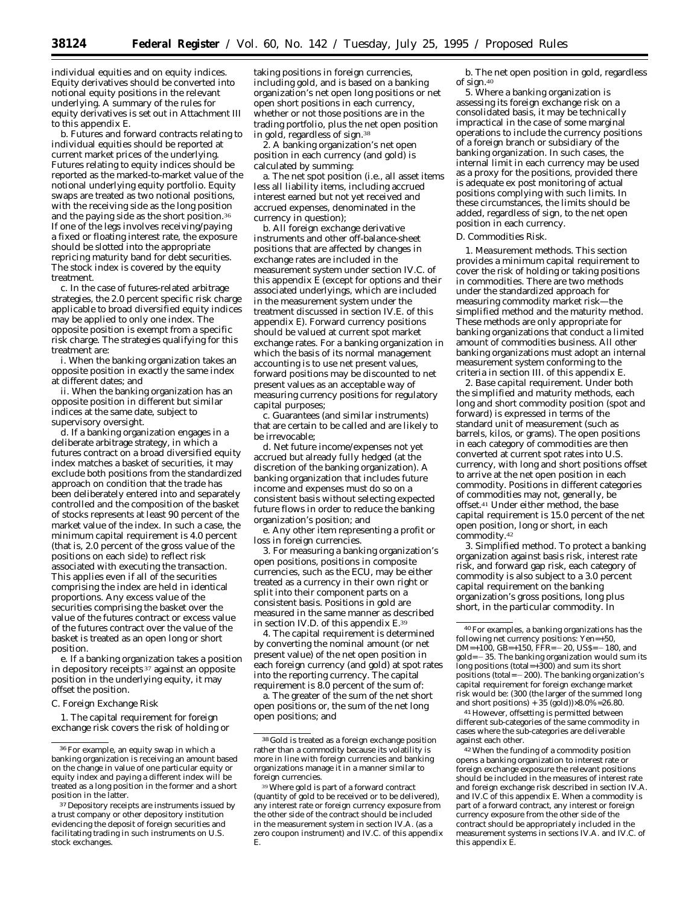individual equities and on equity indices. Equity derivatives should be converted into notional equity positions in the relevant underlying. A summary of the rules for equity derivatives is set out in Attachment III to this appendix E.

b. Futures and forward contracts relating to individual equities should be reported at current market prices of the underlying. Futures relating to equity indices should be reported as the marked-to-market value of the notional underlying equity portfolio. Equity swaps are treated as two notional positions, with the receiving side as the long position and the paying side as the short position.[36] If one of the legs involves receiving/paying a fixed or floating interest rate, the exposure should be slotted into the appropriate repricing maturity band for debt securities. The stock index is covered by the equity treatment.

c. In the case of futures-related arbitrage strategies, the 2.0 percent specific risk charge applicable to broad diversified equity indices may be applied to only one index. The opposite position is exempt from a specific risk charge. The strategies qualifying for this treatment are:

i. When the banking organization takes an opposite position in exactly the same index at different dates; and

ii. When the banking organization has an opposite position in different but similar indices at the same date, subject to supervisory oversight.

d. If a banking organization engages in a deliberate arbitrage strategy, in which a futures contract on a broad diversified equity index matches a basket of securities, it may exclude both positions from the standardized approach on condition that the trade has been deliberately entered into and separately controlled and the composition of the basket of stocks represents at least 90 percent of the market value of the index. In such a case, the minimum capital requirement is 4.0 percent (that is, 2.0 percent of the gross value of the positions on each side) to reflect risk associated with executing the transaction. This applies even if all of the securities comprising the index are held in identical proportions. Any excess value of the securities comprising the basket over the value of the futures contract or excess value of the futures contract over the value of the basket is treated as an open long or short position.

e. If a banking organization takes a position in depository receipts[37] against an opposite position in the underlying equity, it may offset the position.

## C. Foreign Exchange Risk

1. The capital requirement for foreign exchange risk covers the risk of holding or taking positions in foreign currencies, including gold, and is based on a banking organization's net open long positions or net open short positions in each currency, whether or not those positions are in the trading portfolio, plus the net open position in gold, regardless of sign.[38]

2. A banking organization's net open position in each currency (and gold) is calculated by summing:

a. The net spot position (i.e., all asset items less all liability items, including accrued interest earned but not yet received and accrued expenses, denominated in the currency in question);

b. All foreign exchange derivative instruments and other off-balance-sheet positions that are affected by changes in exchange rates are included in the measurement system under section IV.C. of this appendix E (except for options and their associated underlyings, which are included in the measurement system under the treatment discussed in section IV.E. of this appendix E). Forward currency positions should be valued at current spot market exchange rates. For a banking organization in which the basis of its normal management accounting is to use net present values, forward positions may be discounted to net present values as an acceptable way of measuring currency positions for regulatory capital purposes;

c. Guarantees (and similar instruments) that are certain to be called and are likely to be irrevocable;

d. Net future income/expenses not yet accrued but already fully hedged (at the discretion of the banking organization). A banking organization that includes future income and expenses must do so on a consistent basis without selecting expected future flows in order to reduce the banking organization's position; and

e. Any other item representing a profit or loss in foreign currencies.

3. For measuring a banking organization's open positions, positions in composite currencies, such as the ECU, may be either treated as a currency in their own right or split into their component parts on a consistent basis. Positions in gold are measured in the same manner as described in section IV.D. of this appendix E.[39]

4. The capital requirement is determined by converting the nominal amount (or net present value) of the net open position in each foreign currency (and gold) at spot rates into the reporting currency. The capital requirement is 8.0 percent of the sum of:

a. The greater of the sum of the net short open positions or, the sum of the net long open positions; and

b. The net open position in gold, regardless of sign.[40]

5. Where a banking organization is assessing its foreign exchange risk on a consolidated basis, it may be technically impractical in the case of some marginal operations to include the currency positions of a foreign branch or subsidiary of the banking organization. In such cases, the internal limit in each currency may be used as a proxy for the positions, provided there is adequate ex post monitoring of actual positions complying with such limits. In these circumstances, the limits should be added, regardless of sign, to the net open position in each currency.

## D. Commodities Risk.

1. *Measurement methods.* This section provides a minimum capital requirement to cover the risk of holding or taking positions in commodities. There are two methods under the standardized approach for measuring commodity market risk—the simplified method and the maturity method. These methods are only appropriate for banking organizations that conduct a limited amount of commodities business. All other banking organizations must adopt an internal measurement system conforming to the criteria in section III. of this appendix E.

2. *Base capital requirement.* Under both the simplified and maturity methods, each long and short commodity position (spot and forward) is expressed in terms of the standard unit of measurement (such as barrels, kilos, or grams). The open positions in each category of commodities are then converted at current spot rates into U.S. currency, with long and short positions offset to arrive at the net open position in each commodity. Positions in different categories of commodities may not, generally, be offset.[41] Under either method, the base capital requirement is 15.0 percent of the net open position, long or short, in each commodity.[42]

3. *Simplified method.* To protect a banking organization against basis risk, interest rate risk, and forward gap risk, each category of commodity is also subject to a 3.0 percent capital requirement on the banking organization's gross positions, long plus short, in the particular commodity. In

---

[36] For example, an equity swap in which a banking organization is receiving an amount based on the change in value of one particular equity or equity index and paying a different index will be treated as a long position in the former and a short position in the latter.

[37] Depository receipts are instruments issued by a trust company or other depository institution evidencing the deposit of foreign securities and facilitating trading in such instruments on U.S. stock exchanges.

[38] Gold is treated as a foreign exchange position rather than a commodity because its volatility is more in line with foreign currencies and banking organizations manage it in a manner similar to foreign currencies.

[39] Where gold is part of a forward contract (quantity of gold to be received or to be delivered), any interest rate or foreign currency exposure from the other side of the contract should be included in the measurement system in section IV.A. (as a zero coupon instrument) and IV.C. of this appendix E.

[40] For examples, a banking organizations has the following net currency positions: Yen=+50, DM=+100, GB=+150, FFR=−20, US$=−180, and gold=−35. The banking organization would sum its long positions (total=+300) and sum its short positions (total=−200). The banking organization's capital requirement for foreign exchange market risk would be: (300 (the larger of the summed long and short positions) + 35 (gold))×8.0%=26.80.

[41] However, offsetting is permitted between different sub-categories of the same commodity in cases where the sub-categories are deliverable against each other.

[42] When the funding of a commodity position opens a banking organization to interest rate or foreign exchange exposure the relevant positions should be included in the measures of interest rate and foreign exchange risk described in section IV.A. and IV.C of this appendix E. When a commodity is part of a forward contract, any interest or foreign currency exposure from the other side of the contract should be appropriately included in the measurement systems in sections IV.A. and IV.C. of this appendix E.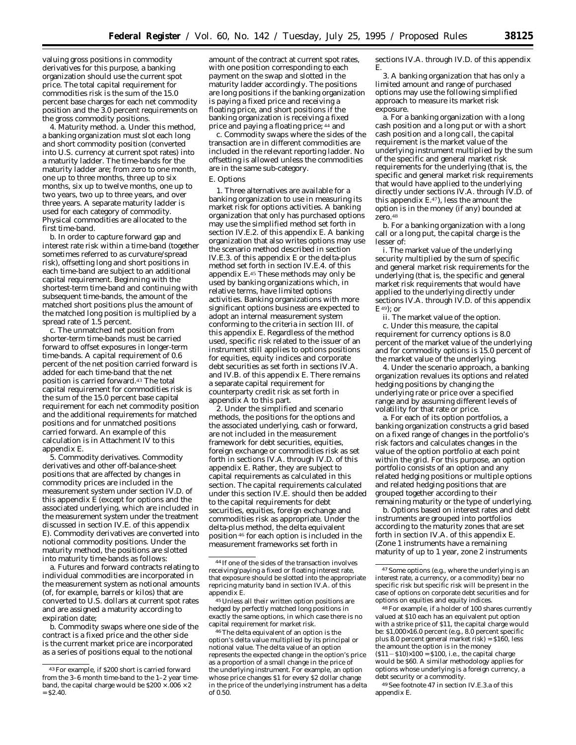valuing gross positions in commodity derivatives for this purpose, a banking organization should use the current spot price. The total capital requirement for commodities risk is the sum of the 15.0 percent base charges for each net commodity position and the 3.0 percent requirements on the gross commodity positions.

4. *Maturity method.* a. Under this method, a banking organization must slot each long and short commodity position (converted into U.S. currency at current spot rates) into a maturity ladder. The time-bands for the maturity ladder are; from zero to one month, one up to three months, three up to six months, six up to twelve months, one up to two years, two up to three years, and over three years. A separate maturity ladder is used for each category of commodity. Physical commodities are allocated to the first time-band.

b. In order to capture forward gap and interest rate risk within a time-band (together sometimes referred to as curvature/spread risk), offsetting long and short positions in each time-band are subject to an additional capital requirement. Beginning with the shortest-term time-band and continuing with subsequent time-bands, the amount of the matched short positions plus the amount of the matched long position is multiplied by a spread rate of 1.5 percent.

c. The unmatched net position from shorter-term time-bands must be carried forward to offset exposures in longer-term time-bands. A capital requirement of 0.6 percent of the net position carried forward is added for each time-band that the net position is carried forward.[43] The total capital requirement for commodities risk is the sum of the 15.0 percent base capital requirement for each net commodity position and the additional requirements for matched positions and for unmatched positions carried forward. An example of this calculation is in Attachment IV to this appendix E.

5. *Commodity derivatives.* Commodity derivatives and other off-balance-sheet positions that are affected by changes in commodity prices are included in the measurement system under section IV.D. of this appendix E (except for options and the associated underlying, which are included in the measurement system under the treatment discussed in section IV.E. of this appendix E). Commodity derivatives are converted into notional commodity positions. Under the maturity method, the positions are slotted into maturity time-bands as follows:

a. Futures and forward contracts relating to individual commodities are incorporated in the measurement system as notional amounts (of, for example, barrels or kilos) that are converted to U.S. dollars at current spot rates and are assigned a maturity according to expiration date;

b. Commodity swaps where one side of the contract is a fixed price and the other side is the current market price are incorporated as a series of positions equal to the notional amount of the contract at current spot rates, with one position corresponding to each payment on the swap and slotted in the maturity ladder accordingly. The positions are long positions if the banking organization is paying a fixed price and receiving a floating price, and short positions if the banking organization is receiving a fixed price and paying a floating price;[44] and

c. Commodity swaps where the sides of the transaction are in different commodities are included in the relevant reporting ladder. No offsetting is allowed unless the commodities are in the same sub-category.

*E. Options*

1. Three alternatives are available for a banking organization to use in measuring its market risk for options activities. A banking organization that only has purchased options may use the simplified method set forth in section IV.E.2. of this appendix E. A banking organization that also writes options may use the scenario method described in section IV.E.3. of this appendix E or the delta-plus method set forth in section IV.E.4. of this appendix E.[45] These methods may only be used by banking organizations which, in relative terms, have limited options activities. Banking organizations with more significant options business are expected to adopt an internal measurement system conforming to the criteria in section III. of this appendix E. Regardless of the method used, specific risk related to the issuer of an instrument still applies to options positions for equities, equity indices and corporate debt securities as set forth in sections IV.A. and IV.B. of this appendix E. There remains a separate capital requirement for counterparty credit risk as set forth in appendix A to this part.

2. Under the simplified and scenario methods, the positions for the options and the associated underlying, cash or forward, are not included in the measurement framework for debt securities, equities, foreign exchange or commodities risk as set forth in sections IV.A. through IV.D. of this appendix E. Rather, they are subject to capital requirements as calculated in this section. The capital requirements calculated under this section IV.E. should then be added to the capital requirements for debt securities, equities, foreign exchange and commodities risk as appropriate. Under the delta-plus method, the delta equivalent position[46] for each option is included in the measurement frameworks set forth in sections IV.A. through IV.D. of this appendix E.

3. A banking organization that has only a limited amount and range of purchased options may use the following simplified approach to measure its market risk exposure.

a. For a banking organization with a long cash position and a long put or with a short cash position and a long call, the capital requirement is the market value of the underlying instrument multiplied by the sum of the specific and general market risk requirements for the underlying (that is, the specific and general market risk requirements that would have applied to the underlying directly under sections IV.A. through IV.D. of this appendix E.[47]), less the amount the option is in the money (if any) bounded at zero.[48]

b. For a banking organization with a long call or a long put, the capital charge is the lesser of:

i. The market value of the underlying security multiplied by the sum of specific and general market risk requirements for the underlying (that is, the specific and general market risk requirements that would have applied to the underlying directly under sections IV.A. through IV.D. of this appendix E[49]); or

ii. The market value of the option.

c. Under this measure, the capital requirement for currency options is 8.0 percent of the market value of the underlying and for commodity options is 15.0 percent of the market value of the underlying.

4. Under the scenario approach, a banking organization revalues its options and related hedging positions by changing the underlying rate or price over a specified range and by assuming different levels of volatility for that rate or price.

a. For each of its option portfolios, a banking organization constructs a grid based on a fixed range of changes in the portfolio's risk factors and calculates changes in the value of the option portfolio at each point within the grid. For this purpose, an option portfolio consists of an option and any related hedging positions or multiple options and related hedging positions that are grouped together according to their remaining maturity or the type of underlying.

b. Options based on interest rates and debt instruments are grouped into portfolios according to the maturity zones that are set forth in section IV.A. of this appendix E. (Zone 1 instruments have a remaining maturity of up to 1 year, zone 2 instruments

---

[43] For example, if \$200 short is carried forward from the 3–6 month time-band to the 1–2 year time-band, the capital charge would be $\$200 \times .006 \times 2 = \$2.40$.

[44] If one of the sides of the transaction involves receiving/paying a fixed or floating interest rate, that exposure should be slotted into the appropriate repricing maturity band in section IV.A. of this appendix E.

[45] Unless all their written option positions are hedged by perfectly matched long positions in exactly the same options, in which case there is no capital requirement for market risk.

[46] The delta equivalent of an option is the option's delta value multiplied by its principal or notional value. The delta value of an option represents the expected change in the option's price as a proportion of a small change in the price of the underlying instrument. For example, an option whose price changes \$1 for every \$2 dollar change in the price of the underlying instrument has a delta of 0.50.

[47] Some options (e.g., where the underlying is an interest rate, a currency, or a commodity) bear no specific risk but specific risk will be present in the case of options on corporate debt securities and for options on equities and equity indices.

[48] For example, if a holder of 100 shares currently valued at \$10 each has an equivalent put option with a strike price of \$11, the capital charge would be: $\$1{,}000 \times 16.0$ percent (e.g., 8.0 percent specific plus 8.0 percent general market risk) = \$160, less the amount the option is in the money $(\$11 - \$10) \times 100 = \$100$, i.e., the capital charge would be \$60. A similar methodology applies for options whose underlying is a foreign currency, a debt security or a commodity.

[49] See footnote 47 in section IV.E.3.a of this appendix E.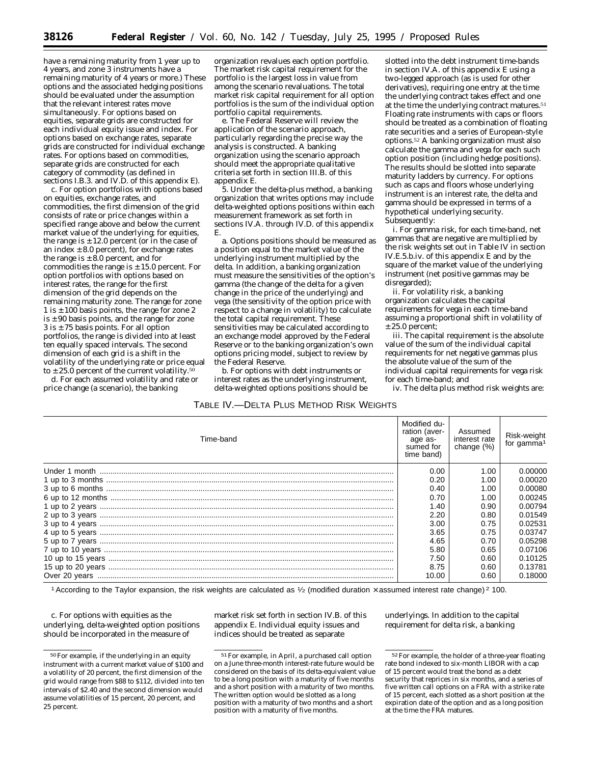have a remaining maturity from 1 year up to 4 years, and zone 3 instruments have a remaining maturity of 4 years or more.) These options and the associated hedging positions should be evaluated under the assumption that the relevant interest rates move simultaneously. For options based on equities, separate grids are constructed for each individual equity issue and index. For options based on exchange rates, separate grids are constructed for individual exchange rates. For options based on commodities, separate grids are constructed for each category of commodity (as defined in sections I.B.3. and IV.D. of this appendix E).

c. For option portfolios with options based on equities, exchange rates, and commodities, the first dimension of the grid consists of rate or price changes within a specified range above and below the current market value of the underlying; for equities, the range is ±12.0 percent (or in the case of an index ±8.0 percent), for exchange rates the range is ±8.0 percent, and for commodities the range is ±15.0 percent. For option portfolios with options based on interest rates, the range for the first dimension of the grid depends on the remaining maturity zone. The range for zone 1 is ±100 basis points, the range for zone 2 is ±90 basis points, and the range for zone 3 is ±75 basis points. For all option portfolios, the range is divided into at least ten equally spaced intervals. The second dimension of each grid is a shift in the volatility of the underlying rate or price equal to ±25.0 percent of the current volatility.[50]

d. For each assumed volatility and rate or price change (a scenario), the banking organization revalues each option portfolio. The market risk capital requirement for the portfolio is the largest loss in value from among the scenario revaluations. The total market risk capital requirement for all option portfolios is the sum of the individual option portfolio capital requirements.

e. The Federal Reserve will review the application of the scenario approach, particularly regarding the precise way the analysis is constructed. A banking organization using the scenario approach should meet the appropriate qualitative criteria set forth in section III.B. of this appendix E.

5. Under the delta-plus method, a banking organization that writes options may include delta-weighted options positions within each measurement framework as set forth in sections IV.A. through IV.D. of this appendix E.

a. Options positions should be measured as a position equal to the market value of the underlying instrument multiplied by the delta. In addition, a banking organization must measure the sensitivities of the option's gamma (the change of the delta for a given change in the price of the underlying) and vega (the sensitivity of the option price with respect to a change in volatility) to calculate the total capital requirement. These sensitivities may be calculated according to an exchange model approved by the Federal Reserve or to the banking organization's own options pricing model, subject to review by the Federal Reserve.

b. For options with debt instruments or interest rates as the underlying instrument, delta-weighted options positions should be slotted into the debt instrument time-bands in section IV.A. of this appendix E using a two-legged approach (as is used for other derivatives), requiring one entry at the time the underlying contract takes effect and one at the time the underlying contract matures.[51] Floating rate instruments with caps or floors should be treated as a combination of floating rate securities and a series of European-style options.[52] A banking organization must also calculate the gamma and vega for each such option position (including hedge positions). The results should be slotted into separate maturity ladders by currency. For options such as caps and floors whose underlying instrument is an interest rate, the delta and gamma should be expressed in terms of a hypothetical underlying security. Subsequently:

i. For gamma risk, for each time-band, net gammas that are negative are multiplied by the risk weights set out in Table IV in section IV.E.5.b.iv. of this appendix E and by the square of the market value of the underlying instrument (net positive gammas may be disregarded);

ii. For volatility risk, a banking organization calculates the capital requirements for vega in each time-band assuming a proportional shift in volatility of ±25.0 percent;

iii. The capital requirement is the absolute value of the sum of the individual capital requirements for net negative gammas plus the absolute value of the sum of the individual capital requirements for vega risk for each time-band; and

iv. The delta plus method risk weights are:

TABLE IV.—DELTA PLUS METHOD RISK WEIGHTS

| Time-band | Modified duration (average assumed for time band) | Assumed interest rate change (%) | Risk-weight for gamma[1] |
|---|---|---|---|
| Under 1 month | 0.00 | 1.00 | 0.00000 |
| 1 up to 3 months | 0.20 | 1.00 | 0.00020 |
| 3 up to 6 months | 0.40 | 1.00 | 0.00080 |
| 6 up to 12 months | 0.70 | 1.00 | 0.00245 |
| 1 up to 2 years | 1.40 | 0.90 | 0.00794 |
| 2 up to 3 years | 2.20 | 0.80 | 0.01549 |
| 3 up to 4 years | 3.00 | 0.75 | 0.02531 |
| 4 up to 5 years | 3.65 | 0.75 | 0.03747 |
| 5 up to 7 years | 4.65 | 0.70 | 0.05298 |
| 7 up to 10 years | 5.80 | 0.65 | 0.07106 |
| 10 up to 15 years | 7.50 | 0.60 | 0.10125 |
| 15 up to 20 years | 8.75 | 0.60 | 0.13781 |
| Over 20 years | 10.00 | 0.60 | 0.18000 |

[1] According to the Taylor expansion, the risk weights are calculated as $\frac{1}{2}$ (modified duration × assumed interest rate change)$^2$ 100.

c. For options with equities as the underlying, delta-weighted option positions should be incorporated in the measure of market risk set forth in section IV.B. of this appendix E. Individual equity issues and indices should be treated as separate underlyings. In addition to the capital requirement for delta risk, a banking

[50] For example, if the underlying in an equity instrument with a current market value of $100 and a volatility of 20 percent, the first dimension of the grid would range from $88 to $112, divided into ten intervals of $2.40 and the second dimension would assume volatilities of 15 percent, 20 percent, and 25 percent.

[51] For example, in April, a purchased call option on a June three-month interest-rate future would be considered on the basis of its delta-equivalent value to be a long position with a maturity of five months and a short position with a maturity of two months. The written option would be slotted as a long position with a maturity of two months and a short position with a maturity of five months.

[52] For example, the holder of a three-year floating rate bond indexed to six-month LIBOR with a cap of 15 percent would treat the bond as a debt security that reprices in six months, and a series of five written call options on a FRA with a strike rate of 15 percent, each slotted as a short position at the expiration date of the option and as a long position at the time the FRA matures.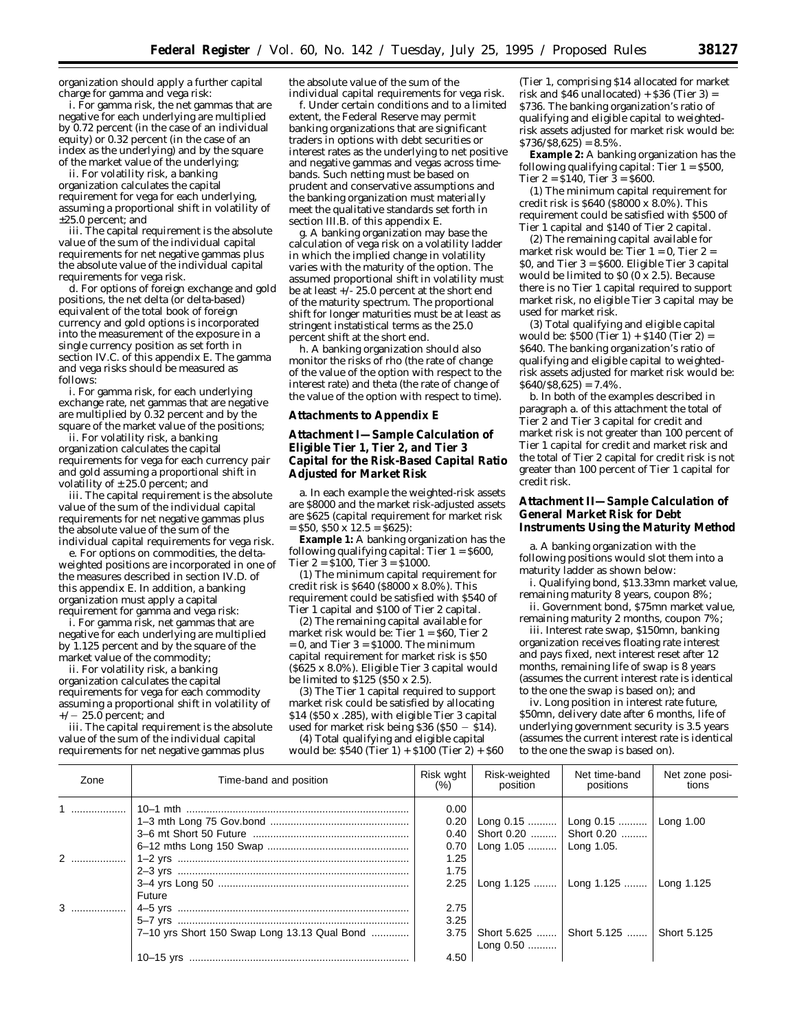organization should apply a further capital charge for gamma and vega risk:

i. For gamma risk, the net gammas that are negative for each underlying are multiplied by 0.72 percent (in the case of an individual equity) or 0.32 percent (in the case of an index as the underlying) and by the square of the market value of the underlying;

ii. For volatility risk, a banking organization calculates the capital requirement for vega for each underlying, assuming a proportional shift in volatility of ±25.0 percent; and

iii. The capital requirement is the absolute value of the sum of the individual capital requirements for net negative gammas plus the absolute value of the individual capital requirements for vega risk.

d. For options of foreign exchange and gold positions, the net delta (or delta-based) equivalent of the total book of foreign currency and gold options is incorporated into the measurement of the exposure in a single currency position as set forth in section IV.C. of this appendix E. The gamma and vega risks should be measured as follows:

i. For gamma risk, for each underlying exchange rate, net gammas that are negative are multiplied by 0.32 percent and by the square of the market value of the positions;

ii. For volatility risk, a banking organization calculates the capital requirements for vega for each currency pair and gold assuming a proportional shift in volatility of ± 25.0 percent; and

iii. The capital requirement is the absolute value of the sum of the individual capital requirements for net negative gammas plus the absolute value of the sum of the individual capital requirements for vega risk.

e. For options on commodities, the delta-weighted positions are incorporated in one of the measures described in section IV.D. of this appendix E. In addition, a banking organization must apply a capital requirement for gamma and vega risk:

i. For gamma risk, net gammas that are negative for each underlying are multiplied by 1.125 percent and by the square of the market value of the commodity;

ii. For volatility risk, a banking organization calculates the capital requirements for vega for each commodity assuming a proportional shift in volatility of +/− 25.0 percent; and

iii. The capital requirement is the absolute value of the sum of the individual capital requirements for net negative gammas plus the absolute value of the sum of the individual capital requirements for vega risk.

f. Under certain conditions and to a limited extent, the Federal Reserve may permit banking organizations that are significant traders in options with debt securities or interest rates as the underlying to net positive and negative gammas and vegas across time-bands. Such netting must be based on prudent and conservative assumptions and the banking organization must materially meet the qualitative standards set forth in section III.B. of this appendix E.

g. A banking organization may base the calculation of vega risk on a volatility ladder in which the implied change in volatility varies with the maturity of the option. The assumed proportional shift in volatility must be at least +/- 25.0 percent at the short end of the maturity spectrum. The proportional shift for longer maturities must be at least as stringent instatistical terms as the 25.0 percent shift at the short end.

h. A banking organization should also monitor the risks of rho (the rate of change of the value of the option with respect to the interest rate) and theta (the rate of change of the value of the option with respect to time).

## Attachments to Appendix E

## Attachment I—Sample Calculation of Eligible Tier 1, Tier 2, and Tier 3 Capital for the Risk-Based Capital Ratio Adjusted for Market Risk

a. In each example the weighted-risk assets are $8000 and the market risk-adjusted assets are $625 (capital requirement for market risk = $50, $50 x 12.5 = $625):

**Example 1:** A banking organization has the following qualifying capital: Tier 1 = $600, Tier 2 = $100, Tier 3 = $1000.

(1) The minimum capital requirement for credit risk is $640 ($8000 x 8.0%). This requirement could be satisfied with $540 of Tier 1 capital and $100 of Tier 2 capital.

(2) The remaining capital available for market risk would be: Tier 1 = $60, Tier 2 = 0, and Tier 3 = $1000. The minimum capital requirement for market risk is $50 ($625 x 8.0%). Eligible Tier 3 capital would be limited to $125 ($50 x 2.5).

(3) The Tier 1 capital required to support market risk could be satisfied by allocating $14 ($50 x .285), with eligible Tier 3 capital used for market risk being $36 ($50 − $14).

(4) Total qualifying and eligible capital would be: $540 (Tier 1) + $100 (Tier 2) + $60 (Tier 1, comprising $14 allocated for market risk and $46 unallocated) + $36 (Tier 3) = $736. The banking organization's ratio of qualifying and eligible capital to weighted-risk assets adjusted for market risk would be: $736/$8,625) = 8.5%.

**Example 2:** A banking organization has the following qualifying capital: Tier 1 = $500, Tier 2 = $140, Tier 3 = $600.

(1) The minimum capital requirement for credit risk is $640 ($8000 x 8.0%). This requirement could be satisfied with $500 of Tier 1 capital and $140 of Tier 2 capital.

(2) The remaining capital available for market risk would be: Tier 1 = 0, Tier 2 = $0, and Tier 3 = $600. Eligible Tier 3 capital would be limited to $0 (0 x 2.5). Because there is no Tier 1 capital required to support market risk, no eligible Tier 3 capital may be used for market risk.

(3) Total qualifying and eligible capital would be: $500 (Tier 1) + $140 (Tier 2) = $640. The banking organization's ratio of qualifying and eligible capital to weighted-risk assets adjusted for market risk would be: $640/$8,625) = 7.4%.

b. In both of the examples described in paragraph a. of this attachment the total of Tier 2 and Tier 3 capital for credit and market risk is not greater than 100 percent of Tier 1 capital for credit and market risk and the total of Tier 2 capital for credit risk is not greater than 100 percent of Tier 1 capital for credit risk.

## Attachment II—Sample Calculation of General Market Risk for Debt Instruments Using the Maturity Method

a. A banking organization with the following positions would slot them into a maturity ladder as shown below:

i. Qualifying bond, $13.33mn market value, remaining maturity 8 years, coupon 8%;

ii. Government bond, $75mn market value, remaining maturity 2 months, coupon 7%;

iii. Interest rate swap, $150mn, banking organization receives floating rate interest and pays fixed, next interest reset after 12 months, remaining life of swap is 8 years (assumes the current interest rate is identical to the one the swap is based on); and

iv. Long position in interest rate future, $50mn, delivery date after 6 months, life of underlying government security is 3.5 years (assumes the current interest rate is identical to the one the swap is based on).

| Zone | Time-band and position | Risk wght (%) | Risk-weighted position | Net time-band positions | Net zone positions |
|---|---|---|---|---|---|
| 1 | 10–1 mth | 0.00 | | | |
| | 1–3 mth Long 75 Gov.bond | 0.20 | Long 0.15 | Long 0.15 | Long 1.00 |
| | 3–6 mt Short 50 Future | 0.40 | Short 0.20 | Short 0.20 | |
| | 6–12 mths Long 150 Swap | 0.70 | Long 1.05 | Long 1.05. | |
| 2 | 1–2 yrs | 1.25 | | | |
| | 2–3 yrs | 1.75 | | | |
| | 3–4 yrs Long 50 Future | 2.25 | Long 1.125 | Long 1.125 | Long 1.125 |
| 3 | 4–5 yrs | 2.75 | | | |
| | 5–7 yrs | 3.25 | | | |
| | 7–10 yrs Short 150 Swap Long 13.13 Qual Bond | 3.75 | Short 5.625<br>Long 0.50 | Short 5.125 | Short 5.125 |
| | 10–15 yrs | 4.50 | | | |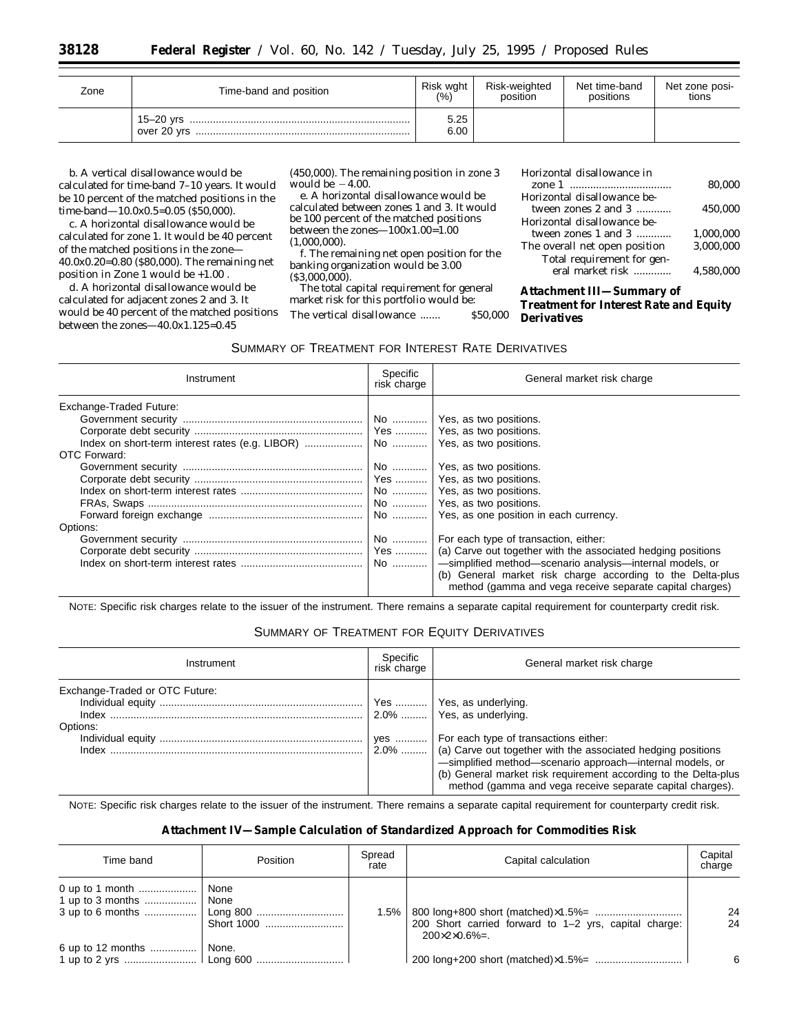| Zone | Time-band and position | Risk wght (%) | Risk-weighted position | Net time-band positions | Net zone positions |
|---|---|---|---|---|---|
| | 15–20 yrs | 5.25 | | | |
| | over 20 yrs | 6.00 | | | |

b. A vertical disallowance would be calculated for time-band 7–10 years. It would be 10 percent of the matched positions in the time-band—10.0x0.5=0.05 ($50,000).

c. A horizontal disallowance would be calculated for zone 1. It would be 40 percent of the matched positions in the zone—40.0x0.20=0.80 ($80,000). The remaining net position in Zone 1 would be +1.00 .

d. A horizontal disallowance would be calculated for adjacent zones 2 and 3. It would be 40 percent of the matched positions between the zones—40.0x1.125=0.45 (450,000). The remaining position in zone 3 would be −4.00.

e. A horizontal disallowance would be calculated between zones 1 and 3. It would be 100 percent of the matched positions between the zones—100x1.00=1.00 (1,000,000).

f. The remaining net open position for the banking organization would be 3.00 ($3,000,000).

The total capital requirement for general market risk for this portfolio would be:

| | |
|---|---|
| The vertical disallowance | $50,000 |
| Horizontal disallowance in zone 1 | 80,000 |
| Horizontal disallowance between zones 2 and 3 | 450,000 |
| Horizontal disallowance between zones 1 and 3 | 1,000,000 |
| The overall net open position | 3,000,000 |
| Total requirement for general market risk | 4,580,000 |

## Attachment III—Summary of Treatment for Interest Rate and Equity Derivatives

### Summary of Treatment for Interest Rate Derivatives

| Instrument | Specific risk charge | General market risk charge |
|---|---|---|
| Exchange-Traded Future: | | |
| Government security | No | Yes, as two positions. |
| Corporate debt security | Yes | Yes, as two positions. |
| Index on short-term interest rates (e.g. LIBOR) | No | Yes, as two positions. |
| OTC Forward: | | |
| Government security | No | Yes, as two positions. |
| Corporate debt security | Yes | Yes, as two positions. |
| Index on short-term interest rates | No | Yes, as two positions. |
| FRAs, Swaps | No | Yes, as two positions. |
| Forward foreign exchange | No | Yes, as one position in each currency. |
| Options: | | |
| Government security | No | For each type of transaction, either: |
| Corporate debt security | Yes | (a) Carve out together with the associated hedging positions |
| Index on short-term interest rates | No | —simplified method—scenario analysis—internal models, or (b) General market risk charge according to the Delta-plus method (gamma and vega receive separate capital charges) |

NOTE: Specific risk charges relate to the issuer of the instrument. There remains a separate capital requirement for counterparty credit risk.

### Summary of Treatment for Equity Derivatives

| Instrument | Specific risk charge | General market risk charge |
|---|---|---|
| Exchange-Traded or OTC Future: | | |
| Individual equity | Yes | Yes, as underlying. |
| Index | 2.0% | Yes, as underlying. |
| Options: | | |
| Individual equity | yes | For each type of transactions either: |
| Index | 2.0% | (a) Carve out together with the associated hedging positions —simplified method—scenario approach—internal models, or (b) General market risk requirement according to the Delta-plus method (gamma and vega receive separate capital charges). |

NOTE: Specific risk charges relate to the issuer of the instrument. There remains a separate capital requirement for counterparty credit risk.

## Attachment IV—Sample Calculation of Standardized Approach for Commodities Risk

| Time band | Position | Spread rate | Capital calculation | Capital charge |
|---|---|---|---|---|
| 0 up to 1 month | None | | | |
| 1 up to 3 months | None | | | |
| 3 up to 6 months | Long 800 | 1.5% | 800 long+800 short (matched)×1.5%= | 24 |
| | Short 1000 | | 200 Short carried forward to 1–2 yrs, capital charge: 200×2×0.6%=. | 24 |
| 6 up to 12 months | None. | | | |
| 1 up to 2 yrs | Long 600 | | 200 long+200 short (matched)×1.5%= | 6 |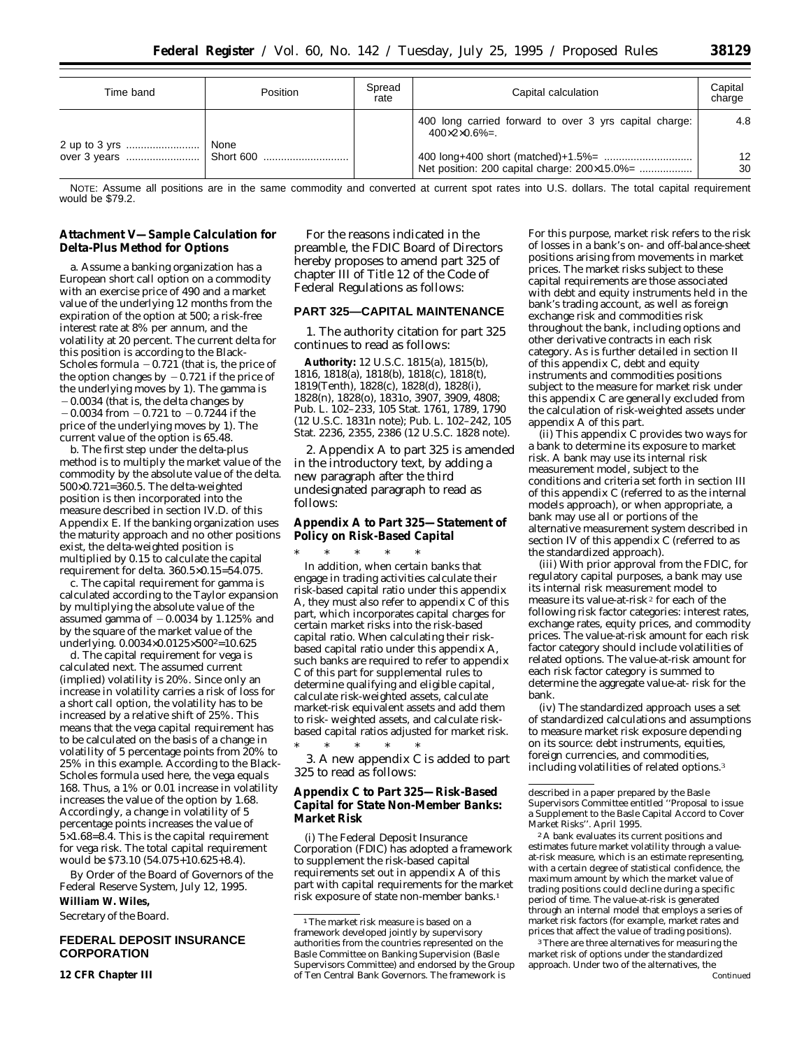| Time band | Position | Spread rate | Capital calculation | Capital charge |
|---|---|---|---|---|
| | | | 400 long carried forward to over 3 yrs capital charge: 400×2×0.6%=. | 4.8 |
| 2 up to 3 yrs | None | | | |
| over 3 years | Short 600 | | 400 long+400 short (matched)+1.5%= | 12 |
| | | | Net position: 200 capital charge: 200×15.0%= | 30 |

NOTE: Assume all positions are in the same commodity and converted at current spot rates into U.S. dollars. The total capital requirement would be $79.2.

**Attachment V—Sample Calculation for Delta-Plus Method for Options**

a. Assume a banking organization has a European short call option on a commodity with an exercise price of 490 and a market value of the underlying 12 months from the expiration of the option at 500; a risk-free interest rate at 8% per annum, and the volatility at 20 percent. The current delta for this position is according to the Black-Scholes formula −0.721 (that is, the price of the option changes by −0.721 if the price of the underlying moves by 1). The gamma is −0.0034 (that is, the delta changes by −0.0034 from −0.721 to −0.7244 if the price of the underlying moves by 1). The current value of the option is 65.48.

b. The first step under the delta-plus method is to multiply the market value of the commodity by the absolute value of the delta. 500×0.721=360.5. The delta-weighted position is then incorporated into the measure described in section IV.D. of this Appendix E. If the banking organization uses the maturity approach and no other positions exist, the delta-weighted position is multiplied by 0.15 to calculate the capital requirement for delta. 360.5×0.15=54.075.

c. The capital requirement for gamma is calculated according to the Taylor expansion by multiplying the absolute value of the assumed gamma of −0.0034 by 1.125% and by the square of the market value of the underlying. $0.0034\times0.0125\times500^2=10.625$

d. The capital requirement for vega is calculated next. The assumed current (implied) volatility is 20%. Since only an increase in volatility carries a risk of loss for a short call option, the volatility has to be increased by a relative shift of 25%. This means that the vega capital requirement has to be calculated on the basis of a change in volatility of 5 percentage points from 20% to 25% in this example. According to the Black-Scholes formula used here, the vega equals 168. Thus, a 1% or 0.01 increase in volatility increases the value of the option by 1.68. Accordingly, a change in volatility of 5 percentage points increases the value of 5×1.68=8.4. This is the capital requirement for vega risk. The total capital requirement would be $73.10 (54.075+10.625+8.4).

By Order of the Board of Governors of the Federal Reserve System, July 12, 1995.

**William W. Wiles,**

*Secretary of the Board.*

## FEDERAL DEPOSIT INSURANCE CORPORATION

**12 CFR Chapter III**

For the reasons indicated in the preamble, the FDIC Board of Directors hereby proposes to amend part 325 of chapter III of Title 12 of the Code of Federal Regulations as follows:

## PART 325—CAPITAL MAINTENANCE

1. The authority citation for part 325 continues to read as follows:

**Authority:** 12 U.S.C. 1815(a), 1815(b), 1816, 1818(a), 1818(b), 1818(c), 1818(t), 1819(Tenth), 1828(c), 1828(d), 1828(i), 1828(n), 1828(o), 1831o, 3907, 3909, 4808; Pub. L. 102–233, 105 Stat. 1761, 1789, 1790 (12 U.S.C. 1831n note); Pub. L. 102–242, 105 Stat. 2236, 2355, 2386 (12 U.S.C. 1828 note).

2. Appendix A to part 325 is amended in the introductory text, by adding a new paragraph after the third undesignated paragraph to read as follows:

### Appendix A to Part 325—Statement of Policy on Risk-Based Capital

\* \* \* \* \*

In addition, when certain banks that engage in trading activities calculate their risk-based capital ratio under this appendix A, they must also refer to appendix C of this part, which incorporates capital charges for certain market risks into the risk-based capital ratio. When calculating their risk-based capital ratio under this appendix A, such banks are required to refer to appendix C of this part for supplemental rules to determine qualifying and eligible capital, calculate risk-weighted assets, calculate market-risk equivalent assets and add them to risk- weighted assets, and calculate risk-based capital ratios adjusted for market risk.

\* \* \* \* \*

3. A new appendix C is added to part 325 to read as follows:

### Appendix C to Part 325—Risk-Based Capital for State Non-Member Banks: Market Risk

(i) The Federal Deposit Insurance Corporation (FDIC) has adopted a framework to supplement the risk-based capital requirements set out in appendix A of this part with capital requirements for the market risk exposure of state non-member banks.[1] For this purpose, market risk refers to the risk of losses in a bank's on- and off-balance-sheet positions arising from movements in market prices. The market risks subject to these capital requirements are those associated with debt and equity instruments held in the bank's trading account, as well as foreign exchange risk and commodities risk throughout the bank, including options and other derivative contracts in each risk category. As is further detailed in section II of this appendix C, debt and equity instruments and commodities positions subject to the measure for market risk under this appendix C are generally excluded from the calculation of risk-weighted assets under appendix A of this part.

(ii) This appendix C provides two ways for a bank to determine its exposure to market risk. A bank may use its internal risk measurement model, subject to the conditions and criteria set forth in section III of this appendix C (referred to as the internal models approach), or when appropriate, a bank may use all or portions of the alternative measurement system described in section IV of this appendix C (referred to as the standardized approach).

(iii) With prior approval from the FDIC, for regulatory capital purposes, a bank may use its internal risk measurement model to measure its value-at-risk[2] for each of the following risk factor categories: interest rates, exchange rates, equity prices, and commodity prices. The value-at-risk amount for each risk factor category should include volatilities of related options. The value-at-risk amount for each risk factor category is summed to determine the aggregate value-at- risk for the bank.

(iv) The standardized approach uses a set of standardized calculations and assumptions to measure market risk exposure depending on its source: debt instruments, equities, foreign currencies, and commodities, including volatilities of related options.[3]

---

[1] The market risk measure is based on a framework developed jointly by supervisory authorities from the countries represented on the Basle Committee on Banking Supervision (Basle Supervisors Committee) and endorsed by the Group of Ten Central Bank Governors. The framework is described in a paper prepared by the Basle Supervisors Committee entitled ''Proposal to issue a Supplement to the Basle Capital Accord to Cover Market Risks''. April 1995.

[2] A bank evaluates its current positions and estimates future market volatility through a value-at-risk measure, which is an estimate representing, with a certain degree of statistical confidence, the maximum amount by which the market value of trading positions could decline during a specific period of time. The value-at-risk is generated through an internal model that employs a series of market risk factors (for example, market rates and prices that affect the value of trading positions).

[3] There are three alternatives for measuring the market risk of options under the standardized approach. Under two of the alternatives, the

Continued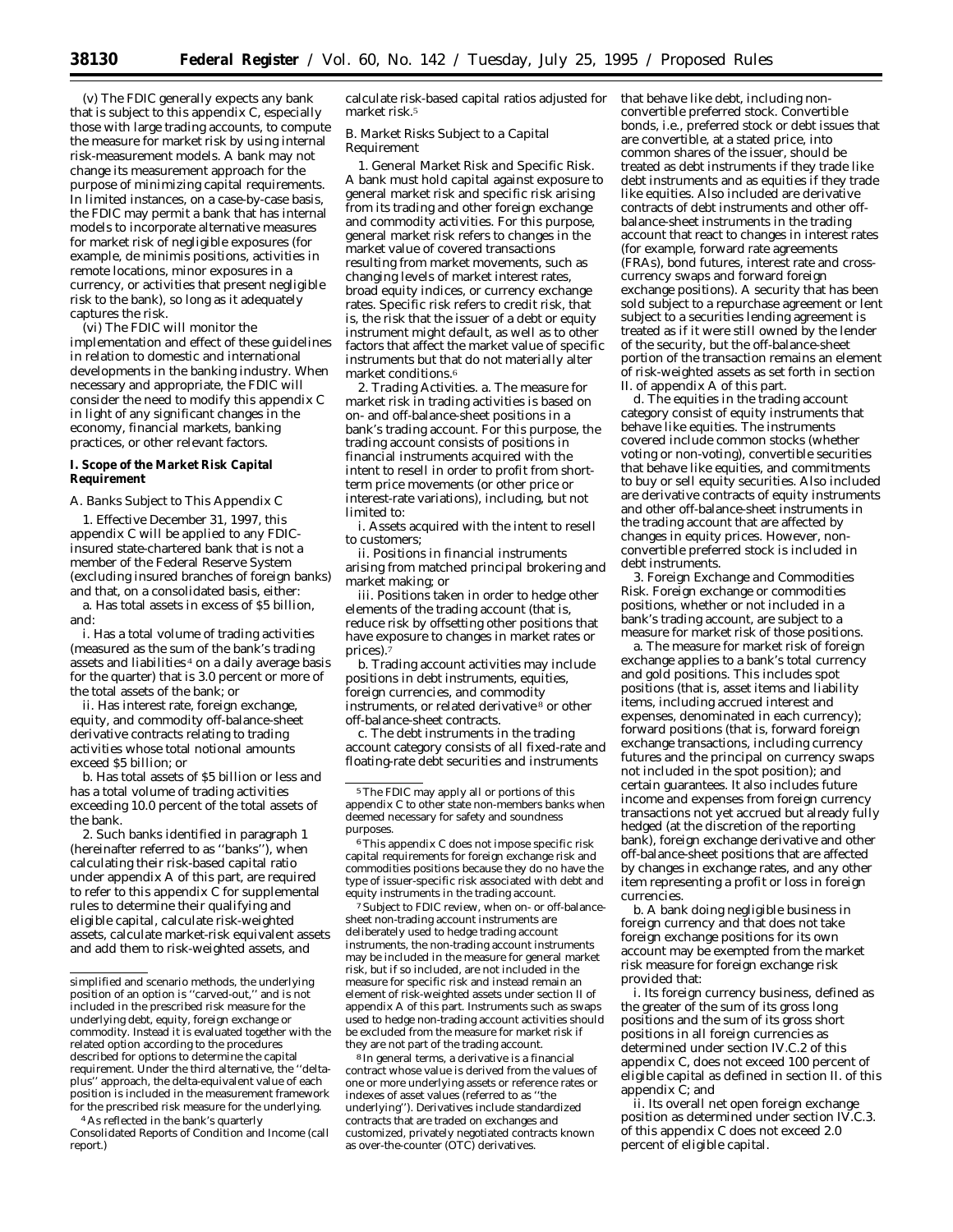(v) The FDIC generally expects any bank that is subject to this appendix C, especially those with large trading accounts, to compute the measure for market risk by using internal risk-measurement models. A bank may not change its measurement approach for the purpose of minimizing capital requirements. In limited instances, on a case-by-case basis, the FDIC may permit a bank that has internal models to incorporate alternative measures for market risk of negligible exposures (for example, de minimis positions, activities in remote locations, minor exposures in a currency, or activities that present negligible risk to the bank), so long as it adequately captures the risk.

(vi) The FDIC will monitor the implementation and effect of these guidelines in relation to domestic and international developments in the banking industry. When necessary and appropriate, the FDIC will consider the need to modify this appendix C in light of any significant changes in the economy, financial markets, banking practices, or other relevant factors.

**I. Scope of the Market Risk Capital Requirement**

*A. Banks Subject to This Appendix C*

1. Effective December 31, 1997, this appendix C will be applied to any FDIC-insured state-chartered bank that is not a member of the Federal Reserve System (excluding insured branches of foreign banks) and that, on a consolidated basis, either:

a. Has total assets in excess of $5 billion, and:

i. Has a total volume of trading activities (measured as the sum of the bank's trading assets and liabilities [4] on a daily average basis for the quarter) that is 3.0 percent or more of the total assets of the bank; or

ii. Has interest rate, foreign exchange, equity, and commodity off-balance-sheet derivative contracts relating to trading activities whose total notional amounts exceed $5 billion; or

b. Has total assets of $5 billion or less and has a total volume of trading activities exceeding 10.0 percent of the total assets of the bank.

2. Such banks identified in paragraph 1 (hereinafter referred to as ''banks''), when calculating their risk-based capital ratio under appendix A of this part, are required to refer to this appendix C for supplemental rules to determine their qualifying and eligible capital, calculate risk-weighted assets, calculate market-risk equivalent assets and add them to risk-weighted assets, and calculate risk-based capital ratios adjusted for market risk.[5]

*B. Market Risks Subject to a Capital Requirement*

1. *General Market Risk and Specific Risk.* A bank must hold capital against exposure to general market risk and specific risk arising from its trading and other foreign exchange and commodity activities. For this purpose, general market risk refers to changes in the market value of covered transactions resulting from market movements, such as changing levels of market interest rates, broad equity indices, or currency exchange rates. Specific risk refers to credit risk, that is, the risk that the issuer of a debt or equity instrument might default, as well as to other factors that affect the market value of specific instruments but that do not materially alter market conditions.[6]

2. *Trading Activities.* a. The measure for market risk in trading activities is based on on- and off-balance-sheet positions in a bank's trading account. For this purpose, the trading account consists of positions in financial instruments acquired with the intent to resell in order to profit from short-term price movements (or other price or interest-rate variations), including, but not limited to:

i. Assets acquired with the intent to resell to customers;

ii. Positions in financial instruments arising from matched principal brokering and market making; or

iii. Positions taken in order to hedge other elements of the trading account (that is, reduce risk by offsetting other positions that have exposure to changes in market rates or prices).[7]

b. Trading account activities may include positions in debt instruments, equities, foreign currencies, and commodity instruments, or related derivative [8] or other off-balance-sheet contracts.

c. The debt instruments in the trading account category consists of all fixed-rate and floating-rate debt securities and instruments that behave like debt, including non-convertible preferred stock. Convertible bonds, i.e., preferred stock or debt issues that are convertible, at a stated price, into common shares of the issuer, should be treated as debt instruments if they trade like debt instruments and as equities if they trade like equities. Also included are derivative contracts of debt instruments and other off-balance-sheet instruments in the trading account that react to changes in interest rates (for example, forward rate agreements (FRAs), bond futures, interest rate and cross-currency swaps and forward foreign exchange positions). A security that has been sold subject to a repurchase agreement or lent subject to a securities lending agreement is treated as if it were still owned by the lender of the security, but the off-balance-sheet portion of the transaction remains an element of risk-weighted assets as set forth in section II. of appendix A of this part.

d. The equities in the trading account category consist of equity instruments that behave like equities. The instruments covered include common stocks (whether voting or non-voting), convertible securities that behave like equities, and commitments to buy or sell equity securities. Also included are derivative contracts of equity instruments and other off-balance-sheet instruments in the trading account that are affected by changes in equity prices. However, non-convertible preferred stock is included in debt instruments.

3. *Foreign Exchange and Commodities Risk.* Foreign exchange or commodities positions, whether or not included in a bank's trading account, are subject to a measure for market risk of those positions.

a. The measure for market risk of foreign exchange applies to a bank's total currency and gold positions. This includes spot positions (that is, asset items and liability items, including accrued interest and expenses, denominated in each currency); forward positions (that is, forward foreign exchange transactions, including currency futures and the principal on currency swaps not included in the spot position); and certain guarantees. It also includes future income and expenses from foreign currency transactions not yet accrued but already fully hedged (at the discretion of the reporting bank), foreign exchange derivative and other off-balance-sheet positions that are affected by changes in exchange rates, and any other item representing a profit or loss in foreign currencies.

b. A bank doing negligible business in foreign currency and that does not take foreign exchange positions for its own account may be exempted from the market risk measure for foreign exchange risk provided that:

i. Its foreign currency business, defined as the greater of the sum of its gross long positions and the sum of its gross short positions in all foreign currencies as determined under section IV.C.2 of this appendix C, does not exceed 100 percent of eligible capital as defined in section II. of this appendix C; and

ii. Its overall net open foreign exchange position as determined under section IV.C.3. of this appendix C does not exceed 2.0 percent of eligible capital.

---

simplified and scenario methods, the underlying position of an option is ''carved-out,'' and is not included in the prescribed risk measure for the underlying debt, equity, foreign exchange or commodity. Instead it is evaluated together with the related option according to the procedures described for options to determine the capital requirement. Under the third alternative, the ''delta-plus'' approach, the delta-equivalent value of each position is included in the measurement framework for the prescribed risk measure for the underlying.

[4] As reflected in the bank's quarterly Consolidated Reports of Condition and Income (call report.)

[5] The FDIC may apply all or portions of this appendix C to other state non-members banks when deemed necessary for safety and soundness purposes.

[6] This appendix C does not impose specific risk capital requirements for foreign exchange risk and commodities positions because they do no have the type of issuer-specific risk associated with debt and equity instruments in the trading account.

[7] Subject to FDIC review, when on- or off-balance-sheet non-trading account instruments are deliberately used to hedge trading account instruments, the non-trading account instruments may be included in the measure for general market risk, but if so included, are not included in the measure for specific risk and instead remain an element of risk-weighted assets under section II of appendix A of this part. Instruments such as swaps used to hedge non-trading account activities should be excluded from the measure for market risk if they are not part of the trading account.

[8] In general terms, a derivative is a financial contract whose value is derived from the values of one or more underlying assets or reference rates or indexes of asset values (referred to as ''the underlying''). Derivatives include standardized contracts that are traded on exchanges and customized, privately negotiated contracts known as over-the-counter (OTC) derivatives.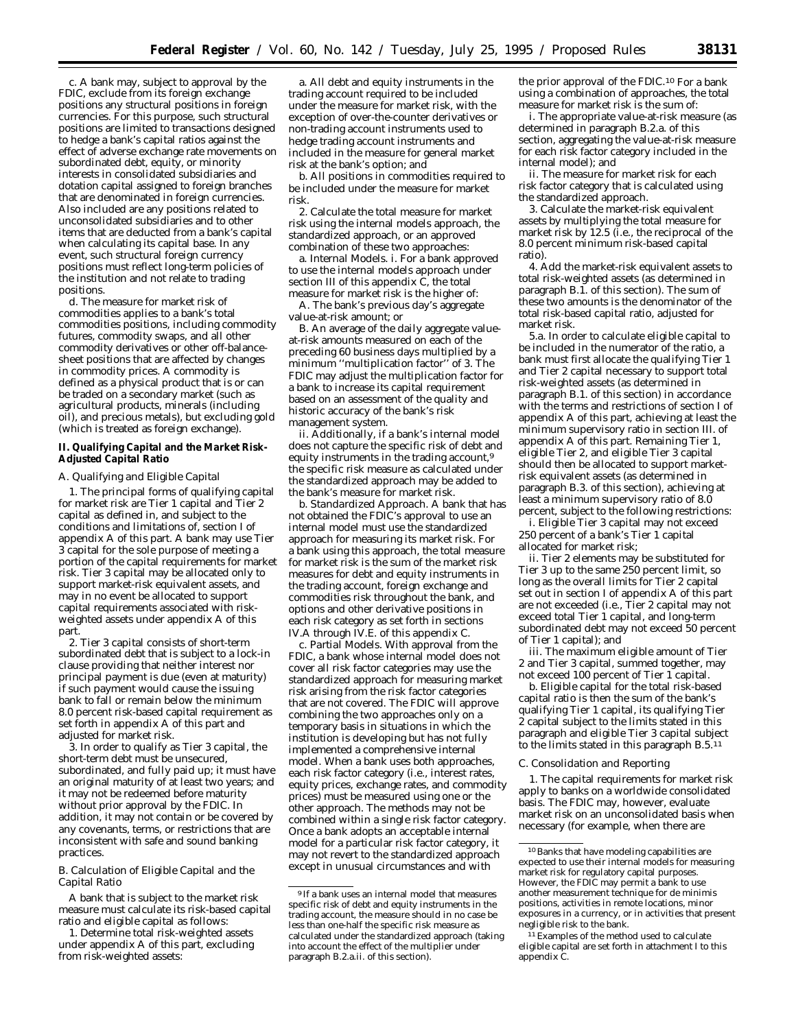c. A bank may, subject to approval by the FDIC, exclude from its foreign exchange positions any structural positions in foreign currencies. For this purpose, such structural positions are limited to transactions designed to hedge a bank's capital ratios against the effect of adverse exchange rate movements on subordinated debt, equity, or minority interests in consolidated subsidiaries and dotation capital assigned to foreign branches that are denominated in foreign currencies. Also included are any positions related to unconsolidated subsidiaries and to other items that are deducted from a bank's capital when calculating its capital base. In any event, such structural foreign currency positions must reflect long-term policies of the institution and not relate to trading positions.

d. The measure for market risk of commodities applies to a bank's total commodities positions, including commodity futures, commodity swaps, and all other commodity derivatives or other off-balance-sheet positions that are affected by changes in commodity prices. A commodity is defined as a physical product that is or can be traded on a secondary market (such as agricultural products, minerals (including oil), and precious metals), but excluding gold (which is treated as foreign exchange).

**II. Qualifying Capital and the Market Risk-Adjusted Capital Ratio**

*A. Qualifying and Eligible Capital*

1. The principal forms of qualifying capital for market risk are Tier 1 capital and Tier 2 capital as defined in, and subject to the conditions and limitations of, section I of appendix A of this part. A bank may use Tier 3 capital for the sole purpose of meeting a portion of the capital requirements for market risk. Tier 3 capital may be allocated only to support market-risk equivalent assets, and may in no event be allocated to support capital requirements associated with risk-weighted assets under appendix A of this part.

2. Tier 3 capital consists of short-term subordinated debt that is subject to a lock-in clause providing that neither interest nor principal payment is due (even at maturity) if such payment would cause the issuing bank to fall or remain below the minimum 8.0 percent risk-based capital requirement as set forth in appendix A of this part and adjusted for market risk.

3. In order to qualify as Tier 3 capital, the short-term debt must be unsecured, subordinated, and fully paid up; it must have an original maturity of at least two years; and it may not be redeemed before maturity without prior approval by the FDIC. In addition, it may not contain or be covered by any covenants, terms, or restrictions that are inconsistent with safe and sound banking practices.

*B. Calculation of Eligible Capital and the Capital Ratio*

A bank that is subject to the market risk measure must calculate its risk-based capital ratio and eligible capital as follows:

1. Determine total risk-weighted assets under appendix A of this part, excluding from risk-weighted assets:

a. All debt and equity instruments in the trading account required to be included under the measure for market risk, with the exception of over-the-counter derivatives or non-trading account instruments used to hedge trading account instruments and included in the measure for general market risk at the bank's option; and

b. All positions in commodities required to be included under the measure for market risk.

2. Calculate the total measure for market risk using the internal models approach, the standardized approach, or an approved combination of these two approaches:

a. *Internal Models.* i. For a bank approved to use the internal models approach under section III of this appendix C, the total measure for market risk is the higher of:

A. The bank's previous day's aggregate value-at-risk amount; or

B. An average of the daily aggregate value-at-risk amounts measured on each of the preceding 60 business days multiplied by a minimum "multiplication factor" of 3. The FDIC may adjust the multiplication factor for a bank to increase its capital requirement based on an assessment of the quality and historic accuracy of the bank's risk management system.

ii. Additionally, if a bank's internal model does not capture the specific risk of debt and equity instruments in the trading account,[9] the specific risk measure as calculated under the standardized approach may be added to the bank's measure for market risk.

b. *Standardized Approach.* A bank that has not obtained the FDIC's approval to use an internal model must use the standardized approach for measuring its market risk. For a bank using this approach, the total measure for market risk is the sum of the market risk measures for debt and equity instruments in the trading account, foreign exchange and commodities risk throughout the bank, and options and other derivative positions in each risk category as set forth in sections IV.A through IV.E. of this appendix C.

c. *Partial Models.* With approval from the FDIC, a bank whose internal model does not cover all risk factor categories may use the standardized approach for measuring market risk arising from the risk factor categories that are not covered. The FDIC will approve combining the two approaches only on a temporary basis in situations in which the institution is developing but has not fully implemented a comprehensive internal model. When a bank uses both approaches, each risk factor category (i.e., interest rates, equity prices, exchange rates, and commodity prices) must be measured using one or the other approach. The methods may not be combined within a single risk factor category. Once a bank adopts an acceptable internal model for a particular risk factor category, it may not revert to the standardized approach except in unusual circumstances and with the prior approval of the FDIC.[10] For a bank using a combination of approaches, the total measure for market risk is the sum of:

i. The appropriate value-at-risk measure (as determined in paragraph B.2.a. of this section, aggregating the value-at-risk measure for each risk factor category included in the internal model); and

ii. The measure for market risk for each risk factor category that is calculated using the standardized approach.

3. Calculate the market-risk equivalent assets by multiplying the total measure for market risk by 12.5 (i.e., the reciprocal of the 8.0 percent minimum risk-based capital ratio).

4. Add the market-risk equivalent assets to total risk-weighted assets (as determined in paragraph B.1. of this section). The sum of these two amounts is the denominator of the total-risk-based capital ratio, adjusted for market risk.

5.a. In order to calculate eligible capital to be included in the numerator of the ratio, a bank must first allocate the qualifying Tier 1 and Tier 2 capital necessary to support total risk-weighted assets (as determined in paragraph B.1. of this section) in accordance with the terms and restrictions of section I of appendix A of this part, achieving at least the minimum supervisory ratio in section III. of appendix A of this part. Remaining Tier 1, eligible Tier 2, and eligible Tier 3 capital should then be allocated to support market-risk equivalent assets (as determined in paragraph B.3. of this section), achieving at least a minimum supervisory ratio of 8.0 percent, subject to the following restrictions:

i. Eligible Tier 3 capital may not exceed 250 percent of a bank's Tier 1 capital allocated for market risk;

ii. Tier 2 elements may be substituted for Tier 3 up to the same 250 percent limit, so long as the overall limits for Tier 2 capital set out in section I of appendix A of this part are not exceeded (i.e., Tier 2 capital may not exceed total Tier 1 capital, and long-term subordinated debt may not exceed 50 percent of Tier 1 capital); and

iii. The maximum eligible amount of Tier 2 and Tier 3 capital, summed together, may not exceed 100 percent of Tier 1 capital.

b. Eligible capital for the total risk-based capital ratio is then the sum of the bank's qualifying Tier 1 capital, its qualifying Tier 2 capital subject to the limits stated in this paragraph and eligible Tier 3 capital subject to the limits stated in this paragraph B.5.[11]

*C. Consolidation and Reporting*

1. The capital requirements for market risk apply to banks on a worldwide consolidated basis. The FDIC may, however, evaluate market risk on an unconsolidated basis when necessary (for example, when there are

---

[9] If a bank uses an internal model that measures specific risk of debt and equity instruments in the trading account, the measure should in no case be less than one-half the specific risk measure as calculated under the standardized approach (taking into account the effect of the multiplier under paragraph B.2.a.ii. of this section).

[10] Banks that have modeling capabilities are expected to use their internal models for measuring market risk for regulatory capital purposes. However, the FDIC may permit a bank to use another measurement technique for de minimis positions, activities in remote locations, minor exposures in a currency, or in activities that present negligible risk to the bank.

[11] Examples of the method used to calculate eligible capital are set forth in attachment I to this appendix C.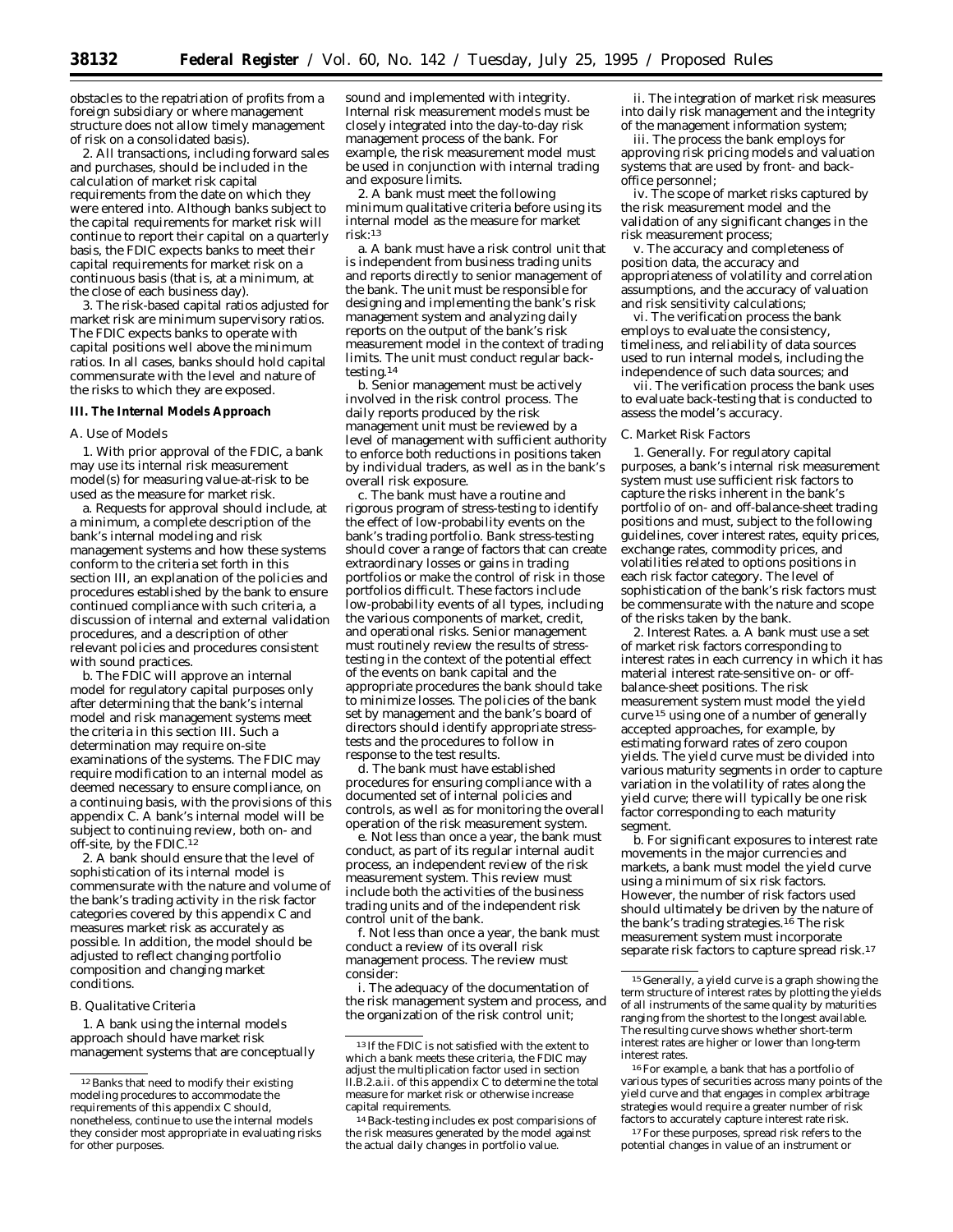obstacles to the repatriation of profits from a foreign subsidiary or where management structure does not allow timely management of risk on a consolidated basis).

2. All transactions, including forward sales and purchases, should be included in the calculation of market risk capital requirements from the date on which they were entered into. Although banks subject to the capital requirements for market risk will continue to report their capital on a quarterly basis, the FDIC expects banks to meet their capital requirements for market risk on a continuous basis (that is, at a minimum, at the close of each business day).

3. The risk-based capital ratios adjusted for market risk are minimum supervisory ratios. The FDIC expects banks to operate with capital positions well above the minimum ratios. In all cases, banks should hold capital commensurate with the level and nature of the risks to which they are exposed.

**III. The Internal Models Approach**

*A. Use of Models*

1. With prior approval of the FDIC, a bank may use its internal risk measurement model(s) for measuring value-at-risk to be used as the measure for market risk.

a. Requests for approval should include, at a minimum, a complete description of the bank's internal modeling and risk management systems and how these systems conform to the criteria set forth in this section III, an explanation of the policies and procedures established by the bank to ensure continued compliance with such criteria, a discussion of internal and external validation procedures, and a description of other relevant policies and procedures consistent with sound practices.

b. The FDIC will approve an internal model for regulatory capital purposes only after determining that the bank's internal model and risk management systems meet the criteria in this section III. Such a determination may require on-site examinations of the systems. The FDIC may require modification to an internal model as deemed necessary to ensure compliance, on a continuing basis, with the provisions of this appendix C. A bank's internal model will be subject to continuing review, both on- and off-site, by the FDIC.[12]

2. A bank should ensure that the level of sophistication of its internal model is commensurate with the nature and volume of the bank's trading activity in the risk factor categories covered by this appendix C and measures market risk as accurately as possible. In addition, the model should be adjusted to reflect changing portfolio composition and changing market conditions.

*B. Qualitative Criteria*

1. A bank using the internal models approach should have market risk management systems that are conceptually sound and implemented with integrity. Internal risk measurement models must be closely integrated into the day-to-day risk management process of the bank. For example, the risk measurement model must be used in conjunction with internal trading and exposure limits.

2. A bank must meet the following minimum qualitative criteria before using its internal model as the measure for market risk:[13]

a. A bank must have a risk control unit that is independent from business trading units and reports directly to senior management of the bank. The unit must be responsible for designing and implementing the bank's risk management system and analyzing daily reports on the output of the bank's risk measurement model in the context of trading limits. The unit must conduct regular back-testing.[14]

b. Senior management must be actively involved in the risk control process. The daily reports produced by the risk management unit must be reviewed by a level of management with sufficient authority to enforce both reductions in positions taken by individual traders, as well as in the bank's overall risk exposure.

c. The bank must have a routine and rigorous program of stress-testing to identify the effect of low-probability events on the bank's trading portfolio. Bank stress-testing should cover a range of factors that can create extraordinary losses or gains in trading portfolios or make the control of risk in those portfolios difficult. These factors include low-probability events of all types, including the various components of market, credit, and operational risks. Senior management must routinely review the results of stress-testing in the context of the potential effect of the events on bank capital and the appropriate procedures the bank should take to minimize losses. The policies of the bank set by management and the bank's board of directors should identify appropriate stress-tests and the procedures to follow in response to the test results.

d. The bank must have established procedures for ensuring compliance with a documented set of internal policies and controls, as well as for monitoring the overall operation of the risk measurement system.

e. Not less than once a year, the bank must conduct, as part of its regular internal audit process, an independent review of the risk measurement system. This review must include both the activities of the business trading units and of the independent risk control unit of the bank.

f. Not less than once a year, the bank must conduct a review of its overall risk management process. The review must consider:

i. The adequacy of the documentation of the risk management system and process, and the organization of the risk control unit;

ii. The integration of market risk measures into daily risk management and the integrity of the management information system;

iii. The process the bank employs for approving risk pricing models and valuation systems that are used by front- and back-office personnel;

iv. The scope of market risks captured by the risk measurement model and the validation of any significant changes in the risk measurement process;

v. The accuracy and completeness of position data, the accuracy and appropriateness of volatility and correlation assumptions, and the accuracy of valuation and risk sensitivity calculations;

vi. The verification process the bank employs to evaluate the consistency, timeliness, and reliability of data sources used to run internal models, including the independence of such data sources; and

vii. The verification process the bank uses to evaluate back-testing that is conducted to assess the model's accuracy.

*C. Market Risk Factors*

1. *Generally.* For regulatory capital purposes, a bank's internal risk measurement system must use sufficient risk factors to capture the risks inherent in the bank's portfolio of on- and off-balance-sheet trading positions and must, subject to the following guidelines, cover interest rates, equity prices, exchange rates, commodity prices, and volatilities related to options positions in each risk factor category. The level of sophistication of the bank's risk factors must be commensurate with the nature and scope of the risks taken by the bank.

2. *Interest Rates.* a. A bank must use a set of market risk factors corresponding to interest rates in each currency in which it has material interest rate-sensitive on- or off-balance-sheet positions. The risk measurement system must model the yield curve[15] using one of a number of generally accepted approaches, for example, by estimating forward rates of zero coupon yields. The yield curve must be divided into various maturity segments in order to capture variation in the volatility of rates along the yield curve; there will typically be one risk factor corresponding to each maturity segment.

b. For significant exposures to interest rate movements in the major currencies and markets, a bank must model the yield curve using a minimum of six risk factors. However, the number of risk factors used should ultimately be driven by the nature of the bank's trading strategies.[16] The risk measurement system must incorporate separate risk factors to capture spread risk.[17]

---

[12] Banks that need to modify their existing modeling procedures to accommodate the requirements of this appendix C should, nonetheless, continue to use the internal models they consider most appropriate in evaluating risks for other purposes.

[13] If the FDIC is not satisfied with the extent to which a bank meets these criteria, the FDIC may adjust the multiplication factor used in section II.B.2.a.ii. of this appendix C to determine the total measure for market risk or otherwise increase capital requirements.

[14] Back-testing includes ex post comparisions of the risk measures generated by the model against the actual daily changes in portfolio value.

[15] Generally, a yield curve is a graph showing the term structure of interest rates by plotting the yields of all instruments of the same quality by maturities ranging from the shortest to the longest available. The resulting curve shows whether short-term interest rates are higher or lower than long-term interest rates.

[16] For example, a bank that has a portfolio of various types of securities across many points of the yield curve and that engages in complex arbitrage strategies would require a greater number of risk factors to accurately capture interest rate risk.

[17] For these purposes, spread risk refers to the potential changes in value of an instrument or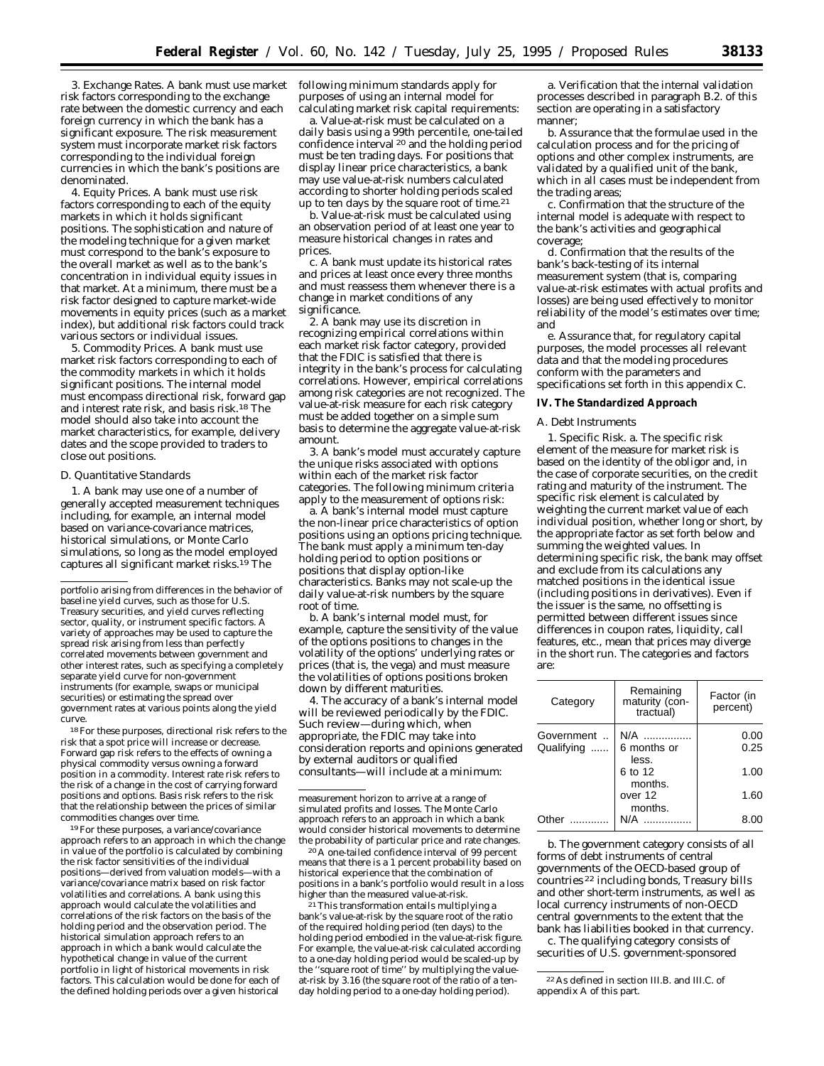3. *Exchange Rates.* A bank must use market risk factors corresponding to the exchange rate between the domestic currency and each foreign currency in which the bank has a significant exposure. The risk measurement system must incorporate market risk factors corresponding to the individual foreign currencies in which the bank's positions are denominated.

4. *Equity Prices.* A bank must use risk factors corresponding to each of the equity markets in which it holds significant positions. The sophistication and nature of the modeling technique for a given market must correspond to the bank's exposure to the overall market as well as to the bank's concentration in individual equity issues in that market. At a minimum, there must be a risk factor designed to capture market-wide movements in equity prices (such as a market index), but additional risk factors could track various sectors or individual issues.

5. *Commodity Prices.* A bank must use market risk factors corresponding to each of the commodity markets in which it holds significant positions. The internal model must encompass directional risk, forward gap and interest rate risk, and basis risk.[18] The model should also take into account the market characteristics, for example, delivery dates and the scope provided to traders to close out positions.

*D. Quantitative Standards*

1. A bank may use one of a number of generally accepted measurement techniques including, for example, an internal model based on variance-covariance matrices, historical simulations, or Monte Carlo simulations, so long as the model employed captures all significant market risks.[19] The following minimum standards apply for purposes of using an internal model for calculating market risk capital requirements:

a. Value-at-risk must be calculated on a daily basis using a 99th percentile, one-tailed confidence interval [20] and the holding period must be ten trading days. For positions that display linear price characteristics, a bank may use value-at-risk numbers calculated according to shorter holding periods scaled up to ten days by the square root of time.[21]

b. Value-at-risk must be calculated using an observation period of at least one year to measure historical changes in rates and prices.

c. A bank must update its historical rates and prices at least once every three months and must reassess them whenever there is a change in market conditions of any significance.

2. A bank may use its discretion in recognizing empirical correlations within each market risk factor category, provided that the FDIC is satisfied that there is integrity in the bank's process for calculating correlations. However, empirical correlations among risk categories are not recognized. The value-at-risk measure for each risk category must be added together on a simple sum basis to determine the aggregate value-at-risk amount.

3. A bank's model must accurately capture the unique risks associated with options within each of the market risk factor categories. The following minimum criteria apply to the measurement of options risk:

a. A bank's internal model must capture the non-linear price characteristics of option positions using an options pricing technique. The bank must apply a minimum ten-day holding period to option positions or positions that display option-like characteristics. Banks may not scale-up the daily value-at-risk numbers by the square root of time.

b. A bank's internal model must, for example, capture the sensitivity of the value of the options positions to changes in the volatility of the options' underlying rates or prices (that is, the vega) and must measure the volatilities of options positions broken down by different maturities.

4. The accuracy of a bank's internal model will be reviewed periodically by the FDIC. Such review—during which, when appropriate, the FDIC may take into consideration reports and opinions generated by external auditors or qualified consultants—will include at a minimum:

a. Verification that the internal validation processes described in paragraph B.2. of this section are operating in a satisfactory manner;

b. Assurance that the formulae used in the calculation process and for the pricing of options and other complex instruments, are validated by a qualified unit of the bank, which in all cases must be independent from the trading areas;

c. Confirmation that the structure of the internal model is adequate with respect to the bank's activities and geographical coverage;

d. Confirmation that the results of the bank's back-testing of its internal measurement system (that is, comparing value-at-risk estimates with actual profits and losses) are being used effectively to monitor reliability of the model's estimates over time; and

e. Assurance that, for regulatory capital purposes, the model processes all relevant data and that the modeling procedures conform with the parameters and specifications set forth in this appendix C.

**IV. The Standardized Approach**

*A. Debt Instruments*

1. *Specific Risk.* a. The specific risk element of the measure for market risk is based on the identity of the obligor and, in the case of corporate securities, on the credit rating and maturity of the instrument. The specific risk element is calculated by weighting the current market value of each individual position, whether long or short, by the appropriate factor as set forth below and summing the weighted values. In determining specific risk, the bank may offset and exclude from its calculations any matched positions in the identical issue (including positions in derivatives). Even if the issuer is the same, no offsetting is permitted between different issues since differences in coupon rates, liquidity, call features, etc., mean that prices may diverge in the short run. The categories and factors are:

| Category | Remaining maturity (contractual) | Factor (in percent) |
|---|---|---|
| Government | N/A | 0.00 |
| Qualifying | 6 months or less. | 0.25 |
| | 6 to 12 months. | 1.00 |
| | over 12 months. | 1.60 |
| Other | N/A | 8.00 |

b. The government category consists of all forms of debt instruments of central governments of the OECD-based group of countries [22] including bonds, Treasury bills and other short-term instruments, as well as local currency instruments of non-OECD central governments to the extent that the bank has liabilities booked in that currency.

c. The qualifying category consists of securities of U.S. government-sponsored

---

portfolio arising from differences in the behavior of baseline yield curves, such as those for U.S. Treasury securities, and yield curves reflecting sector, quality, or instrument specific factors. A variety of approaches may be used to capture the spread risk arising from less than perfectly correlated movements between government and other interest rates, such as specifying a completely separate yield curve for non-government instruments (for example, swaps or municipal securities) or estimating the spread over government rates at various points along the yield curve.

[18] For these purposes, directional risk refers to the risk that a spot price will increase or decrease. Forward gap risk refers to the effects of owning a physical commodity versus owning a forward position in a commodity. Interest rate risk refers to the risk of a change in the cost of carrying forward positions and options. Basis risk refers to the risk that the relationship between the prices of similar commodities changes over time.

[19] For these purposes, a variance/covariance approach refers to an approach in which the change in value of the portfolio is calculated by combining the risk factor sensitivities of the individual positions—derived from valuation models—with a variance/covariance matrix based on risk factor volatilities and correlations. A bank using this approach would calculate the volatilities and correlations of the risk factors on the basis of the holding period and the observation period. The historical simulation approach refers to an approach in which a bank would calculate the hypothetical change in value of the current portfolio in light of historical movements in risk factors. This calculation would be done for each of the defined holding periods over a given historical measurement horizon to arrive at a range of simulated profits and losses. The Monte Carlo approach refers to an approach in which a bank would consider historical movements to determine the probability of particular price and rate changes.

[20] A one-tailed confidence interval of 99 percent means that there is a 1 percent probability based on historical experience that the combination of positions in a bank's portfolio would result in a loss higher than the measured value-at-risk.

[21] This transformation entails multiplying a bank's value-at-risk by the square root of the ratio of the required holding period (ten days) to the holding period embodied in the value-at-risk figure. For example, the value-at-risk calculated according to a one-day holding period would be scaled-up by the "square root of time" by multiplying the value-at-risk by 3.16 (the square root of the ratio of a ten-day holding period to a one-day holding period).

[22] As defined in section III.B. and III.C. of appendix A of this part.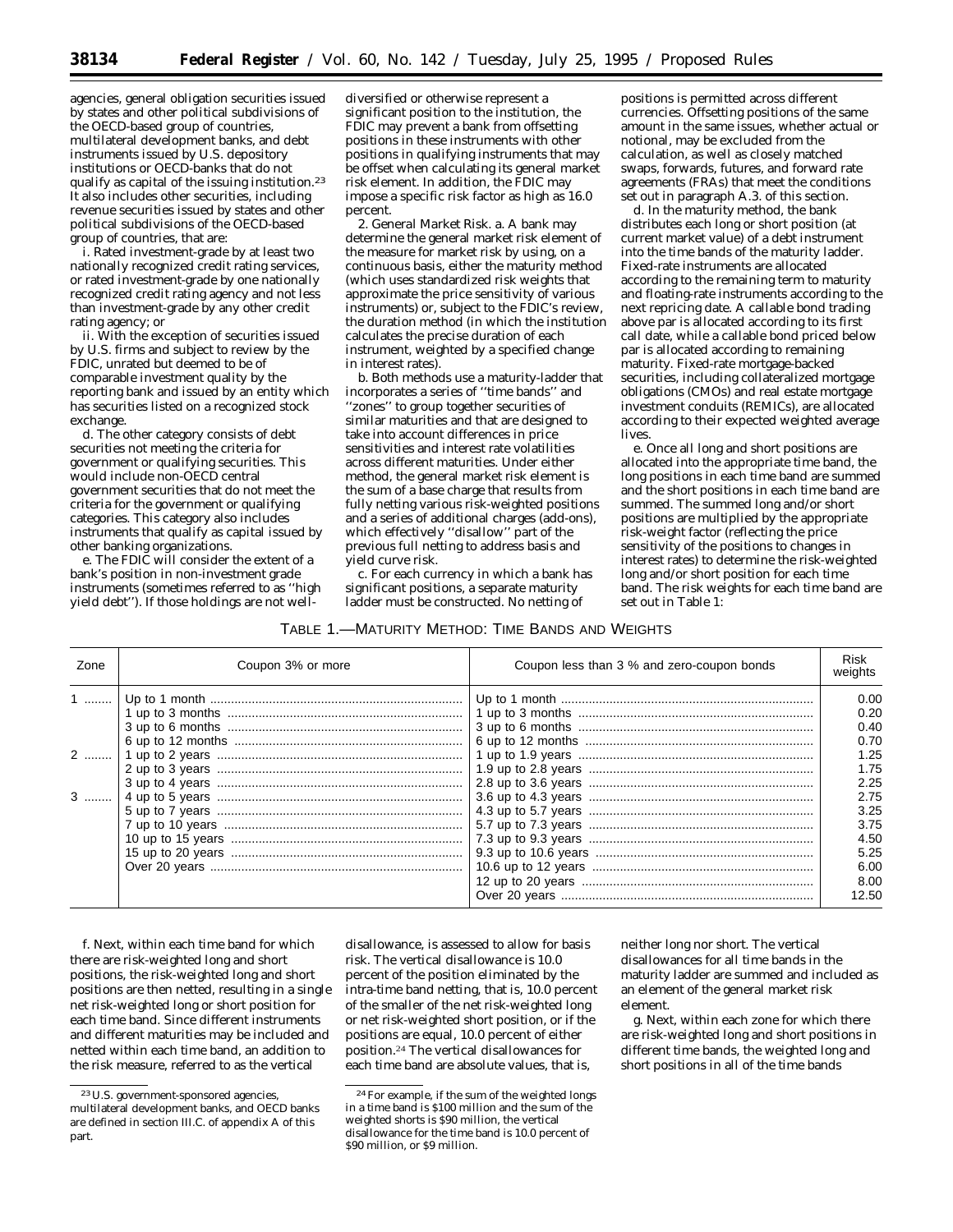agencies, general obligation securities issued by states and other political subdivisions of the OECD-based group of countries, multilateral development banks, and debt instruments issued by U.S. depository institutions or OECD-banks that do not qualify as capital of the issuing institution.[23] It also includes other securities, including revenue securities issued by states and other political subdivisions of the OECD-based group of countries, that are:

i. Rated investment-grade by at least two nationally recognized credit rating services, or rated investment-grade by one nationally recognized credit rating agency and not less than investment-grade by any other credit rating agency; or

ii. With the exception of securities issued by U.S. firms and subject to review by the FDIC, unrated but deemed to be of comparable investment quality by the reporting bank and issued by an entity which has securities listed on a recognized stock exchange.

d. The other category consists of debt securities not meeting the criteria for government or qualifying securities. This would include non-OECD central government securities that do not meet the criteria for the government or qualifying categories. This category also includes instruments that qualify as capital issued by other banking organizations.

e. The FDIC will consider the extent of a bank's position in non-investment grade instruments (sometimes referred to as ''high yield debt''). If those holdings are not well-diversified or otherwise represent a significant position to the institution, the FDIC may prevent a bank from offsetting positions in these instruments with other positions in qualifying instruments that may be offset when calculating its general market risk element. In addition, the FDIC may impose a specific risk factor as high as 16.0 percent.

2. *General Market Risk.* a. A bank may determine the general market risk element of the measure for market risk by using, on a continuous basis, either the maturity method (which uses standardized risk weights that approximate the price sensitivity of various instruments) or, subject to the FDIC's review, the duration method (in which the institution calculates the precise duration of each instrument, weighted by a specified change in interest rates).

b. Both methods use a maturity-ladder that incorporates a series of ''time bands'' and ''zones'' to group together securities of similar maturities and that are designed to take into account differences in price sensitivities and interest rate volatilities across different maturities. Under either method, the general market risk element is the sum of a base charge that results from fully netting various risk-weighted positions and a series of additional charges (add-ons), which effectively ''disallow'' part of the previous full netting to address basis and yield curve risk.

c. For each currency in which a bank has significant positions, a separate maturity ladder must be constructed. No netting of positions is permitted across different currencies. Offsetting positions of the same amount in the same issues, whether actual or notional, may be excluded from the calculation, as well as closely matched swaps, forwards, futures, and forward rate agreements (FRAs) that meet the conditions set out in paragraph A.3. of this section.

d. In the maturity method, the bank distributes each long or short position (at current market value) of a debt instrument into the time bands of the maturity ladder. Fixed-rate instruments are allocated according to the remaining term to maturity and floating-rate instruments according to the next repricing date. A callable bond trading above par is allocated according to its first call date, while a callable bond priced below par is allocated according to remaining maturity. Fixed-rate mortgage-backed securities, including collateralized mortgage obligations (CMOs) and real estate mortgage investment conduits (REMICs), are allocated according to their expected weighted average lives.

e. Once all long and short positions are allocated into the appropriate time band, the long positions in each time band are summed and the short positions in each time band are summed. The summed long and/or short positions are multiplied by the appropriate risk-weight factor (reflecting the price sensitivity of the positions to changes in interest rates) to determine the risk-weighted long and/or short position for each time band. The risk weights for each time band are set out in Table 1:

TABLE 1.—MATURITY METHOD: TIME BANDS AND WEIGHTS

| Zone | Coupon 3% or more | Coupon less than 3 % and zero-coupon bonds | Risk weights |
|---|---|---|---|
| 1 | Up to 1 month | Up to 1 month | 0.00 |
| | 1 up to 3 months | 1 up to 3 months | 0.20 |
| | 3 up to 6 months | 3 up to 6 months | 0.40 |
| | 6 up to 12 months | 6 up to 12 months | 0.70 |
| 2 | 1 up to 2 years | 1 up to 1.9 years | 1.25 |
| | 2 up to 3 years | 1.9 up to 2.8 years | 1.75 |
| | 3 up to 4 years | 2.8 up to 3.6 years | 2.25 |
| 3 | 4 up to 5 years | 3.6 up to 4.3 years | 2.75 |
| | 5 up to 7 years | 4.3 up to 5.7 years | 3.25 |
| | 7 up to 10 years | 5.7 up to 7.3 years | 3.75 |
| | 10 up to 15 years | 7.3 up to 9.3 years | 4.50 |
| | 15 up to 20 years | 9.3 up to 10.6 years | 5.25 |
| | Over 20 years | 10.6 up to 12 years | 6.00 |
| | | 12 up to 20 years | 8.00 |
| | | Over 20 years | 12.50 |

f. Next, within each time band for which there are risk-weighted long and short positions, the risk-weighted long and short positions are then netted, resulting in a single net risk-weighted long or short position for each time band. Since different instruments and different maturities may be included and netted within each time band, an addition to the risk measure, referred to as the vertical disallowance, is assessed to allow for basis risk. The vertical disallowance is 10.0 percent of the position eliminated by the intra-time band netting, that is, 10.0 percent of the smaller of the net risk-weighted long or net risk-weighted short position, or if the positions are equal, 10.0 percent of either position.[24] The vertical disallowances for each time band are absolute values, that is, neither long nor short. The vertical disallowances for all time bands in the maturity ladder are summed and included as an element of the general market risk element.

g. Next, within each zone for which there are risk-weighted long and short positions in different time bands, the weighted long and short positions in all of the time bands

[23] U.S. government-sponsored agencies, multilateral development banks, and OECD banks are defined in section III.C. of appendix A of this part.

[24] For example, if the sum of the weighted longs in a time band is $100 million and the sum of the weighted shorts is $90 million, the vertical disallowance for the time band is 10.0 percent of $90 million, or $9 million.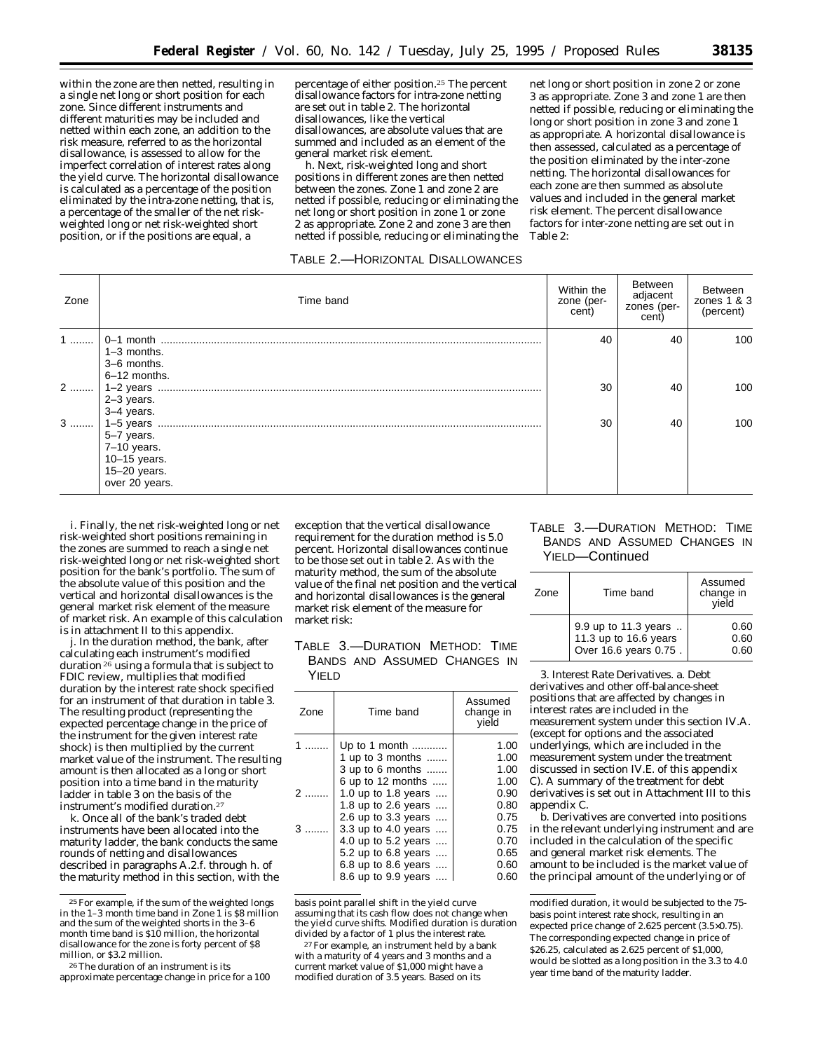within the zone are then netted, resulting in a single net long or short position for each zone. Since different instruments and different maturities may be included and netted within each zone, an addition to the risk measure, referred to as the horizontal disallowance, is assessed to allow for the imperfect correlation of interest rates along the yield curve. The horizontal disallowance is calculated as a percentage of the position eliminated by the intra-zone netting, that is, a percentage of the smaller of the net risk-weighted long or net risk-weighted short position, or if the positions are equal, a percentage of either position.[25] The percent disallowance factors for intra-zone netting are set out in table 2. The horizontal disallowances, like the vertical disallowances, are absolute values that are summed and included as an element of the general market risk element.

h. Next, risk-weighted long and short positions in different zones are then netted between the zones. Zone 1 and zone 2 are netted if possible, reducing or eliminating the net long or short position in zone 1 or zone 2 as appropriate. Zone 2 and zone 3 are then netted if possible, reducing or eliminating the net long or short position in zone 2 or zone 3 as appropriate. Zone 3 and zone 1 are then netted if possible, reducing or eliminating the long or short position in zone 3 and zone 1 as appropriate. A horizontal disallowance is then assessed, calculated as a percentage of the position eliminated by the inter-zone netting. The horizontal disallowances for each zone are then summed as absolute values and included in the general market risk element. The percent disallowance factors for inter-zone netting are set out in Table 2:

TABLE 2.—HORIZONTAL DISALLOWANCES

| Zone | Time band | Within the zone (percent) | Between adjacent zones (percent) | Between zones 1 & 3 (percent) |
|---|---|---|---|---|
| 1 | 0–1 month | 40 | 40 | 100 |
| | 1–3 months. | | | |
| | 3–6 months. | | | |
| | 6–12 months. | | | |
| 2 | 1–2 years | 30 | 40 | 100 |
| | 2–3 years. | | | |
| | 3–4 years. | | | |
| 3 | 1–5 years | 30 | 40 | 100 |
| | 5–7 years. | | | |
| | 7–10 years. | | | |
| | 10–15 years. | | | |
| | 15–20 years. | | | |
| | over 20 years. | | | |

i. Finally, the net risk-weighted long or net risk-weighted short positions remaining in the zones are summed to reach a single net risk-weighted long or net risk-weighted short position for the bank's portfolio. The sum of the absolute value of this position and the vertical and horizontal disallowances is the general market risk element of the measure of market risk. An example of this calculation is in attachment II to this appendix.

j. In the duration method, the bank, after calculating each instrument's modified duration[26] using a formula that is subject to FDIC review, multiplies that modified duration by the interest rate shock specified for an instrument of that duration in table 3. The resulting product (representing the expected percentage change in the price of the instrument for the given interest rate shock) is then multiplied by the current market value of the instrument. The resulting amount is then allocated as a long or short position into a time band in the maturity ladder in table 3 on the basis of the instrument's modified duration.[27]

k. Once all of the bank's traded debt instruments have been allocated into the maturity ladder, the bank conducts the same rounds of netting and disallowances described in paragraphs A.2.f. through h. of the maturity method in this section, with the exception that the vertical disallowance requirement for the duration method is 5.0 percent. Horizontal disallowances continue to be those set out in table 2. As with the maturity method, the sum of the absolute value of the final net position and the vertical and horizontal disallowances is the general market risk element of the measure for market risk:

TABLE 3.—DURATION METHOD: TIME BANDS AND ASSUMED CHANGES IN YIELD

| Zone | Time band | Assumed change in yield |
|---|---|---|
| 1 | Up to 1 month | 1.00 |
| | 1 up to 3 months | 1.00 |
| | 3 up to 6 months | 1.00 |
| | 6 up to 12 months | 1.00 |
| 2 | 1.0 up to 1.8 years | 0.90 |
| | 1.8 up to 2.6 years | 0.80 |
| | 2.6 up to 3.3 years | 0.75 |
| 3 | 3.3 up to 4.0 years | 0.75 |
| | 4.0 up to 5.2 years | 0.70 |
| | 5.2 up to 6.8 years | 0.65 |
| | 6.8 up to 8.6 years | 0.60 |
| | 8.6 up to 9.9 years | 0.60 |
| | 9.9 up to 11.3 years | 0.60 |
| | 11.3 up to 16.6 years | 0.60 |
| | Over 16.6 years 0.75 | 0.60 |

3. *Interest Rate Derivatives.* a. Debt derivatives and other off-balance-sheet positions that are affected by changes in interest rates are included in the measurement system under this section IV.A. (except for options and the associated underlyings, which are included in the measurement system under the treatment discussed in section IV.E. of this appendix C). A summary of the treatment for debt derivatives is set out in Attachment III to this appendix C.

b. Derivatives are converted into positions in the relevant underlying instrument and are included in the calculation of the specific and general market risk elements. The amount to be included is the market value of the principal amount of the underlying or of

[25] For example, if the sum of the weighted longs in the 1–3 month time band in Zone 1 is $8 million and the sum of the weighted shorts in the 3–6 month time band is $10 million, the horizontal disallowance for the zone is forty percent of $8 million, or $3.2 million.

[26] The duration of an instrument is its approximate percentage change in price for a 100 basis point parallel shift in the yield curve assuming that its cash flow does not change when the yield curve shifts. Modified duration is duration divided by a factor of 1 plus the interest rate.

[27] For example, an instrument held by a bank with a maturity of 4 years and 3 months and a current market value of $1,000 might have a modified duration of 3.5 years. Based on its modified duration, it would be subjected to the 75-basis point interest rate shock, resulting in an expected price change of 2.625 percent (3.5×0.75). The corresponding expected change in price of $26.25, calculated as 2.625 percent of $1,000, would be slotted as a long position in the 3.3 to 4.0 year time band of the maturity ladder.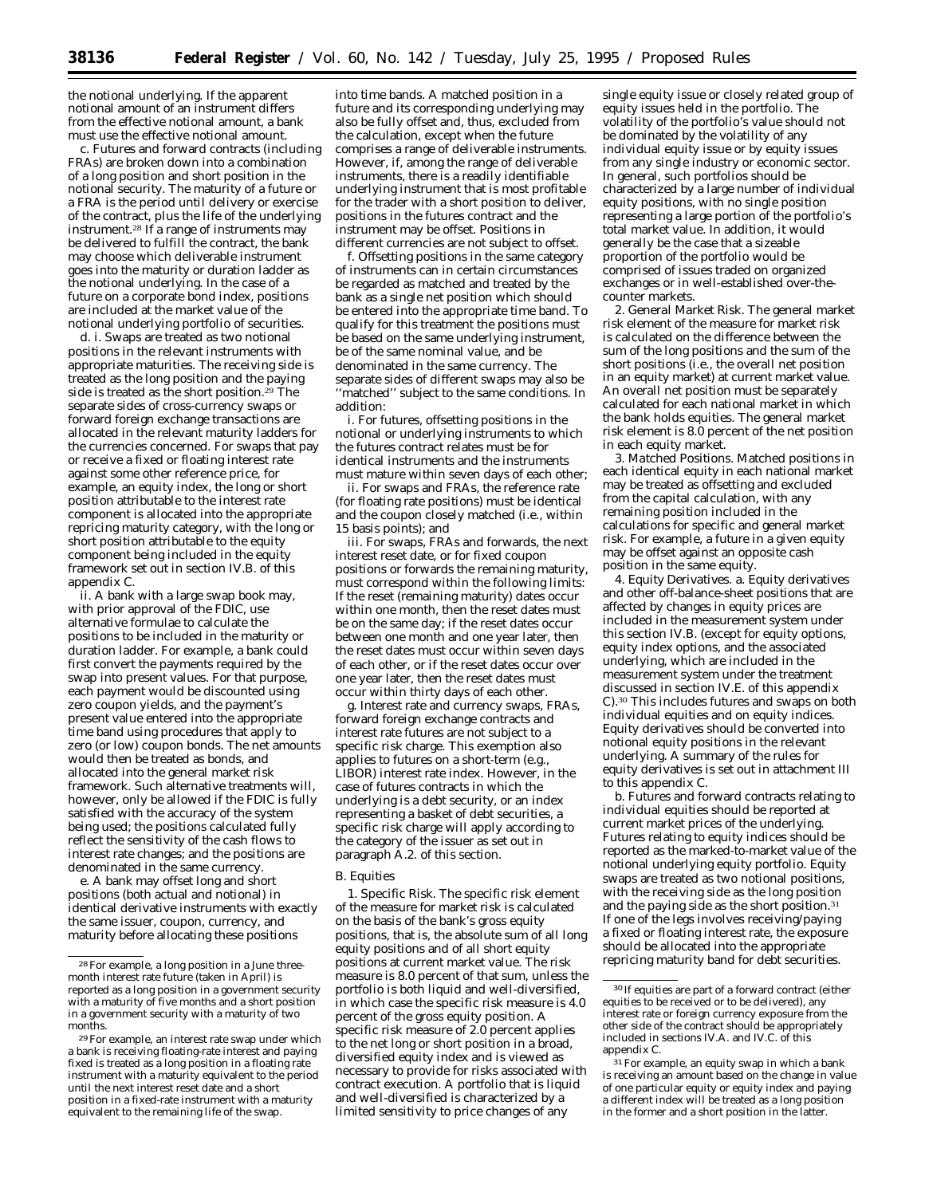the notional underlying. If the apparent notional amount of an instrument differs from the effective notional amount, a bank must use the effective notional amount.

c. Futures and forward contracts (including FRAs) are broken down into a combination of a long position and short position in the notional security. The maturity of a future or a FRA is the period until delivery or exercise of the contract, plus the life of the underlying instrument.[28] If a range of instruments may be delivered to fulfill the contract, the bank may choose which deliverable instrument goes into the maturity or duration ladder as the notional underlying. In the case of a future on a corporate bond index, positions are included at the market value of the notional underlying portfolio of securities.

d. i. Swaps are treated as two notional positions in the relevant instruments with appropriate maturities. The receiving side is treated as the long position and the paying side is treated as the short position.[29] The separate sides of cross-currency swaps or forward foreign exchange transactions are allocated in the relevant maturity ladders for the currencies concerned. For swaps that pay or receive a fixed or floating interest rate against some other reference price, for example, an equity index, the long or short position attributable to the interest rate component is allocated into the appropriate repricing maturity category, with the long or short position attributable to the equity component being included in the equity framework set out in section IV.B. of this appendix C.

ii. A bank with a large swap book may, with prior approval of the FDIC, use alternative formulae to calculate the positions to be included in the maturity or duration ladder. For example, a bank could first convert the payments required by the swap into present values. For that purpose, each payment would be discounted using zero coupon yields, and the payment's present value entered into the appropriate time band using procedures that apply to zero (or low) coupon bonds. The net amounts would then be treated as bonds, and allocated into the general market risk framework. Such alternative treatments will, however, only be allowed if the FDIC is fully satisfied with the accuracy of the system being used; the positions calculated fully reflect the sensitivity of the cash flows to interest rate changes; and the positions are denominated in the same currency.

e. A bank may offset long and short positions (both actual and notional) in identical derivative instruments with exactly the same issuer, coupon, currency, and maturity before allocating these positions into time bands. A matched position in a future and its corresponding underlying may also be fully offset and, thus, excluded from the calculation, except when the future comprises a range of deliverable instruments. However, if, among the range of deliverable instruments, there is a readily identifiable underlying instrument that is most profitable for the trader with a short position to deliver, positions in the futures contract and the instrument may be offset. Positions in different currencies are not subject to offset.

f. Offsetting positions in the same category of instruments can in certain circumstances be regarded as matched and treated by the bank as a single net position which should be entered into the appropriate time band. To qualify for this treatment the positions must be based on the same underlying instrument, be of the same nominal value, and be denominated in the same currency. The separate sides of different swaps may also be "matched" subject to the same conditions. In addition:

i. For futures, offsetting positions in the notional or underlying instruments to which the futures contract relates must be for identical instruments and the instruments must mature within seven days of each other;

ii. For swaps and FRAs, the reference rate (for floating rate positions) must be identical and the coupon closely matched (i.e., within 15 basis points); and

iii. For swaps, FRAs and forwards, the next interest reset date, or for fixed coupon positions or forwards the remaining maturity, must correspond within the following limits: If the reset (remaining maturity) dates occur within one month, then the reset dates must be on the same day; if the reset dates occur between one month and one year later, then the reset dates must occur within seven days of each other, or if the reset dates occur over one year later, then the reset dates must occur within thirty days of each other.

g. Interest rate and currency swaps, FRAs, forward foreign exchange contracts and interest rate futures are not subject to a specific risk charge. This exemption also applies to futures on a short-term (e.g., LIBOR) interest rate index. However, in the case of futures contracts in which the underlying is a debt security, or an index representing a basket of debt securities, a specific risk charge will apply according to the category of the issuer as set out in paragraph A.2. of this section.

*B. Equities*

1. *Specific Risk.* The specific risk element of the measure for market risk is calculated on the basis of the bank's gross equity positions, that is, the absolute sum of all long equity positions and of all short equity positions at current market value. The risk measure is 8.0 percent of that sum, unless the portfolio is both liquid and well-diversified, in which case the specific risk measure is 4.0 percent of the gross equity position. A specific risk measure of 2.0 percent applies to the net long or short position in a broad, diversified equity index and is viewed as necessary to provide for risks associated with contract execution. A portfolio that is liquid and well-diversified is characterized by a limited sensitivity to price changes of any single equity issue or closely related group of equity issues held in the portfolio. The volatility of the portfolio's value should not be dominated by the volatility of any individual equity issue or by equity issues from any single industry or economic sector. In general, such portfolios should be characterized by a large number of individual equity positions, with no single position representing a large portion of the portfolio's total market value. In addition, it would generally be the case that a sizeable proportion of the portfolio would be comprised of issues traded on organized exchanges or in well-established over-the-counter markets.

2. *General Market Risk.* The general market risk element of the measure for market risk is calculated on the difference between the sum of the long positions and the sum of the short positions (i.e., the overall net position in an equity market) at current market value. An overall net position must be separately calculated for each national market in which the bank holds equities. The general market risk element is 8.0 percent of the net position in each equity market.

3. *Matched Positions.* Matched positions in each identical equity in each national market may be treated as offsetting and excluded from the capital calculation, with any remaining position included in the calculations for specific and general market risk. For example, a future in a given equity may be offset against an opposite cash position in the same equity.

4. *Equity Derivatives.* a. Equity derivatives and other off-balance-sheet positions that are affected by changes in equity prices are included in the measurement system under this section IV.B. (except for equity options, equity index options, and the associated underlying, which are included in the measurement system under the treatment discussed in section IV.E. of this appendix C).[30] This includes futures and swaps on both individual equities and on equity indices. Equity derivatives should be converted into notional equity positions in the relevant underlying. A summary of the rules for equity derivatives is set out in attachment III to this appendix C.

b. Futures and forward contracts relating to individual equities should be reported at current market prices of the underlying. Futures relating to equity indices should be reported as the marked-to-market value of the notional underlying equity portfolio. Equity swaps are treated as two notional positions, with the receiving side as the long position and the paying side as the short position.[31] If one of the legs involves receiving/paying a fixed or floating interest rate, the exposure should be allocated into the appropriate repricing maturity band for debt securities.

---

[28] For example, a long position in a June three-month interest rate future (taken in April) is reported as a long position in a government security with a maturity of five months and a short position in a government security with a maturity of two months.

[29] For example, an interest rate swap under which a bank is receiving floating-rate interest and paying fixed is treated as a long position in a floating rate instrument with a maturity equivalent to the period until the next interest reset date and a short position in a fixed-rate instrument with a maturity equivalent to the remaining life of the swap.

[30] If equities are part of a forward contract (either equities to be received or to be delivered), any interest rate or foreign currency exposure from the other side of the contract should be appropriately included in sections IV.A. and IV.C. of this appendix C.

[31] For example, an equity swap in which a bank is receiving an amount based on the change in value of one particular equity or equity index and paying a different index will be treated as a long position in the former and a short position in the latter.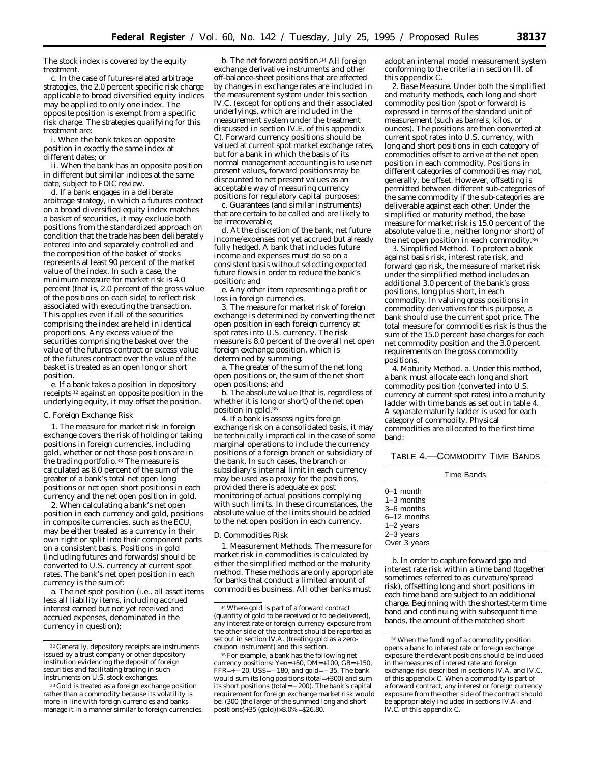The stock index is covered by the equity treatment.

c. In the case of futures-related arbitrage strategies, the 2.0 percent specific risk charge applicable to broad diversified equity indices may be applied to only one index. The opposite position is exempt from a specific risk charge. The strategies qualifying for this treatment are:

i. When the bank takes an opposite position in exactly the same index at different dates; or

ii. When the bank has an opposite position in different but similar indices at the same date, subject to FDIC review.

d. If a bank engages in a deliberate arbitrage strategy, in which a futures contract on a broad diversified equity index matches a basket of securities, it may exclude both positions from the standardized approach on condition that the trade has been deliberately entered into and separately controlled and the composition of the basket of stocks represents at least 90 percent of the market value of the index. In such a case, the minimum measure for market risk is 4.0 percent (that is, 2.0 percent of the gross value of the positions on each side) to reflect risk associated with executing the transaction. This applies even if all of the securities comprising the index are held in identical proportions. Any excess value of the securities comprising the basket over the value of the futures contract or excess value of the futures contract over the value of the basket is treated as an open long or short position.

e. If a bank takes a position in depository receipts [32] against an opposite position in the underlying equity, it may offset the position.

*C. Foreign Exchange Risk*

1. The measure for market risk in foreign exchange covers the risk of holding or taking positions in foreign currencies, including gold, whether or not those positions are in the trading portfolio.[33] The measure is calculated as 8.0 percent of the sum of the greater of a bank's total net open long positions or net open short positions in each currency and the net open position in gold.

2. When calculating a bank's net open position in each currency and gold, positions in composite currencies, such as the ECU, may be either treated as a currency in their own right or split into their component parts on a consistent basis. Positions in gold (including futures and forwards) should be converted to U.S. currency at current spot rates. The bank's net open position in each currency is the sum of:

a. The net spot position (i.e., all asset items less all liability items, including accrued interest earned but not yet received and accrued expenses, denominated in the currency in question);

b. The net forward position.[34] All foreign exchange derivative instruments and other off-balance-sheet positions that are affected by changes in exchange rates are included in the measurement system under this section IV.C. (except for options and their associated underlyings, which are included in the measurement system under the treatment discussed in section IV.E. of this appendix C). Forward currency positions should be valued at current spot market exchange rates, but for a bank in which the basis of its normal management accounting is to use net present values, forward positions may be discounted to net present values as an acceptable way of measuring currency positions for regulatory capital purposes;

c. Guarantees (and similar instruments) that are certain to be called and are likely to be irrecoverable;

d. At the discretion of the bank, net future income/expenses not yet accrued but already fully hedged. A bank that includes future income and expenses must do so on a consistent basis without selecting expected future flows in order to reduce the bank's position; and

e. Any other item representing a profit or loss in foreign currencies.

3. The measure for market risk of foreign exchange is determined by converting the net open position in each foreign currency at spot rates into U.S. currency. The risk measure is 8.0 percent of the overall net open foreign exchange position, which is determined by summing:

a. The greater of the sum of the net long open positions or, the sum of the net short open positions; and

b. The absolute value (that is, regardless of whether it is long or short) of the net open position in gold.[35]

4. If a bank is assessing its foreign exchange risk on a consolidated basis, it may be technically impractical in the case of some marginal operations to include the currency positions of a foreign branch or subsidiary of the bank. In such cases, the branch or subsidiary's internal limit in each currency may be used as a proxy for the positions, provided there is adequate ex post monitoring of actual positions complying with such limits. In these circumstances, the absolute value of the limits should be added to the net open position in each currency.

*D. Commodities Risk*

1. *Measurement Methods.* The measure for market risk in commodities is calculated by either the simplified method or the maturity method. These methods are only appropriate for banks that conduct a limited amount of commodities business. All other banks must adopt an internal model measurement system conforming to the criteria in section III. of this appendix C.

2. *Base Measure.* Under both the simplified and maturity methods, each long and short commodity position (spot or forward) is expressed in terms of the standard unit of measurement (such as barrels, kilos, or ounces). The positions are then converted at current spot rates into U.S. currency, with long and short positions in each category of commodities offset to arrive at the net open position in each commodity. Positions in different categories of commodities may not, generally, be offset. However, offsetting is permitted between different sub-categories of the same commodity if the sub-categories are deliverable against each other. Under the simplified or maturity method, the base measure for market risk is 15.0 percent of the absolute value (i.e., neither long nor short) of the net open position in each commodity.[36]

3. *Simplified Method.* To protect a bank against basis risk, interest rate risk, and forward gap risk, the measure of market risk under the simplified method includes an additional 3.0 percent of the bank's gross positions, long plus short, in each commodity. In valuing gross positions in commodity derivatives for this purpose, a bank should use the current spot price. The total measure for commodities risk is thus the sum of the 15.0 percent base charges for each net commodity position and the 3.0 percent requirements on the gross commodity positions.

4. *Maturity Method.* a. Under this method, a bank must allocate each long and short commodity position (converted into U.S. currency at current spot rates) into a maturity ladder with time bands as set out in table 4. A separate maturity ladder is used for each category of commodity. Physical commodities are allocated to the first time band:

TABLE 4.—COMMODITY TIME BANDS

| Time Bands |
|---|
| 0–1 month |
| 1–3 months |
| 3–6 months |
| 6–12 months |
| 1–2 years |
| 2–3 years |
| Over 3 years |

b. In order to capture forward gap and interest rate risk within a time band (together sometimes referred to as curvature/spread risk), offsetting long and short positions in each time band are subject to an additional charge. Beginning with the shortest-term time band and continuing with subsequent time bands, the amount of the matched short

---

[32] Generally, depository receipts are instruments issued by a trust company or other depository institution evidencing the deposit of foreign securities and facilitating trading in such instruments on U.S. stock exchanges.

[33] Gold is treated as a foreign exchange position rather than a commodity because its volatility is more in line with foreign currencies and banks manage it in a manner similar to foreign currencies.

[34] Where gold is part of a forward contract (quantity of gold to be received or to be delivered), any interest rate or foreign currency exposure from the other side of the contract should be reported as set out in section IV.A. (treating gold as a zero-coupon instrument) and this section.

[35] For example, a bank has the following net currency positions: Yen=+50, DM=+100, GB=+150, FFR=+−20, US$=−180, and gold=−35. The bank would sum its long positions (total=+300) and sum its short positions (total=−200). The bank's capital requirement for foreign exchange market risk would be: (300 (the larger of the summed long and short positions)+35 (gold))×8.0%=$26.80.

[36] When the funding of a commodity position opens a bank to interest rate or foreign exchange exposure the relevant positions should be included in the measures of interest rate and foreign exchange risk described in sections IV.A. and IV.C. of this appendix C. When a commodity is part of a forward contract, any interest or foreign currency exposure from the other side of the contract should be appropriately included in sections IV.A. and IV.C. of this appendix C.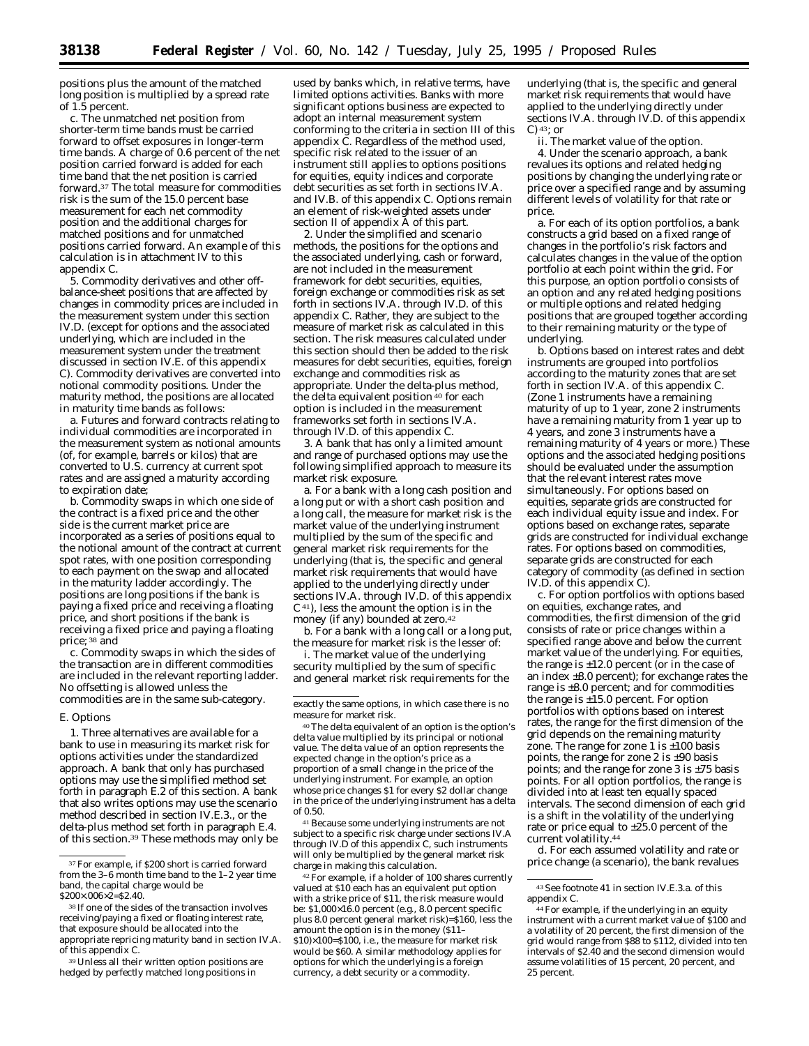positions plus the amount of the matched long position is multiplied by a spread rate of 1.5 percent.

c. The unmatched net position from shorter-term time bands must be carried forward to offset exposures in longer-term time bands. A charge of 0.6 percent of the net position carried forward is added for each time band that the net position is carried forward.[37] The total measure for commodities risk is the sum of the 15.0 percent base measurement for each net commodity position and the additional charges for matched positions and for unmatched positions carried forward. An example of this calculation is in attachment IV to this appendix C.

5. Commodity derivatives and other off-balance-sheet positions that are affected by changes in commodity prices are included in the measurement system under this section IV.D. (except for options and the associated underlying, which are included in the measurement system under the treatment discussed in section IV.E. of this appendix C). Commodity derivatives are converted into notional commodity positions. Under the maturity method, the positions are allocated in maturity time bands as follows:

a. Futures and forward contracts relating to individual commodities are incorporated in the measurement system as notional amounts (of, for example, barrels or kilos) that are converted to U.S. currency at current spot rates and are assigned a maturity according to expiration date;

b. Commodity swaps in which one side of the contract is a fixed price and the other side is the current market price are incorporated as a series of positions equal to the notional amount of the contract at current spot rates, with one position corresponding to each payment on the swap and allocated in the maturity ladder accordingly. The positions are long positions if the bank is paying a fixed price and receiving a floating price, and short positions if the bank is receiving a fixed price and paying a floating price;[38] and

c. Commodity swaps in which the sides of the transaction are in different commodities are included in the relevant reporting ladder. No offsetting is allowed unless the commodities are in the same sub-category.

### E. Options

1. Three alternatives are available for a bank to use in measuring its market risk for options activities under the standardized approach. A bank that only has purchased options may use the simplified method set forth in paragraph E.2 of this section. A bank that also writes options may use the scenario method described in section IV.E.3., or the delta-plus method set forth in paragraph E.4. of this section.[39] These methods may only be used by banks which, in relative terms, have limited options activities. Banks with more significant options business are expected to adopt an internal measurement system conforming to the criteria in section III of this appendix C. Regardless of the method used, specific risk related to the issuer of an instrument still applies to options positions for equities, equity indices and corporate debt securities as set forth in sections IV.A. and IV.B. of this appendix C. Options remain an element of risk-weighted assets under section II of appendix A of this part.

2. Under the simplified and scenario methods, the positions for the options and the associated underlying, cash or forward, are not included in the measurement framework for debt securities, equities, foreign exchange or commodities risk as set forth in sections IV.A. through IV.D. of this appendix C. Rather, they are subject to the measure of market risk as calculated in this section. The risk measures calculated under this section should then be added to the risk measures for debt securities, equities, foreign exchange and commodities risk as appropriate. Under the delta-plus method, the delta equivalent position[40] for each option is included in the measurement frameworks set forth in sections IV.A. through IV.D. of this appendix C.

3. A bank that has only a limited amount and range of purchased options may use the following simplified approach to measure its market risk exposure.

a. For a bank with a long cash position and a long put or with a short cash position and a long call, the measure for market risk is the market value of the underlying instrument multiplied by the sum of the specific and general market risk requirements for the underlying (that is, the specific and general market risk requirements that would have applied to the underlying directly under sections IV.A. through IV.D. of this appendix C[41]), less the amount the option is in the money (if any) bounded at zero.[42]

b. For a bank with a long call or a long put, the measure for market risk is the lesser of:

i. The market value of the underlying security multiplied by the sum of specific and general market risk requirements for the underlying (that is, the specific and general market risk requirements that would have applied to the underlying directly under sections IV.A. through IV.D. of this appendix C)[43]; or

ii. The market value of the option.

4. Under the scenario approach, a bank revalues its options and related hedging positions by changing the underlying rate or price over a specified range and by assuming different levels of volatility for that rate or price.

a. For each of its option portfolios, a bank constructs a grid based on a fixed range of changes in the portfolio's risk factors and calculates changes in the value of the option portfolio at each point within the grid. For this purpose, an option portfolio consists of an option and any related hedging positions or multiple options and related hedging positions that are grouped together according to their remaining maturity or the type of underlying.

b. Options based on interest rates and debt instruments are grouped into portfolios according to the maturity zones that are set forth in section IV.A. of this appendix C. (Zone 1 instruments have a remaining maturity of up to 1 year, zone 2 instruments have a remaining maturity from 1 year up to 4 years, and zone 3 instruments have a remaining maturity of 4 years or more.) These options and the associated hedging positions should be evaluated under the assumption that the relevant interest rates move simultaneously. For options based on equities, separate grids are constructed for each individual equity issue and index. For options based on exchange rates, separate grids are constructed for individual exchange rates. For options based on commodities, separate grids are constructed for each category of commodity (as defined in section IV.D. of this appendix C).

c. For option portfolios with options based on equities, exchange rates, and commodities, the first dimension of the grid consists of rate or price changes within a specified range above and below the current market value of the underlying. For equities, the range is ±12.0 percent (or in the case of an index ±8.0 percent); for exchange rates the range is ±8.0 percent; and for commodities the range is ±15.0 percent. For option portfolios with options based on interest rates, the range for the first dimension of the grid depends on the remaining maturity zone. The range for zone 1 is ±100 basis points, the range for zone 2 is ±90 basis points; and the range for zone 3 is ±75 basis points. For all option portfolios, the range is divided into at least ten equally spaced intervals. The second dimension of each grid is a shift in the volatility of the underlying rate or price equal to ±25.0 percent of the current volatility.[44]

d. For each assumed volatility and rate or price change (a scenario), the bank revalues

---

[37] For example, if $200 short is carried forward from the 3–6 month time band to the 1–2 year time band, the capital charge would be $200×.006×2=$2.40.

[38] If one of the sides of the transaction involves receiving/paying a fixed or floating interest rate, that exposure should be allocated into the appropriate repricing maturity band in section IV.A. of this appendix C.

[39] Unless all their written option positions are hedged by perfectly matched long positions in exactly the same options, in which case there is no measure for market risk.

[40] The delta equivalent of an option is the option's delta value multiplied by its principal or notional value. The delta value of an option represents the expected change in the option's price as a proportion of a small change in the price of the underlying instrument. For example, an option whose price changes $1 for every $2 dollar change in the price of the underlying instrument has a delta of 0.50.

[41] Because some underlying instruments are not subject to a specific risk charge under sections IV.A through IV.D of this appendix C, such instruments will only be multiplied by the general market risk charge in making this calculation.

[42] For example, if a holder of 100 shares currently valued at $10 each has an equivalent put option with a strike price of $11, the risk measure would be: $1,000×16.0 percent (e.g., 8.0 percent specific plus 8.0 percent general market risk)=$160, less the amount the option is in the money ($11–$10)×100=$100, i.e., the measure for market risk would be $60. A similar methodology applies for options for which the underlying is a foreign currency, a debt security or a commodity.

[43] See footnote 41 in section IV.E.3.a. of this appendix C.

[44] For example, if the underlying in an equity instrument with a current market value of $100 and a volatility of 20 percent, the first dimension of the grid would range from $88 to $112, divided into ten intervals of $2.40 and the second dimension would assume volatilities of 15 percent, 20 percent, and 25 percent.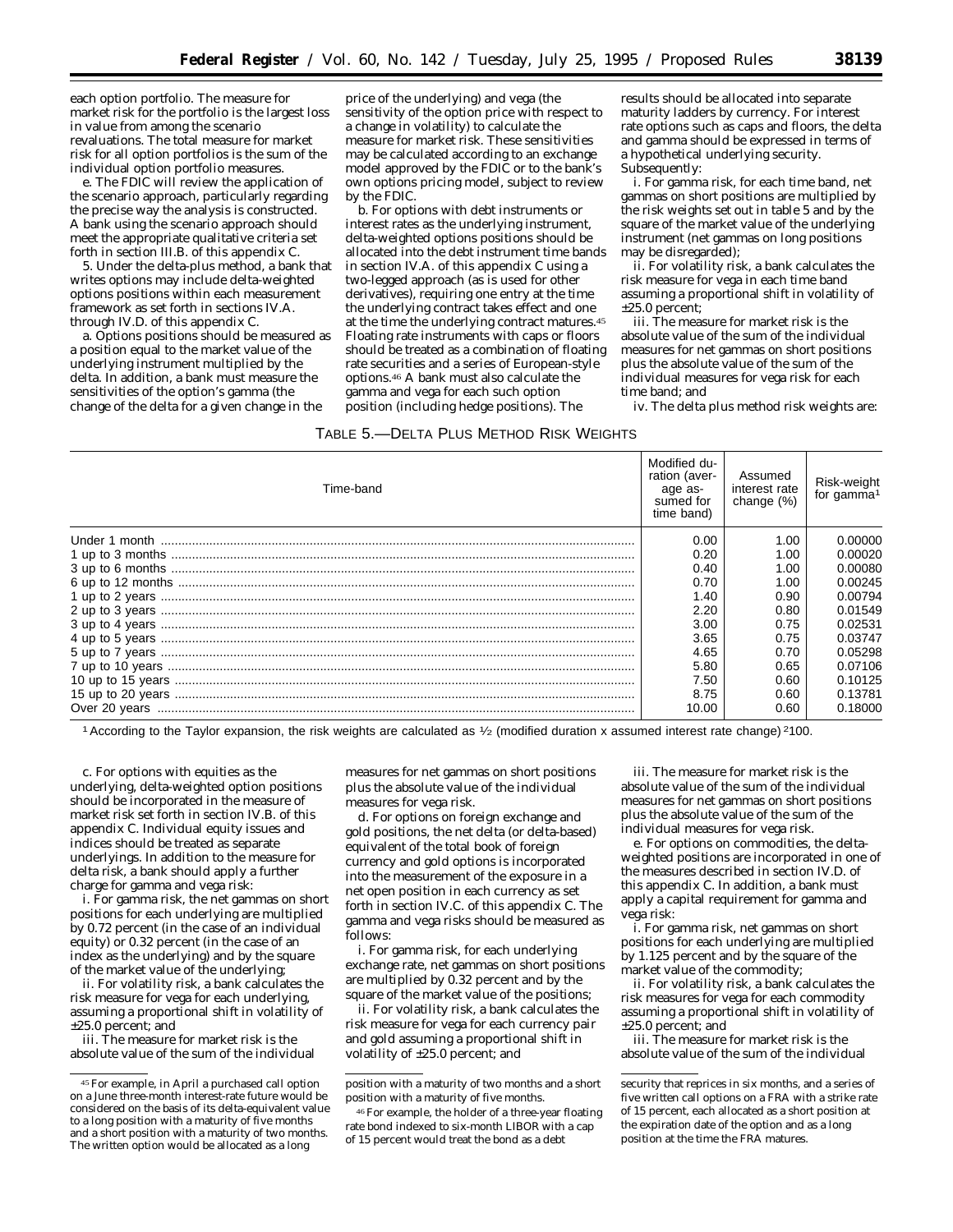each option portfolio. The measure for market risk for the portfolio is the largest loss in value from among the scenario revaluations. The total measure for market risk for all option portfolios is the sum of the individual option portfolio measures.

e. The FDIC will review the application of the scenario approach, particularly regarding the precise way the analysis is constructed. A bank using the scenario approach should meet the appropriate qualitative criteria set forth in section III.B. of this appendix C.

5. Under the delta-plus method, a bank that writes options may include delta-weighted options positions within each measurement framework as set forth in sections IV.A. through IV.D. of this appendix C.

a. Options positions should be measured as a position equal to the market value of the underlying instrument multiplied by the delta. In addition, a bank must measure the sensitivities of the option's gamma (the change of the delta for a given change in the price of the underlying) and vega (the sensitivity of the option price with respect to a change in volatility) to calculate the measure for market risk. These sensitivities may be calculated according to an exchange model approved by the FDIC or to the bank's own options pricing model, subject to review by the FDIC.

b. For options with debt instruments or interest rates as the underlying instrument, delta-weighted options positions should be allocated into the debt instrument time bands in section IV.A. of this appendix C using a two-legged approach (as is used for other derivatives), requiring one entry at the time the underlying contract takes effect and one at the time the underlying contract matures.[45] Floating rate instruments with caps or floors should be treated as a combination of floating rate securities and a series of European-style options.[46] A bank must also calculate the gamma and vega for each such option position (including hedge positions). The results should be allocated into separate maturity ladders by currency. For interest rate options such as caps and floors, the delta and gamma should be expressed in terms of a hypothetical underlying security. Subsequently:

i. For gamma risk, for each time band, net gammas on short positions are multiplied by the risk weights set out in table 5 and by the square of the market value of the underlying instrument (net gammas on long positions may be disregarded);

ii. For volatility risk, a bank calculates the risk measure for vega in each time band assuming a proportional shift in volatility of ±25.0 percent;

iii. The measure for market risk is the absolute value of the sum of the individual measures for net gammas on short positions plus the absolute value of the sum of the individual measures for vega risk for each time band; and

iv. The delta plus method risk weights are:

TABLE 5.—DELTA PLUS METHOD RISK WEIGHTS

| Time-band | Modified duration (average assumed for time band) | Assumed interest rate change (%) | Risk-weight for gamma[1] |
|---|---|---|---|
| Under 1 month | 0.00 | 1.00 | 0.00000 |
| 1 up to 3 months | 0.20 | 1.00 | 0.00020 |
| 3 up to 6 months | 0.40 | 1.00 | 0.00080 |
| 6 up to 12 months | 0.70 | 1.00 | 0.00245 |
| 1 up to 2 years | 1.40 | 0.90 | 0.00794 |
| 2 up to 3 years | 2.20 | 0.80 | 0.01549 |
| 3 up to 4 years | 3.00 | 0.75 | 0.02531 |
| 4 up to 5 years | 3.65 | 0.75 | 0.03747 |
| 5 up to 7 years | 4.65 | 0.70 | 0.05298 |
| 7 up to 10 years | 5.80 | 0.65 | 0.07106 |
| 10 up to 15 years | 7.50 | 0.60 | 0.10125 |
| 15 up to 20 years | 8.75 | 0.60 | 0.13781 |
| Over 20 years | 10.00 | 0.60 | 0.18000 |

[1] According to the Taylor expansion, the risk weights are calculated as ½ (modified duration x assumed interest rate change) $^2$100.

c. For options with equities as the underlying, delta-weighted option positions should be incorporated in the measure of market risk set forth in section IV.B. of this appendix C. Individual equity issues and indices should be treated as separate underlyings. In addition to the measure for delta risk, a bank should apply a further charge for gamma and vega risk:

i. For gamma risk, the net gammas on short positions for each underlying are multiplied by 0.72 percent (in the case of an individual equity) or 0.32 percent (in the case of an index as the underlying) and by the square of the market value of the underlying;

ii. For volatility risk, a bank calculates the risk measure for vega for each underlying, assuming a proportional shift in volatility of ±25.0 percent; and

iii. The measure for market risk is the absolute value of the sum of the individual measures for net gammas on short positions plus the absolute value of the individual measures for vega risk.

d. For options on foreign exchange and gold positions, the net delta (or delta-based) equivalent of the total book of foreign currency and gold options is incorporated into the measurement of the exposure in a net open position in each currency as set forth in section IV.C. of this appendix C. The gamma and vega risks should be measured as follows:

i. For gamma risk, for each underlying exchange rate, net gammas on short positions are multiplied by 0.32 percent and by the square of the market value of the positions;

ii. For volatility risk, a bank calculates the risk measure for vega for each currency pair and gold assuming a proportional shift in volatility of ±25.0 percent; and

iii. The measure for market risk is the absolute value of the sum of the individual measures for net gammas on short positions plus the absolute value of the sum of the individual measures for vega risk.

e. For options on commodities, the delta-weighted positions are incorporated in one of the measures described in section IV.D. of this appendix C. In addition, a bank must apply a capital requirement for gamma and vega risk:

i. For gamma risk, net gammas on short positions for each underlying are multiplied by 1.125 percent and by the square of the market value of the commodity;

ii. For volatility risk, a bank calculates the risk measures for vega for each commodity assuming a proportional shift in volatility of ±25.0 percent; and

iii. The measure for market risk is the absolute value of the sum of the individual

[45] For example, in April a purchased call option on a June three-month interest-rate future would be considered on the basis of its delta-equivalent value to a long position with a maturity of five months and a short position with a maturity of two months. The written option would be allocated as a long position with a maturity of two months and a short position with a maturity of five months.

[46] For example, the holder of a three-year floating rate bond indexed to six-month LIBOR with a cap of 15 percent would treat the bond as a debt security that reprices in six months, and a series of five written call options on a FRA with a strike rate of 15 percent, each allocated as a short position at the expiration date of the option and as a long position at the time the FRA matures.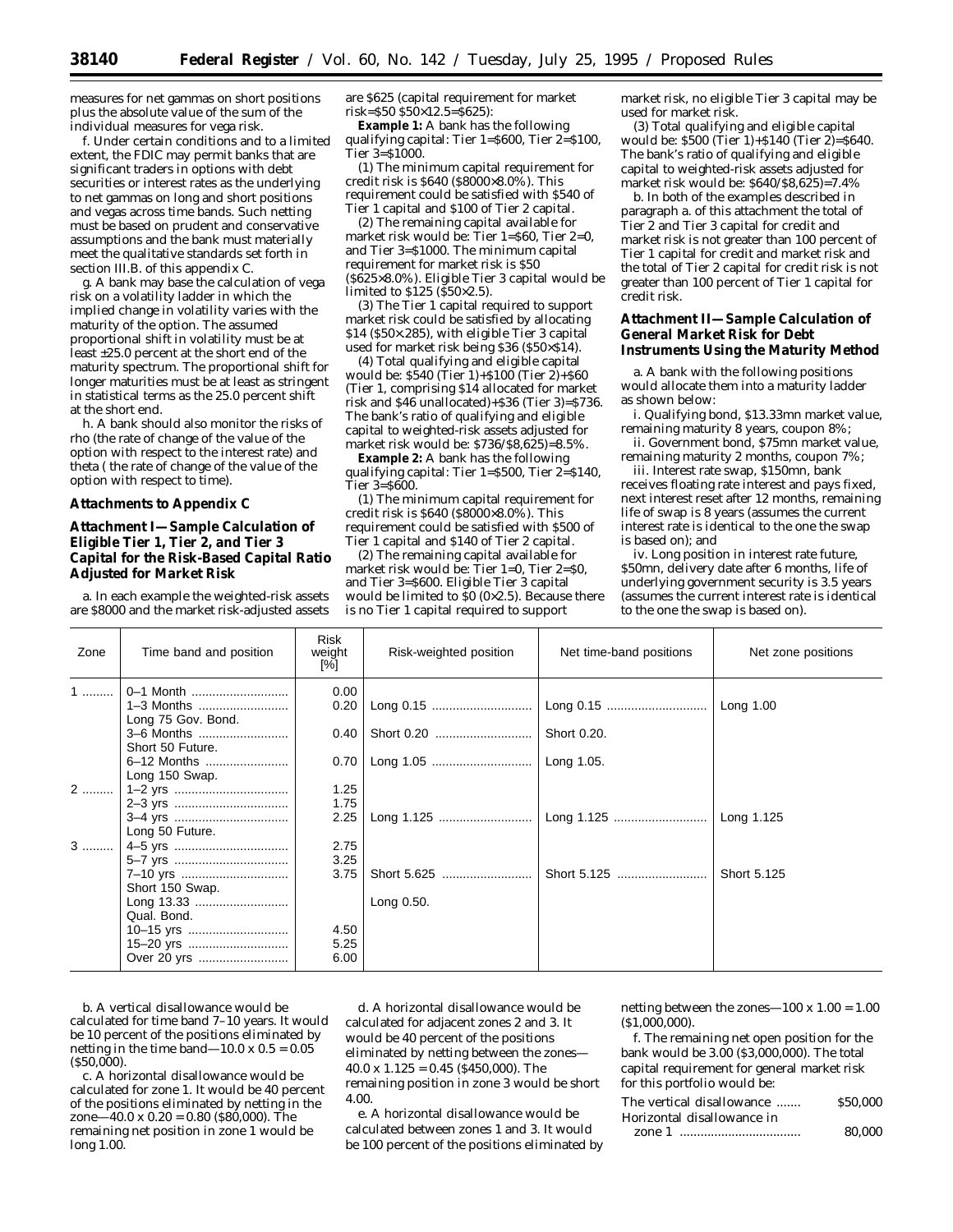measures for net gammas on short positions plus the absolute value of the sum of the individual measures for vega risk.

f. Under certain conditions and to a limited extent, the FDIC may permit banks that are significant traders in options with debt securities or interest rates as the underlying to net gammas on long and short positions and vegas across time bands. Such netting must be based on prudent and conservative assumptions and the bank must materially meet the qualitative standards set forth in section III.B. of this appendix C.

g. A bank may base the calculation of vega risk on a volatility ladder in which the implied change in volatility varies with the maturity of the option. The assumed proportional shift in volatility must be at least ±25.0 percent at the short end of the maturity spectrum. The proportional shift for longer maturities must be at least as stringent in statistical terms as the 25.0 percent shift at the short end.

h. A bank should also monitor the risks of rho (the rate of change of the value of the option with respect to the interest rate) and theta ( the rate of change of the value of the option with respect to time).

## Attachments to Appendix C

### Attachment I—Sample Calculation of Eligible Tier 1, Tier 2, and Tier 3 Capital for the Risk-Based Capital Ratio Adjusted for Market Risk

a. In each example the weighted-risk assets are $8000 and the market risk-adjusted assets are $625 (capital requirement for market risk=$50 $50×12.5=$625):

**Example 1:** A bank has the following qualifying capital: Tier 1=$600, Tier 2=$100, Tier 3=$1000.

(1) The minimum capital requirement for credit risk is $640 ($8000×8.0%). This requirement could be satisfied with $540 of Tier 1 capital and $100 of Tier 2 capital.

(2) The remaining capital available for market risk would be: Tier 1=$60, Tier 2=0, and Tier 3=$1000. The minimum capital requirement for market risk is $50 ($625×8.0%). Eligible Tier 3 capital would be limited to $125 ($50×2.5).

(3) The Tier 1 capital required to support market risk could be satisfied by allocating $14 ($50×285), with eligible Tier 3 capital used for market risk being $36 ($50×$14).

(4) Total qualifying and eligible capital would be: $540 (Tier 1)+$100 (Tier 2)+$60 (Tier 1, comprising $14 allocated for market risk and $46 unallocated)+$36 (Tier 3)=$736. The bank's ratio of qualifying and eligible capital to weighted-risk assets adjusted for market risk would be: $736/$8,625)=8.5%.

**Example 2:** A bank has the following qualifying capital: Tier 1=$500, Tier 2=$140, Tier 3=$600.

(1) The minimum capital requirement for credit risk is $640 ($8000×8.0%). This requirement could be satisfied with $500 of Tier 1 capital and $140 of Tier 2 capital.

(2) The remaining capital available for market risk would be: Tier 1=0, Tier 2=$0, and Tier 3=$600. Eligible Tier 3 capital would be limited to $0 (0×2.5). Because there is no Tier 1 capital required to support market risk, no eligible Tier 3 capital may be used for market risk.

(3) Total qualifying and eligible capital would be: $500 (Tier 1)+$140 (Tier 2)=$640. The bank's ratio of qualifying and eligible capital to weighted-risk assets adjusted for market risk would be: $640/$8,625)=7.4%

b. In both of the examples described in paragraph a. of this attachment the total of Tier 2 and Tier 3 capital for credit and market risk is not greater than 100 percent of Tier 1 capital for credit and market risk and the total of Tier 2 capital for credit risk is not greater than 100 percent of Tier 1 capital for credit risk.

### Attachment II—Sample Calculation of General Market Risk for Debt Instruments Using the Maturity Method

a. A bank with the following positions would allocate them into a maturity ladder as shown below:

i. Qualifying bond, $13.33mn market value, remaining maturity 8 years, coupon 8%;

ii. Government bond, $75mn market value, remaining maturity 2 months, coupon 7%;

iii. Interest rate swap, $150mn, bank receives floating rate interest and pays fixed, next interest reset after 12 months, remaining life of swap is 8 years (assumes the current interest rate is identical to the one the swap is based on); and

iv. Long position in interest rate future, $50mn, delivery date after 6 months, life of underlying government security is 3.5 years (assumes the current interest rate is identical to the one the swap is based on).

| Zone | Time band and position | Risk weight [%] | Risk-weighted position | Net time-band positions | Net zone positions |
|---|---|---|---|---|---|
| 1 | 0–1 Month | 0.00 | | | |
| | 1–3 Months Long 75 Gov. Bond. | 0.20 | Long 0.15 | Long 0.15 | Long 1.00 |
| | 3–6 Months Short 50 Future. | 0.40 | Short 0.20 | Short 0.20. | |
| | 6–12 Months Long 150 Swap. | 0.70 | Long 1.05 | Long 1.05. | |
| 2 | 1–2 yrs | 1.25 | | | |
| | 2–3 yrs | 1.75 | | | |
| | 3–4 yrs Long 50 Future. | 2.25 | Long 1.125 | Long 1.125 | Long 1.125 |
| 3 | 4–5 yrs | 2.75 | | | |
| | 5–7 yrs | 3.25 | | | |
| | 7–10 yrs Short 150 Swap. | 3.75 | Short 5.625 | Short 5.125 | Short 5.125 |
| | Long 13.33 Qual. Bond. | | Long 0.50. | | |
| | 10–15 yrs | 4.50 | | | |
| | 15–20 yrs | 5.25 | | | |
| | Over 20 yrs | 6.00 | | | |

b. A vertical disallowance would be calculated for time band 7–10 years. It would be 10 percent of the positions eliminated by netting in the time band—10.0 x 0.5 = 0.05 ($50,000).

c. A horizontal disallowance would be calculated for zone 1. It would be 40 percent of the positions eliminated by netting in the zone—40.0 x 0.20 = 0.80 ($80,000). The remaining net position in zone 1 would be long 1.00.

d. A horizontal disallowance would be calculated for adjacent zones 2 and 3. It would be 40 percent of the positions eliminated by netting between the zones—40.0 x 1.125 = 0.45 ($450,000). The remaining position in zone 3 would be short 4.00.

e. A horizontal disallowance would be calculated between zones 1 and 3. It would be 100 percent of the positions eliminated by netting between the zones—100 x 1.00 = 1.00 ($1,000,000).

f. The remaining net open position for the bank would be 3.00 ($3,000,000). The total capital requirement for general market risk for this portfolio would be:

| | |
|---|---|
| The vertical disallowance | $50,000 |
| Horizontal disallowance in zone 1 | 80,000 |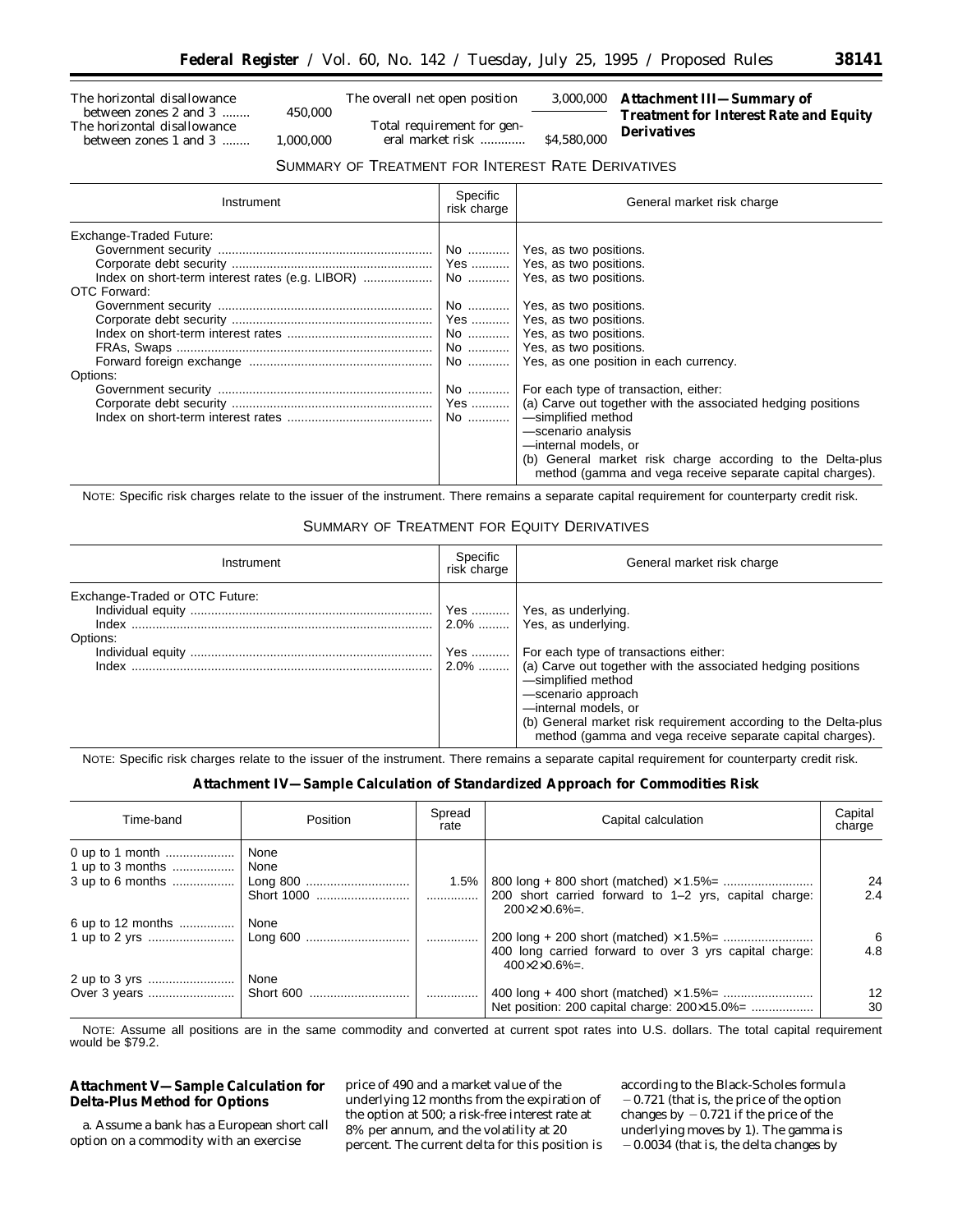| | |
|---|---|
| The horizontal disallowance between zones 2 and 3 | 450,000 |
| The horizontal disallowance between zones 1 and 3 | 1,000,000 |
| The overall net open position | 3,000,000 |
| Total requirement for general market risk | $4,580,000 |

## Attachment III—Summary of Treatment for Interest Rate and Equity Derivatives

SUMMARY OF TREATMENT FOR INTEREST RATE DERIVATIVES

| Instrument | Specific risk charge | General market risk charge |
|---|---|---|
| Exchange-Traded Future: | | |
| Government security | No | Yes, as two positions. |
| Corporate debt security | Yes | Yes, as two positions. |
| Index on short-term interest rates (e.g. LIBOR) | No | Yes, as two positions. |
| OTC Forward: | | |
| Government security | No | Yes, as two positions. |
| Corporate debt security | Yes | Yes, as two positions. |
| Index on short-term interest rates | No | Yes, as two positions. |
| FRAs, Swaps | No | Yes, as two positions. |
| Forward foreign exchange | No | Yes, as one position in each currency. |
| Options: | | |
| Government security | No | For each type of transaction, either: |
| Corporate debt security | Yes | (a) Carve out together with the associated hedging positions |
| Index on short-term interest rates | No | —simplified method |
| | | —scenario analysis |
| | | —internal models, or |
| | | (b) General market risk charge according to the Delta-plus method (gamma and vega receive separate capital charges). |

NOTE: Specific risk charges relate to the issuer of the instrument. There remains a separate capital requirement for counterparty credit risk.

SUMMARY OF TREATMENT FOR EQUITY DERIVATIVES

| Instrument | Specific risk charge | General market risk charge |
|---|---|---|
| Exchange-Traded or OTC Future: | | |
| Individual equity | Yes | Yes, as underlying. |
| Index | 2.0% | Yes, as underlying. |
| Options: | | |
| Individual equity | Yes | For each type of transactions either: |
| Index | 2.0% | (a) Carve out together with the associated hedging positions |
| | | —simplified method |
| | | —scenario approach |
| | | —internal models, or |
| | | (b) General market risk requirement according to the Delta-plus method (gamma and vega receive separate capital charges). |

NOTE: Specific risk charges relate to the issuer of the instrument. There remains a separate capital requirement for counterparty credit risk.

## Attachment IV—Sample Calculation of Standardized Approach for Commodities Risk

| Time-band | Position | Spread rate | Capital calculation | Capital charge |
|---|---|---|---|---|
| 0 up to 1 month | None | | | |
| 1 up to 3 months | None | | | |
| 3 up to 6 months | Long 800 | 1.5% | 800 long + 800 short (matched) × 1.5%= | 24 |
| | Short 1000 | | 200 short carried forward to 1–2 yrs, capital charge: 200×2×0.6%=. | 2.4 |
| 6 up to 12 months | None | | | |
| 1 up to 2 yrs | Long 600 | | 200 long + 200 short (matched) × 1.5%= | 6 |
| | | | 400 long carried forward to over 3 yrs capital charge: 400×2×0.6%=. | 4.8 |
| 2 up to 3 yrs | None | | | |
| Over 3 years | Short 600 | | 400 long + 400 short (matched) × 1.5%= | 12 |
| | | | Net position: 200 capital charge: 200×15.0%= | 30 |

NOTE: Assume all positions are in the same commodity and converted at current spot rates into U.S. dollars. The total capital requirement would be $79.2.

## Attachment V—Sample Calculation for Delta-Plus Method for Options

a. Assume a bank has a European short call option on a commodity with an exercise price of 490 and a market value of the underlying 12 months from the expiration of the option at 500; a risk-free interest rate at 8% per annum, and the volatility at 20 percent. The current delta for this position is according to the Black-Scholes formula −0.721 (that is, the price of the option changes by −0.721 if the price of the underlying moves by 1). The gamma is −0.0034 (that is, the delta changes by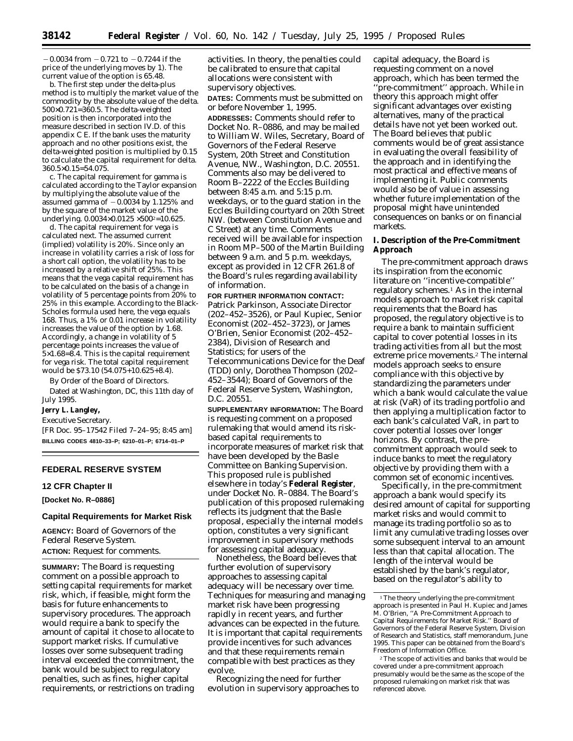$-0.0034$ from $-0.721$ to $-0.7244$ if the price of the underlying moves by 1). The current value of the option is 65.48.

b. The first step under the delta-plus method is to multiply the market value of the commodity by the absolute value of the delta. $500 \times 0.721 = 360.5$. The delta-weighted position is then incorporated into the measure described in section IV.D. of this appendix C E. If the bank uses the maturity approach and no other positions exist, the delta-weighted position is multiplied by 0.15 to calculate the capital requirement for delta. $360.5 \times 0.15 = 54.075$.

c. The capital requirement for gamma is calculated according to the Taylor expansion by multiplying the absolute value of the assumed gamma of $-0.0034$ by 1.125% and by the square of the market value of the underlying. $0.0034 \times 0.0125 \times 500^2 = 10.625$.

d. The capital requirement for vega is calculated next. The assumed current (implied) volatility is 20%. Since only an increase in volatility carries a risk of loss for a short call option, the volatility has to be increased by a relative shift of 25%. This means that the vega capital requirement has to be calculated on the basis of a change in volatility of 5 percentage points from 20% to 25% in this example. According to the Black-Scholes formula used here, the vega equals 168. Thus, a 1% or 0.01 increase in volatility increases the value of the option by 1.68. Accordingly, a change in volatility of 5 percentage points increases the value of $5 \times 1.68 = 8.4$. This is the capital requirement for vega risk. The total capital requirement would be \$73.10 (54.075+10.625+8.4).

By Order of the Board of Directors.

Dated at Washington, DC, this 11th day of July 1995.

**Jerry L. Langley,**

*Executive Secretary.*

[FR Doc. 95–17542 Filed 7–24–95; 8:45 am]

**BILLING CODES 4810–33–P; 6210–01–P; 6714–01–P**

---

## FEDERAL RESERVE SYSTEM

### 12 CFR Chapter II

**[Docket No. R–0886]**

### Capital Requirements for Market Risk

**AGENCY:** Board of Governors of the Federal Reserve System.

**ACTION:** Request for comments.

**SUMMARY:** The Board is requesting comment on a possible approach to setting capital requirements for market risk, which, if feasible, might form the basis for future enhancements to supervisory procedures. The approach would require a bank to specify the amount of capital it chose to allocate to support market risks. If cumulative losses over some subsequent trading interval exceeded the commitment, the bank would be subject to regulatory penalties, such as fines, higher capital requirements, or restrictions on trading activities. In theory, the penalties could be calibrated to ensure that capital allocations were consistent with supervisory objectives.

**DATES:** Comments must be submitted on or before November 1, 1995.

**ADDRESSES:** Comments should refer to Docket No. R–0886, and may be mailed to William W. Wiles, Secretary, Board of Governors of the Federal Reserve System, 20th Street and Constitution Avenue, NW., Washington, D.C. 20551. Comments also may be delivered to Room B–2222 of the Eccles Building between 8:45 a.m. and 5:15 p.m. weekdays, or to the guard station in the Eccles Building courtyard on 20th Street NW. (between Constitution Avenue and C Street) at any time. Comments received will be available for inspection in Room MP–500 of the Martin Building between 9 a.m. and 5 p.m. weekdays, except as provided in 12 CFR 261.8 of the Board's rules regarding availability of information.

**FOR FURTHER INFORMATION CONTACT:** Patrick Parkinson, Associate Director (202–452–3526), or Paul Kupiec, Senior Economist (202–452–3723), or James O'Brien, Senior Economist (202–452–2384), Division of Research and Statistics; for users of the Telecommunications Device for the Deaf (TDD) only, Dorothea Thompson (202–452–3544); Board of Governors of the Federal Reserve System, Washington, D.C. 20551.

**SUPPLEMENTARY INFORMATION:** The Board is requesting comment on a proposed rulemaking that would amend its risk-based capital requirements to incorporate measures of market risk that have been developed by the Basle Committee on Banking Supervision. This proposed rule is published elsewhere in today's **Federal Register**, under Docket No. R–0884. The Board's publication of this proposed rulemaking reflects its judgment that the Basle proposal, especially the internal models option, constitutes a very significant improvement in supervisory methods for assessing capital adequacy.

Nonetheless, the Board believes that further evolution of supervisory approaches to assessing capital adequacy will be necessary over time. Techniques for measuring and managing market risk have been progressing rapidly in recent years, and further advances can be expected in the future. It is important that capital requirements provide incentives for such advances and that these requirements remain compatible with best practices as they evolve.

Recognizing the need for further evolution in supervisory approaches to capital adequacy, the Board is requesting comment on a novel approach, which has been termed the "pre-commitment" approach. While in theory this approach might offer significant advantages over existing alternatives, many of the practical details have not yet been worked out. The Board believes that public comments would be of great assistance in evaluating the overall feasibility of the approach and in identifying the most practical and effective means of implementing it. Public comments would also be of value in assessing whether future implementation of the proposal might have unintended consequences on banks or on financial markets.

#### I. Description of the Pre-Commitment Approach

The pre-commitment approach draws its inspiration from the economic literature on "incentive-compatible" regulatory schemes.[1] As in the internal models approach to market risk capital requirements that the Board has proposed, the regulatory objective is to require a bank to maintain sufficient capital to cover potential losses in its trading activities from all but the most extreme price movements.[2] The internal models approach seeks to ensure compliance with this objective by standardizing the parameters under which a bank would calculate the value at risk (VaR) of its trading portfolio and then applying a multiplication factor to each bank's calculated VaR, in part to cover potential losses over longer horizons. By contrast, the pre-commitment approach would seek to induce banks to meet the regulatory objective by providing them with a common set of economic incentives.

Specifically, in the pre-commitment approach a bank would specify its desired amount of capital for supporting market risks and would commit to manage its trading portfolio so as to limit any cumulative trading losses over some subsequent interval to an amount less than that capital allocation. The length of the interval would be established by the bank's regulator, based on the regulator's ability to

---

[1] The theory underlying the pre-commitment approach is presented in Paul H. Kupiec and James M. O'Brien, "A Pre-Commitment Approach to Capital Requirements for Market Risk." Board of Governors of the Federal Reserve System, Division of Research and Statistics, staff memorandum, June 1995. This paper can be obtained from the Board's Freedom of Information Office.

[2] The scope of activities and banks that would be covered under a pre-commitment approach presumably would be the same as the scope of the proposed rulemaking on market risk that was referenced above.